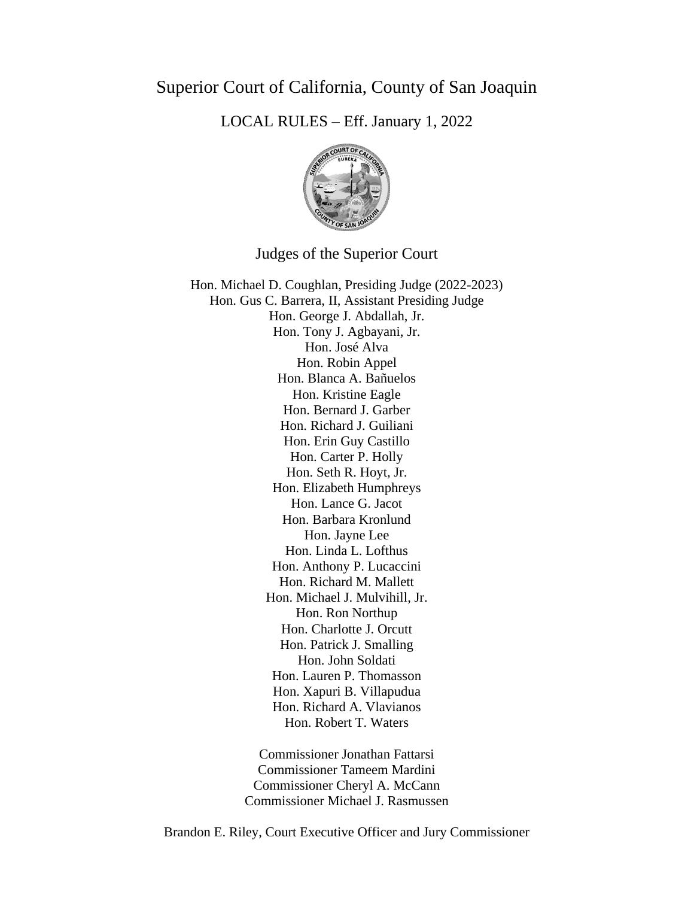# Superior Court of California, County of San Joaquin

## LOCAL RULES – Eff. January 1, 2022

### Judges of the Superior Court

Hon. Michael D. Coughlan, Presiding Judge (2022-2023)
Hon. Gus C. Barrera, II, Assistant Presiding Judge
Hon. George J. Abdallah, Jr.
Hon. Tony J. Agbayani, Jr.
Hon. José Alva
Hon. Robin Appel
Hon. Blanca A. Bañuelos
Hon. Kristine Eagle
Hon. Bernard J. Garber
Hon. Richard J. Guiliani
Hon. Erin Guy Castillo
Hon. Carter P. Holly
Hon. Seth R. Hoyt, Jr.
Hon. Elizabeth Humphreys
Hon. Lance G. Jacot
Hon. Barbara Kronlund
Hon. Jayne Lee
Hon. Linda L. Lofthus
Hon. Anthony P. Lucaccini
Hon. Richard M. Mallett
Hon. Michael J. Mulvihill, Jr.
Hon. Ron Northup
Hon. Charlotte J. Orcutt
Hon. Patrick J. Smalling
Hon. John Soldati
Hon. Lauren P. Thomasson
Hon. Xapuri B. Villapudua
Hon. Richard A. Vlavianos
Hon. Robert T. Waters

Commissioner Jonathan Fattarsi
Commissioner Tameem Mardini
Commissioner Cheryl A. McCann
Commissioner Michael J. Rasmussen

Brandon E. Riley, Court Executive Officer and Jury Commissioner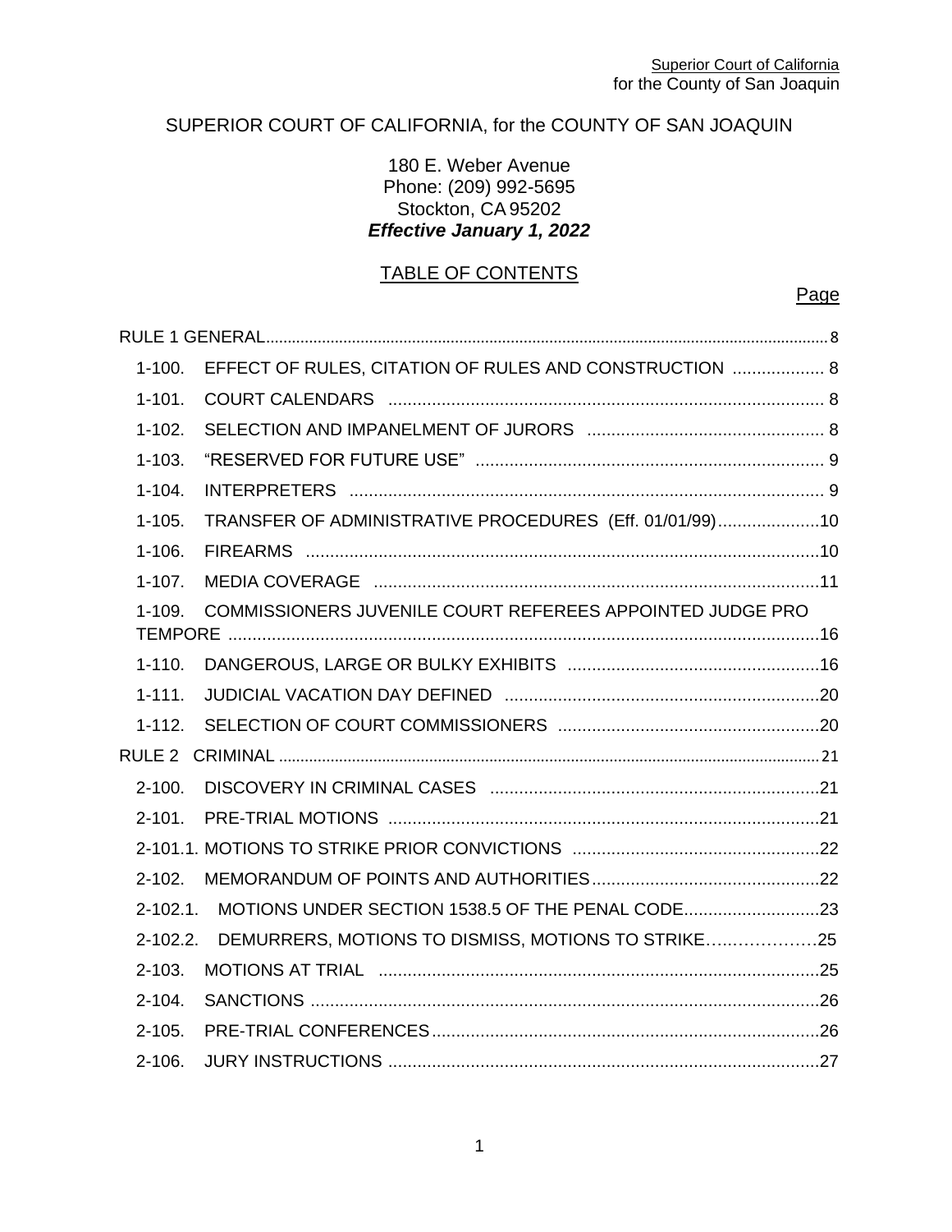SUPERIOR COURT OF CALIFORNIA, for the COUNTY OF SAN JOAQUIN

180 E. Weber Avenue
Phone: (209) 992-5695
Stockton, CA 95202
***Effective January 1, 2022***

TABLE OF CONTENTS

| | Page |
|---|---|
| RULE 1 GENERAL | 8 |
| 1-100. EFFECT OF RULES, CITATION OF RULES AND CONSTRUCTION | 8 |
| 1-101. COURT CALENDARS | 8 |
| 1-102. SELECTION AND IMPANELMENT OF JURORS | 8 |
| 1-103. "RESERVED FOR FUTURE USE" | 9 |
| 1-104. INTERPRETERS | 9 |
| 1-105. TRANSFER OF ADMINISTRATIVE PROCEDURES (Eff. 01/01/99) | 10 |
| 1-106. FIREARMS | 10 |
| 1-107. MEDIA COVERAGE | 11 |
| 1-109. COMMISSIONERS JUVENILE COURT REFEREES APPOINTED JUDGE PRO TEMPORE | 16 |
| 1-110. DANGEROUS, LARGE OR BULKY EXHIBITS | 16 |
| 1-111. JUDICIAL VACATION DAY DEFINED | 20 |
| 1-112. SELECTION OF COURT COMMISSIONERS | 20 |
| RULE 2 CRIMINAL | 21 |
| 2-100. DISCOVERY IN CRIMINAL CASES | 21 |
| 2-101. PRE-TRIAL MOTIONS | 21 |
| 2-101.1. MOTIONS TO STRIKE PRIOR CONVICTIONS | 22 |
| 2-102. MEMORANDUM OF POINTS AND AUTHORITIES | 22 |
| 2-102.1. MOTIONS UNDER SECTION 1538.5 OF THE PENAL CODE | 23 |
| 2-102.2. DEMURRERS, MOTIONS TO DISMISS, MOTIONS TO STRIKE | 25 |
| 2-103. MOTIONS AT TRIAL | 25 |
| 2-104. SANCTIONS | 26 |
| 2-105. PRE-TRIAL CONFERENCES | 26 |
| 2-106. JURY INSTRUCTIONS | 27 |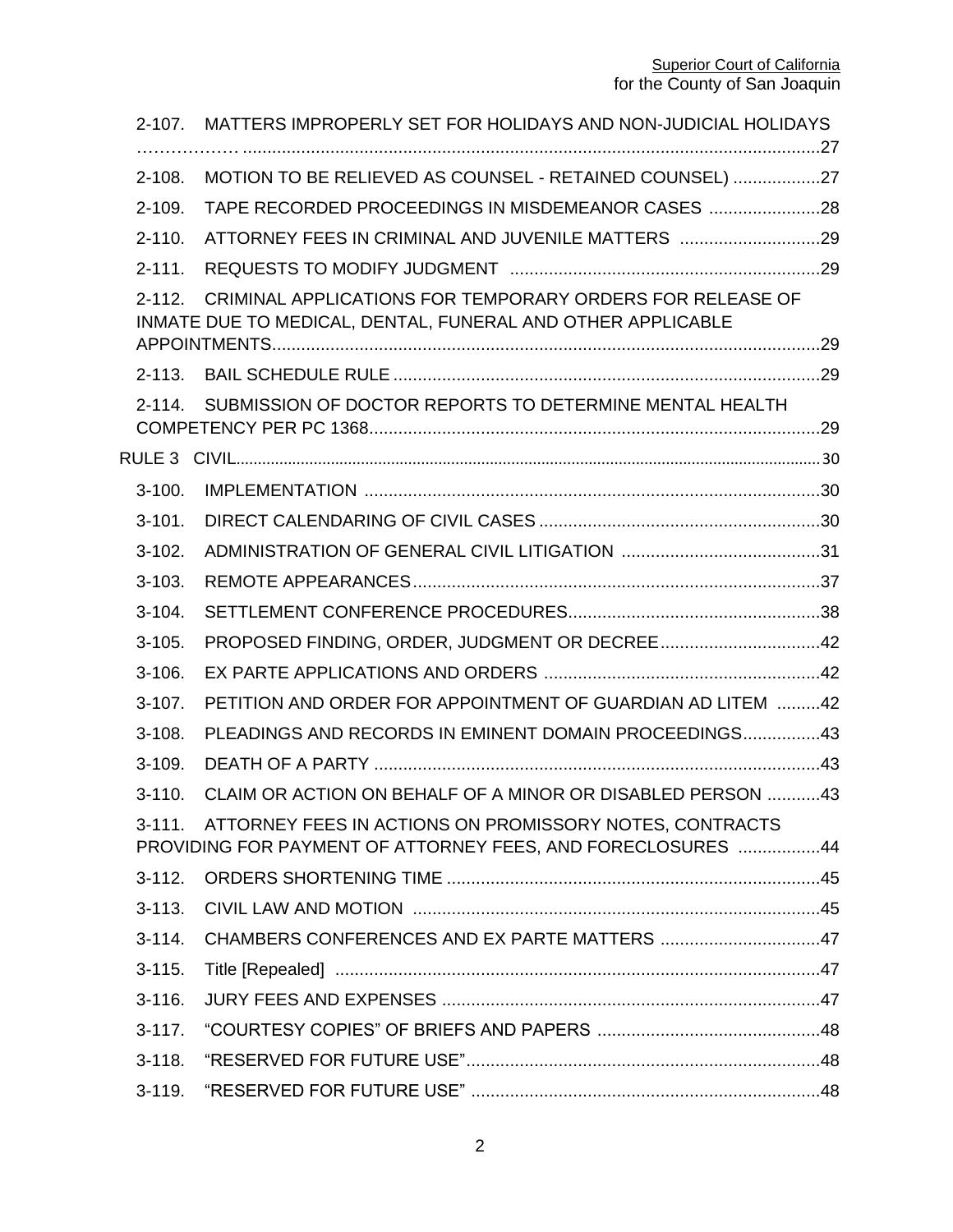2-107. MATTERS IMPROPERLY SET FOR HOLIDAYS AND NON-JUDICIAL HOLIDAYS ………………......................................................................................................................27

2-108. MOTION TO BE RELIEVED AS COUNSEL - RETAINED COUNSEL) ..................27

2-109. TAPE RECORDED PROCEEDINGS IN MISDEMEANOR CASES .......................28

2-110. ATTORNEY FEES IN CRIMINAL AND JUVENILE MATTERS .............................29

2-111. REQUESTS TO MODIFY JUDGMENT ................................................................29

2-112. CRIMINAL APPLICATIONS FOR TEMPORARY ORDERS FOR RELEASE OF INMATE DUE TO MEDICAL, DENTAL, FUNERAL AND OTHER APPLICABLE APPOINTMENTS.................................................................................................................29

2-113. BAIL SCHEDULE RULE .........................................................................................29

2-114. SUBMISSION OF DOCTOR REPORTS TO DETERMINE MENTAL HEALTH COMPETENCY PER PC 1368..............................................................................................29

RULE 3 CIVIL.......................................................................................................................................30

3-100. IMPLEMENTATION ..............................................................................................30

3-101. DIRECT CALENDARING OF CIVIL CASES ..........................................................30

3-102. ADMINISTRATION OF GENERAL CIVIL LITIGATION .........................................31

3-103. REMOTE APPEARANCES....................................................................................37

3-104. SETTLEMENT CONFERENCE PROCEDURES....................................................38

3-105. PROPOSED FINDING, ORDER, JUDGMENT OR DECREE.................................42

3-106. EX PARTE APPLICATIONS AND ORDERS .........................................................42

3-107. PETITION AND ORDER FOR APPOINTMENT OF GUARDIAN AD LITEM .........42

3-108. PLEADINGS AND RECORDS IN EMINENT DOMAIN PROCEEDINGS................43

3-109. DEATH OF A PARTY ............................................................................................43

3-110. CLAIM OR ACTION ON BEHALF OF A MINOR OR DISABLED PERSON ...........43

3-111. ATTORNEY FEES IN ACTIONS ON PROMISSORY NOTES, CONTRACTS PROVIDING FOR PAYMENT OF ATTORNEY FEES, AND FORECLOSURES .................44

3-112. ORDERS SHORTENING TIME .............................................................................45

3-113. CIVIL LAW AND MOTION ....................................................................................45

3-114. CHAMBERS CONFERENCES AND EX PARTE MATTERS .................................47

3-115. Title [Repealed] .....................................................................................................47

3-116. JURY FEES AND EXPENSES ..............................................................................47

3-117. "COURTESY COPIES" OF BRIEFS AND PAPERS ..............................................48

3-118. "RESERVED FOR FUTURE USE".........................................................................48

3-119. "RESERVED FOR FUTURE USE" ........................................................................48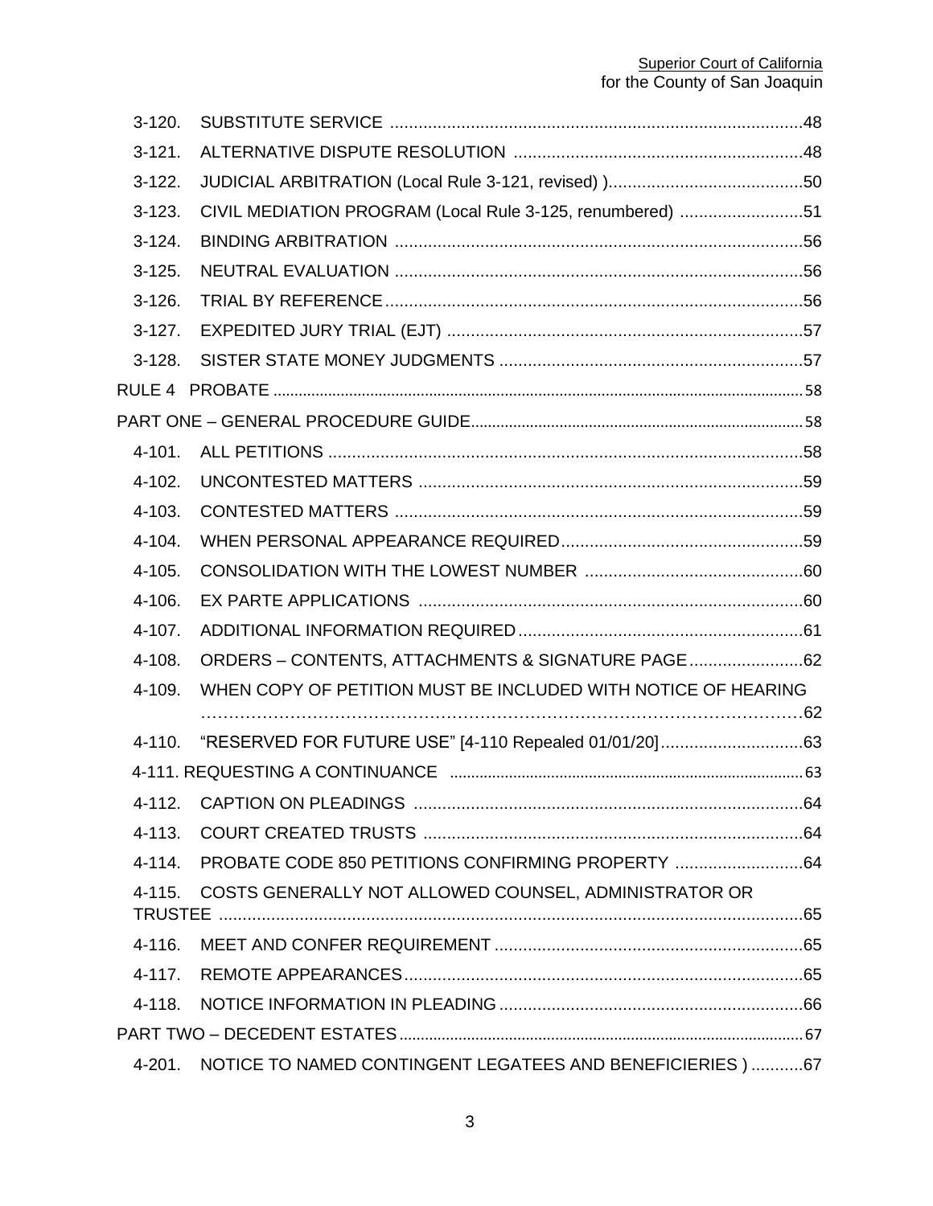3-120. SUBSTITUTE SERVICE ....................................................................................48

3-121. ALTERNATIVE DISPUTE RESOLUTION ............................................................48

3-122. JUDICIAL ARBITRATION (Local Rule 3-121, revised) )........................................50

3-123. CIVIL MEDIATION PROGRAM (Local Rule 3-125, renumbered) ..........................51

3-124. BINDING ARBITRATION .....................................................................................56

3-125. NEUTRAL EVALUATION .....................................................................................56

3-126. TRIAL BY REFERENCE .......................................................................................56

3-127. EXPEDITED JURY TRIAL (EJT) ..........................................................................57

3-128. SISTER STATE MONEY JUDGMENTS ...............................................................57

RULE 4 PROBATE ..........................................................................................................58

PART ONE – GENERAL PROCEDURE GUIDE.............................................................58

4-101. ALL PETITIONS ...................................................................................................58

4-102. UNCONTESTED MATTERS ................................................................................59

4-103. CONTESTED MATTERS .....................................................................................59

4-104. WHEN PERSONAL APPEARANCE REQUIRED..................................................59

4-105. CONSOLIDATION WITH THE LOWEST NUMBER .............................................60

4-106. EX PARTE APPLICATIONS ................................................................................60

4-107. ADDITIONAL INFORMATION REQUIRED...........................................................61

4-108. ORDERS – CONTENTS, ATTACHMENTS & SIGNATURE PAGE........................62

4-109. WHEN COPY OF PETITION MUST BE INCLUDED WITH NOTICE OF HEARING ……………………………………………………………………………………………62

4-110. "RESERVED FOR FUTURE USE" [4-110 Repealed 01/01/20]..............................63

4-111. REQUESTING A CONTINUANCE .......................................................................63

4-112. CAPTION ON PLEADINGS .................................................................................64

4-113. COURT CREATED TRUSTS ...............................................................................64

4-114. PROBATE CODE 850 PETITIONS CONFIRMING PROPERTY ...........................64

4-115. COSTS GENERALLY NOT ALLOWED COUNSEL, ADMINISTRATOR OR TRUSTEE ..........................................................................................................................65

4-116. MEET AND CONFER REQUIREMENT ................................................................65

4-117. REMOTE APPEARANCES....................................................................................65

4-118. NOTICE INFORMATION IN PLEADING ...............................................................66

PART TWO – DECEDENT ESTATES ..............................................................................67

4-201. NOTICE TO NAMED CONTINGENT LEGATEES AND BENEFICIERIES ) ...........67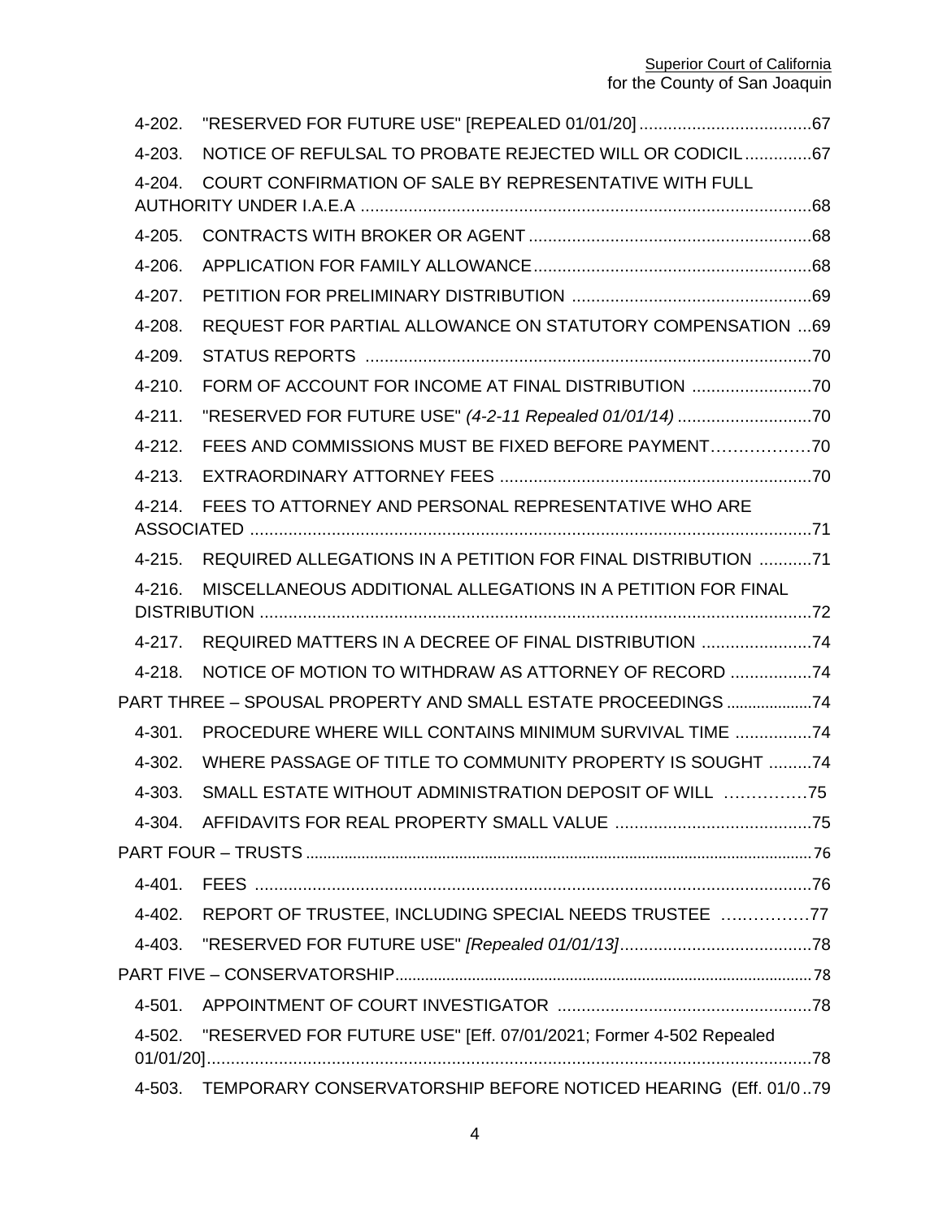4-202. "RESERVED FOR FUTURE USE" [REPEALED 01/01/20] ....................................67

4-203. NOTICE OF REFULSAL TO PROBATE REJECTED WILL OR CODICIL..............67

4-204. COURT CONFIRMATION OF SALE BY REPRESENTATIVE WITH FULL AUTHORITY UNDER I.A.E.A ..............................................................................................68

4-205. CONTRACTS WITH BROKER OR AGENT ...........................................................68

4-206. APPLICATION FOR FAMILY ALLOWANCE..........................................................68

4-207. PETITION FOR PRELIMINARY DISTRIBUTION ..................................................69

4-208. REQUEST FOR PARTIAL ALLOWANCE ON STATUTORY COMPENSATION ...69

4-209. STATUS REPORTS .............................................................................................70

4-210. FORM OF ACCOUNT FOR INCOME AT FINAL DISTRIBUTION .........................70

4-211. "RESERVED FOR FUTURE USE" *(4-2-11 Repealed 01/01/14)* ............................70

4-212. FEES AND COMMISSIONS MUST BE FIXED BEFORE PAYMENT………………70

4-213. EXTRAORDINARY ATTORNEY FEES .................................................................70

4-214. FEES TO ATTORNEY AND PERSONAL REPRESENTATIVE WHO ARE ASSOCIATED ......................................................................................................71

4-215. REQUIRED ALLEGATIONS IN A PETITION FOR FINAL DISTRIBUTION ...........71

4-216. MISCELLANEOUS ADDITIONAL ALLEGATIONS IN A PETITION FOR FINAL DISTRIBUTION ....................................................................................................72

4-217. REQUIRED MATTERS IN A DECREE OF FINAL DISTRIBUTION .......................74

4-218. NOTICE OF MOTION TO WITHDRAW AS ATTORNEY OF RECORD .................74

PART THREE – SPOUSAL PROPERTY AND SMALL ESTATE PROCEEDINGS ....................74

4-301. PROCEDURE WHERE WILL CONTAINS MINIMUM SURVIVAL TIME ................74

4-302. WHERE PASSAGE OF TITLE TO COMMUNITY PROPERTY IS SOUGHT .........74

4-303. SMALL ESTATE WITHOUT ADMINISTRATION DEPOSIT OF WILL ……………75

4-304. AFFIDAVITS FOR REAL PROPERTY SMALL VALUE .........................................75

PART FOUR – TRUSTS ......................................................................................................76

4-401. FEES ....................................................................................................................76

4-402. REPORT OF TRUSTEE, INCLUDING SPECIAL NEEDS TRUSTEE ….…………77

4-403. "RESERVED FOR FUTURE USE" *[Repealed 01/01/13]*........................................78

PART FIVE – CONSERVATORSHIP......................................................................................78

4-501. APPOINTMENT OF COURT INVESTIGATOR .....................................................78

4-502. "RESERVED FOR FUTURE USE" [Eff. 07/01/2021; Former 4-502 Repealed 01/01/20]..............................................................................................................78

4-503. TEMPORARY CONSERVATORSHIP BEFORE NOTICED HEARING (Eff. 01/0..79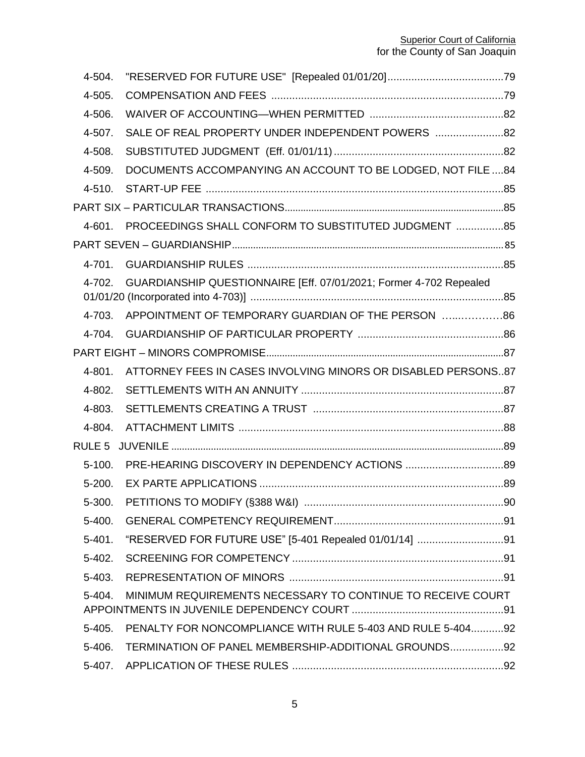4-504. "RESERVED FOR FUTURE USE" [Repealed 01/01/20] ....................................... 79

4-505. COMPENSATION AND FEES ....................................................................... 79

4-506. WAIVER OF ACCOUNTING—WHEN PERMITTED ............................................ 82

4-507. SALE OF REAL PROPERTY UNDER INDEPENDENT POWERS ....................... 82

4-508. SUBSTITUTED JUDGMENT (Eff. 01/01/11) ........................................................ 82

4-509. DOCUMENTS ACCOMPANYING AN ACCOUNT TO BE LODGED, NOT FILE .... 84

4-510. START-UP FEE ................................................................................................... 85

PART SIX – PARTICULAR TRANSACTIONS ................................................................. 85

4-601. PROCEEDINGS SHALL CONFORM TO SUBSTITUTED JUDGMENT ................ 85

PART SEVEN – GUARDIANSHIP ..................................................................................... 85

4-701. GUARDIANSHIP RULES ...................................................................................... 85

4-702. GUARDIANSHIP QUESTIONNAIRE [Eff. 07/01/2021; Former 4-702 Repealed 01/01/20 (Incorporated into 4-703)] ..................................................................... 85

4-703. APPOINTMENT OF TEMPORARY GUARDIAN OF THE PERSON ...…………86

4-704. GUARDIANSHIP OF PARTICULAR PROPERTY ................................................. 86

PART EIGHT – MINORS COMPROMISE ........................................................................... 87

4-801. ATTORNEY FEES IN CASES INVOLVING MINORS OR DISABLED PERSONS.. 87

4-802. SETTLEMENTS WITH AN ANNUITY .................................................................... 87

4-803. SETTLEMENTS CREATING A TRUST ................................................................ 87

4-804. ATTACHMENT LIMITS ......................................................................................... 88

RULE 5 JUVENILE ............................................................................................................ 89

5-100. PRE-HEARING DISCOVERY IN DEPENDENCY ACTIONS ................................. 89

5-200. EX PARTE APPLICATIONS .................................................................................. 89

5-300. PETITIONS TO MODIFY (§388 W&I) ................................................................... 90

5-400. GENERAL COMPETENCY REQUIREMENT ......................................................... 91

5-401. "RESERVED FOR FUTURE USE" [5-401 Repealed 01/01/14] ............................. 91

5-402. SCREENING FOR COMPETENCY ....................................................................... 91

5-403. REPRESENTATION OF MINORS ........................................................................ 91

5-404. MINIMUM REQUIREMENTS NECESSARY TO CONTINUE TO RECEIVE COURT APPOINTMENTS IN JUVENILE DEPENDENCY COURT ................................................... 91

5-405. PENALTY FOR NONCOMPLIANCE WITH RULE 5-403 AND RULE 5-404........... 92

5-406. TERMINATION OF PANEL MEMBERSHIP-ADDITIONAL GROUNDS.................. 92

5-407. APPLICATION OF THESE RULES ....................................................................... 92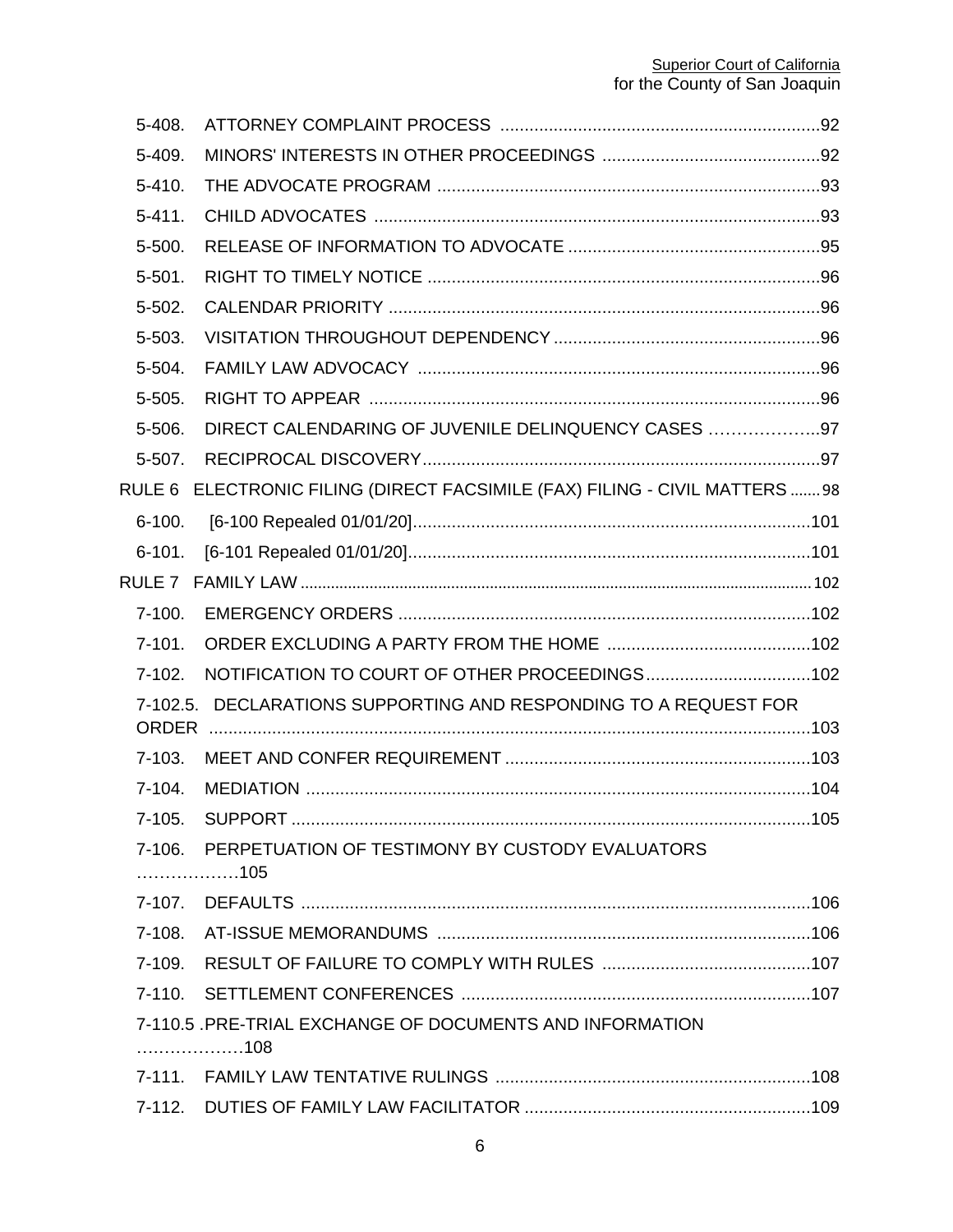5-408. ATTORNEY COMPLAINT PROCESS ....................................................................92

5-409. MINORS' INTERESTS IN OTHER PROCEEDINGS ..............................................92

5-410. THE ADVOCATE PROGRAM ...............................................................................93

5-411. CHILD ADVOCATES ............................................................................................93

5-500. RELEASE OF INFORMATION TO ADVOCATE ....................................................95

5-501. RIGHT TO TIMELY NOTICE .................................................................................96

5-502. CALENDAR PRIORITY .........................................................................................96

5-503. VISITATION THROUGHOUT DEPENDENCY .......................................................96

5-504. FAMILY LAW ADVOCACY ...................................................................................96

5-505. RIGHT TO APPEAR .............................................................................................96

5-506. DIRECT CALENDARING OF JUVENILE DELINQUENCY CASES ………………..97

5-507. RECIPROCAL DISCOVERY..................................................................................97

RULE 6 ELECTRONIC FILING (DIRECT FACSIMILE (FAX) FILING - CIVIL MATTERS .......98

6-100. [6-100 Repealed 01/01/20]...................................................................................101

6-101. [6-101 Repealed 01/01/20]...................................................................................101

RULE 7 FAMILY LAW .......................................................................................................102

7-100. EMERGENCY ORDERS .....................................................................................102

7-101. ORDER EXCLUDING A PARTY FROM THE HOME ...........................................102

7-102. NOTIFICATION TO COURT OF OTHER PROCEEDINGS..................................102

7-102.5. DECLARATIONS SUPPORTING AND RESPONDING TO A REQUEST FOR ORDER ............................................................................................................................103

7-103. MEET AND CONFER REQUIREMENT ...............................................................103

7-104. MEDIATION .........................................................................................................104

7-105. SUPPORT ............................................................................................................105

7-106. PERPETUATION OF TESTIMONY BY CUSTODY EVALUATORS ………………105

7-107. DEFAULTS ..........................................................................................................106

7-108. AT-ISSUE MEMORANDUMS ..............................................................................106

7-109. RESULT OF FAILURE TO COMPLY WITH RULES ............................................107

7-110. SETTLEMENT CONFERENCES .........................................................................107

7-110.5 .PRE-TRIAL EXCHANGE OF DOCUMENTS AND INFORMATION ….……………108

7-111. FAMILY LAW TENTATIVE RULINGS ..................................................................108

7-112. DUTIES OF FAMILY LAW FACILITATOR ...........................................................109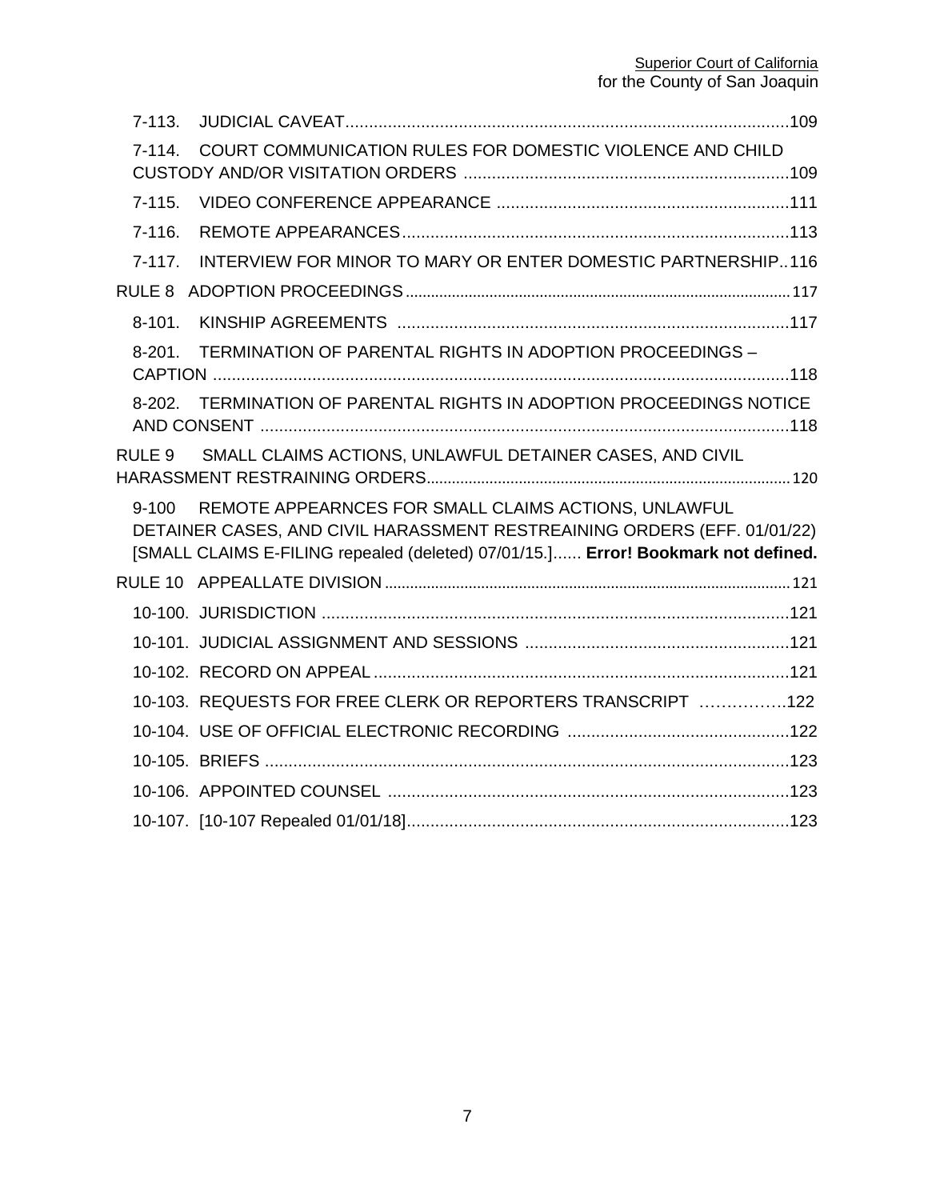7-113. JUDICIAL CAVEAT.............................................................................................109

7-114. COURT COMMUNICATION RULES FOR DOMESTIC VIOLENCE AND CHILD CUSTODY AND/OR VISITATION ORDERS ....................................................................109

7-115. VIDEO CONFERENCE APPEARANCE .............................................................111

7-116. REMOTE APPEARANCES.................................................................................113

7-117. INTERVIEW FOR MINOR TO MARY OR ENTER DOMESTIC PARTNERSHIP..116

RULE 8 ADOPTION PROCEEDINGS.........................................................................................117

8-101. KINSHIP AGREEMENTS ..................................................................................117

8-201. TERMINATION OF PARENTAL RIGHTS IN ADOPTION PROCEEDINGS – CAPTION .........................................................................................................................118

8-202. TERMINATION OF PARENTAL RIGHTS IN ADOPTION PROCEEDINGS NOTICE AND CONSENT ...............................................................................................................118

RULE 9 SMALL CLAIMS ACTIONS, UNLAWFUL DETAINER CASES, AND CIVIL HARASSMENT RESTRAINING ORDERS.......................................................................................120

9-100 REMOTE APPEARNCES FOR SMALL CLAIMS ACTIONS, UNLAWFUL DETAINER CASES, AND CIVIL HARASSMENT RESTREAINING ORDERS (EFF. 01/01/22) [SMALL CLAIMS E-FILING repealed (deleted) 07/01/15.]...... **Error! Bookmark not defined.**

RULE 10 APPEALLATE DIVISION...............................................................................................121

10-100. JURISDICTION ..................................................................................................121

10-101. JUDICIAL ASSIGNMENT AND SESSIONS .......................................................121

10-102. RECORD ON APPEAL.......................................................................................121

10-103. REQUESTS FOR FREE CLERK OR REPORTERS TRANSCRIPT ……………..122

10-104. USE OF OFFICIAL ELECTRONIC RECORDING ..............................................122

10-105. BRIEFS ..............................................................................................................123

10-106. APPOINTED COUNSEL ....................................................................................123

10-107. [10-107 Repealed 01/01/18]................................................................................123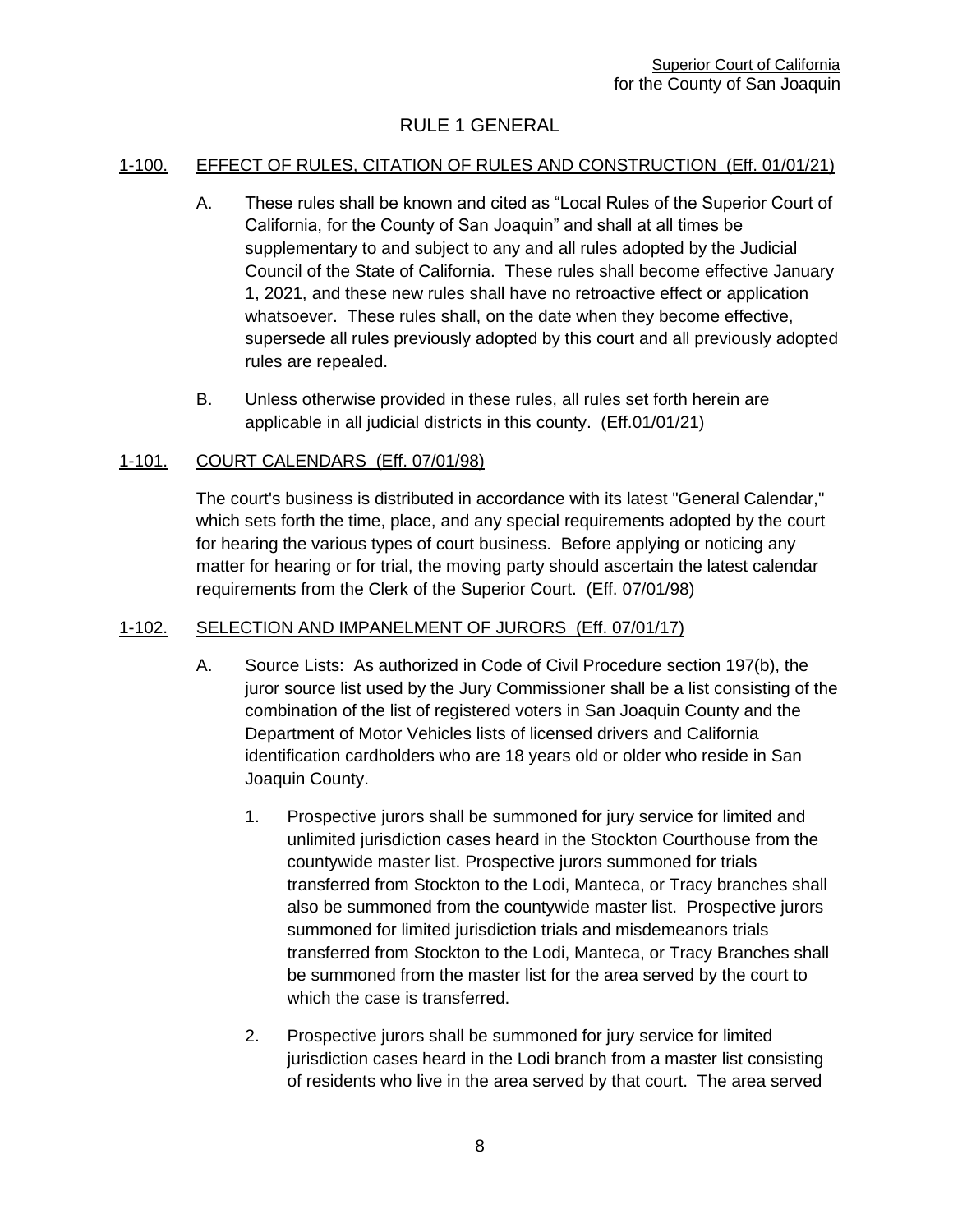# RULE 1 GENERAL

## 1-100. EFFECT OF RULES, CITATION OF RULES AND CONSTRUCTION (Eff. 01/01/21)

A. These rules shall be known and cited as "Local Rules of the Superior Court of California, for the County of San Joaquin" and shall at all times be supplementary to and subject to any and all rules adopted by the Judicial Council of the State of California. These rules shall become effective January 1, 2021, and these new rules shall have no retroactive effect or application whatsoever. These rules shall, on the date when they become effective, supersede all rules previously adopted by this court and all previously adopted rules are repealed.

B. Unless otherwise provided in these rules, all rules set forth herein are applicable in all judicial districts in this county. (Eff.01/01/21)

## 1-101. COURT CALENDARS (Eff. 07/01/98)

The court's business is distributed in accordance with its latest "General Calendar," which sets forth the time, place, and any special requirements adopted by the court for hearing the various types of court business. Before applying or noticing any matter for hearing or for trial, the moving party should ascertain the latest calendar requirements from the Clerk of the Superior Court. (Eff. 07/01/98)

## 1-102. SELECTION AND IMPANELMENT OF JURORS (Eff. 07/01/17)

A. Source Lists: As authorized in Code of Civil Procedure section 197(b), the juror source list used by the Jury Commissioner shall be a list consisting of the combination of the list of registered voters in San Joaquin County and the Department of Motor Vehicles lists of licensed drivers and California identification cardholders who are 18 years old or older who reside in San Joaquin County.

   1. Prospective jurors shall be summoned for jury service for limited and unlimited jurisdiction cases heard in the Stockton Courthouse from the countywide master list. Prospective jurors summoned for trials transferred from Stockton to the Lodi, Manteca, or Tracy branches shall also be summoned from the countywide master list. Prospective jurors summoned for limited jurisdiction trials and misdemeanors trials transferred from Stockton to the Lodi, Manteca, or Tracy Branches shall be summoned from the master list for the area served by the court to which the case is transferred.

   2. Prospective jurors shall be summoned for jury service for limited jurisdiction cases heard in the Lodi branch from a master list consisting of residents who live in the area served by that court. The area served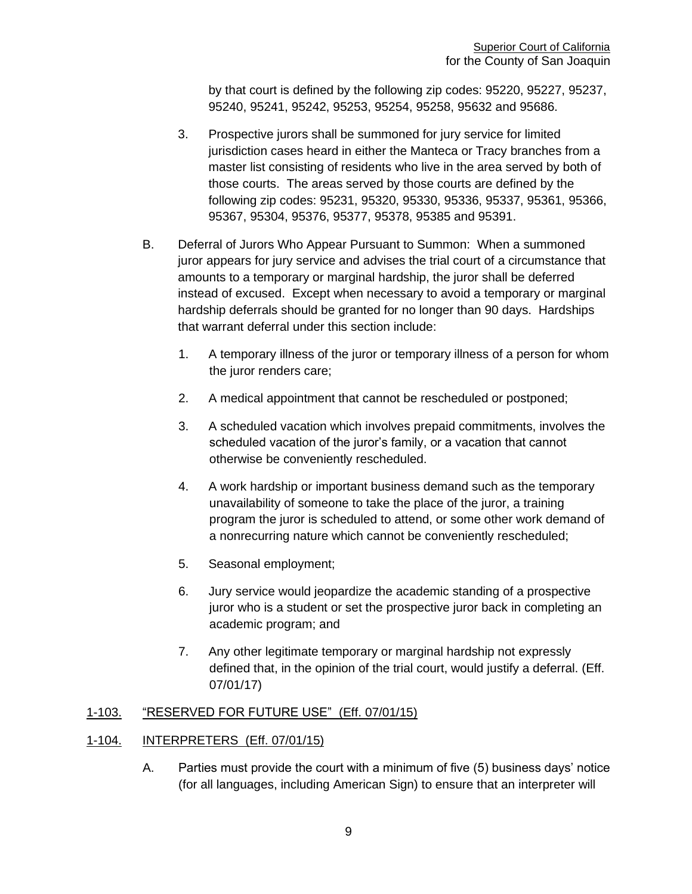by that court is defined by the following zip codes: 95220, 95227, 95237, 95240, 95241, 95242, 95253, 95254, 95258, 95632 and 95686.

3. Prospective jurors shall be summoned for jury service for limited jurisdiction cases heard in either the Manteca or Tracy branches from a master list consisting of residents who live in the area served by both of those courts. The areas served by those courts are defined by the following zip codes: 95231, 95320, 95330, 95336, 95337, 95361, 95366, 95367, 95304, 95376, 95377, 95378, 95385 and 95391.

B. Deferral of Jurors Who Appear Pursuant to Summon: When a summoned juror appears for jury service and advises the trial court of a circumstance that amounts to a temporary or marginal hardship, the juror shall be deferred instead of excused. Except when necessary to avoid a temporary or marginal hardship deferrals should be granted for no longer than 90 days. Hardships that warrant deferral under this section include:

1. A temporary illness of the juror or temporary illness of a person for whom the juror renders care;

2. A medical appointment that cannot be rescheduled or postponed;

3. A scheduled vacation which involves prepaid commitments, involves the scheduled vacation of the juror's family, or a vacation that cannot otherwise be conveniently rescheduled.

4. A work hardship or important business demand such as the temporary unavailability of someone to take the place of the juror, a training program the juror is scheduled to attend, or some other work demand of a nonrecurring nature which cannot be conveniently rescheduled;

5. Seasonal employment;

6. Jury service would jeopardize the academic standing of a prospective juror who is a student or set the prospective juror back in completing an academic program; and

7. Any other legitimate temporary or marginal hardship not expressly defined that, in the opinion of the trial court, would justify a deferral. (Eff. 07/01/17)

## 1-103. "RESERVED FOR FUTURE USE" (Eff. 07/01/15)

## 1-104. INTERPRETERS (Eff. 07/01/15)

A. Parties must provide the court with a minimum of five (5) business days' notice (for all languages, including American Sign) to ensure that an interpreter will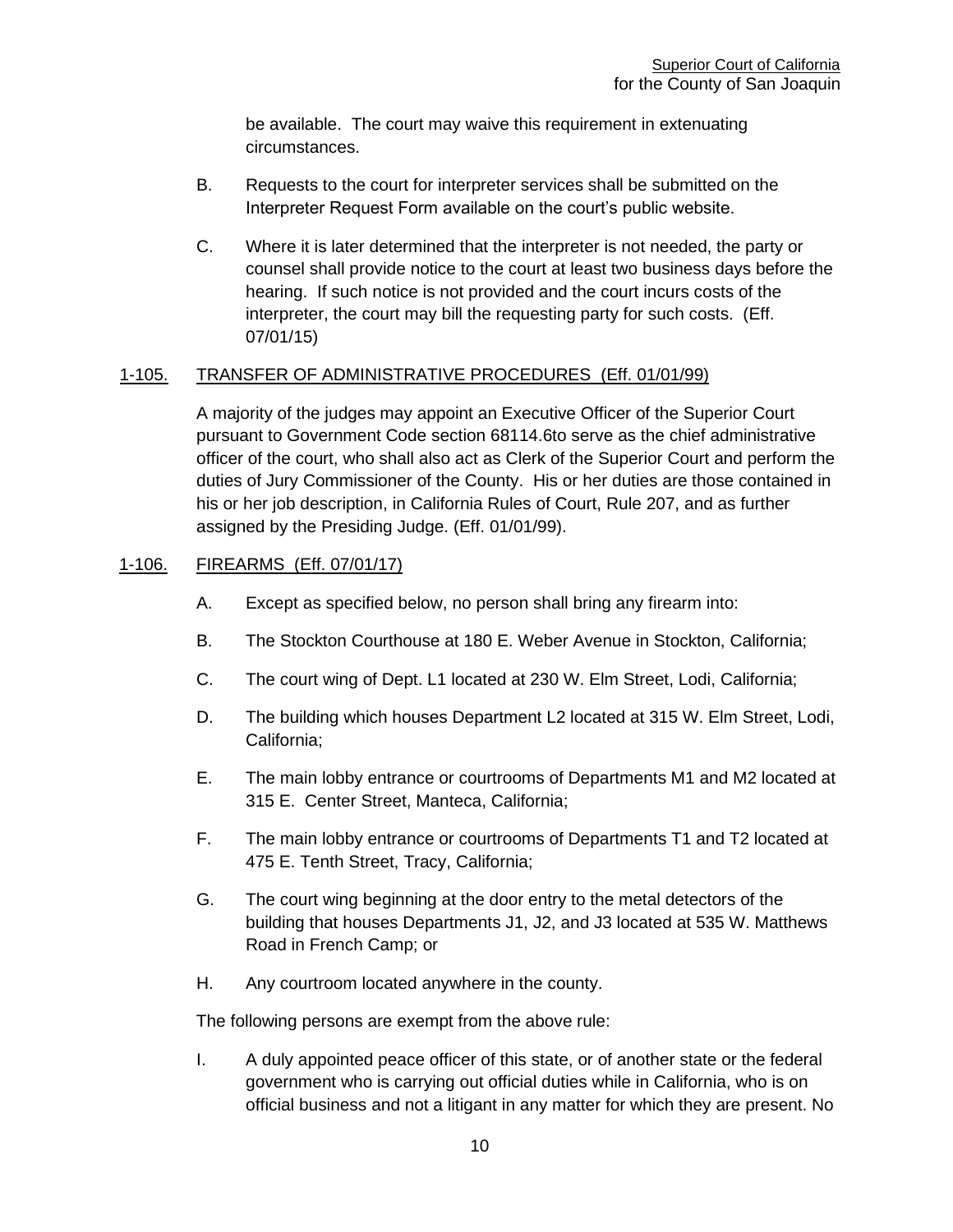be available. The court may waive this requirement in extenuating circumstances.

B. Requests to the court for interpreter services shall be submitted on the Interpreter Request Form available on the court's public website.

C. Where it is later determined that the interpreter is not needed, the party or counsel shall provide notice to the court at least two business days before the hearing. If such notice is not provided and the court incurs costs of the interpreter, the court may bill the requesting party for such costs. (Eff. 07/01/15)

## 1-105. TRANSFER OF ADMINISTRATIVE PROCEDURES (Eff. 01/01/99)

A majority of the judges may appoint an Executive Officer of the Superior Court pursuant to Government Code section 68114.6to serve as the chief administrative officer of the court, who shall also act as Clerk of the Superior Court and perform the duties of Jury Commissioner of the County. His or her duties are those contained in his or her job description, in California Rules of Court, Rule 207, and as further assigned by the Presiding Judge. (Eff. 01/01/99).

## 1-106. FIREARMS (Eff. 07/01/17)

A. Except as specified below, no person shall bring any firearm into:

B. The Stockton Courthouse at 180 E. Weber Avenue in Stockton, California;

C. The court wing of Dept. L1 located at 230 W. Elm Street, Lodi, California;

D. The building which houses Department L2 located at 315 W. Elm Street, Lodi, California;

E. The main lobby entrance or courtrooms of Departments M1 and M2 located at 315 E. Center Street, Manteca, California;

F. The main lobby entrance or courtrooms of Departments T1 and T2 located at 475 E. Tenth Street, Tracy, California;

G. The court wing beginning at the door entry to the metal detectors of the building that houses Departments J1, J2, and J3 located at 535 W. Matthews Road in French Camp; or

H. Any courtroom located anywhere in the county.

The following persons are exempt from the above rule:

I. A duly appointed peace officer of this state, or of another state or the federal government who is carrying out official duties while in California, who is on official business and not a litigant in any matter for which they are present. No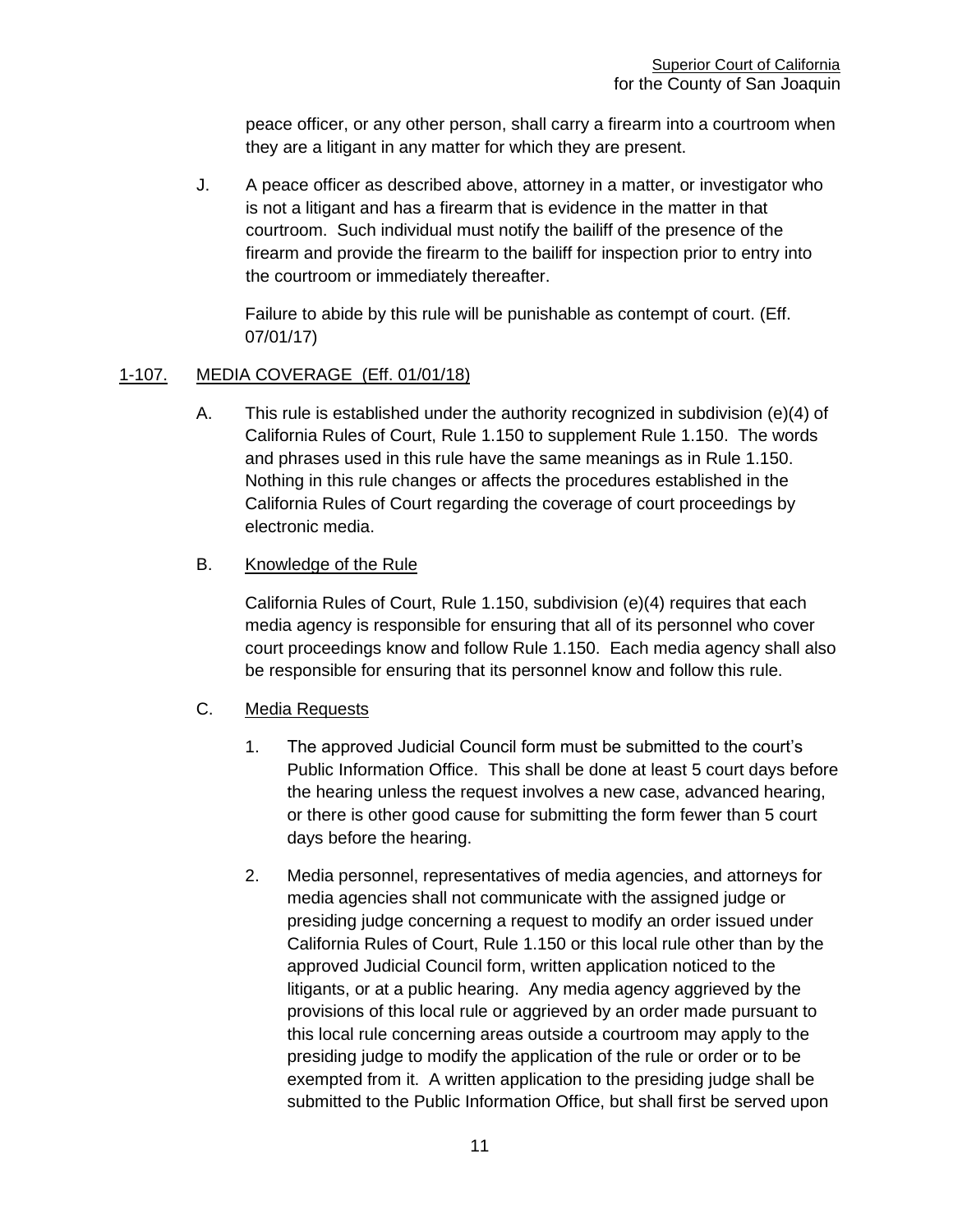peace officer, or any other person, shall carry a firearm into a courtroom when they are a litigant in any matter for which they are present.

J. A peace officer as described above, attorney in a matter, or investigator who is not a litigant and has a firearm that is evidence in the matter in that courtroom. Such individual must notify the bailiff of the presence of the firearm and provide the firearm to the bailiff for inspection prior to entry into the courtroom or immediately thereafter.

Failure to abide by this rule will be punishable as contempt of court. (Eff. 07/01/17)

## 1-107. MEDIA COVERAGE (Eff. 01/01/18)

A. This rule is established under the authority recognized in subdivision (e)(4) of California Rules of Court, Rule 1.150 to supplement Rule 1.150. The words and phrases used in this rule have the same meanings as in Rule 1.150. Nothing in this rule changes or affects the procedures established in the California Rules of Court regarding the coverage of court proceedings by electronic media.

B. Knowledge of the Rule

California Rules of Court, Rule 1.150, subdivision (e)(4) requires that each media agency is responsible for ensuring that all of its personnel who cover court proceedings know and follow Rule 1.150. Each media agency shall also be responsible for ensuring that its personnel know and follow this rule.

C. Media Requests

1. The approved Judicial Council form must be submitted to the court's Public Information Office. This shall be done at least 5 court days before the hearing unless the request involves a new case, advanced hearing, or there is other good cause for submitting the form fewer than 5 court days before the hearing.

2. Media personnel, representatives of media agencies, and attorneys for media agencies shall not communicate with the assigned judge or presiding judge concerning a request to modify an order issued under California Rules of Court, Rule 1.150 or this local rule other than by the approved Judicial Council form, written application noticed to the litigants, or at a public hearing. Any media agency aggrieved by the provisions of this local rule or aggrieved by an order made pursuant to this local rule concerning areas outside a courtroom may apply to the presiding judge to modify the application of the rule or order or to be exempted from it. A written application to the presiding judge shall be submitted to the Public Information Office, but shall first be served upon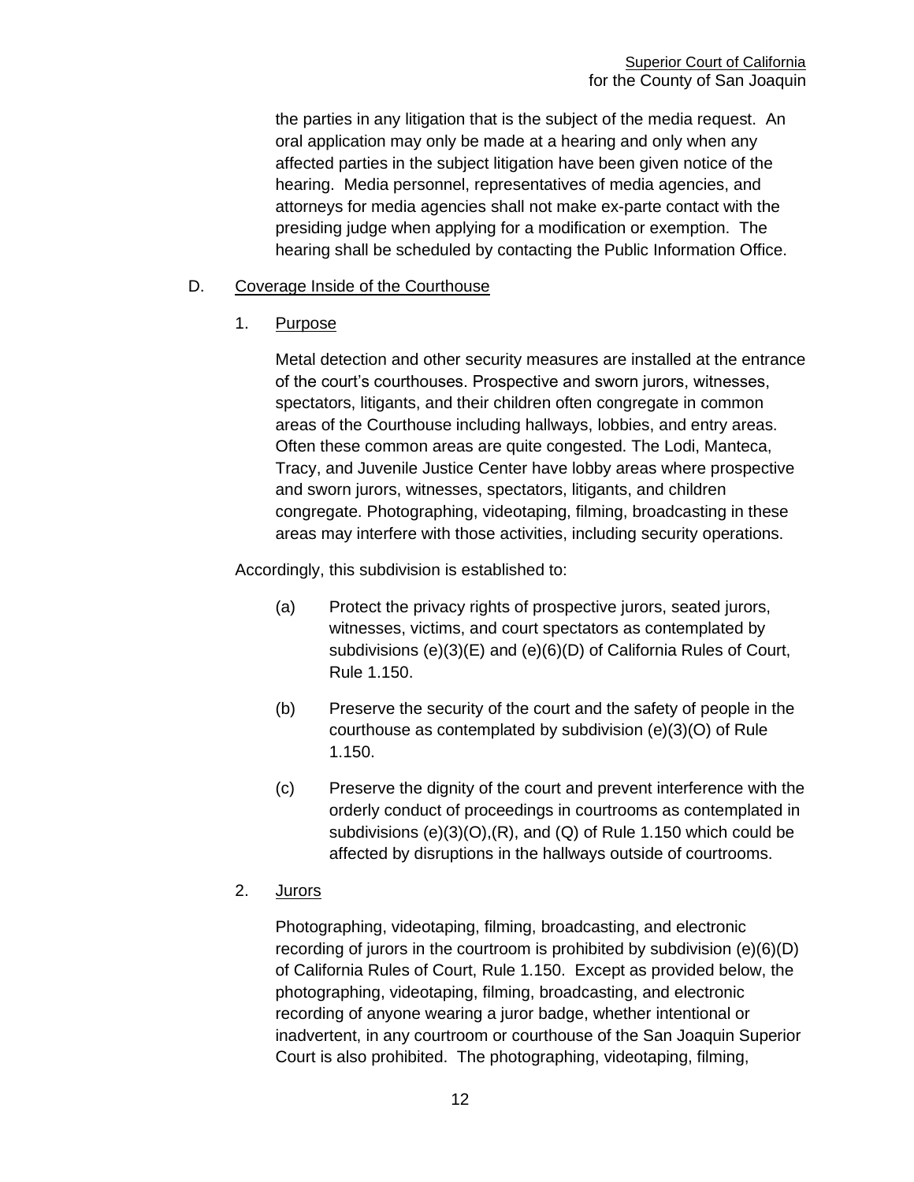the parties in any litigation that is the subject of the media request. An oral application may only be made at a hearing and only when any affected parties in the subject litigation have been given notice of the hearing. Media personnel, representatives of media agencies, and attorneys for media agencies shall not make ex-parte contact with the presiding judge when applying for a modification or exemption. The hearing shall be scheduled by contacting the Public Information Office.

D. Coverage Inside of the Courthouse

1. Purpose

Metal detection and other security measures are installed at the entrance of the court's courthouses. Prospective and sworn jurors, witnesses, spectators, litigants, and their children often congregate in common areas of the Courthouse including hallways, lobbies, and entry areas. Often these common areas are quite congested. The Lodi, Manteca, Tracy, and Juvenile Justice Center have lobby areas where prospective and sworn jurors, witnesses, spectators, litigants, and children congregate. Photographing, videotaping, filming, broadcasting in these areas may interfere with those activities, including security operations.

Accordingly, this subdivision is established to:

(a) Protect the privacy rights of prospective jurors, seated jurors, witnesses, victims, and court spectators as contemplated by subdivisions (e)(3)(E) and (e)(6)(D) of California Rules of Court, Rule 1.150.

(b) Preserve the security of the court and the safety of people in the courthouse as contemplated by subdivision (e)(3)(O) of Rule 1.150.

(c) Preserve the dignity of the court and prevent interference with the orderly conduct of proceedings in courtrooms as contemplated in subdivisions (e)(3)(O),(R), and (Q) of Rule 1.150 which could be affected by disruptions in the hallways outside of courtrooms.

2. Jurors

Photographing, videotaping, filming, broadcasting, and electronic recording of jurors in the courtroom is prohibited by subdivision (e)(6)(D) of California Rules of Court, Rule 1.150. Except as provided below, the photographing, videotaping, filming, broadcasting, and electronic recording of anyone wearing a juror badge, whether intentional or inadvertent, in any courtroom or courthouse of the San Joaquin Superior Court is also prohibited. The photographing, videotaping, filming,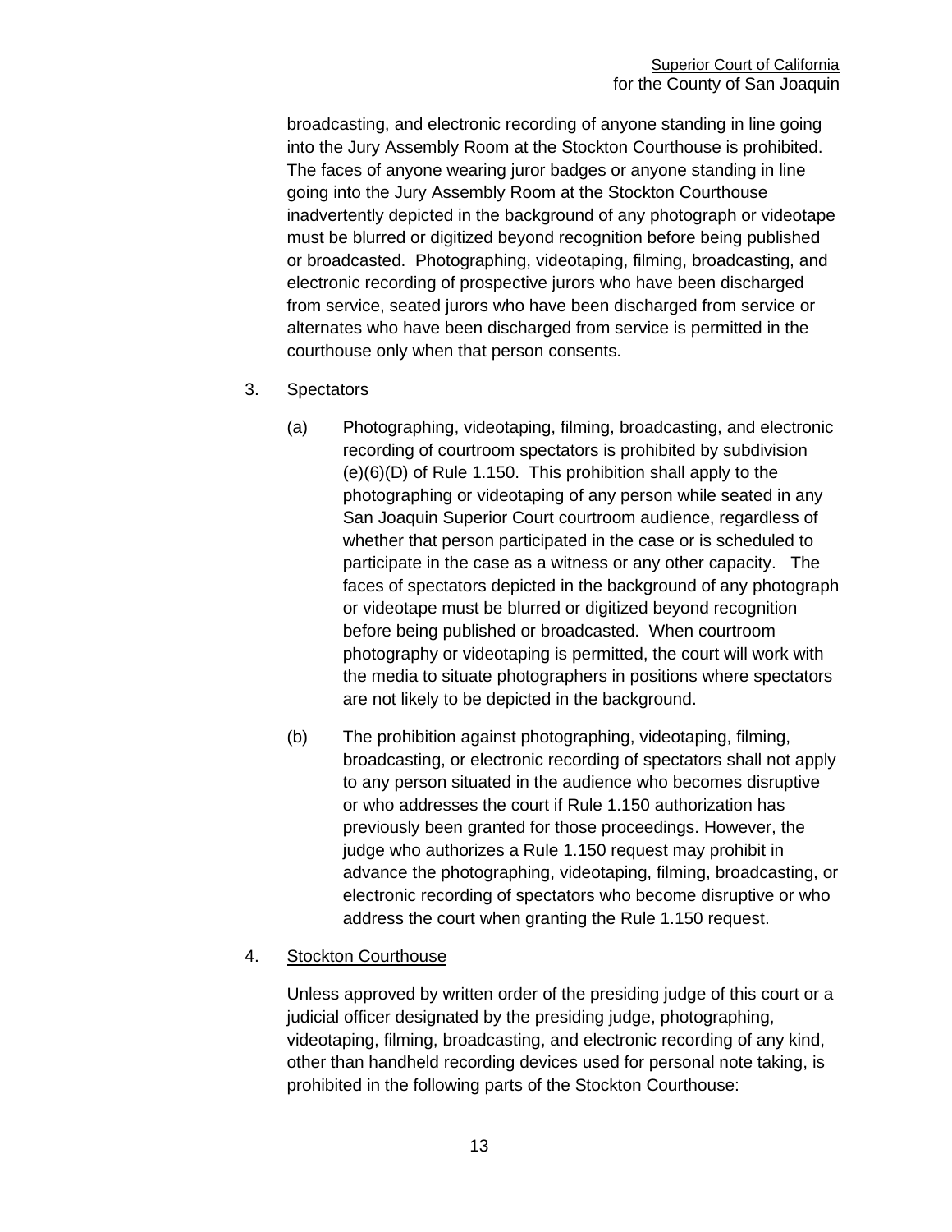broadcasting, and electronic recording of anyone standing in line going into the Jury Assembly Room at the Stockton Courthouse is prohibited. The faces of anyone wearing juror badges or anyone standing in line going into the Jury Assembly Room at the Stockton Courthouse inadvertently depicted in the background of any photograph or videotape must be blurred or digitized beyond recognition before being published or broadcasted. Photographing, videotaping, filming, broadcasting, and electronic recording of prospective jurors who have been discharged from service, seated jurors who have been discharged from service or alternates who have been discharged from service is permitted in the courthouse only when that person consents.

3. Spectators

(a) Photographing, videotaping, filming, broadcasting, and electronic recording of courtroom spectators is prohibited by subdivision (e)(6)(D) of Rule 1.150. This prohibition shall apply to the photographing or videotaping of any person while seated in any San Joaquin Superior Court courtroom audience, regardless of whether that person participated in the case or is scheduled to participate in the case as a witness or any other capacity. The faces of spectators depicted in the background of any photograph or videotape must be blurred or digitized beyond recognition before being published or broadcasted. When courtroom photography or videotaping is permitted, the court will work with the media to situate photographers in positions where spectators are not likely to be depicted in the background.

(b) The prohibition against photographing, videotaping, filming, broadcasting, or electronic recording of spectators shall not apply to any person situated in the audience who becomes disruptive or who addresses the court if Rule 1.150 authorization has previously been granted for those proceedings. However, the judge who authorizes a Rule 1.150 request may prohibit in advance the photographing, videotaping, filming, broadcasting, or electronic recording of spectators who become disruptive or who address the court when granting the Rule 1.150 request.

4. Stockton Courthouse

Unless approved by written order of the presiding judge of this court or a judicial officer designated by the presiding judge, photographing, videotaping, filming, broadcasting, and electronic recording of any kind, other than handheld recording devices used for personal note taking, is prohibited in the following parts of the Stockton Courthouse: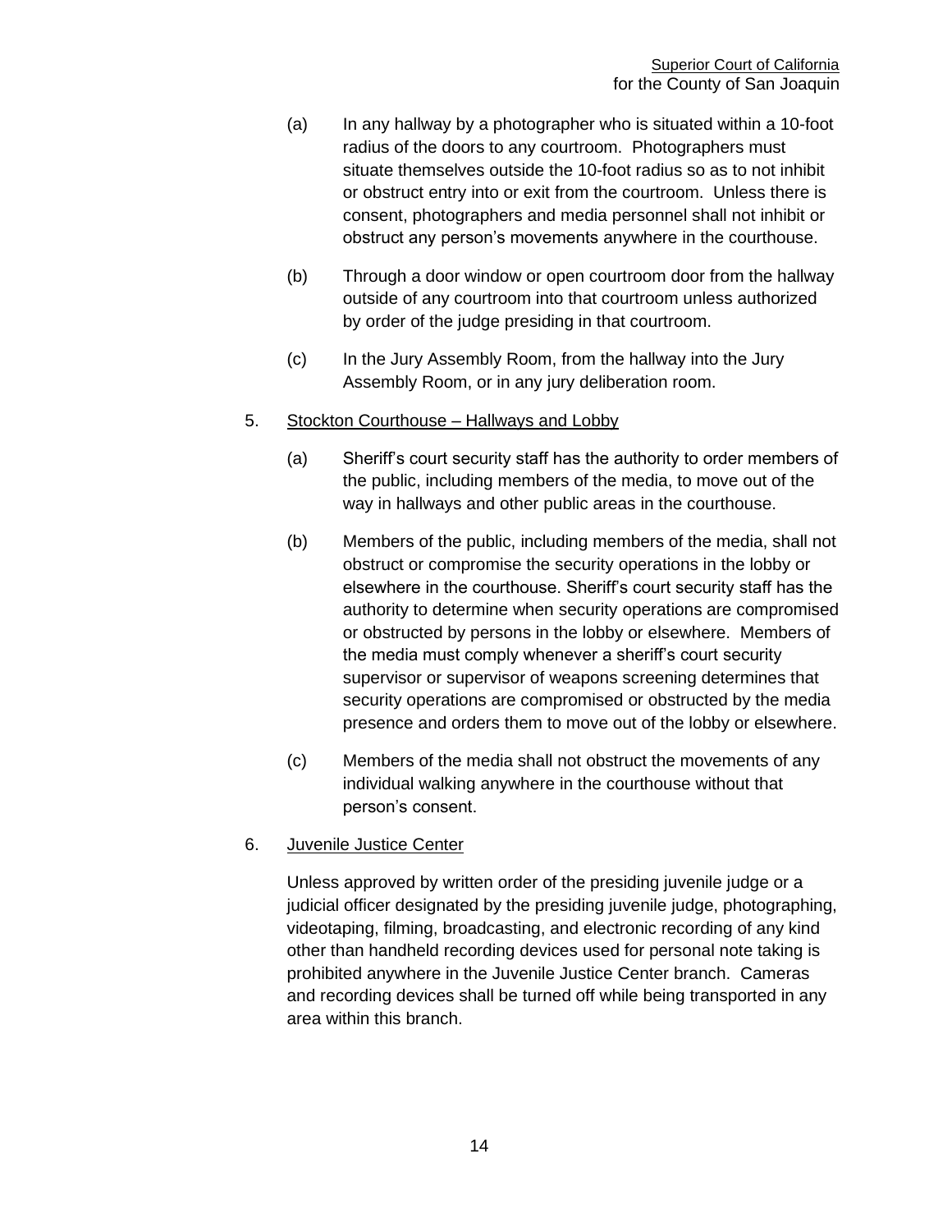(a) In any hallway by a photographer who is situated within a 10-foot radius of the doors to any courtroom. Photographers must situate themselves outside the 10-foot radius so as to not inhibit or obstruct entry into or exit from the courtroom. Unless there is consent, photographers and media personnel shall not inhibit or obstruct any person's movements anywhere in the courthouse.

(b) Through a door window or open courtroom door from the hallway outside of any courtroom into that courtroom unless authorized by order of the judge presiding in that courtroom.

(c) In the Jury Assembly Room, from the hallway into the Jury Assembly Room, or in any jury deliberation room.

5. Stockton Courthouse – Hallways and Lobby

(a) Sheriff's court security staff has the authority to order members of the public, including members of the media, to move out of the way in hallways and other public areas in the courthouse.

(b) Members of the public, including members of the media, shall not obstruct or compromise the security operations in the lobby or elsewhere in the courthouse. Sheriff's court security staff has the authority to determine when security operations are compromised or obstructed by persons in the lobby or elsewhere. Members of the media must comply whenever a sheriff's court security supervisor or supervisor of weapons screening determines that security operations are compromised or obstructed by the media presence and orders them to move out of the lobby or elsewhere.

(c) Members of the media shall not obstruct the movements of any individual walking anywhere in the courthouse without that person's consent.

6. Juvenile Justice Center

Unless approved by written order of the presiding juvenile judge or a judicial officer designated by the presiding juvenile judge, photographing, videotaping, filming, broadcasting, and electronic recording of any kind other than handheld recording devices used for personal note taking is prohibited anywhere in the Juvenile Justice Center branch. Cameras and recording devices shall be turned off while being transported in any area within this branch.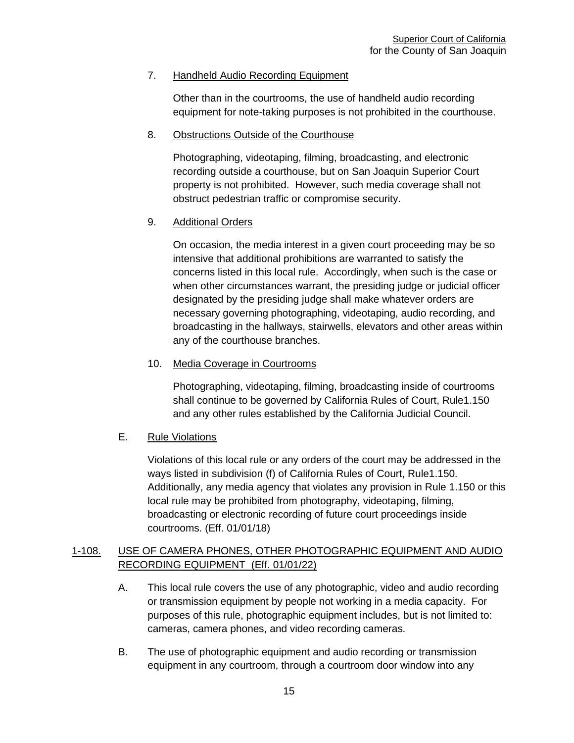7. <u>Handheld Audio Recording Equipment</u>

   Other than in the courtrooms, the use of handheld audio recording equipment for note-taking purposes is not prohibited in the courthouse.

8. <u>Obstructions Outside of the Courthouse</u>

   Photographing, videotaping, filming, broadcasting, and electronic recording outside a courthouse, but on San Joaquin Superior Court property is not prohibited. However, such media coverage shall not obstruct pedestrian traffic or compromise security.

9. <u>Additional Orders</u>

   On occasion, the media interest in a given court proceeding may be so intensive that additional prohibitions are warranted to satisfy the concerns listed in this local rule. Accordingly, when such is the case or when other circumstances warrant, the presiding judge or judicial officer designated by the presiding judge shall make whatever orders are necessary governing photographing, videotaping, audio recording, and broadcasting in the hallways, stairwells, elevators and other areas within any of the courthouse branches.

10. <u>Media Coverage in Courtrooms</u>

    Photographing, videotaping, filming, broadcasting inside of courtrooms shall continue to be governed by California Rules of Court, Rule1.150 and any other rules established by the California Judicial Council.

E. <u>Rule Violations</u>

   Violations of this local rule or any orders of the court may be addressed in the ways listed in subdivision (f) of California Rules of Court, Rule1.150. Additionally, any media agency that violates any provision in Rule 1.150 or this local rule may be prohibited from photography, videotaping, filming, broadcasting or electronic recording of future court proceedings inside courtrooms. (Eff. 01/01/18)

## <u>1-108. USE OF CAMERA PHONES, OTHER PHOTOGRAPHIC EQUIPMENT AND AUDIO RECORDING EQUIPMENT (Eff. 01/01/22)</u>

A. This local rule covers the use of any photographic, video and audio recording or transmission equipment by people not working in a media capacity. For purposes of this rule, photographic equipment includes, but is not limited to: cameras, camera phones, and video recording cameras.

B. The use of photographic equipment and audio recording or transmission equipment in any courtroom, through a courtroom door window into any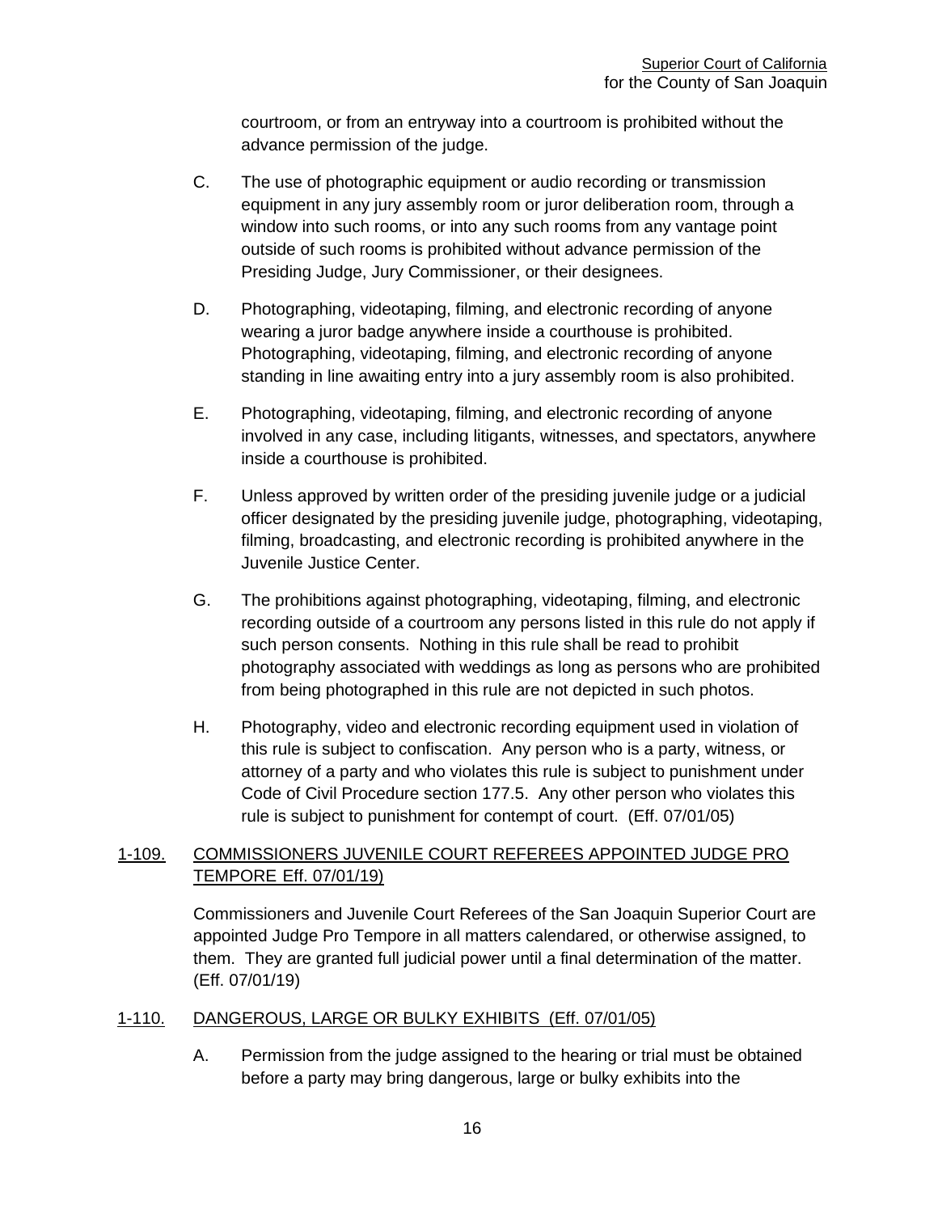courtroom, or from an entryway into a courtroom is prohibited without the advance permission of the judge.

C. The use of photographic equipment or audio recording or transmission equipment in any jury assembly room or juror deliberation room, through a window into such rooms, or into any such rooms from any vantage point outside of such rooms is prohibited without advance permission of the Presiding Judge, Jury Commissioner, or their designees.

D. Photographing, videotaping, filming, and electronic recording of anyone wearing a juror badge anywhere inside a courthouse is prohibited. Photographing, videotaping, filming, and electronic recording of anyone standing in line awaiting entry into a jury assembly room is also prohibited.

E. Photographing, videotaping, filming, and electronic recording of anyone involved in any case, including litigants, witnesses, and spectators, anywhere inside a courthouse is prohibited.

F. Unless approved by written order of the presiding juvenile judge or a judicial officer designated by the presiding juvenile judge, photographing, videotaping, filming, broadcasting, and electronic recording is prohibited anywhere in the Juvenile Justice Center.

G. The prohibitions against photographing, videotaping, filming, and electronic recording outside of a courtroom any persons listed in this rule do not apply if such person consents. Nothing in this rule shall be read to prohibit photography associated with weddings as long as persons who are prohibited from being photographed in this rule are not depicted in such photos.

H. Photography, video and electronic recording equipment used in violation of this rule is subject to confiscation. Any person who is a party, witness, or attorney of a party and who violates this rule is subject to punishment under Code of Civil Procedure section 177.5. Any other person who violates this rule is subject to punishment for contempt of court. (Eff. 07/01/05)

## 1-109. COMMISSIONERS JUVENILE COURT REFEREES APPOINTED JUDGE PRO TEMPORE Eff. 07/01/19)

Commissioners and Juvenile Court Referees of the San Joaquin Superior Court are appointed Judge Pro Tempore in all matters calendared, or otherwise assigned, to them. They are granted full judicial power until a final determination of the matter. (Eff. 07/01/19)

## 1-110. DANGEROUS, LARGE OR BULKY EXHIBITS (Eff. 07/01/05)

A. Permission from the judge assigned to the hearing or trial must be obtained before a party may bring dangerous, large or bulky exhibits into the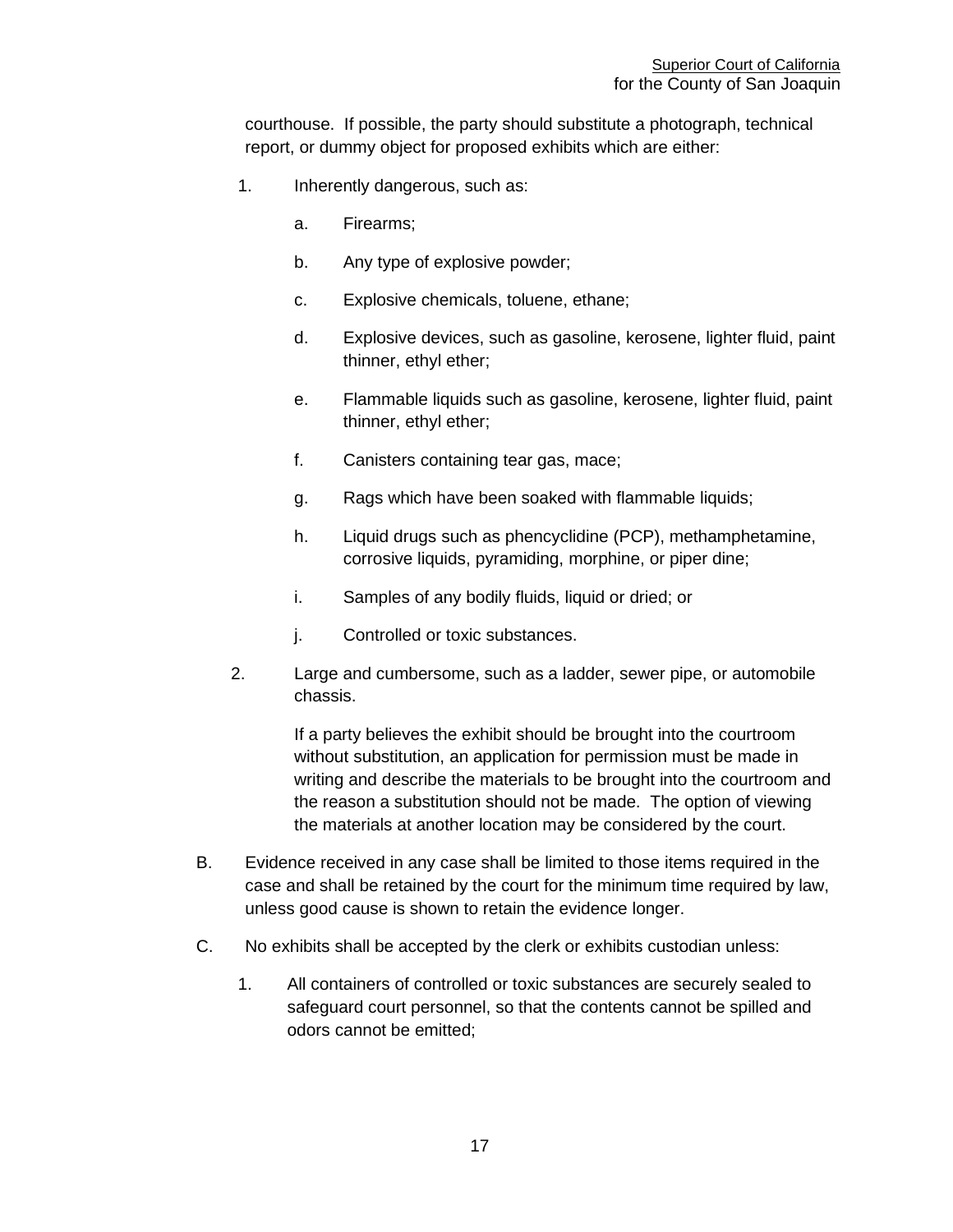courthouse. If possible, the party should substitute a photograph, technical report, or dummy object for proposed exhibits which are either:

1. Inherently dangerous, such as:
   a. Firearms;
   b. Any type of explosive powder;
   c. Explosive chemicals, toluene, ethane;
   d. Explosive devices, such as gasoline, kerosene, lighter fluid, paint thinner, ethyl ether;
   e. Flammable liquids such as gasoline, kerosene, lighter fluid, paint thinner, ethyl ether;
   f. Canisters containing tear gas, mace;
   g. Rags which have been soaked with flammable liquids;
   h. Liquid drugs such as phencyclidine (PCP), methamphetamine, corrosive liquids, pyramiding, morphine, or piper dine;
   i. Samples of any bodily fluids, liquid or dried; or
   j. Controlled or toxic substances.
2. Large and cumbersome, such as a ladder, sewer pipe, or automobile chassis.

   If a party believes the exhibit should be brought into the courtroom without substitution, an application for permission must be made in writing and describe the materials to be brought into the courtroom and the reason a substitution should not be made. The option of viewing the materials at another location may be considered by the court.

B. Evidence received in any case shall be limited to those items required in the case and shall be retained by the court for the minimum time required by law, unless good cause is shown to retain the evidence longer.

C. No exhibits shall be accepted by the clerk or exhibits custodian unless:

1. All containers of controlled or toxic substances are securely sealed to safeguard court personnel, so that the contents cannot be spilled and odors cannot be emitted;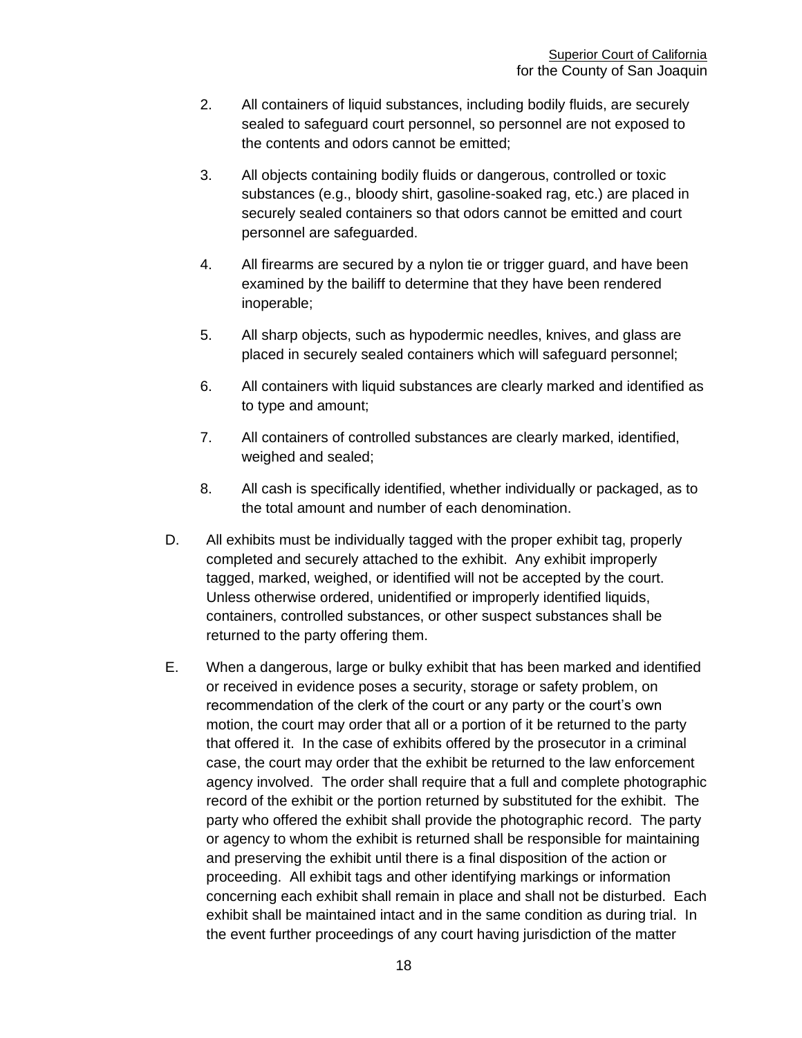2. All containers of liquid substances, including bodily fluids, are securely sealed to safeguard court personnel, so personnel are not exposed to the contents and odors cannot be emitted;

3. All objects containing bodily fluids or dangerous, controlled or toxic substances (e.g., bloody shirt, gasoline-soaked rag, etc.) are placed in securely sealed containers so that odors cannot be emitted and court personnel are safeguarded.

4. All firearms are secured by a nylon tie or trigger guard, and have been examined by the bailiff to determine that they have been rendered inoperable;

5. All sharp objects, such as hypodermic needles, knives, and glass are placed in securely sealed containers which will safeguard personnel;

6. All containers with liquid substances are clearly marked and identified as to type and amount;

7. All containers of controlled substances are clearly marked, identified, weighed and sealed;

8. All cash is specifically identified, whether individually or packaged, as to the total amount and number of each denomination.

D. All exhibits must be individually tagged with the proper exhibit tag, properly completed and securely attached to the exhibit. Any exhibit improperly tagged, marked, weighed, or identified will not be accepted by the court. Unless otherwise ordered, unidentified or improperly identified liquids, containers, controlled substances, or other suspect substances shall be returned to the party offering them.

E. When a dangerous, large or bulky exhibit that has been marked and identified or received in evidence poses a security, storage or safety problem, on recommendation of the clerk of the court or any party or the court's own motion, the court may order that all or a portion of it be returned to the party that offered it. In the case of exhibits offered by the prosecutor in a criminal case, the court may order that the exhibit be returned to the law enforcement agency involved. The order shall require that a full and complete photographic record of the exhibit or the portion returned by substituted for the exhibit. The party who offered the exhibit shall provide the photographic record. The party or agency to whom the exhibit is returned shall be responsible for maintaining and preserving the exhibit until there is a final disposition of the action or proceeding. All exhibit tags and other identifying markings or information concerning each exhibit shall remain in place and shall not be disturbed. Each exhibit shall be maintained intact and in the same condition as during trial. In the event further proceedings of any court having jurisdiction of the matter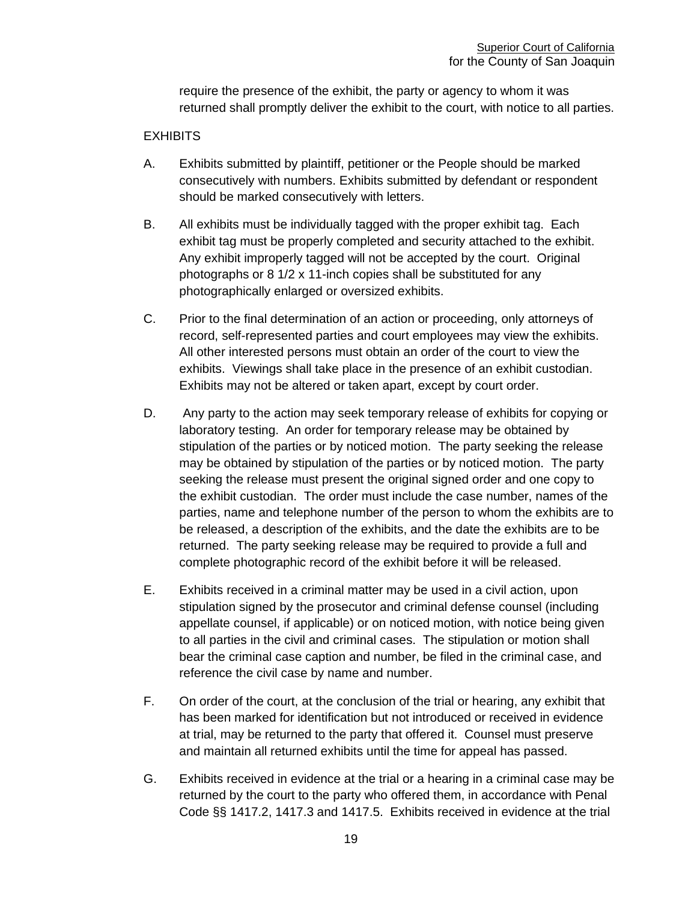require the presence of the exhibit, the party or agency to whom it was returned shall promptly deliver the exhibit to the court, with notice to all parties.

EXHIBITS

A. Exhibits submitted by plaintiff, petitioner or the People should be marked consecutively with numbers. Exhibits submitted by defendant or respondent should be marked consecutively with letters.

B. All exhibits must be individually tagged with the proper exhibit tag. Each exhibit tag must be properly completed and security attached to the exhibit. Any exhibit improperly tagged will not be accepted by the court. Original photographs or 8 1/2 x 11-inch copies shall be substituted for any photographically enlarged or oversized exhibits.

C. Prior to the final determination of an action or proceeding, only attorneys of record, self-represented parties and court employees may view the exhibits. All other interested persons must obtain an order of the court to view the exhibits. Viewings shall take place in the presence of an exhibit custodian. Exhibits may not be altered or taken apart, except by court order.

D. Any party to the action may seek temporary release of exhibits for copying or laboratory testing. An order for temporary release may be obtained by stipulation of the parties or by noticed motion. The party seeking the release may be obtained by stipulation of the parties or by noticed motion. The party seeking the release must present the original signed order and one copy to the exhibit custodian. The order must include the case number, names of the parties, name and telephone number of the person to whom the exhibits are to be released, a description of the exhibits, and the date the exhibits are to be returned. The party seeking release may be required to provide a full and complete photographic record of the exhibit before it will be released.

E. Exhibits received in a criminal matter may be used in a civil action, upon stipulation signed by the prosecutor and criminal defense counsel (including appellate counsel, if applicable) or on noticed motion, with notice being given to all parties in the civil and criminal cases. The stipulation or motion shall bear the criminal case caption and number, be filed in the criminal case, and reference the civil case by name and number.

F. On order of the court, at the conclusion of the trial or hearing, any exhibit that has been marked for identification but not introduced or received in evidence at trial, may be returned to the party that offered it. Counsel must preserve and maintain all returned exhibits until the time for appeal has passed.

G. Exhibits received in evidence at the trial or a hearing in a criminal case may be returned by the court to the party who offered them, in accordance with Penal Code §§ 1417.2, 1417.3 and 1417.5. Exhibits received in evidence at the trial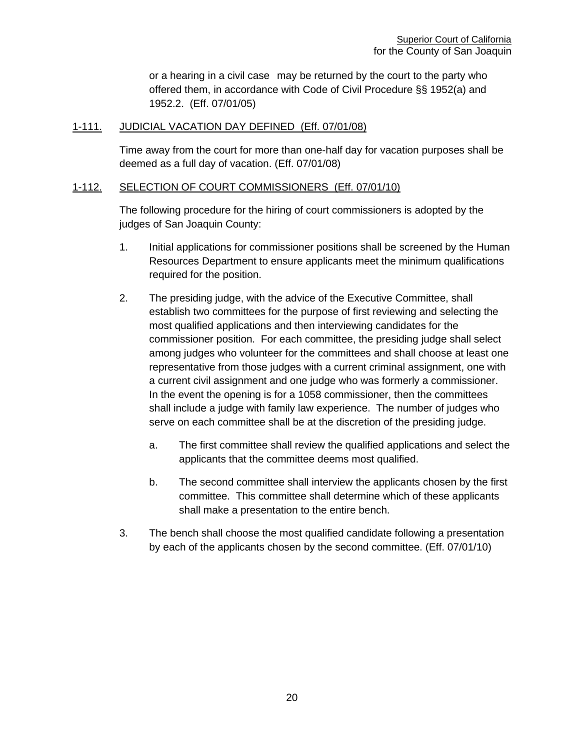or a hearing in a civil case may be returned by the court to the party who offered them, in accordance with Code of Civil Procedure §§ 1952(a) and 1952.2. (Eff. 07/01/05)

## 1-111. JUDICIAL VACATION DAY DEFINED (Eff. 07/01/08)

Time away from the court for more than one-half day for vacation purposes shall be deemed as a full day of vacation. (Eff. 07/01/08)

## 1-112. SELECTION OF COURT COMMISSIONERS (Eff. 07/01/10)

The following procedure for the hiring of court commissioners is adopted by the judges of San Joaquin County:

1. Initial applications for commissioner positions shall be screened by the Human Resources Department to ensure applicants meet the minimum qualifications required for the position.

2. The presiding judge, with the advice of the Executive Committee, shall establish two committees for the purpose of first reviewing and selecting the most qualified applications and then interviewing candidates for the commissioner position. For each committee, the presiding judge shall select among judges who volunteer for the committees and shall choose at least one representative from those judges with a current criminal assignment, one with a current civil assignment and one judge who was formerly a commissioner. In the event the opening is for a 1058 commissioner, then the committees shall include a judge with family law experience. The number of judges who serve on each committee shall be at the discretion of the presiding judge.

   a. The first committee shall review the qualified applications and select the applicants that the committee deems most qualified.

   b. The second committee shall interview the applicants chosen by the first committee. This committee shall determine which of these applicants shall make a presentation to the entire bench.

3. The bench shall choose the most qualified candidate following a presentation by each of the applicants chosen by the second committee. (Eff. 07/01/10)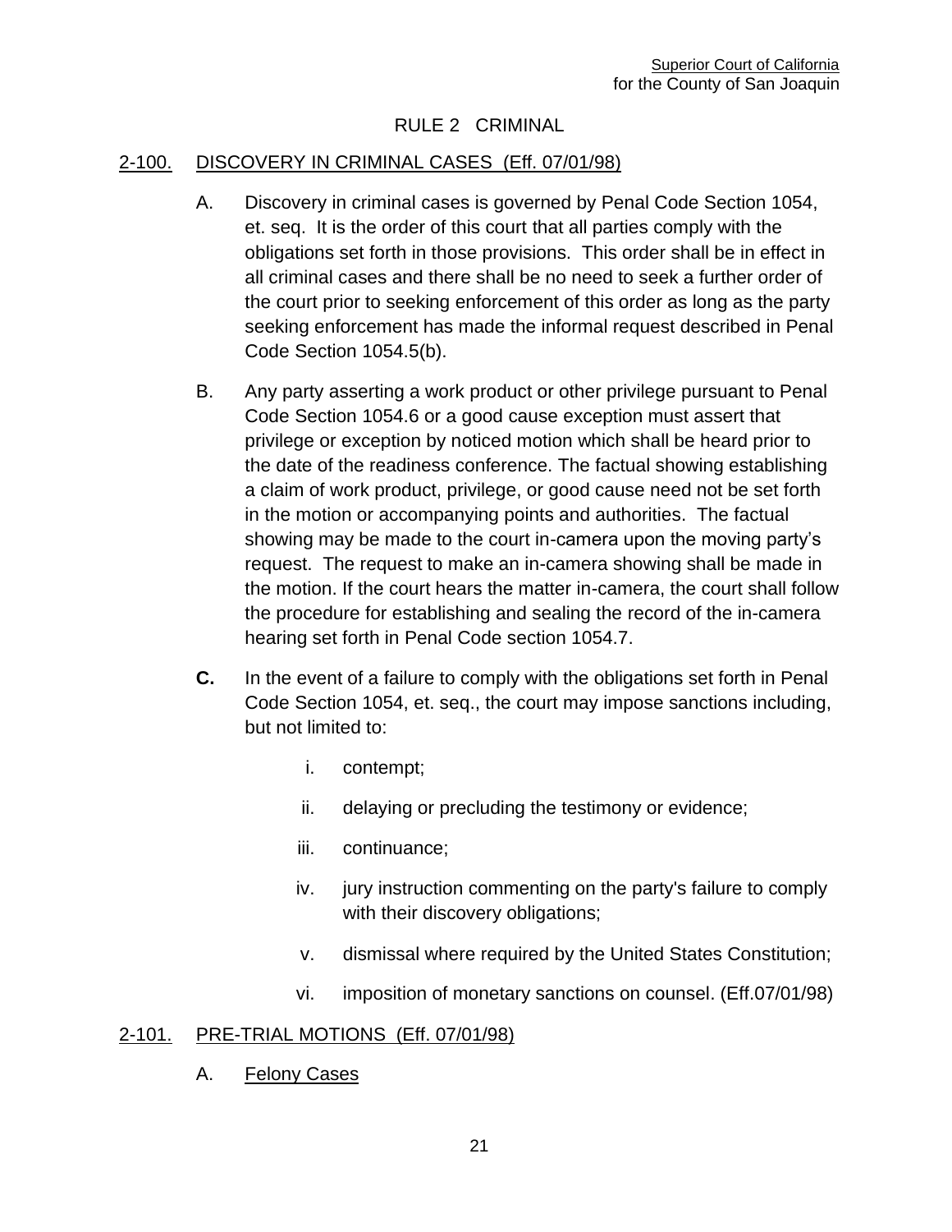# RULE 2 CRIMINAL

## 2-100. DISCOVERY IN CRIMINAL CASES (Eff. 07/01/98)

A. Discovery in criminal cases is governed by Penal Code Section 1054, et. seq. It is the order of this court that all parties comply with the obligations set forth in those provisions. This order shall be in effect in all criminal cases and there shall be no need to seek a further order of the court prior to seeking enforcement of this order as long as the party seeking enforcement has made the informal request described in Penal Code Section 1054.5(b).

B. Any party asserting a work product or other privilege pursuant to Penal Code Section 1054.6 or a good cause exception must assert that privilege or exception by noticed motion which shall be heard prior to the date of the readiness conference. The factual showing establishing a claim of work product, privilege, or good cause need not be set forth in the motion or accompanying points and authorities. The factual showing may be made to the court in-camera upon the moving party's request. The request to make an in-camera showing shall be made in the motion. If the court hears the matter in-camera, the court shall follow the procedure for establishing and sealing the record of the in-camera hearing set forth in Penal Code section 1054.7.

**C.** In the event of a failure to comply with the obligations set forth in Penal Code Section 1054, et. seq., the court may impose sanctions including, but not limited to:

i. contempt;

ii. delaying or precluding the testimony or evidence;

iii. continuance;

iv. jury instruction commenting on the party's failure to comply with their discovery obligations;

v. dismissal where required by the United States Constitution;

vi. imposition of monetary sanctions on counsel. (Eff.07/01/98)

## 2-101. PRE-TRIAL MOTIONS (Eff. 07/01/98)

A. Felony Cases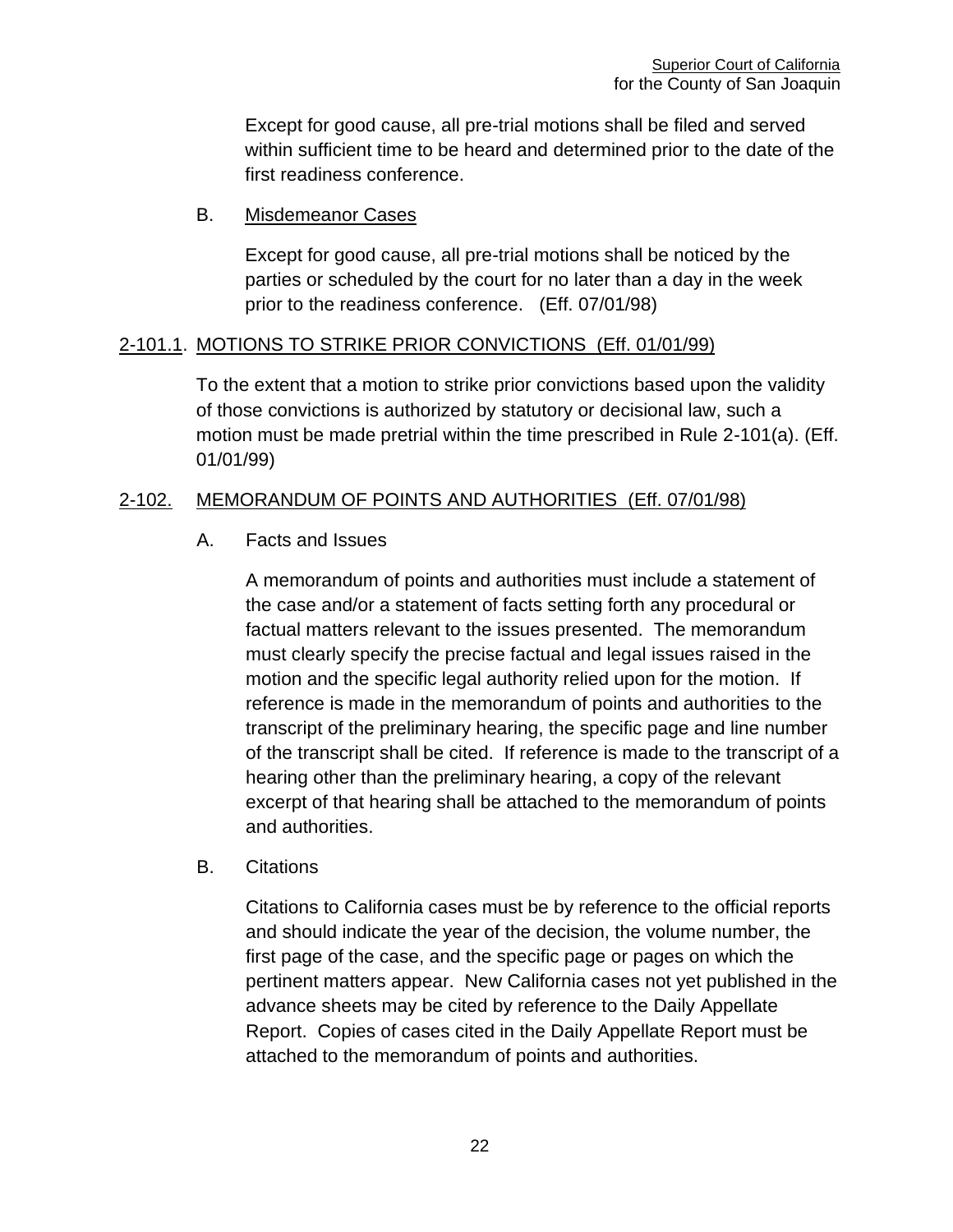Except for good cause, all pre-trial motions shall be filed and served within sufficient time to be heard and determined prior to the date of the first readiness conference.

B. Misdemeanor Cases

Except for good cause, all pre-trial motions shall be noticed by the parties or scheduled by the court for no later than a day in the week prior to the readiness conference. (Eff. 07/01/98)

## 2-101.1. MOTIONS TO STRIKE PRIOR CONVICTIONS (Eff. 01/01/99)

To the extent that a motion to strike prior convictions based upon the validity of those convictions is authorized by statutory or decisional law, such a motion must be made pretrial within the time prescribed in Rule 2-101(a). (Eff. 01/01/99)

## 2-102. MEMORANDUM OF POINTS AND AUTHORITIES (Eff. 07/01/98)

A. Facts and Issues

A memorandum of points and authorities must include a statement of the case and/or a statement of facts setting forth any procedural or factual matters relevant to the issues presented. The memorandum must clearly specify the precise factual and legal issues raised in the motion and the specific legal authority relied upon for the motion. If reference is made in the memorandum of points and authorities to the transcript of the preliminary hearing, the specific page and line number of the transcript shall be cited. If reference is made to the transcript of a hearing other than the preliminary hearing, a copy of the relevant excerpt of that hearing shall be attached to the memorandum of points and authorities.

B. Citations

Citations to California cases must be by reference to the official reports and should indicate the year of the decision, the volume number, the first page of the case, and the specific page or pages on which the pertinent matters appear. New California cases not yet published in the advance sheets may be cited by reference to the Daily Appellate Report. Copies of cases cited in the Daily Appellate Report must be attached to the memorandum of points and authorities.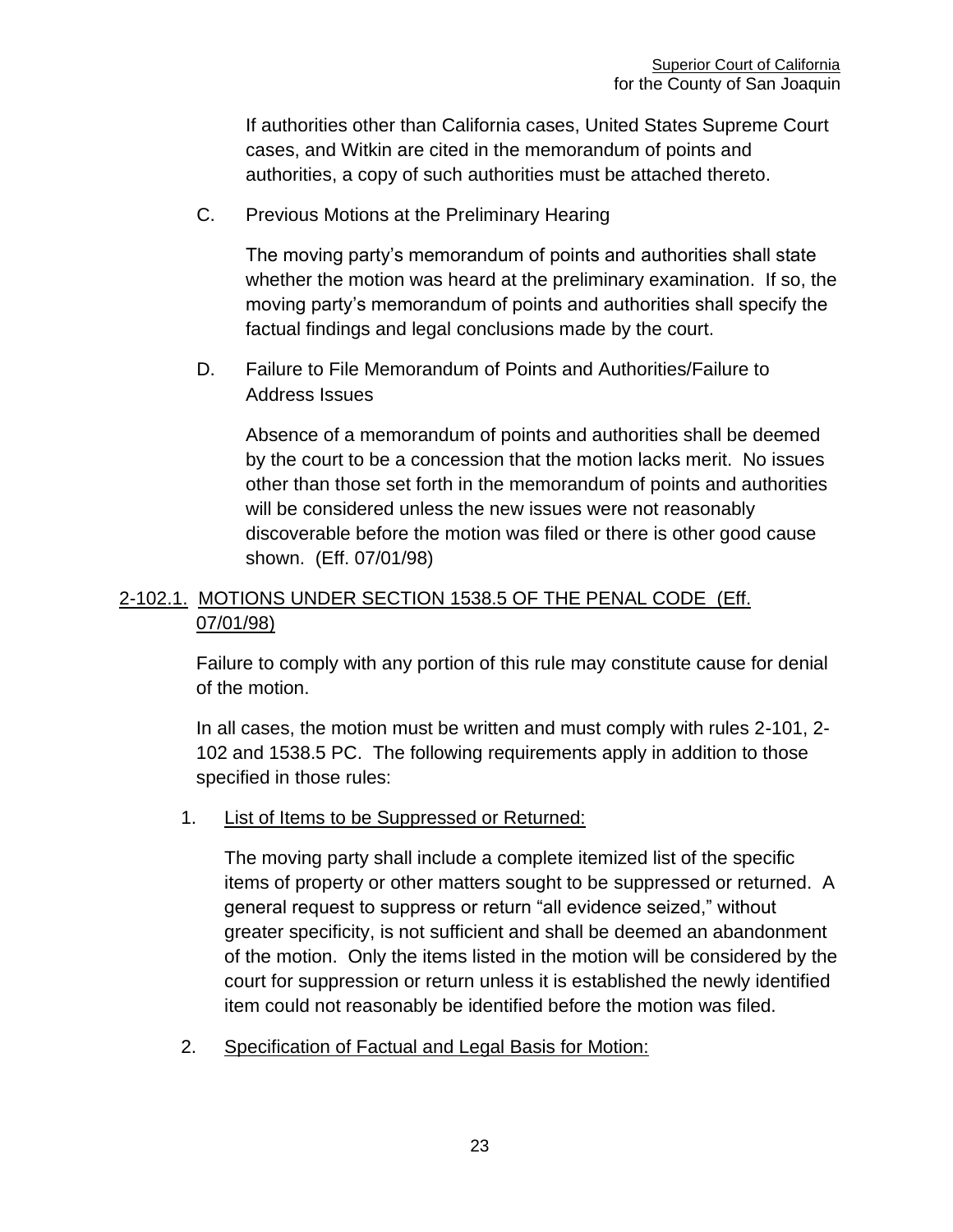If authorities other than California cases, United States Supreme Court cases, and Witkin are cited in the memorandum of points and authorities, a copy of such authorities must be attached thereto.

C. Previous Motions at the Preliminary Hearing

The moving party's memorandum of points and authorities shall state whether the motion was heard at the preliminary examination. If so, the moving party's memorandum of points and authorities shall specify the factual findings and legal conclusions made by the court.

D. Failure to File Memorandum of Points and Authorities/Failure to Address Issues

Absence of a memorandum of points and authorities shall be deemed by the court to be a concession that the motion lacks merit. No issues other than those set forth in the memorandum of points and authorities will be considered unless the new issues were not reasonably discoverable before the motion was filed or there is other good cause shown. (Eff. 07/01/98)

## 2-102.1. MOTIONS UNDER SECTION 1538.5 OF THE PENAL CODE (Eff. 07/01/98)

Failure to comply with any portion of this rule may constitute cause for denial of the motion.

In all cases, the motion must be written and must comply with rules 2-101, 2-102 and 1538.5 PC. The following requirements apply in addition to those specified in those rules:

1. List of Items to be Suppressed or Returned:

   The moving party shall include a complete itemized list of the specific items of property or other matters sought to be suppressed or returned. A general request to suppress or return "all evidence seized," without greater specificity, is not sufficient and shall be deemed an abandonment of the motion. Only the items listed in the motion will be considered by the court for suppression or return unless it is established the newly identified item could not reasonably be identified before the motion was filed.

2. Specification of Factual and Legal Basis for Motion: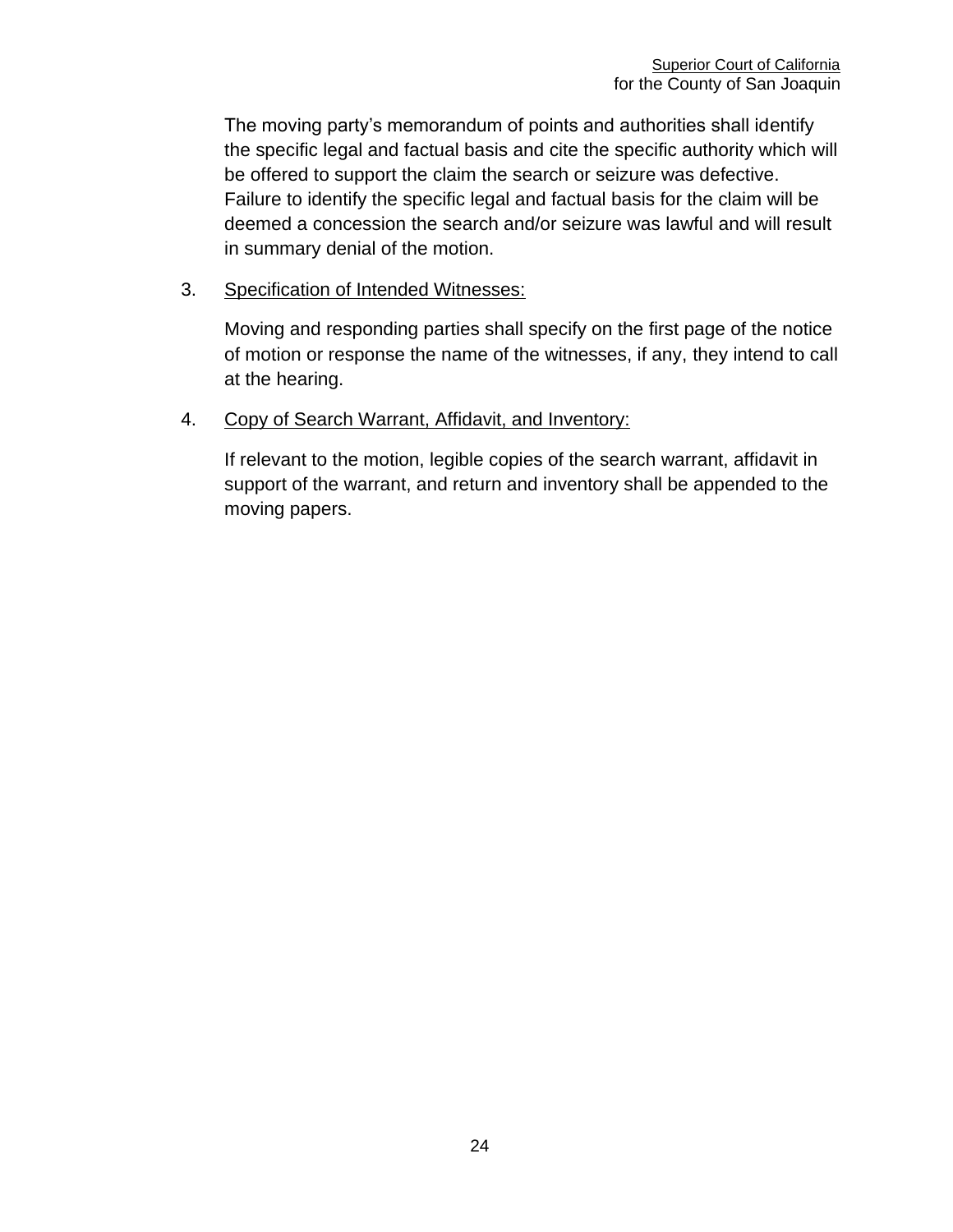The moving party's memorandum of points and authorities shall identify the specific legal and factual basis and cite the specific authority which will be offered to support the claim the search or seizure was defective. Failure to identify the specific legal and factual basis for the claim will be deemed a concession the search and/or seizure was lawful and will result in summary denial of the motion.

3. Specification of Intended Witnesses:

   Moving and responding parties shall specify on the first page of the notice of motion or response the name of the witnesses, if any, they intend to call at the hearing.

4. Copy of Search Warrant, Affidavit, and Inventory:

   If relevant to the motion, legible copies of the search warrant, affidavit in support of the warrant, and return and inventory shall be appended to the moving papers.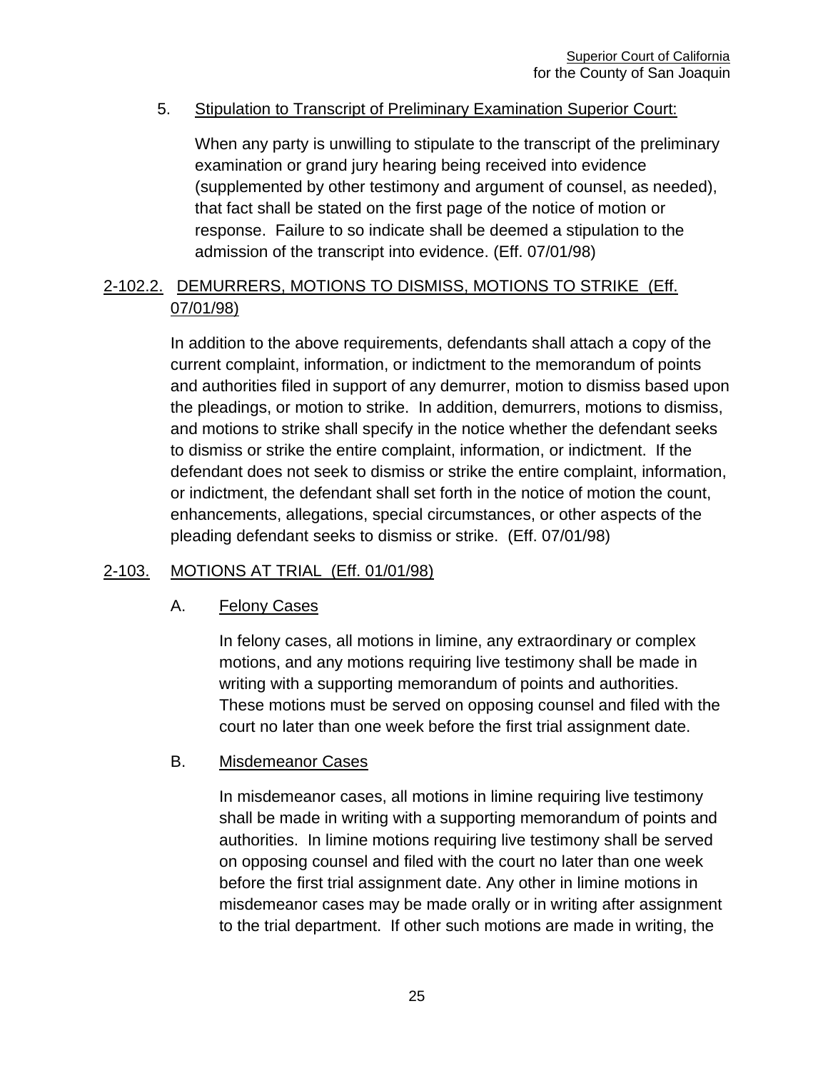5. Stipulation to Transcript of Preliminary Examination Superior Court:

   When any party is unwilling to stipulate to the transcript of the preliminary examination or grand jury hearing being received into evidence (supplemented by other testimony and argument of counsel, as needed), that fact shall be stated on the first page of the notice of motion or response. Failure to so indicate shall be deemed a stipulation to the admission of the transcript into evidence. (Eff. 07/01/98)

## 2-102.2. DEMURRERS, MOTIONS TO DISMISS, MOTIONS TO STRIKE (Eff. 07/01/98)

In addition to the above requirements, defendants shall attach a copy of the current complaint, information, or indictment to the memorandum of points and authorities filed in support of any demurrer, motion to dismiss based upon the pleadings, or motion to strike. In addition, demurrers, motions to dismiss, and motions to strike shall specify in the notice whether the defendant seeks to dismiss or strike the entire complaint, information, or indictment. If the defendant does not seek to dismiss or strike the entire complaint, information, or indictment, the defendant shall set forth in the notice of motion the count, enhancements, allegations, special circumstances, or other aspects of the pleading defendant seeks to dismiss or strike. (Eff. 07/01/98)

## 2-103. MOTIONS AT TRIAL (Eff. 01/01/98)

### A. Felony Cases

In felony cases, all motions in limine, any extraordinary or complex motions, and any motions requiring live testimony shall be made in writing with a supporting memorandum of points and authorities. These motions must be served on opposing counsel and filed with the court no later than one week before the first trial assignment date.

### B. Misdemeanor Cases

In misdemeanor cases, all motions in limine requiring live testimony shall be made in writing with a supporting memorandum of points and authorities. In limine motions requiring live testimony shall be served on opposing counsel and filed with the court no later than one week before the first trial assignment date. Any other in limine motions in misdemeanor cases may be made orally or in writing after assignment to the trial department. If other such motions are made in writing, the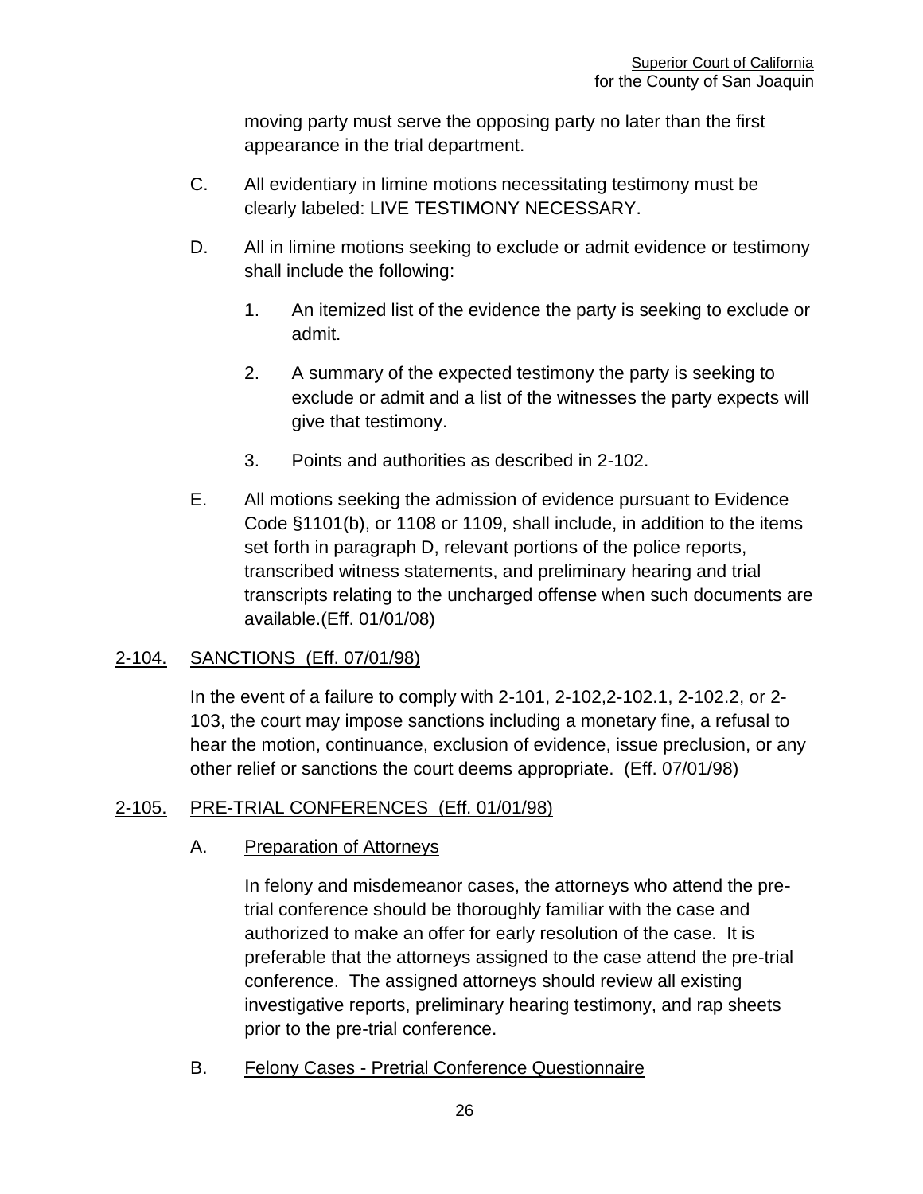moving party must serve the opposing party no later than the first appearance in the trial department.

C. All evidentiary in limine motions necessitating testimony must be clearly labeled: LIVE TESTIMONY NECESSARY.

D. All in limine motions seeking to exclude or admit evidence or testimony shall include the following:

1. An itemized list of the evidence the party is seeking to exclude or admit.

2. A summary of the expected testimony the party is seeking to exclude or admit and a list of the witnesses the party expects will give that testimony.

3. Points and authorities as described in 2-102.

E. All motions seeking the admission of evidence pursuant to Evidence Code §1101(b), or 1108 or 1109, shall include, in addition to the items set forth in paragraph D, relevant portions of the police reports, transcribed witness statements, and preliminary hearing and trial transcripts relating to the uncharged offense when such documents are available.(Eff. 01/01/08)

## 2-104. SANCTIONS (Eff. 07/01/98)

In the event of a failure to comply with 2-101, 2-102,2-102.1, 2-102.2, or 2-103, the court may impose sanctions including a monetary fine, a refusal to hear the motion, continuance, exclusion of evidence, issue preclusion, or any other relief or sanctions the court deems appropriate. (Eff. 07/01/98)

## 2-105. PRE-TRIAL CONFERENCES (Eff. 01/01/98)

### A. Preparation of Attorneys

In felony and misdemeanor cases, the attorneys who attend the pre-trial conference should be thoroughly familiar with the case and authorized to make an offer for early resolution of the case. It is preferable that the attorneys assigned to the case attend the pre-trial conference. The assigned attorneys should review all existing investigative reports, preliminary hearing testimony, and rap sheets prior to the pre-trial conference.

### B. Felony Cases - Pretrial Conference Questionnaire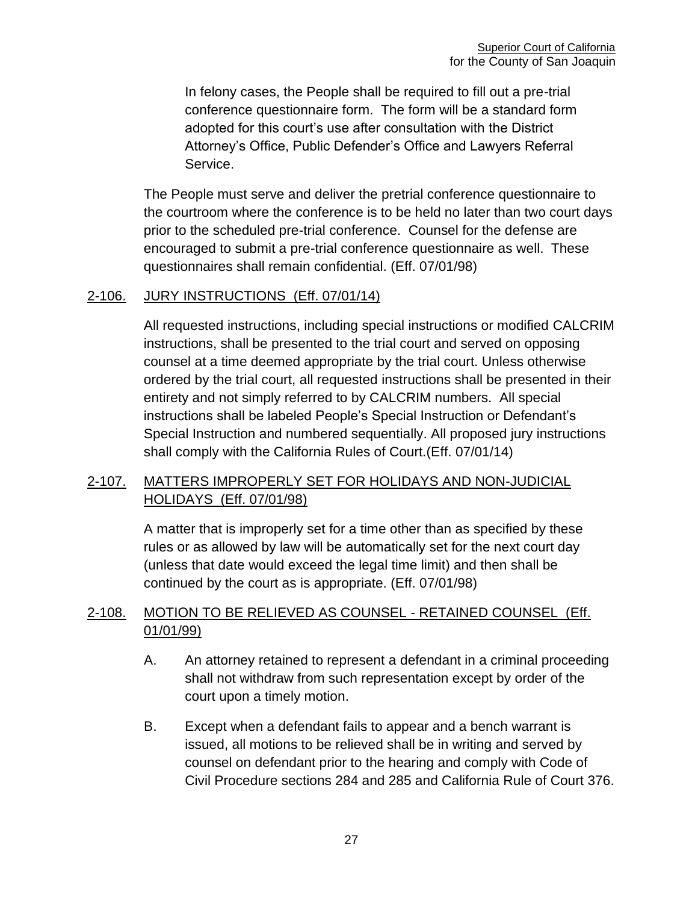In felony cases, the People shall be required to fill out a pre-trial conference questionnaire form. The form will be a standard form adopted for this court's use after consultation with the District Attorney's Office, Public Defender's Office and Lawyers Referral Service.

The People must serve and deliver the pretrial conference questionnaire to the courtroom where the conference is to be held no later than two court days prior to the scheduled pre-trial conference. Counsel for the defense are encouraged to submit a pre-trial conference questionnaire as well. These questionnaires shall remain confidential. (Eff. 07/01/98)

## 2-106. JURY INSTRUCTIONS (Eff. 07/01/14)

All requested instructions, including special instructions or modified CALCRIM instructions, shall be presented to the trial court and served on opposing counsel at a time deemed appropriate by the trial court. Unless otherwise ordered by the trial court, all requested instructions shall be presented in their entirety and not simply referred to by CALCRIM numbers. All special instructions shall be labeled People's Special Instruction or Defendant's Special Instruction and numbered sequentially. All proposed jury instructions shall comply with the California Rules of Court.(Eff. 07/01/14)

## 2-107. MATTERS IMPROPERLY SET FOR HOLIDAYS AND NON-JUDICIAL HOLIDAYS (Eff. 07/01/98)

A matter that is improperly set for a time other than as specified by these rules or as allowed by law will be automatically set for the next court day (unless that date would exceed the legal time limit) and then shall be continued by the court as is appropriate. (Eff. 07/01/98)

## 2-108. MOTION TO BE RELIEVED AS COUNSEL - RETAINED COUNSEL (Eff. 01/01/99)

A. An attorney retained to represent a defendant in a criminal proceeding shall not withdraw from such representation except by order of the court upon a timely motion.

B. Except when a defendant fails to appear and a bench warrant is issued, all motions to be relieved shall be in writing and served by counsel on defendant prior to the hearing and comply with Code of Civil Procedure sections 284 and 285 and California Rule of Court 376.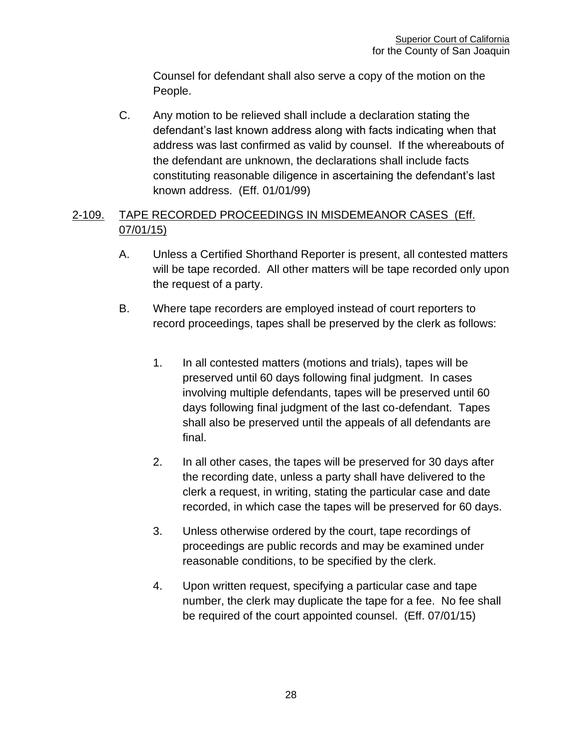Counsel for defendant shall also serve a copy of the motion on the People.

C. Any motion to be relieved shall include a declaration stating the defendant's last known address along with facts indicating when that address was last confirmed as valid by counsel. If the whereabouts of the defendant are unknown, the declarations shall include facts constituting reasonable diligence in ascertaining the defendant's last known address. (Eff. 01/01/99)

## 2-109. TAPE RECORDED PROCEEDINGS IN MISDEMEANOR CASES (Eff. 07/01/15)

A. Unless a Certified Shorthand Reporter is present, all contested matters will be tape recorded. All other matters will be tape recorded only upon the request of a party.

B. Where tape recorders are employed instead of court reporters to record proceedings, tapes shall be preserved by the clerk as follows:

1. In all contested matters (motions and trials), tapes will be preserved until 60 days following final judgment. In cases involving multiple defendants, tapes will be preserved until 60 days following final judgment of the last co-defendant. Tapes shall also be preserved until the appeals of all defendants are final.

2. In all other cases, the tapes will be preserved for 30 days after the recording date, unless a party shall have delivered to the clerk a request, in writing, stating the particular case and date recorded, in which case the tapes will be preserved for 60 days.

3. Unless otherwise ordered by the court, tape recordings of proceedings are public records and may be examined under reasonable conditions, to be specified by the clerk.

4. Upon written request, specifying a particular case and tape number, the clerk may duplicate the tape for a fee. No fee shall be required of the court appointed counsel. (Eff. 07/01/15)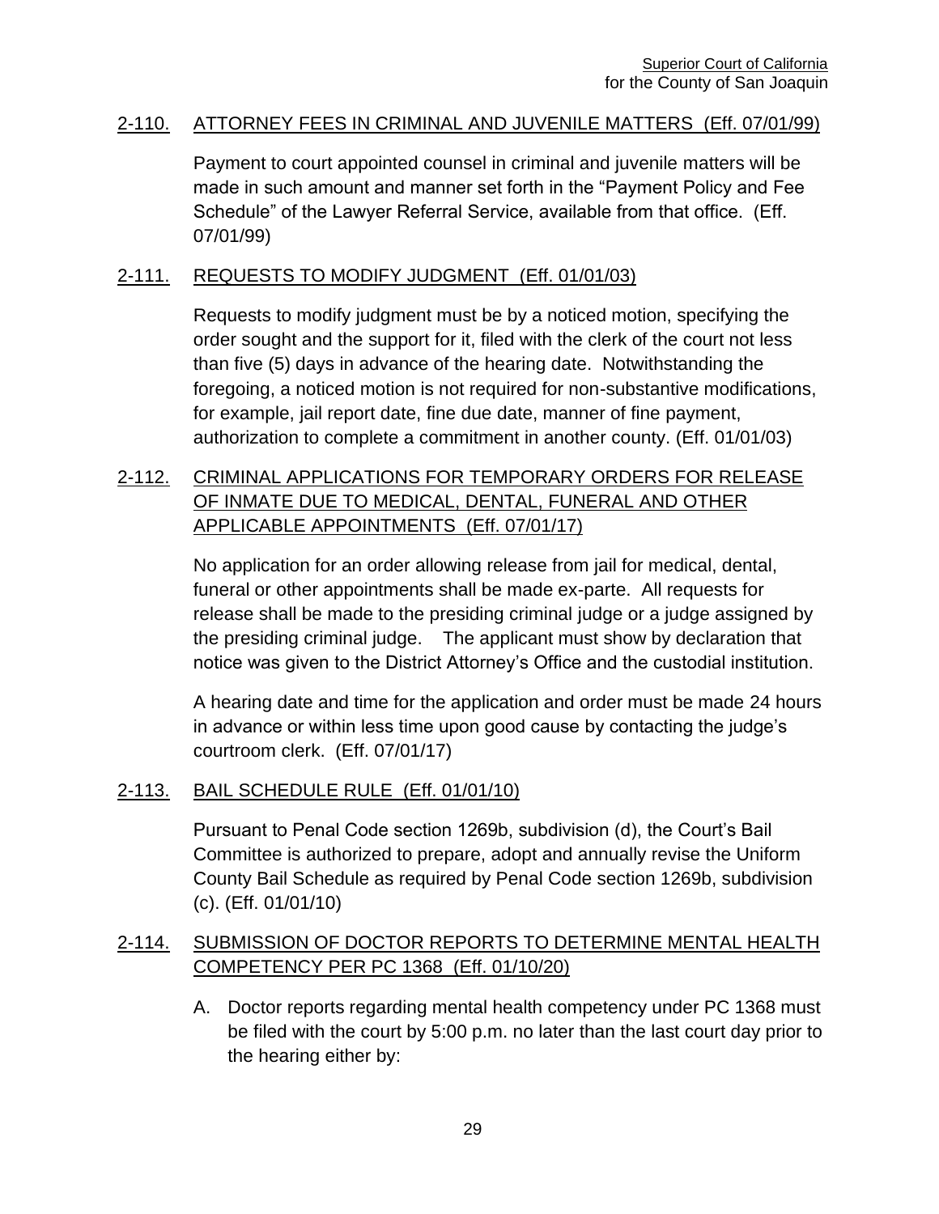## 2-110. ATTORNEY FEES IN CRIMINAL AND JUVENILE MATTERS (Eff. 07/01/99)

Payment to court appointed counsel in criminal and juvenile matters will be made in such amount and manner set forth in the "Payment Policy and Fee Schedule" of the Lawyer Referral Service, available from that office. (Eff. 07/01/99)

## 2-111. REQUESTS TO MODIFY JUDGMENT (Eff. 01/01/03)

Requests to modify judgment must be by a noticed motion, specifying the order sought and the support for it, filed with the clerk of the court not less than five (5) days in advance of the hearing date. Notwithstanding the foregoing, a noticed motion is not required for non-substantive modifications, for example, jail report date, fine due date, manner of fine payment, authorization to complete a commitment in another county. (Eff. 01/01/03)

## 2-112. CRIMINAL APPLICATIONS FOR TEMPORARY ORDERS FOR RELEASE OF INMATE DUE TO MEDICAL, DENTAL, FUNERAL AND OTHER APPLICABLE APPOINTMENTS (Eff. 07/01/17)

No application for an order allowing release from jail for medical, dental, funeral or other appointments shall be made ex-parte. All requests for release shall be made to the presiding criminal judge or a judge assigned by the presiding criminal judge. The applicant must show by declaration that notice was given to the District Attorney's Office and the custodial institution.

A hearing date and time for the application and order must be made 24 hours in advance or within less time upon good cause by contacting the judge's courtroom clerk. (Eff. 07/01/17)

## 2-113. BAIL SCHEDULE RULE (Eff. 01/01/10)

Pursuant to Penal Code section 1269b, subdivision (d), the Court's Bail Committee is authorized to prepare, adopt and annually revise the Uniform County Bail Schedule as required by Penal Code section 1269b, subdivision (c). (Eff. 01/01/10)

## 2-114. SUBMISSION OF DOCTOR REPORTS TO DETERMINE MENTAL HEALTH COMPETENCY PER PC 1368 (Eff. 01/10/20)

A. Doctor reports regarding mental health competency under PC 1368 must be filed with the court by 5:00 p.m. no later than the last court day prior to the hearing either by: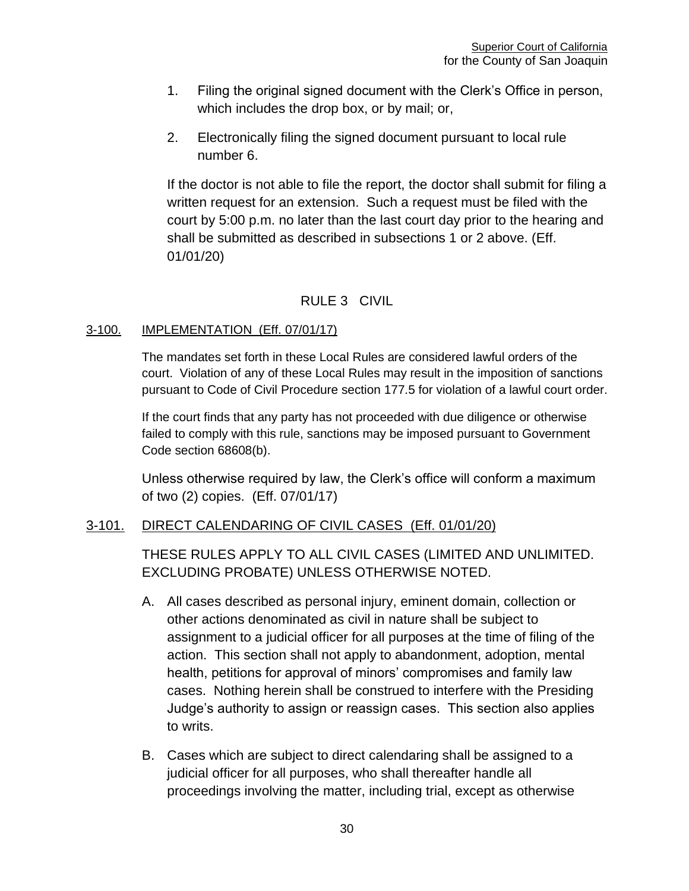1. Filing the original signed document with the Clerk's Office in person, which includes the drop box, or by mail; or,

2. Electronically filing the signed document pursuant to local rule number 6.

If the doctor is not able to file the report, the doctor shall submit for filing a written request for an extension. Such a request must be filed with the court by 5:00 p.m. no later than the last court day prior to the hearing and shall be submitted as described in subsections 1 or 2 above. (Eff. 01/01/20)

## RULE 3 CIVIL

### 3-100. IMPLEMENTATION (Eff. 07/01/17)

The mandates set forth in these Local Rules are considered lawful orders of the court. Violation of any of these Local Rules may result in the imposition of sanctions pursuant to Code of Civil Procedure section 177.5 for violation of a lawful court order.

If the court finds that any party has not proceeded with due diligence or otherwise failed to comply with this rule, sanctions may be imposed pursuant to Government Code section 68608(b).

Unless otherwise required by law, the Clerk's office will conform a maximum of two (2) copies. (Eff. 07/01/17)

### 3-101. DIRECT CALENDARING OF CIVIL CASES (Eff. 01/01/20)

THESE RULES APPLY TO ALL CIVIL CASES (LIMITED AND UNLIMITED. EXCLUDING PROBATE) UNLESS OTHERWISE NOTED.

A. All cases described as personal injury, eminent domain, collection or other actions denominated as civil in nature shall be subject to assignment to a judicial officer for all purposes at the time of filing of the action. This section shall not apply to abandonment, adoption, mental health, petitions for approval of minors' compromises and family law cases. Nothing herein shall be construed to interfere with the Presiding Judge's authority to assign or reassign cases. This section also applies to writs.

B. Cases which are subject to direct calendaring shall be assigned to a judicial officer for all purposes, who shall thereafter handle all proceedings involving the matter, including trial, except as otherwise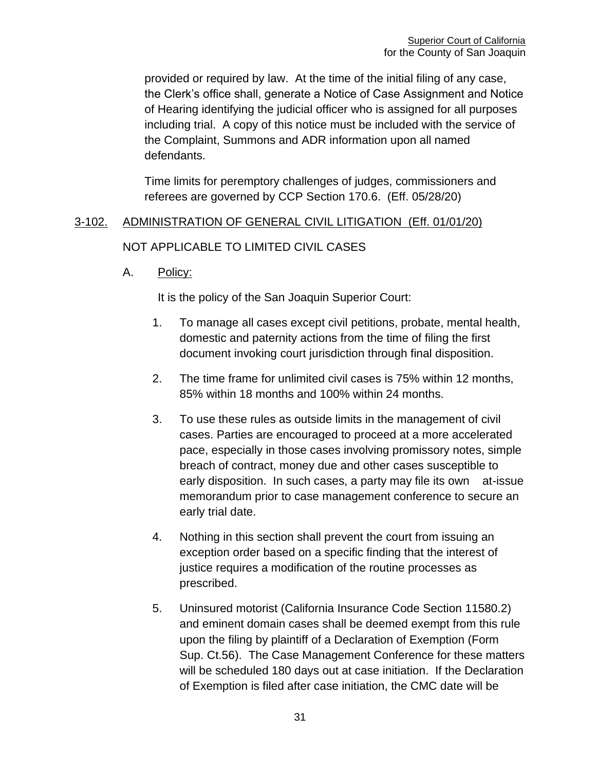provided or required by law. At the time of the initial filing of any case, the Clerk's office shall, generate a Notice of Case Assignment and Notice of Hearing identifying the judicial officer who is assigned for all purposes including trial. A copy of this notice must be included with the service of the Complaint, Summons and ADR information upon all named defendants.

Time limits for peremptory challenges of judges, commissioners and referees are governed by CCP Section 170.6. (Eff. 05/28/20)

## 3-102. ADMINISTRATION OF GENERAL CIVIL LITIGATION (Eff. 01/01/20)

NOT APPLICABLE TO LIMITED CIVIL CASES

A. Policy:

It is the policy of the San Joaquin Superior Court:

1. To manage all cases except civil petitions, probate, mental health, domestic and paternity actions from the time of filing the first document invoking court jurisdiction through final disposition.

2. The time frame for unlimited civil cases is 75% within 12 months, 85% within 18 months and 100% within 24 months.

3. To use these rules as outside limits in the management of civil cases. Parties are encouraged to proceed at a more accelerated pace, especially in those cases involving promissory notes, simple breach of contract, money due and other cases susceptible to early disposition. In such cases, a party may file its own at-issue memorandum prior to case management conference to secure an early trial date.

4. Nothing in this section shall prevent the court from issuing an exception order based on a specific finding that the interest of justice requires a modification of the routine processes as prescribed.

5. Uninsured motorist (California Insurance Code Section 11580.2) and eminent domain cases shall be deemed exempt from this rule upon the filing by plaintiff of a Declaration of Exemption (Form Sup. Ct.56). The Case Management Conference for these matters will be scheduled 180 days out at case initiation. If the Declaration of Exemption is filed after case initiation, the CMC date will be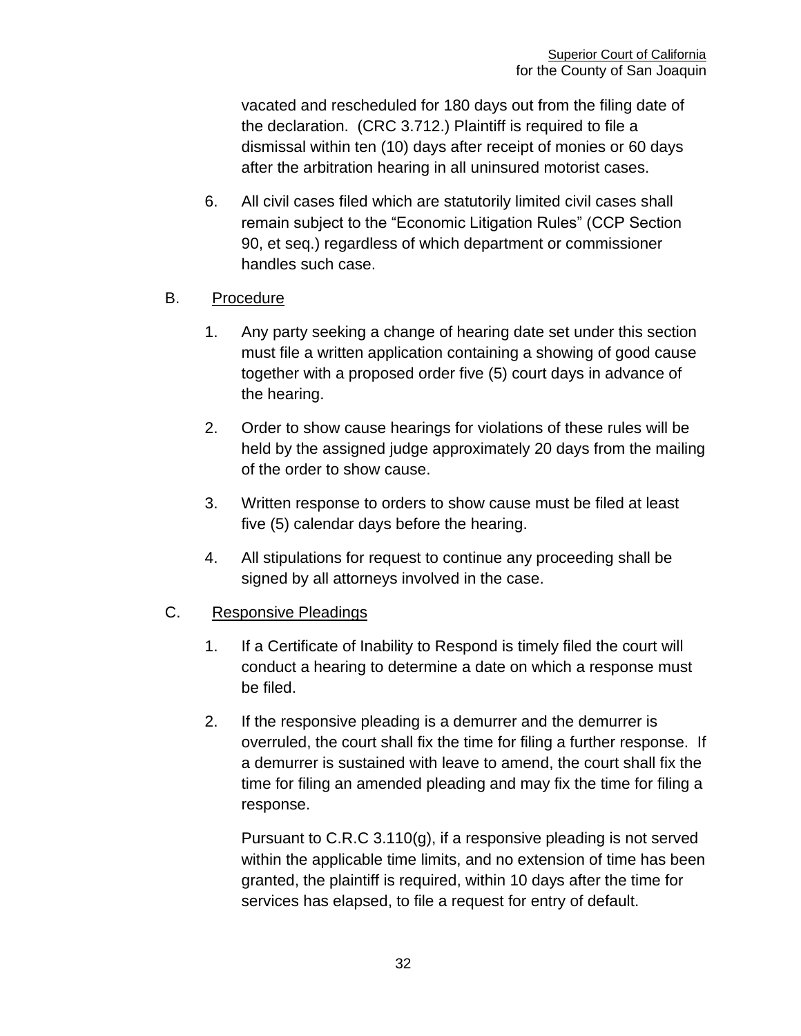vacated and rescheduled for 180 days out from the filing date of the declaration. (CRC 3.712.) Plaintiff is required to file a dismissal within ten (10) days after receipt of monies or 60 days after the arbitration hearing in all uninsured motorist cases.

6. All civil cases filed which are statutorily limited civil cases shall remain subject to the “Economic Litigation Rules” (CCP Section 90, et seq.) regardless of which department or commissioner handles such case.

B. Procedure

1. Any party seeking a change of hearing date set under this section must file a written application containing a showing of good cause together with a proposed order five (5) court days in advance of the hearing.

2. Order to show cause hearings for violations of these rules will be held by the assigned judge approximately 20 days from the mailing of the order to show cause.

3. Written response to orders to show cause must be filed at least five (5) calendar days before the hearing.

4. All stipulations for request to continue any proceeding shall be signed by all attorneys involved in the case.

C. Responsive Pleadings

1. If a Certificate of Inability to Respond is timely filed the court will conduct a hearing to determine a date on which a response must be filed.

2. If the responsive pleading is a demurrer and the demurrer is overruled, the court shall fix the time for filing a further response. If a demurrer is sustained with leave to amend, the court shall fix the time for filing an amended pleading and may fix the time for filing a response.

   Pursuant to C.R.C 3.110(g), if a responsive pleading is not served within the applicable time limits, and no extension of time has been granted, the plaintiff is required, within 10 days after the time for services has elapsed, to file a request for entry of default.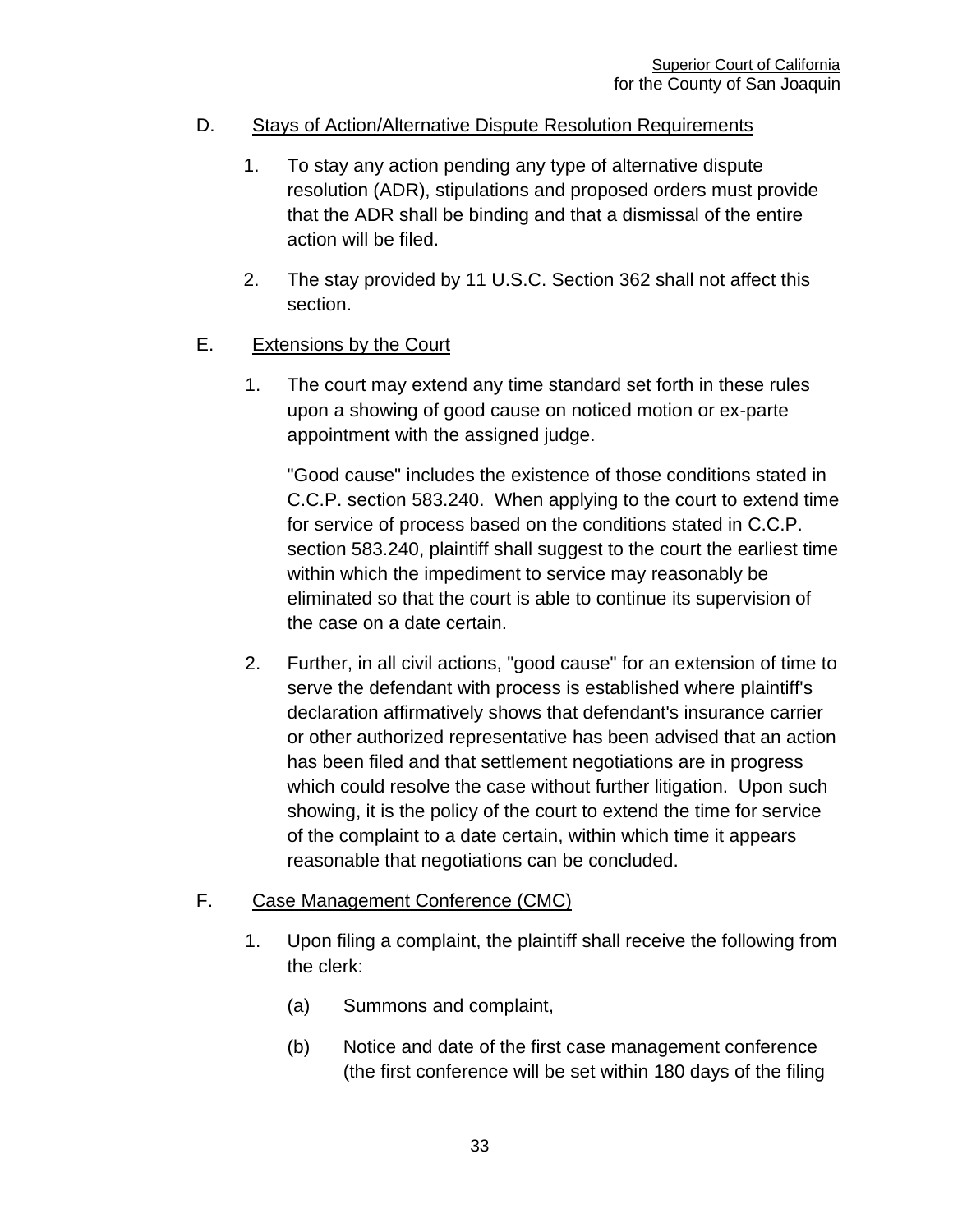D. Stays of Action/Alternative Dispute Resolution Requirements

1. To stay any action pending any type of alternative dispute resolution (ADR), stipulations and proposed orders must provide that the ADR shall be binding and that a dismissal of the entire action will be filed.

2. The stay provided by 11 U.S.C. Section 362 shall not affect this section.

E. Extensions by the Court

1. The court may extend any time standard set forth in these rules upon a showing of good cause on noticed motion or ex-parte appointment with the assigned judge.

   "Good cause" includes the existence of those conditions stated in C.C.P. section 583.240. When applying to the court to extend time for service of process based on the conditions stated in C.C.P. section 583.240, plaintiff shall suggest to the court the earliest time within which the impediment to service may reasonably be eliminated so that the court is able to continue its supervision of the case on a date certain.

2. Further, in all civil actions, "good cause" for an extension of time to serve the defendant with process is established where plaintiff's declaration affirmatively shows that defendant's insurance carrier or other authorized representative has been advised that an action has been filed and that settlement negotiations are in progress which could resolve the case without further litigation. Upon such showing, it is the policy of the court to extend the time for service of the complaint to a date certain, within which time it appears reasonable that negotiations can be concluded.

F. Case Management Conference (CMC)

1. Upon filing a complaint, the plaintiff shall receive the following from the clerk:

   (a) Summons and complaint,

   (b) Notice and date of the first case management conference (the first conference will be set within 180 days of the filing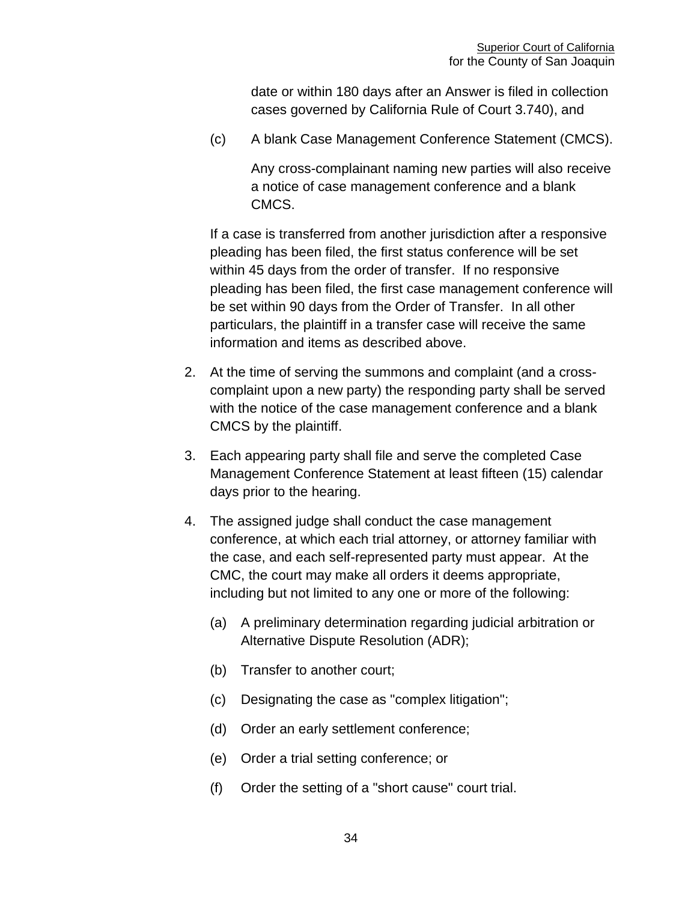date or within 180 days after an Answer is filed in collection cases governed by California Rule of Court 3.740), and

(c) A blank Case Management Conference Statement (CMCS).

Any cross-complainant naming new parties will also receive a notice of case management conference and a blank CMCS.

If a case is transferred from another jurisdiction after a responsive pleading has been filed, the first status conference will be set within 45 days from the order of transfer. If no responsive pleading has been filed, the first case management conference will be set within 90 days from the Order of Transfer. In all other particulars, the plaintiff in a transfer case will receive the same information and items as described above.

2. At the time of serving the summons and complaint (and a cross-complaint upon a new party) the responding party shall be served with the notice of the case management conference and a blank CMCS by the plaintiff.

3. Each appearing party shall file and serve the completed Case Management Conference Statement at least fifteen (15) calendar days prior to the hearing.

4. The assigned judge shall conduct the case management conference, at which each trial attorney, or attorney familiar with the case, and each self-represented party must appear. At the CMC, the court may make all orders it deems appropriate, including but not limited to any one or more of the following:

   (a) A preliminary determination regarding judicial arbitration or Alternative Dispute Resolution (ADR);

   (b) Transfer to another court;

   (c) Designating the case as "complex litigation";

   (d) Order an early settlement conference;

   (e) Order a trial setting conference; or

   (f) Order the setting of a "short cause" court trial.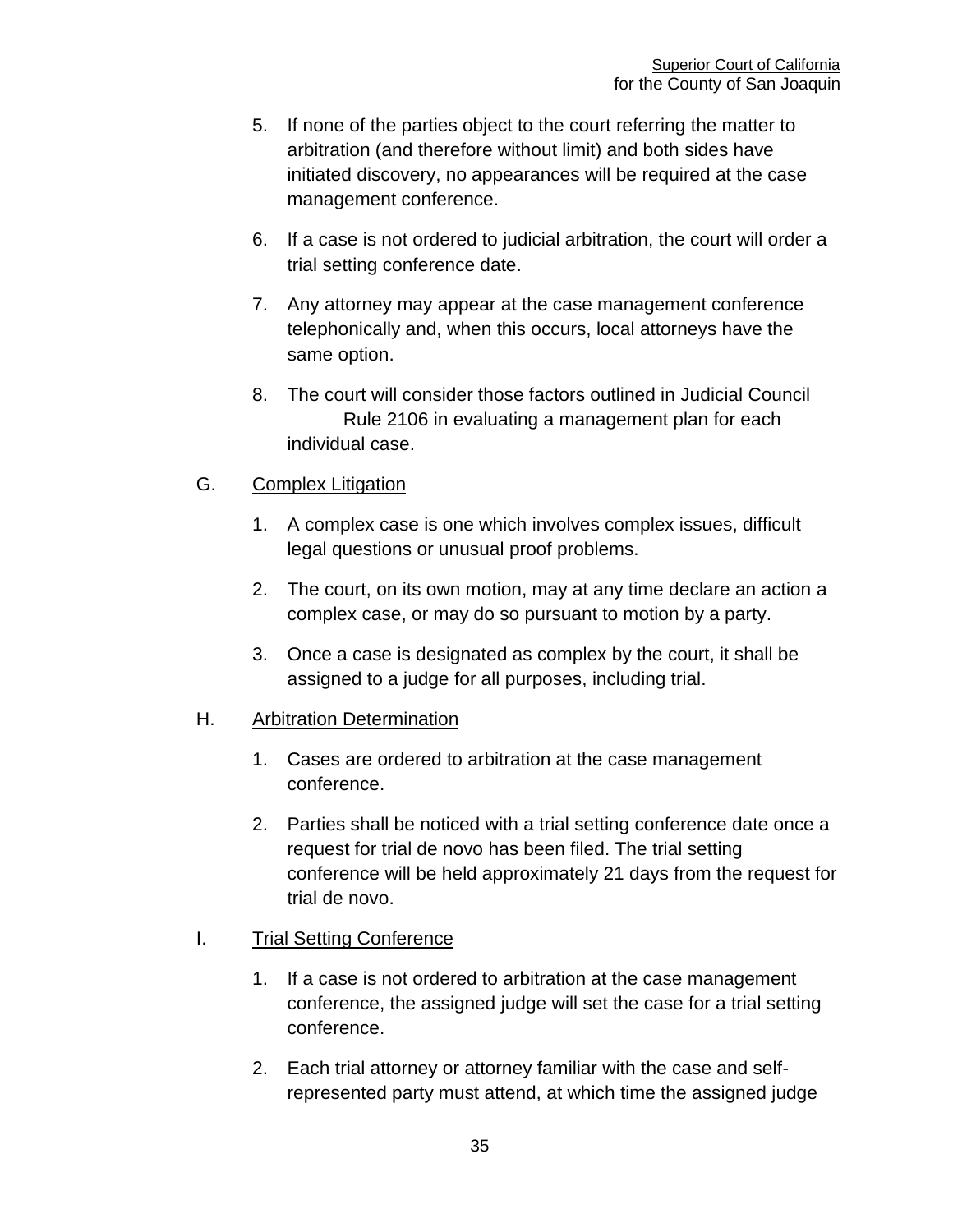5. If none of the parties object to the court referring the matter to arbitration (and therefore without limit) and both sides have initiated discovery, no appearances will be required at the case management conference.

6. If a case is not ordered to judicial arbitration, the court will order a trial setting conference date.

7. Any attorney may appear at the case management conference telephonically and, when this occurs, local attorneys have the same option.

8. The court will consider those factors outlined in Judicial Council Rule 2106 in evaluating a management plan for each individual case.

G. Complex Litigation

1. A complex case is one which involves complex issues, difficult legal questions or unusual proof problems.

2. The court, on its own motion, may at any time declare an action a complex case, or may do so pursuant to motion by a party.

3. Once a case is designated as complex by the court, it shall be assigned to a judge for all purposes, including trial.

H. Arbitration Determination

1. Cases are ordered to arbitration at the case management conference.

2. Parties shall be noticed with a trial setting conference date once a request for trial de novo has been filed. The trial setting conference will be held approximately 21 days from the request for trial de novo.

I. Trial Setting Conference

1. If a case is not ordered to arbitration at the case management conference, the assigned judge will set the case for a trial setting conference.

2. Each trial attorney or attorney familiar with the case and self-represented party must attend, at which time the assigned judge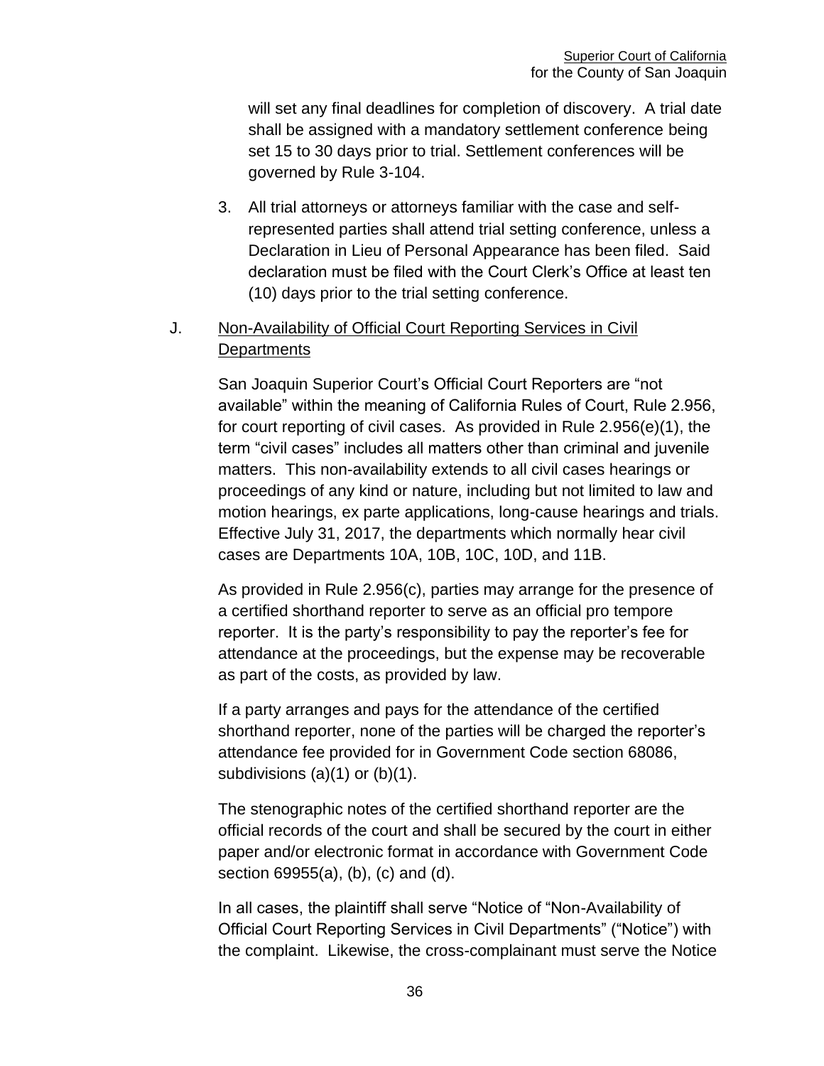will set any final deadlines for completion of discovery. A trial date shall be assigned with a mandatory settlement conference being set 15 to 30 days prior to trial. Settlement conferences will be governed by Rule 3-104.

3. All trial attorneys or attorneys familiar with the case and self-represented parties shall attend trial setting conference, unless a Declaration in Lieu of Personal Appearance has been filed. Said declaration must be filed with the Court Clerk's Office at least ten (10) days prior to the trial setting conference.

J. Non-Availability of Official Court Reporting Services in Civil Departments

San Joaquin Superior Court's Official Court Reporters are "not available" within the meaning of California Rules of Court, Rule 2.956, for court reporting of civil cases. As provided in Rule 2.956(e)(1), the term "civil cases" includes all matters other than criminal and juvenile matters. This non-availability extends to all civil cases hearings or proceedings of any kind or nature, including but not limited to law and motion hearings, ex parte applications, long-cause hearings and trials. Effective July 31, 2017, the departments which normally hear civil cases are Departments 10A, 10B, 10C, 10D, and 11B.

As provided in Rule 2.956(c), parties may arrange for the presence of a certified shorthand reporter to serve as an official pro tempore reporter. It is the party's responsibility to pay the reporter's fee for attendance at the proceedings, but the expense may be recoverable as part of the costs, as provided by law.

If a party arranges and pays for the attendance of the certified shorthand reporter, none of the parties will be charged the reporter's attendance fee provided for in Government Code section 68086, subdivisions (a)(1) or (b)(1).

The stenographic notes of the certified shorthand reporter are the official records of the court and shall be secured by the court in either paper and/or electronic format in accordance with Government Code section 69955(a), (b), (c) and (d).

In all cases, the plaintiff shall serve "Notice of "Non-Availability of Official Court Reporting Services in Civil Departments" ("Notice") with the complaint. Likewise, the cross-complainant must serve the Notice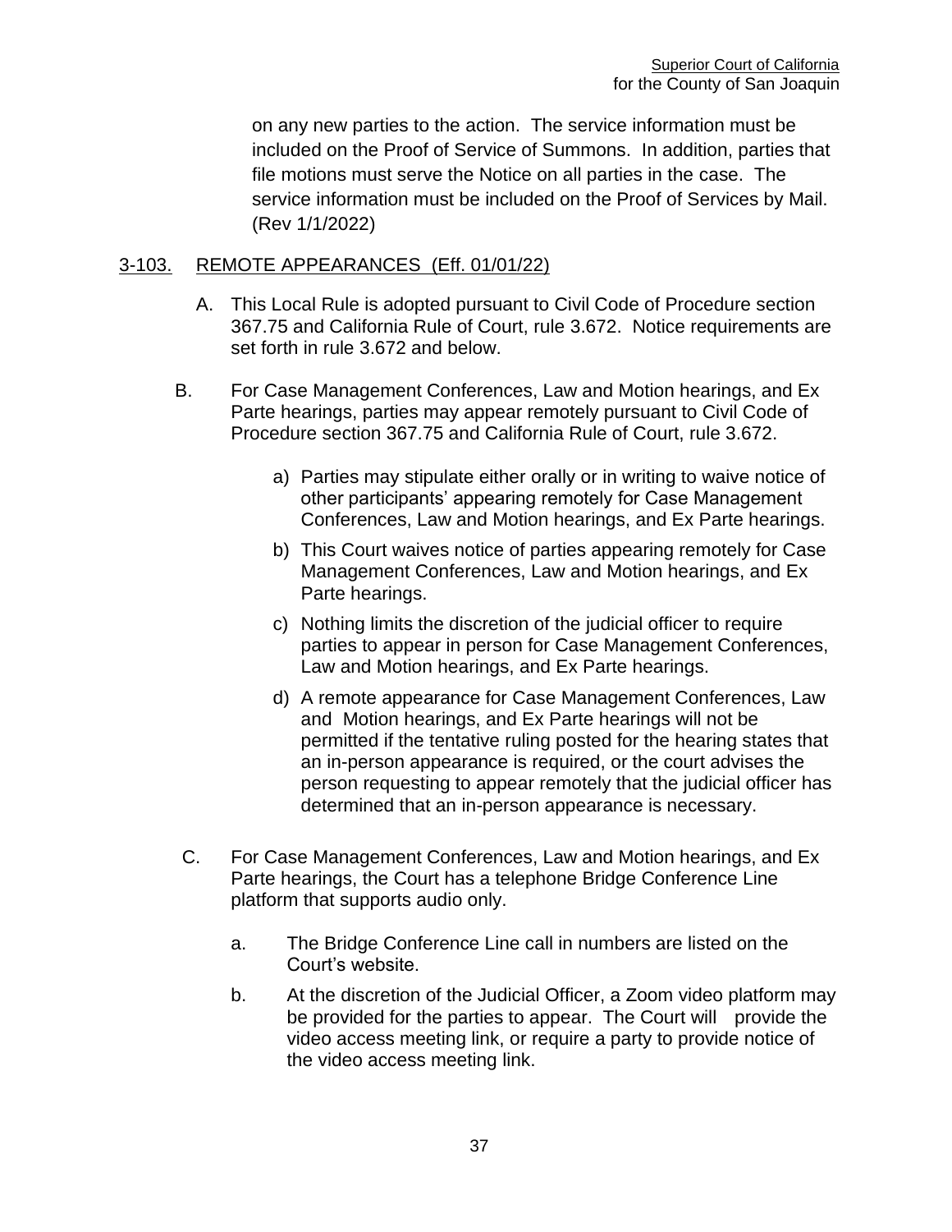on any new parties to the action. The service information must be included on the Proof of Service of Summons. In addition, parties that file motions must serve the Notice on all parties in the case. The service information must be included on the Proof of Services by Mail. (Rev 1/1/2022)

## 3-103. REMOTE APPEARANCES (Eff. 01/01/22)

A. This Local Rule is adopted pursuant to Civil Code of Procedure section 367.75 and California Rule of Court, rule 3.672. Notice requirements are set forth in rule 3.672 and below.

B. For Case Management Conferences, Law and Motion hearings, and Ex Parte hearings, parties may appear remotely pursuant to Civil Code of Procedure section 367.75 and California Rule of Court, rule 3.672.

a) Parties may stipulate either orally or in writing to waive notice of other participants' appearing remotely for Case Management Conferences, Law and Motion hearings, and Ex Parte hearings.

b) This Court waives notice of parties appearing remotely for Case Management Conferences, Law and Motion hearings, and Ex Parte hearings.

c) Nothing limits the discretion of the judicial officer to require parties to appear in person for Case Management Conferences, Law and Motion hearings, and Ex Parte hearings.

d) A remote appearance for Case Management Conferences, Law and Motion hearings, and Ex Parte hearings will not be permitted if the tentative ruling posted for the hearing states that an in-person appearance is required, or the court advises the person requesting to appear remotely that the judicial officer has determined that an in-person appearance is necessary.

C. For Case Management Conferences, Law and Motion hearings, and Ex Parte hearings, the Court has a telephone Bridge Conference Line platform that supports audio only.

a. The Bridge Conference Line call in numbers are listed on the Court's website.

b. At the discretion of the Judicial Officer, a Zoom video platform may be provided for the parties to appear. The Court will provide the video access meeting link, or require a party to provide notice of the video access meeting link.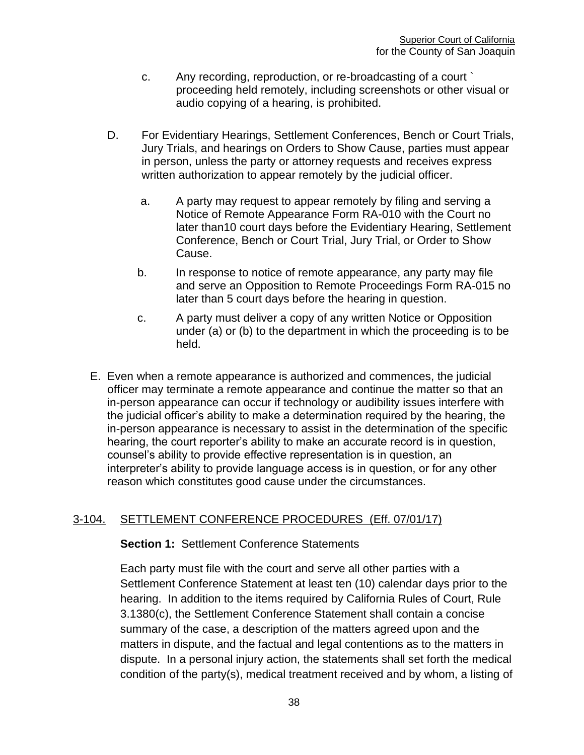c. Any recording, reproduction, or re-broadcasting of a court ` proceeding held remotely, including screenshots or other visual or audio copying of a hearing, is prohibited.

D. For Evidentiary Hearings, Settlement Conferences, Bench or Court Trials, Jury Trials, and hearings on Orders to Show Cause, parties must appear in person, unless the party or attorney requests and receives express written authorization to appear remotely by the judicial officer.

a. A party may request to appear remotely by filing and serving a Notice of Remote Appearance Form RA-010 with the Court no later than10 court days before the Evidentiary Hearing, Settlement Conference, Bench or Court Trial, Jury Trial, or Order to Show Cause.

b. In response to notice of remote appearance, any party may file and serve an Opposition to Remote Proceedings Form RA-015 no later than 5 court days before the hearing in question.

c. A party must deliver a copy of any written Notice or Opposition under (a) or (b) to the department in which the proceeding is to be held.

E. Even when a remote appearance is authorized and commences, the judicial officer may terminate a remote appearance and continue the matter so that an in-person appearance can occur if technology or audibility issues interfere with the judicial officer's ability to make a determination required by the hearing, the in-person appearance is necessary to assist in the determination of the specific hearing, the court reporter's ability to make an accurate record is in question, counsel's ability to provide effective representation is in question, an interpreter's ability to provide language access is in question, or for any other reason which constitutes good cause under the circumstances.

## 3-104. SETTLEMENT CONFERENCE PROCEDURES (Eff. 07/01/17)

**Section 1:** Settlement Conference Statements

Each party must file with the court and serve all other parties with a Settlement Conference Statement at least ten (10) calendar days prior to the hearing. In addition to the items required by California Rules of Court, Rule 3.1380(c), the Settlement Conference Statement shall contain a concise summary of the case, a description of the matters agreed upon and the matters in dispute, and the factual and legal contentions as to the matters in dispute. In a personal injury action, the statements shall set forth the medical condition of the party(s), medical treatment received and by whom, a listing of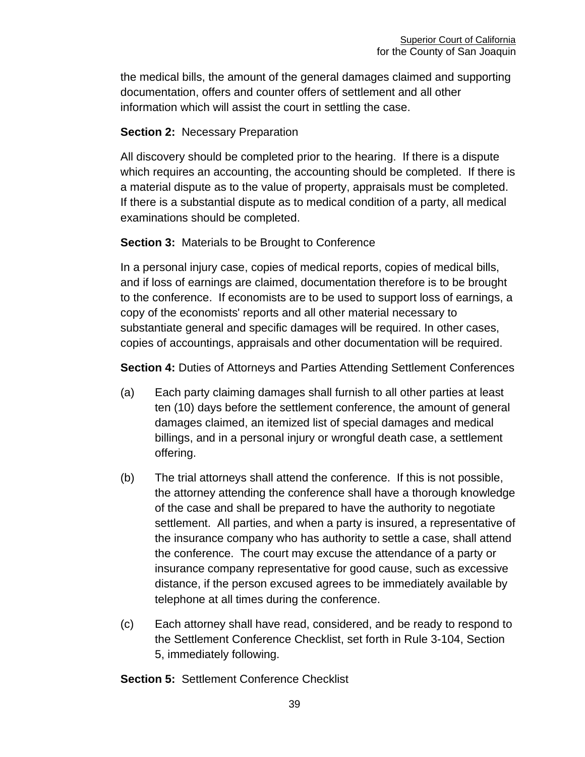the medical bills, the amount of the general damages claimed and supporting documentation, offers and counter offers of settlement and all other information which will assist the court in settling the case.

**Section 2:** Necessary Preparation

All discovery should be completed prior to the hearing. If there is a dispute which requires an accounting, the accounting should be completed. If there is a material dispute as to the value of property, appraisals must be completed. If there is a substantial dispute as to medical condition of a party, all medical examinations should be completed.

**Section 3:** Materials to be Brought to Conference

In a personal injury case, copies of medical reports, copies of medical bills, and if loss of earnings are claimed, documentation therefore is to be brought to the conference. If economists are to be used to support loss of earnings, a copy of the economists' reports and all other material necessary to substantiate general and specific damages will be required. In other cases, copies of accountings, appraisals and other documentation will be required.

**Section 4:** Duties of Attorneys and Parties Attending Settlement Conferences

(a) Each party claiming damages shall furnish to all other parties at least ten (10) days before the settlement conference, the amount of general damages claimed, an itemized list of special damages and medical billings, and in a personal injury or wrongful death case, a settlement offering.

(b) The trial attorneys shall attend the conference. If this is not possible, the attorney attending the conference shall have a thorough knowledge of the case and shall be prepared to have the authority to negotiate settlement. All parties, and when a party is insured, a representative of the insurance company who has authority to settle a case, shall attend the conference. The court may excuse the attendance of a party or insurance company representative for good cause, such as excessive distance, if the person excused agrees to be immediately available by telephone at all times during the conference.

(c) Each attorney shall have read, considered, and be ready to respond to the Settlement Conference Checklist, set forth in Rule 3-104, Section 5, immediately following.

**Section 5:** Settlement Conference Checklist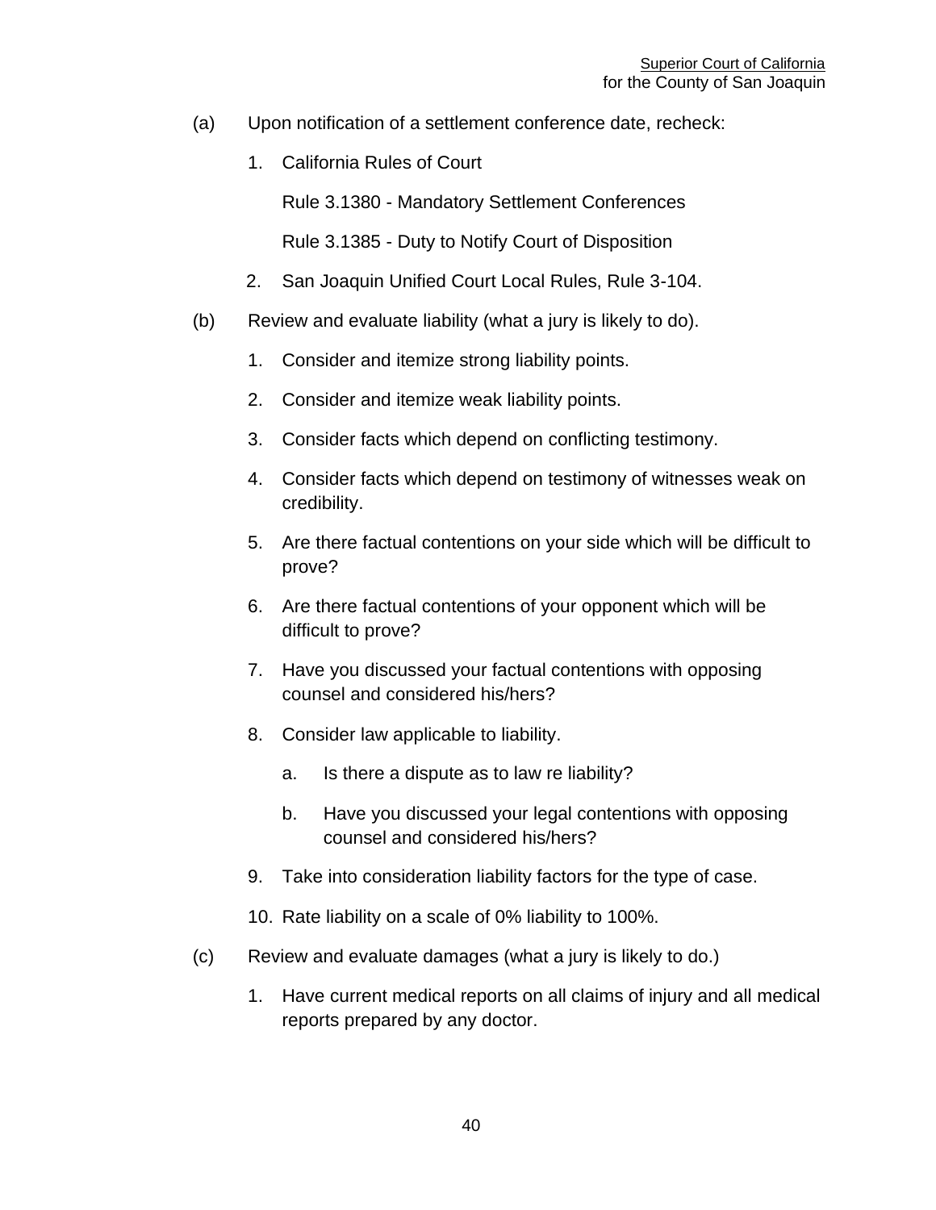(a) Upon notification of a settlement conference date, recheck:

  1. California Rules of Court

     Rule 3.1380 - Mandatory Settlement Conferences

     Rule 3.1385 - Duty to Notify Court of Disposition

  2. San Joaquin Unified Court Local Rules, Rule 3-104.

(b) Review and evaluate liability (what a jury is likely to do).

  1. Consider and itemize strong liability points.

  2. Consider and itemize weak liability points.

  3. Consider facts which depend on conflicting testimony.

  4. Consider facts which depend on testimony of witnesses weak on credibility.

  5. Are there factual contentions on your side which will be difficult to prove?

  6. Are there factual contentions of your opponent which will be difficult to prove?

  7. Have you discussed your factual contentions with opposing counsel and considered his/hers?

  8. Consider law applicable to liability.

     a. Is there a dispute as to law re liability?

     b. Have you discussed your legal contentions with opposing counsel and considered his/hers?

  9. Take into consideration liability factors for the type of case.

  10. Rate liability on a scale of 0% liability to 100%.

(c) Review and evaluate damages (what a jury is likely to do.)

  1. Have current medical reports on all claims of injury and all medical reports prepared by any doctor.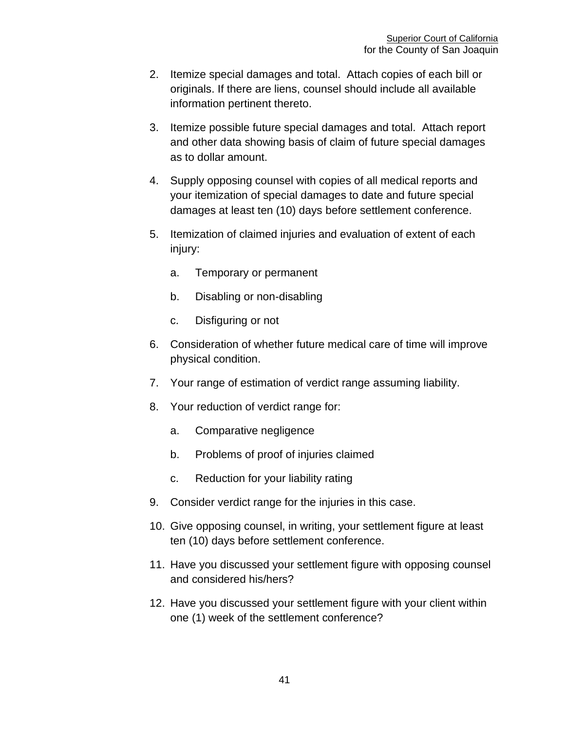2. Itemize special damages and total. Attach copies of each bill or originals. If there are liens, counsel should include all available information pertinent thereto.

3. Itemize possible future special damages and total. Attach report and other data showing basis of claim of future special damages as to dollar amount.

4. Supply opposing counsel with copies of all medical reports and your itemization of special damages to date and future special damages at least ten (10) days before settlement conference.

5. Itemization of claimed injuries and evaluation of extent of each injury:

   a. Temporary or permanent

   b. Disabling or non-disabling

   c. Disfiguring or not

6. Consideration of whether future medical care of time will improve physical condition.

7. Your range of estimation of verdict range assuming liability.

8. Your reduction of verdict range for:

   a. Comparative negligence

   b. Problems of proof of injuries claimed

   c. Reduction for your liability rating

9. Consider verdict range for the injuries in this case.

10. Give opposing counsel, in writing, your settlement figure at least ten (10) days before settlement conference.

11. Have you discussed your settlement figure with opposing counsel and considered his/hers?

12. Have you discussed your settlement figure with your client within one (1) week of the settlement conference?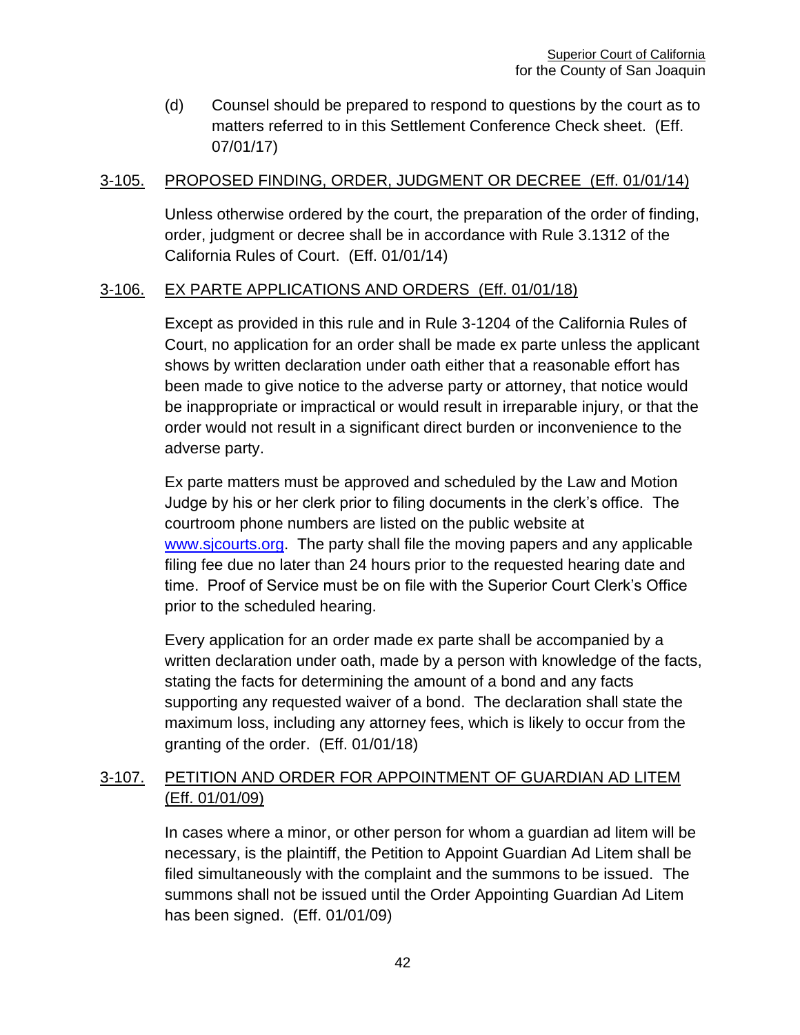(d) Counsel should be prepared to respond to questions by the court as to matters referred to in this Settlement Conference Check sheet. (Eff. 07/01/17)

## 3-105. PROPOSED FINDING, ORDER, JUDGMENT OR DECREE (Eff. 01/01/14)

Unless otherwise ordered by the court, the preparation of the order of finding, order, judgment or decree shall be in accordance with Rule 3.1312 of the California Rules of Court. (Eff. 01/01/14)

## 3-106. EX PARTE APPLICATIONS AND ORDERS (Eff. 01/01/18)

Except as provided in this rule and in Rule 3-1204 of the California Rules of Court, no application for an order shall be made ex parte unless the applicant shows by written declaration under oath either that a reasonable effort has been made to give notice to the adverse party or attorney, that notice would be inappropriate or impractical or would result in irreparable injury, or that the order would not result in a significant direct burden or inconvenience to the adverse party.

Ex parte matters must be approved and scheduled by the Law and Motion Judge by his or her clerk prior to filing documents in the clerk's office. The courtroom phone numbers are listed on the public website at www.sjcourts.org. The party shall file the moving papers and any applicable filing fee due no later than 24 hours prior to the requested hearing date and time. Proof of Service must be on file with the Superior Court Clerk's Office prior to the scheduled hearing.

Every application for an order made ex parte shall be accompanied by a written declaration under oath, made by a person with knowledge of the facts, stating the facts for determining the amount of a bond and any facts supporting any requested waiver of a bond. The declaration shall state the maximum loss, including any attorney fees, which is likely to occur from the granting of the order. (Eff. 01/01/18)

## 3-107. PETITION AND ORDER FOR APPOINTMENT OF GUARDIAN AD LITEM (Eff. 01/01/09)

In cases where a minor, or other person for whom a guardian ad litem will be necessary, is the plaintiff, the Petition to Appoint Guardian Ad Litem shall be filed simultaneously with the complaint and the summons to be issued. The summons shall not be issued until the Order Appointing Guardian Ad Litem has been signed. (Eff. 01/01/09)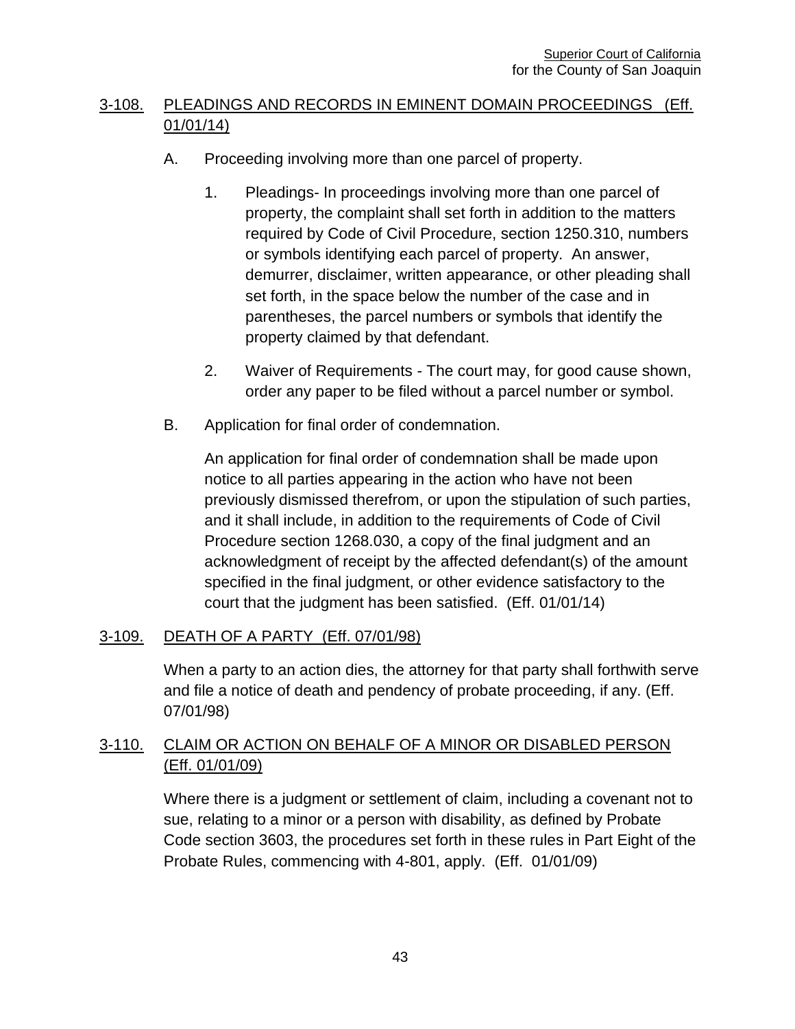## 3-108. PLEADINGS AND RECORDS IN EMINENT DOMAIN PROCEEDINGS (Eff. 01/01/14)

A. Proceeding involving more than one parcel of property.

1. Pleadings- In proceedings involving more than one parcel of property, the complaint shall set forth in addition to the matters required by Code of Civil Procedure, section 1250.310, numbers or symbols identifying each parcel of property. An answer, demurrer, disclaimer, written appearance, or other pleading shall set forth, in the space below the number of the case and in parentheses, the parcel numbers or symbols that identify the property claimed by that defendant.

2. Waiver of Requirements - The court may, for good cause shown, order any paper to be filed without a parcel number or symbol.

B. Application for final order of condemnation.

An application for final order of condemnation shall be made upon notice to all parties appearing in the action who have not been previously dismissed therefrom, or upon the stipulation of such parties, and it shall include, in addition to the requirements of Code of Civil Procedure section 1268.030, a copy of the final judgment and an acknowledgment of receipt by the affected defendant(s) of the amount specified in the final judgment, or other evidence satisfactory to the court that the judgment has been satisfied. (Eff. 01/01/14)

## 3-109. DEATH OF A PARTY (Eff. 07/01/98)

When a party to an action dies, the attorney for that party shall forthwith serve and file a notice of death and pendency of probate proceeding, if any. (Eff. 07/01/98)

## 3-110. CLAIM OR ACTION ON BEHALF OF A MINOR OR DISABLED PERSON (Eff. 01/01/09)

Where there is a judgment or settlement of claim, including a covenant not to sue, relating to a minor or a person with disability, as defined by Probate Code section 3603, the procedures set forth in these rules in Part Eight of the Probate Rules, commencing with 4-801, apply. (Eff. 01/01/09)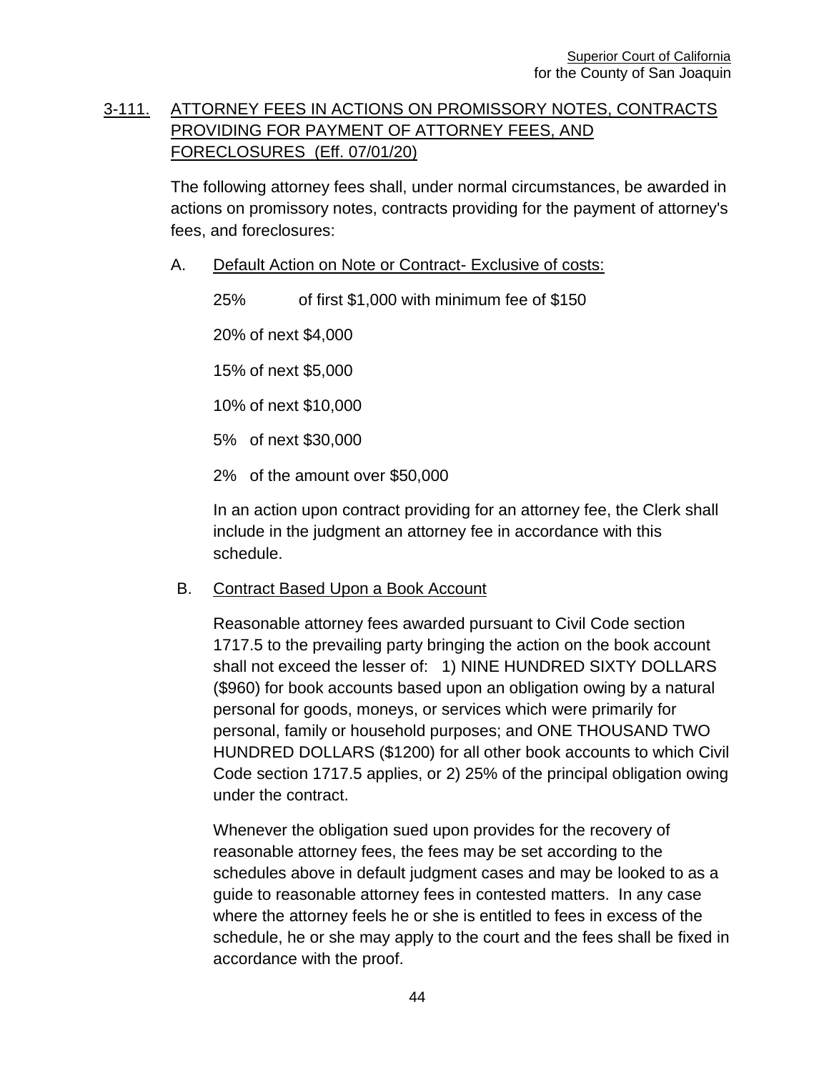## 3-111. ATTORNEY FEES IN ACTIONS ON PROMISSORY NOTES, CONTRACTS PROVIDING FOR PAYMENT OF ATTORNEY FEES, AND FORECLOSURES (Eff. 07/01/20)

The following attorney fees shall, under normal circumstances, be awarded in actions on promissory notes, contracts providing for the payment of attorney's fees, and foreclosures:

A. Default Action on Note or Contract- Exclusive of costs:

25% of first $1,000 with minimum fee of $150

20% of next $4,000

15% of next $5,000

10% of next $10,000

5% of next $30,000

2% of the amount over $50,000

In an action upon contract providing for an attorney fee, the Clerk shall include in the judgment an attorney fee in accordance with this schedule.

B. Contract Based Upon a Book Account

Reasonable attorney fees awarded pursuant to Civil Code section 1717.5 to the prevailing party bringing the action on the book account shall not exceed the lesser of: 1) NINE HUNDRED SIXTY DOLLARS ($960) for book accounts based upon an obligation owing by a natural personal for goods, moneys, or services which were primarily for personal, family or household purposes; and ONE THOUSAND TWO HUNDRED DOLLARS ($1200) for all other book accounts to which Civil Code section 1717.5 applies, or 2) 25% of the principal obligation owing under the contract.

Whenever the obligation sued upon provides for the recovery of reasonable attorney fees, the fees may be set according to the schedules above in default judgment cases and may be looked to as a guide to reasonable attorney fees in contested matters. In any case where the attorney feels he or she is entitled to fees in excess of the schedule, he or she may apply to the court and the fees shall be fixed in accordance with the proof.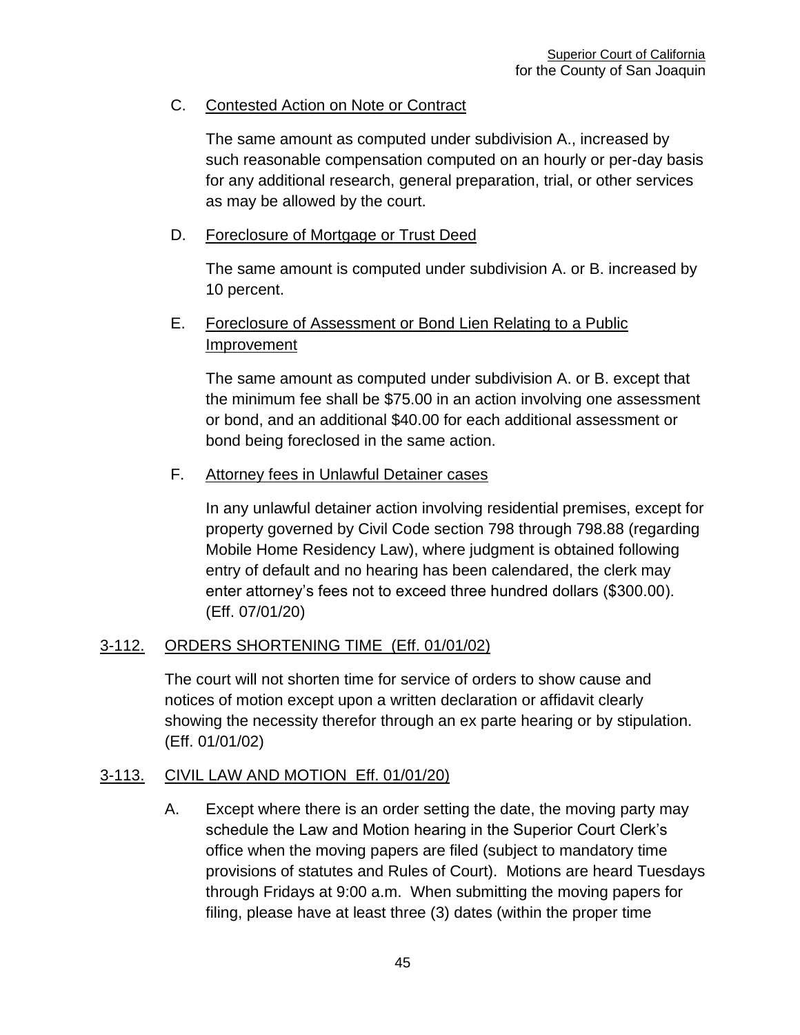C. Contested Action on Note or Contract

The same amount as computed under subdivision A., increased by such reasonable compensation computed on an hourly or per-day basis for any additional research, general preparation, trial, or other services as may be allowed by the court.

D. Foreclosure of Mortgage or Trust Deed

The same amount is computed under subdivision A. or B. increased by 10 percent.

E. Foreclosure of Assessment or Bond Lien Relating to a Public Improvement

The same amount as computed under subdivision A. or B. except that the minimum fee shall be $75.00 in an action involving one assessment or bond, and an additional $40.00 for each additional assessment or bond being foreclosed in the same action.

F. Attorney fees in Unlawful Detainer cases

In any unlawful detainer action involving residential premises, except for property governed by Civil Code section 798 through 798.88 (regarding Mobile Home Residency Law), where judgment is obtained following entry of default and no hearing has been calendared, the clerk may enter attorney's fees not to exceed three hundred dollars ($300.00). (Eff. 07/01/20)

## 3-112. ORDERS SHORTENING TIME (Eff. 01/01/02)

The court will not shorten time for service of orders to show cause and notices of motion except upon a written declaration or affidavit clearly showing the necessity therefor through an ex parte hearing or by stipulation. (Eff. 01/01/02)

## 3-113. CIVIL LAW AND MOTION Eff. 01/01/20)

A. Except where there is an order setting the date, the moving party may schedule the Law and Motion hearing in the Superior Court Clerk's office when the moving papers are filed (subject to mandatory time provisions of statutes and Rules of Court). Motions are heard Tuesdays through Fridays at 9:00 a.m. When submitting the moving papers for filing, please have at least three (3) dates (within the proper time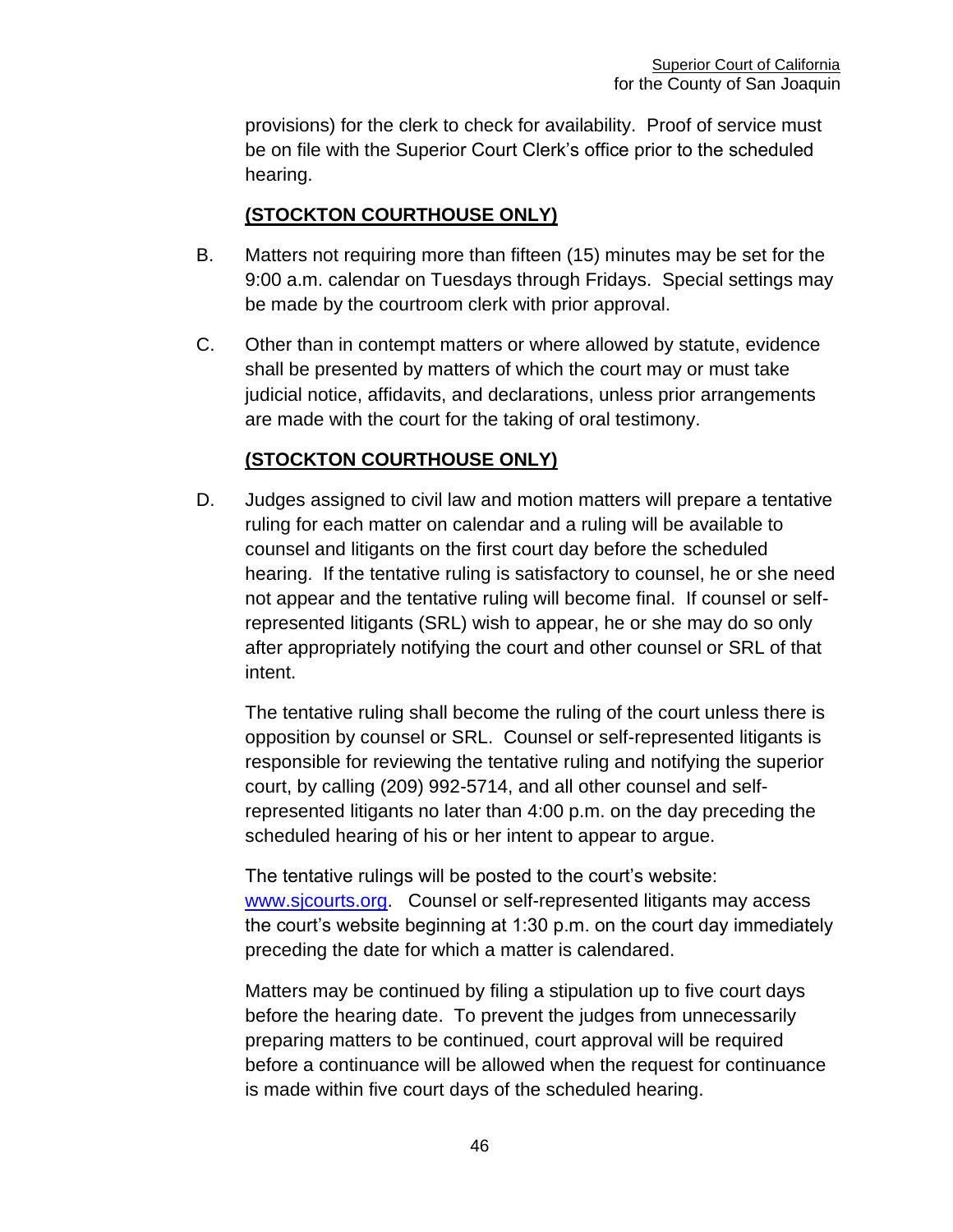provisions) for the clerk to check for availability. Proof of service must be on file with the Superior Court Clerk's office prior to the scheduled hearing.

**(STOCKTON COURTHOUSE ONLY)**

B. Matters not requiring more than fifteen (15) minutes may be set for the 9:00 a.m. calendar on Tuesdays through Fridays. Special settings may be made by the courtroom clerk with prior approval.

C. Other than in contempt matters or where allowed by statute, evidence shall be presented by matters of which the court may or must take judicial notice, affidavits, and declarations, unless prior arrangements are made with the court for the taking of oral testimony.

**(STOCKTON COURTHOUSE ONLY)**

D. Judges assigned to civil law and motion matters will prepare a tentative ruling for each matter on calendar and a ruling will be available to counsel and litigants on the first court day before the scheduled hearing. If the tentative ruling is satisfactory to counsel, he or she need not appear and the tentative ruling will become final. If counsel or self-represented litigants (SRL) wish to appear, he or she may do so only after appropriately notifying the court and other counsel or SRL of that intent.

The tentative ruling shall become the ruling of the court unless there is opposition by counsel or SRL. Counsel or self-represented litigants is responsible for reviewing the tentative ruling and notifying the superior court, by calling (209) 992-5714, and all other counsel and self-represented litigants no later than 4:00 p.m. on the day preceding the scheduled hearing of his or her intent to appear to argue.

The tentative rulings will be posted to the court's website: [www.sjcourts.org](www.sjcourts.org). Counsel or self-represented litigants may access the court's website beginning at 1:30 p.m. on the court day immediately preceding the date for which a matter is calendared.

Matters may be continued by filing a stipulation up to five court days before the hearing date. To prevent the judges from unnecessarily preparing matters to be continued, court approval will be required before a continuance will be allowed when the request for continuance is made within five court days of the scheduled hearing.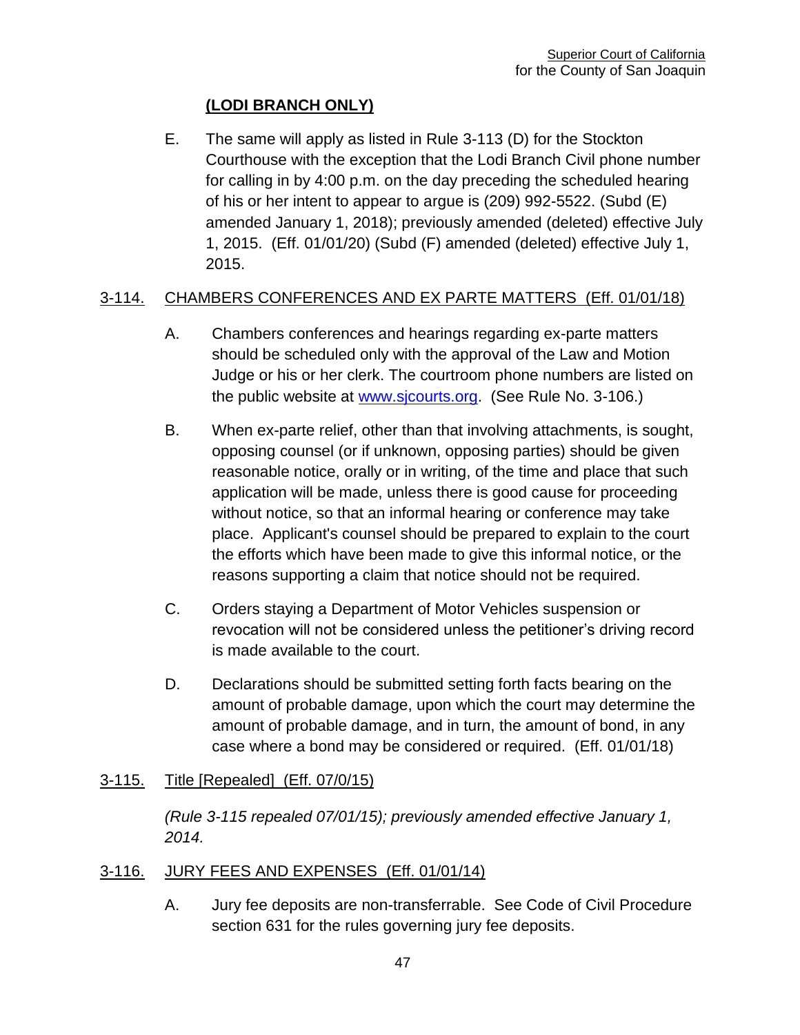**(LODI BRANCH ONLY)**

E. The same will apply as listed in Rule 3-113 (D) for the Stockton Courthouse with the exception that the Lodi Branch Civil phone number for calling in by 4:00 p.m. on the day preceding the scheduled hearing of his or her intent to appear to argue is (209) 992-5522. (Subd (E) amended January 1, 2018); previously amended (deleted) effective July 1, 2015. (Eff. 01/01/20) (Subd (F) amended (deleted) effective July 1, 2015.

## 3-114. CHAMBERS CONFERENCES AND EX PARTE MATTERS (Eff. 01/01/18)

A. Chambers conferences and hearings regarding ex-parte matters should be scheduled only with the approval of the Law and Motion Judge or his or her clerk. The courtroom phone numbers are listed on the public website at www.sjcourts.org. (See Rule No. 3-106.)

B. When ex-parte relief, other than that involving attachments, is sought, opposing counsel (or if unknown, opposing parties) should be given reasonable notice, orally or in writing, of the time and place that such application will be made, unless there is good cause for proceeding without notice, so that an informal hearing or conference may take place. Applicant's counsel should be prepared to explain to the court the efforts which have been made to give this informal notice, or the reasons supporting a claim that notice should not be required.

C. Orders staying a Department of Motor Vehicles suspension or revocation will not be considered unless the petitioner's driving record is made available to the court.

D. Declarations should be submitted setting forth facts bearing on the amount of probable damage, upon which the court may determine the amount of probable damage, and in turn, the amount of bond, in any case where a bond may be considered or required. (Eff. 01/01/18)

## 3-115. Title [Repealed] (Eff. 07/0/15)

*(Rule 3-115 repealed 07/01/15); previously amended effective January 1, 2014.*

## 3-116. JURY FEES AND EXPENSES (Eff. 01/01/14)

A. Jury fee deposits are non-transferrable. See Code of Civil Procedure section 631 for the rules governing jury fee deposits.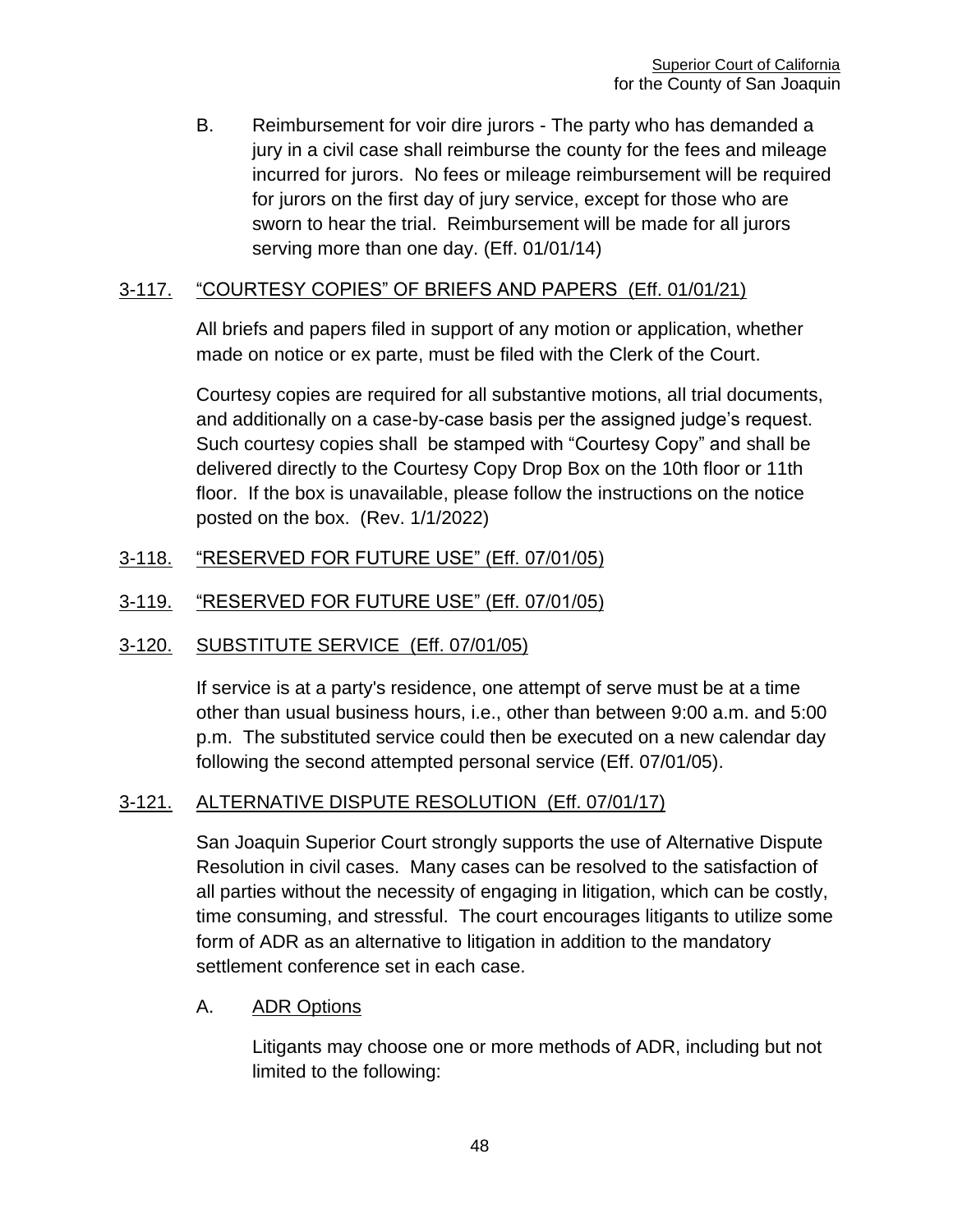B. Reimbursement for voir dire jurors - The party who has demanded a jury in a civil case shall reimburse the county for the fees and mileage incurred for jurors. No fees or mileage reimbursement will be required for jurors on the first day of jury service, except for those who are sworn to hear the trial. Reimbursement will be made for all jurors serving more than one day. (Eff. 01/01/14)

## 3-117. "COURTESY COPIES" OF BRIEFS AND PAPERS (Eff. 01/01/21)

All briefs and papers filed in support of any motion or application, whether made on notice or ex parte, must be filed with the Clerk of the Court.

Courtesy copies are required for all substantive motions, all trial documents, and additionally on a case-by-case basis per the assigned judge's request. Such courtesy copies shall be stamped with "Courtesy Copy" and shall be delivered directly to the Courtesy Copy Drop Box on the 10th floor or 11th floor. If the box is unavailable, please follow the instructions on the notice posted on the box. (Rev. 1/1/2022)

## 3-118. "RESERVED FOR FUTURE USE" (Eff. 07/01/05)

## 3-119. "RESERVED FOR FUTURE USE" (Eff. 07/01/05)

## 3-120. SUBSTITUTE SERVICE (Eff. 07/01/05)

If service is at a party's residence, one attempt of serve must be at a time other than usual business hours, i.e., other than between 9:00 a.m. and 5:00 p.m. The substituted service could then be executed on a new calendar day following the second attempted personal service (Eff. 07/01/05).

## 3-121. ALTERNATIVE DISPUTE RESOLUTION (Eff. 07/01/17)

San Joaquin Superior Court strongly supports the use of Alternative Dispute Resolution in civil cases. Many cases can be resolved to the satisfaction of all parties without the necessity of engaging in litigation, which can be costly, time consuming, and stressful. The court encourages litigants to utilize some form of ADR as an alternative to litigation in addition to the mandatory settlement conference set in each case.

A. ADR Options

Litigants may choose one or more methods of ADR, including but not limited to the following: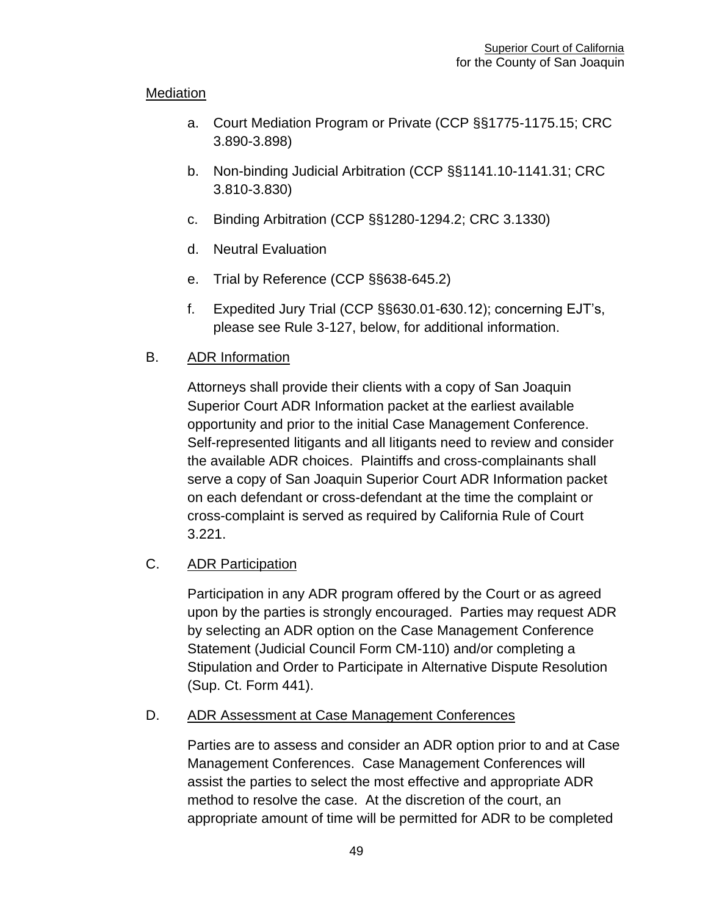Mediation

a. Court Mediation Program or Private (CCP §§1775-1175.15; CRC 3.890-3.898)

b. Non-binding Judicial Arbitration (CCP §§1141.10-1141.31; CRC 3.810-3.830)

c. Binding Arbitration (CCP §§1280-1294.2; CRC 3.1330)

d. Neutral Evaluation

e. Trial by Reference (CCP §§638-645.2)

f. Expedited Jury Trial (CCP §§630.01-630.12); concerning EJT's, please see Rule 3-127, below, for additional information.

B. ADR Information

Attorneys shall provide their clients with a copy of San Joaquin Superior Court ADR Information packet at the earliest available opportunity and prior to the initial Case Management Conference. Self-represented litigants and all litigants need to review and consider the available ADR choices. Plaintiffs and cross-complainants shall serve a copy of San Joaquin Superior Court ADR Information packet on each defendant or cross-defendant at the time the complaint or cross-complaint is served as required by California Rule of Court 3.221.

C. ADR Participation

Participation in any ADR program offered by the Court or as agreed upon by the parties is strongly encouraged. Parties may request ADR by selecting an ADR option on the Case Management Conference Statement (Judicial Council Form CM-110) and/or completing a Stipulation and Order to Participate in Alternative Dispute Resolution (Sup. Ct. Form 441).

D. ADR Assessment at Case Management Conferences

Parties are to assess and consider an ADR option prior to and at Case Management Conferences. Case Management Conferences will assist the parties to select the most effective and appropriate ADR method to resolve the case. At the discretion of the court, an appropriate amount of time will be permitted for ADR to be completed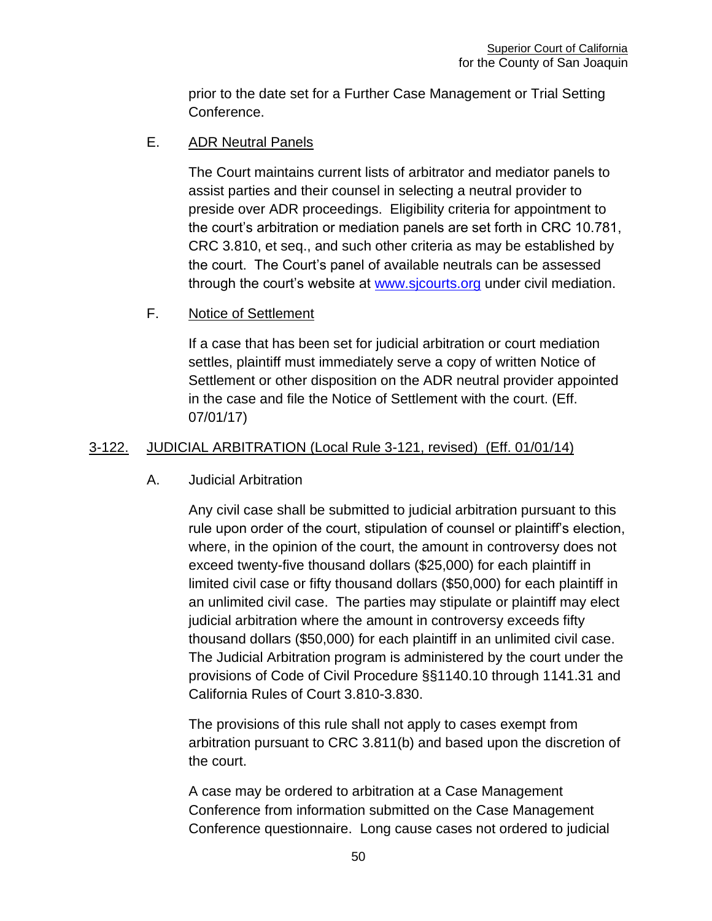prior to the date set for a Further Case Management or Trial Setting Conference.

E. ADR Neutral Panels

The Court maintains current lists of arbitrator and mediator panels to assist parties and their counsel in selecting a neutral provider to preside over ADR proceedings. Eligibility criteria for appointment to the court's arbitration or mediation panels are set forth in CRC 10.781, CRC 3.810, et seq., and such other criteria as may be established by the court. The Court's panel of available neutrals can be assessed through the court's website at www.sjcourts.org under civil mediation.

F. Notice of Settlement

If a case that has been set for judicial arbitration or court mediation settles, plaintiff must immediately serve a copy of written Notice of Settlement or other disposition on the ADR neutral provider appointed in the case and file the Notice of Settlement with the court. (Eff. 07/01/17)

## 3-122. JUDICIAL ARBITRATION (Local Rule 3-121, revised) (Eff. 01/01/14)

A. Judicial Arbitration

Any civil case shall be submitted to judicial arbitration pursuant to this rule upon order of the court, stipulation of counsel or plaintiff's election, where, in the opinion of the court, the amount in controversy does not exceed twenty-five thousand dollars ($25,000) for each plaintiff in limited civil case or fifty thousand dollars ($50,000) for each plaintiff in an unlimited civil case. The parties may stipulate or plaintiff may elect judicial arbitration where the amount in controversy exceeds fifty thousand dollars ($50,000) for each plaintiff in an unlimited civil case. The Judicial Arbitration program is administered by the court under the provisions of Code of Civil Procedure §§1140.10 through 1141.31 and California Rules of Court 3.810-3.830.

The provisions of this rule shall not apply to cases exempt from arbitration pursuant to CRC 3.811(b) and based upon the discretion of the court.

A case may be ordered to arbitration at a Case Management Conference from information submitted on the Case Management Conference questionnaire. Long cause cases not ordered to judicial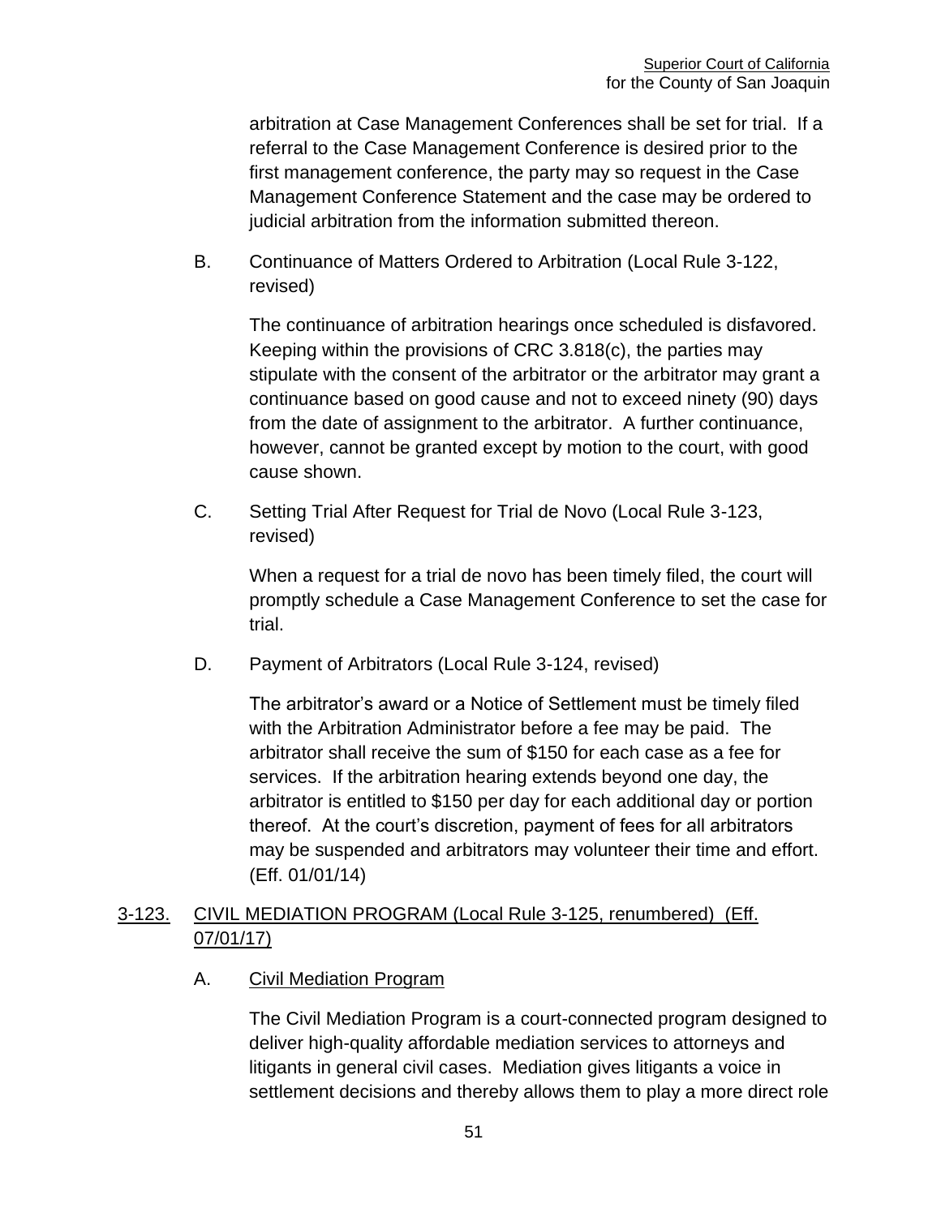arbitration at Case Management Conferences shall be set for trial. If a referral to the Case Management Conference is desired prior to the first management conference, the party may so request in the Case Management Conference Statement and the case may be ordered to judicial arbitration from the information submitted thereon.

B. Continuance of Matters Ordered to Arbitration (Local Rule 3-122, revised)

The continuance of arbitration hearings once scheduled is disfavored. Keeping within the provisions of CRC 3.818(c), the parties may stipulate with the consent of the arbitrator or the arbitrator may grant a continuance based on good cause and not to exceed ninety (90) days from the date of assignment to the arbitrator. A further continuance, however, cannot be granted except by motion to the court, with good cause shown.

C. Setting Trial After Request for Trial de Novo (Local Rule 3-123, revised)

When a request for a trial de novo has been timely filed, the court will promptly schedule a Case Management Conference to set the case for trial.

D. Payment of Arbitrators (Local Rule 3-124, revised)

The arbitrator's award or a Notice of Settlement must be timely filed with the Arbitration Administrator before a fee may be paid. The arbitrator shall receive the sum of $150 for each case as a fee for services. If the arbitration hearing extends beyond one day, the arbitrator is entitled to $150 per day for each additional day or portion thereof. At the court's discretion, payment of fees for all arbitrators may be suspended and arbitrators may volunteer their time and effort. (Eff. 01/01/14)

## 3-123. CIVIL MEDIATION PROGRAM (Local Rule 3-125, renumbered) (Eff. 07/01/17)

A. Civil Mediation Program

The Civil Mediation Program is a court-connected program designed to deliver high-quality affordable mediation services to attorneys and litigants in general civil cases. Mediation gives litigants a voice in settlement decisions and thereby allows them to play a more direct role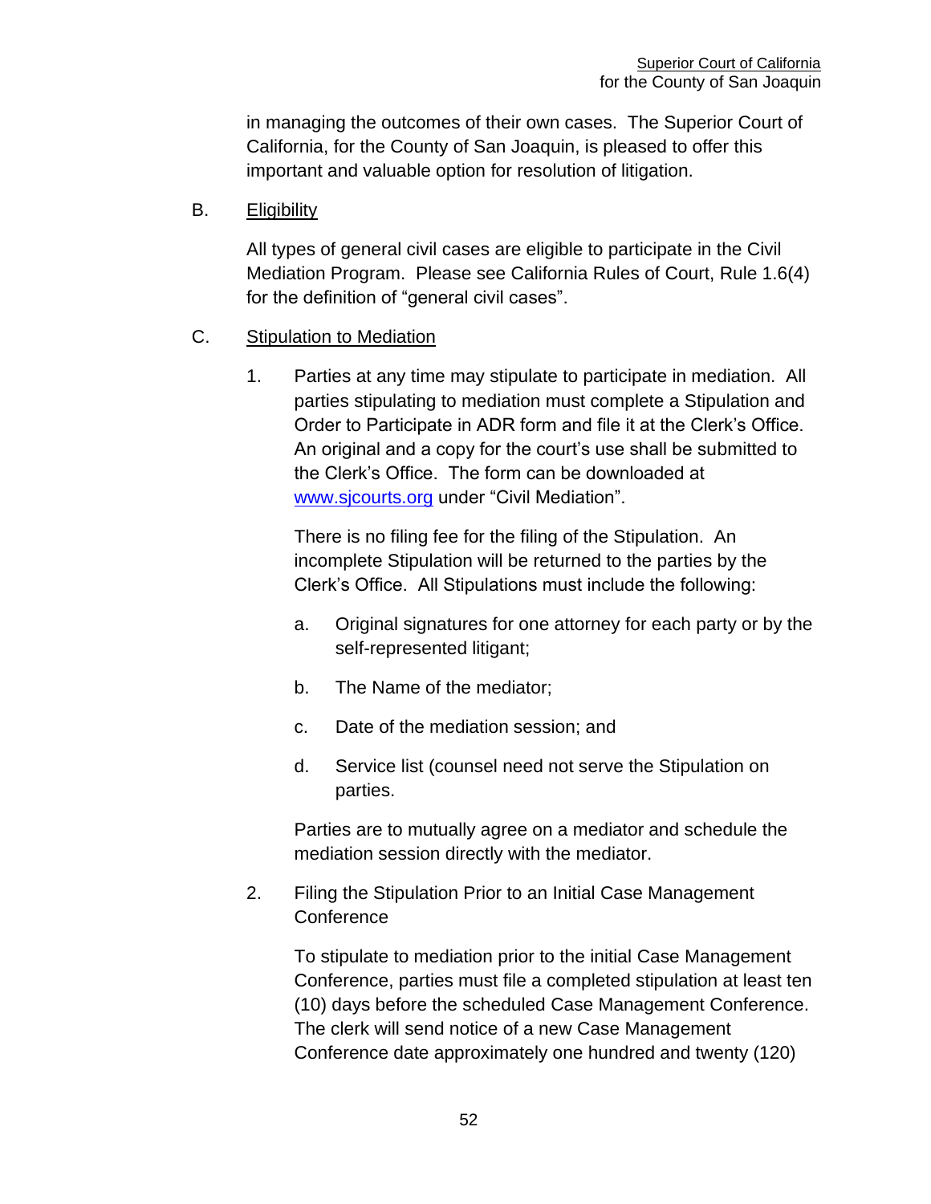in managing the outcomes of their own cases. The Superior Court of California, for the County of San Joaquin, is pleased to offer this important and valuable option for resolution of litigation.

B. Eligibility

All types of general civil cases are eligible to participate in the Civil Mediation Program. Please see California Rules of Court, Rule 1.6(4) for the definition of "general civil cases".

C. Stipulation to Mediation

1. Parties at any time may stipulate to participate in mediation. All parties stipulating to mediation must complete a Stipulation and Order to Participate in ADR form and file it at the Clerk's Office. An original and a copy for the court's use shall be submitted to the Clerk's Office. The form can be downloaded at [www.sjcourts.org](http://www.sjcourts.org) under "Civil Mediation".

   There is no filing fee for the filing of the Stipulation. An incomplete Stipulation will be returned to the parties by the Clerk's Office. All Stipulations must include the following:

   a. Original signatures for one attorney for each party or by the self-represented litigant;

   b. The Name of the mediator;

   c. Date of the mediation session; and

   d. Service list (counsel need not serve the Stipulation on parties.

   Parties are to mutually agree on a mediator and schedule the mediation session directly with the mediator.

2. Filing the Stipulation Prior to an Initial Case Management Conference

   To stipulate to mediation prior to the initial Case Management Conference, parties must file a completed stipulation at least ten (10) days before the scheduled Case Management Conference. The clerk will send notice of a new Case Management Conference date approximately one hundred and twenty (120)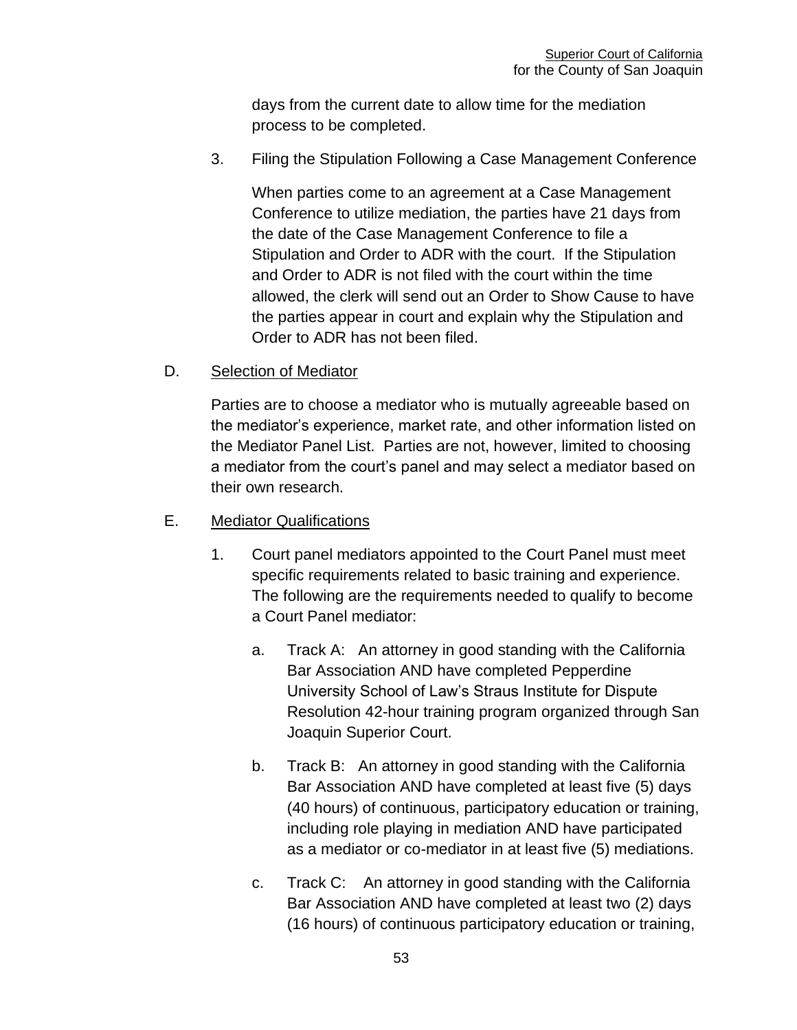days from the current date to allow time for the mediation process to be completed.

3. Filing the Stipulation Following a Case Management Conference

   When parties come to an agreement at a Case Management Conference to utilize mediation, the parties have 21 days from the date of the Case Management Conference to file a Stipulation and Order to ADR with the court. If the Stipulation and Order to ADR is not filed with the court within the time allowed, the clerk will send out an Order to Show Cause to have the parties appear in court and explain why the Stipulation and Order to ADR has not been filed.

D. Selection of Mediator

   Parties are to choose a mediator who is mutually agreeable based on the mediator's experience, market rate, and other information listed on the Mediator Panel List. Parties are not, however, limited to choosing a mediator from the court's panel and may select a mediator based on their own research.

E. Mediator Qualifications

   1. Court panel mediators appointed to the Court Panel must meet specific requirements related to basic training and experience. The following are the requirements needed to qualify to become a Court Panel mediator:

      a. Track A: An attorney in good standing with the California Bar Association AND have completed Pepperdine University School of Law's Straus Institute for Dispute Resolution 42-hour training program organized through San Joaquin Superior Court.

      b. Track B: An attorney in good standing with the California Bar Association AND have completed at least five (5) days (40 hours) of continuous, participatory education or training, including role playing in mediation AND have participated as a mediator or co-mediator in at least five (5) mediations.

      c. Track C: An attorney in good standing with the California Bar Association AND have completed at least two (2) days (16 hours) of continuous participatory education or training,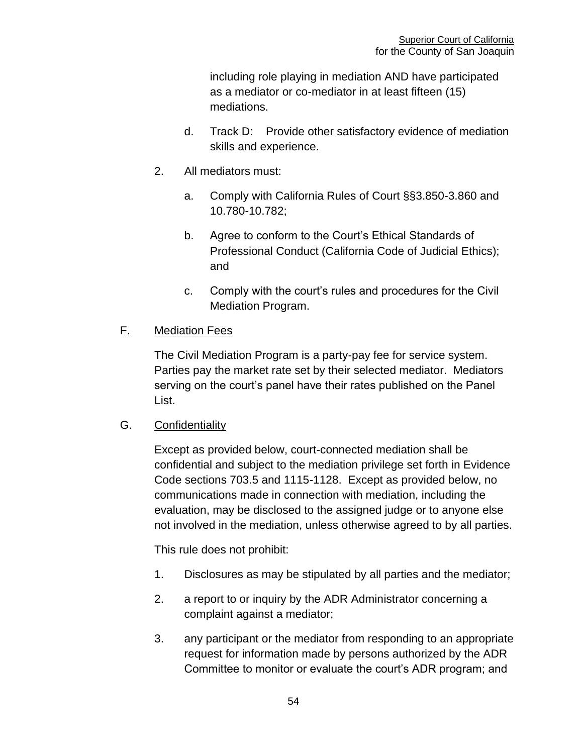including role playing in mediation AND have participated as a mediator or co-mediator in at least fifteen (15) mediations.

d. Track D: Provide other satisfactory evidence of mediation skills and experience.

2. All mediators must:

   a. Comply with California Rules of Court §§3.850-3.860 and 10.780-10.782;

   b. Agree to conform to the Court's Ethical Standards of Professional Conduct (California Code of Judicial Ethics); and

   c. Comply with the court's rules and procedures for the Civil Mediation Program.

F. Mediation Fees

The Civil Mediation Program is a party-pay fee for service system. Parties pay the market rate set by their selected mediator. Mediators serving on the court's panel have their rates published on the Panel List.

G. Confidentiality

Except as provided below, court-connected mediation shall be confidential and subject to the mediation privilege set forth in Evidence Code sections 703.5 and 1115-1128. Except as provided below, no communications made in connection with mediation, including the evaluation, may be disclosed to the assigned judge or to anyone else not involved in the mediation, unless otherwise agreed to by all parties.

This rule does not prohibit:

1. Disclosures as may be stipulated by all parties and the mediator;

2. a report to or inquiry by the ADR Administrator concerning a complaint against a mediator;

3. any participant or the mediator from responding to an appropriate request for information made by persons authorized by the ADR Committee to monitor or evaluate the court's ADR program; and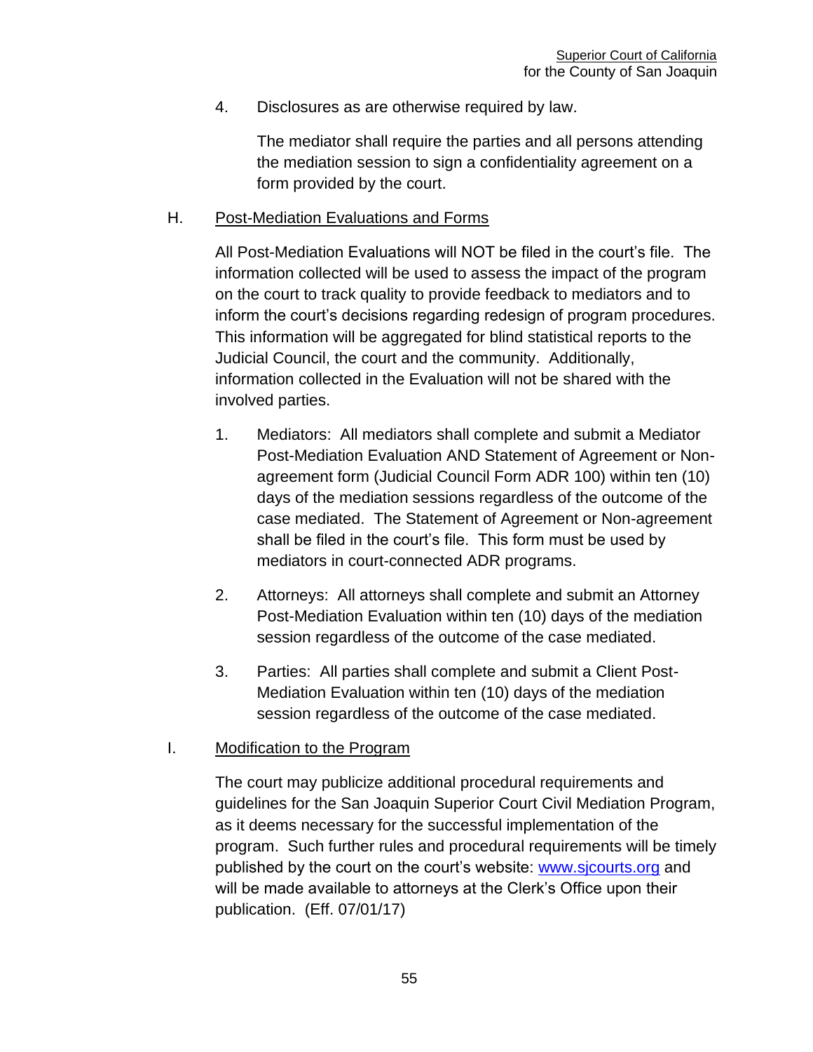4. Disclosures as are otherwise required by law.

   The mediator shall require the parties and all persons attending the mediation session to sign a confidentiality agreement on a form provided by the court.

H. Post-Mediation Evaluations and Forms

All Post-Mediation Evaluations will NOT be filed in the court's file. The information collected will be used to assess the impact of the program on the court to track quality to provide feedback to mediators and to inform the court's decisions regarding redesign of program procedures. This information will be aggregated for blind statistical reports to the Judicial Council, the court and the community. Additionally, information collected in the Evaluation will not be shared with the involved parties.

1. Mediators: All mediators shall complete and submit a Mediator Post-Mediation Evaluation AND Statement of Agreement or Non-agreement form (Judicial Council Form ADR 100) within ten (10) days of the mediation sessions regardless of the outcome of the case mediated. The Statement of Agreement or Non-agreement shall be filed in the court's file. This form must be used by mediators in court-connected ADR programs.

2. Attorneys: All attorneys shall complete and submit an Attorney Post-Mediation Evaluation within ten (10) days of the mediation session regardless of the outcome of the case mediated.

3. Parties: All parties shall complete and submit a Client Post-Mediation Evaluation within ten (10) days of the mediation session regardless of the outcome of the case mediated.

I. Modification to the Program

The court may publicize additional procedural requirements and guidelines for the San Joaquin Superior Court Civil Mediation Program, as it deems necessary for the successful implementation of the program. Such further rules and procedural requirements will be timely published by the court on the court's website: www.sjcourts.org and will be made available to attorneys at the Clerk's Office upon their publication. (Eff. 07/01/17)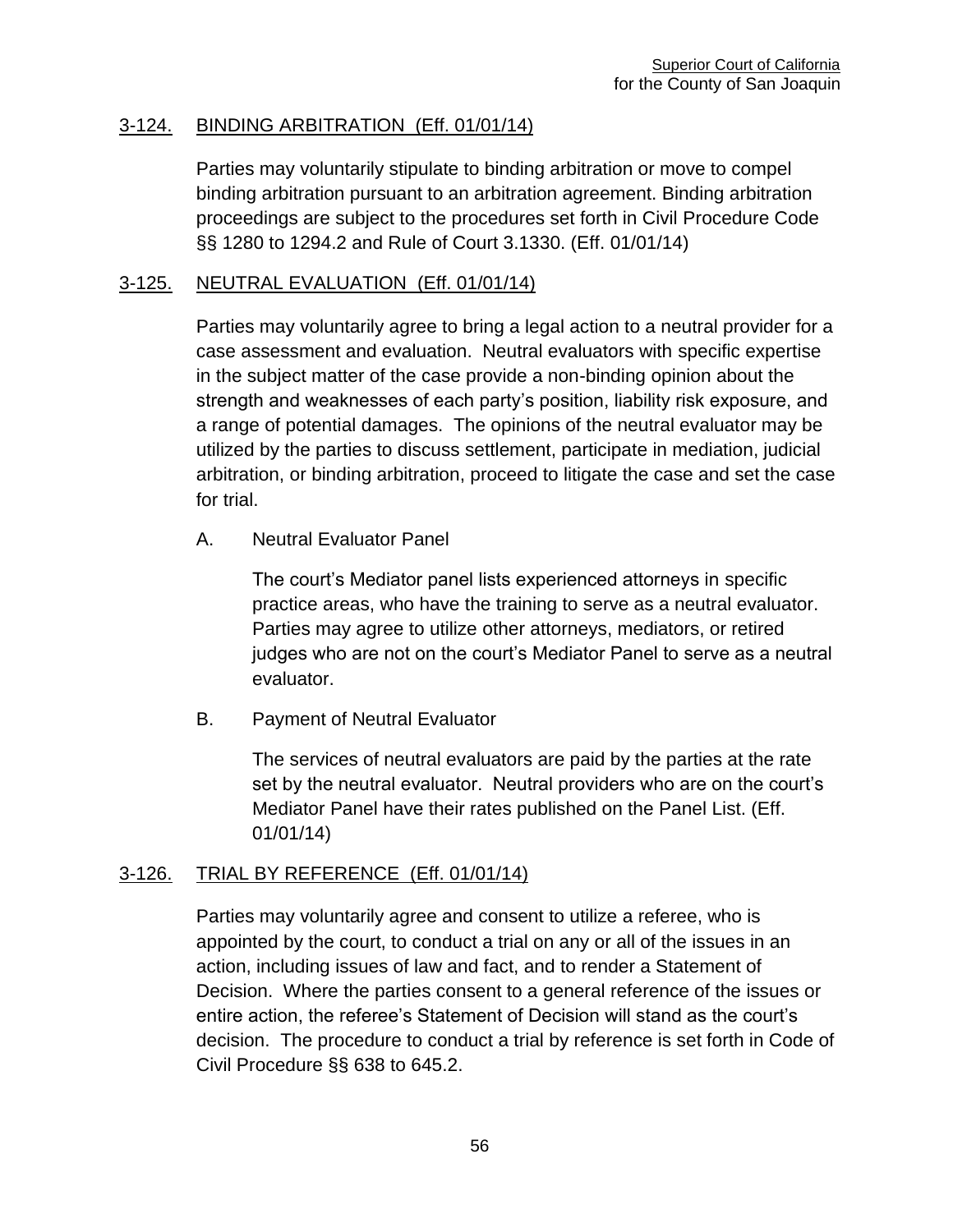## 3-124. BINDING ARBITRATION (Eff. 01/01/14)

Parties may voluntarily stipulate to binding arbitration or move to compel binding arbitration pursuant to an arbitration agreement. Binding arbitration proceedings are subject to the procedures set forth in Civil Procedure Code §§ 1280 to 1294.2 and Rule of Court 3.1330. (Eff. 01/01/14)

## 3-125. NEUTRAL EVALUATION (Eff. 01/01/14)

Parties may voluntarily agree to bring a legal action to a neutral provider for a case assessment and evaluation. Neutral evaluators with specific expertise in the subject matter of the case provide a non-binding opinion about the strength and weaknesses of each party's position, liability risk exposure, and a range of potential damages. The opinions of the neutral evaluator may be utilized by the parties to discuss settlement, participate in mediation, judicial arbitration, or binding arbitration, proceed to litigate the case and set the case for trial.

A. Neutral Evaluator Panel

The court's Mediator panel lists experienced attorneys in specific practice areas, who have the training to serve as a neutral evaluator. Parties may agree to utilize other attorneys, mediators, or retired judges who are not on the court's Mediator Panel to serve as a neutral evaluator.

B. Payment of Neutral Evaluator

The services of neutral evaluators are paid by the parties at the rate set by the neutral evaluator. Neutral providers who are on the court's Mediator Panel have their rates published on the Panel List. (Eff. 01/01/14)

## 3-126. TRIAL BY REFERENCE (Eff. 01/01/14)

Parties may voluntarily agree and consent to utilize a referee, who is appointed by the court, to conduct a trial on any or all of the issues in an action, including issues of law and fact, and to render a Statement of Decision. Where the parties consent to a general reference of the issues or entire action, the referee's Statement of Decision will stand as the court's decision. The procedure to conduct a trial by reference is set forth in Code of Civil Procedure §§ 638 to 645.2.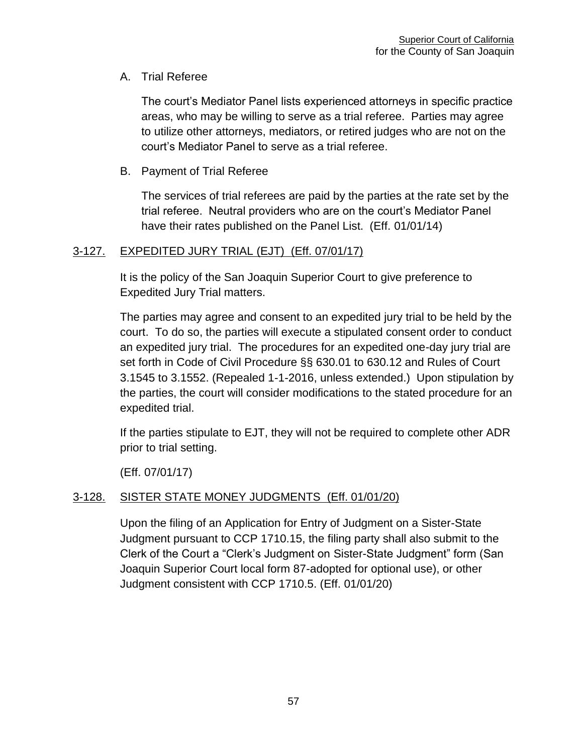A. Trial Referee

The court's Mediator Panel lists experienced attorneys in specific practice areas, who may be willing to serve as a trial referee. Parties may agree to utilize other attorneys, mediators, or retired judges who are not on the court's Mediator Panel to serve as a trial referee.

B. Payment of Trial Referee

The services of trial referees are paid by the parties at the rate set by the trial referee. Neutral providers who are on the court's Mediator Panel have their rates published on the Panel List. (Eff. 01/01/14)

## 3-127. EXPEDITED JURY TRIAL (EJT) (Eff. 07/01/17)

It is the policy of the San Joaquin Superior Court to give preference to Expedited Jury Trial matters.

The parties may agree and consent to an expedited jury trial to be held by the court. To do so, the parties will execute a stipulated consent order to conduct an expedited jury trial. The procedures for an expedited one-day jury trial are set forth in Code of Civil Procedure §§ 630.01 to 630.12 and Rules of Court 3.1545 to 3.1552. (Repealed 1-1-2016, unless extended.) Upon stipulation by the parties, the court will consider modifications to the stated procedure for an expedited trial.

If the parties stipulate to EJT, they will not be required to complete other ADR prior to trial setting.

(Eff. 07/01/17)

## 3-128. SISTER STATE MONEY JUDGMENTS (Eff. 01/01/20)

Upon the filing of an Application for Entry of Judgment on a Sister-State Judgment pursuant to CCP 1710.15, the filing party shall also submit to the Clerk of the Court a "Clerk's Judgment on Sister-State Judgment" form (San Joaquin Superior Court local form 87-adopted for optional use), or other Judgment consistent with CCP 1710.5. (Eff. 01/01/20)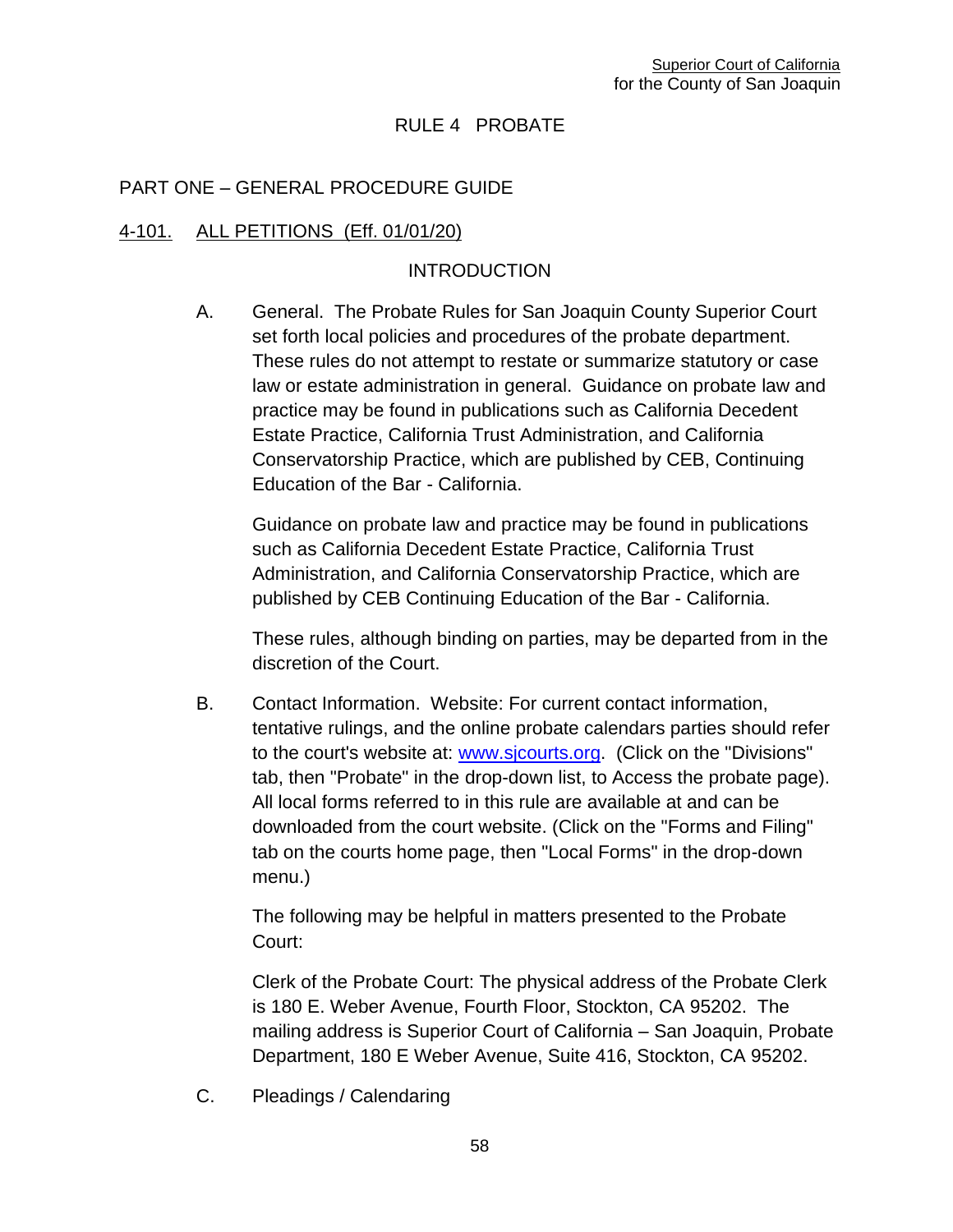# RULE 4 PROBATE

## PART ONE – GENERAL PROCEDURE GUIDE

### 4-101. ALL PETITIONS (Eff. 01/01/20)

INTRODUCTION

A. General. The Probate Rules for San Joaquin County Superior Court set forth local policies and procedures of the probate department. These rules do not attempt to restate or summarize statutory or case law or estate administration in general. Guidance on probate law and practice may be found in publications such as California Decedent Estate Practice, California Trust Administration, and California Conservatorship Practice, which are published by CEB, Continuing Education of the Bar - California.

Guidance on probate law and practice may be found in publications such as California Decedent Estate Practice, California Trust Administration, and California Conservatorship Practice, which are published by CEB Continuing Education of the Bar - California.

These rules, although binding on parties, may be departed from in the discretion of the Court.

B. Contact Information. Website: For current contact information, tentative rulings, and the online probate calendars parties should refer to the court's website at: www.sjcourts.org. (Click on the "Divisions" tab, then "Probate" in the drop-down list, to Access the probate page). All local forms referred to in this rule are available at and can be downloaded from the court website. (Click on the "Forms and Filing" tab on the courts home page, then "Local Forms" in the drop-down menu.)

The following may be helpful in matters presented to the Probate Court:

Clerk of the Probate Court: The physical address of the Probate Clerk is 180 E. Weber Avenue, Fourth Floor, Stockton, CA 95202. The mailing address is Superior Court of California – San Joaquin, Probate Department, 180 E Weber Avenue, Suite 416, Stockton, CA 95202.

C. Pleadings / Calendaring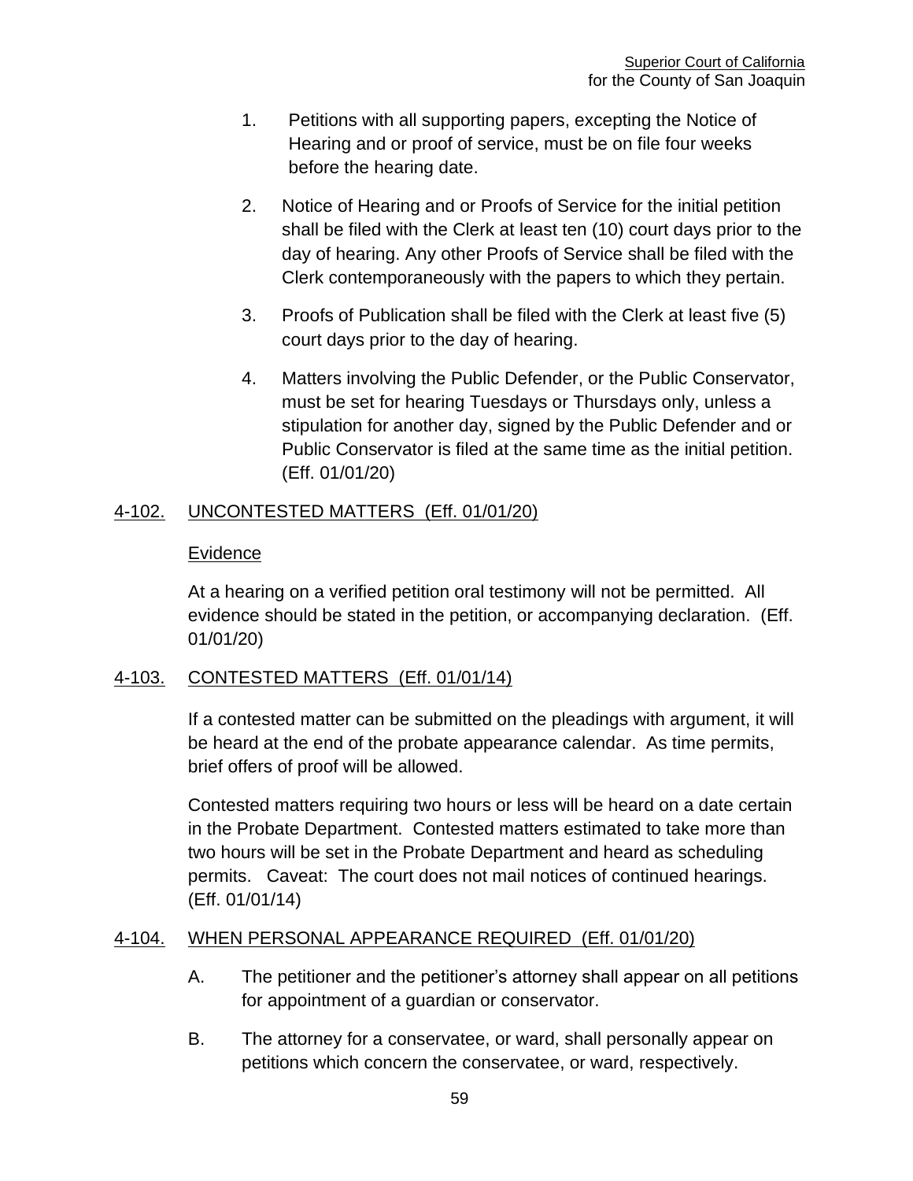1. Petitions with all supporting papers, excepting the Notice of Hearing and or proof of service, must be on file four weeks before the hearing date.

2. Notice of Hearing and or Proofs of Service for the initial petition shall be filed with the Clerk at least ten (10) court days prior to the day of hearing. Any other Proofs of Service shall be filed with the Clerk contemporaneously with the papers to which they pertain.

3. Proofs of Publication shall be filed with the Clerk at least five (5) court days prior to the day of hearing.

4. Matters involving the Public Defender, or the Public Conservator, must be set for hearing Tuesdays or Thursdays only, unless a stipulation for another day, signed by the Public Defender and or Public Conservator is filed at the same time as the initial petition. (Eff. 01/01/20)

## 4-102. UNCONTESTED MATTERS (Eff. 01/01/20)

Evidence

At a hearing on a verified petition oral testimony will not be permitted. All evidence should be stated in the petition, or accompanying declaration. (Eff. 01/01/20)

## 4-103. CONTESTED MATTERS (Eff. 01/01/14)

If a contested matter can be submitted on the pleadings with argument, it will be heard at the end of the probate appearance calendar. As time permits, brief offers of proof will be allowed.

Contested matters requiring two hours or less will be heard on a date certain in the Probate Department. Contested matters estimated to take more than two hours will be set in the Probate Department and heard as scheduling permits. Caveat: The court does not mail notices of continued hearings. (Eff. 01/01/14)

## 4-104. WHEN PERSONAL APPEARANCE REQUIRED (Eff. 01/01/20)

A. The petitioner and the petitioner's attorney shall appear on all petitions for appointment of a guardian or conservator.

B. The attorney for a conservatee, or ward, shall personally appear on petitions which concern the conservatee, or ward, respectively.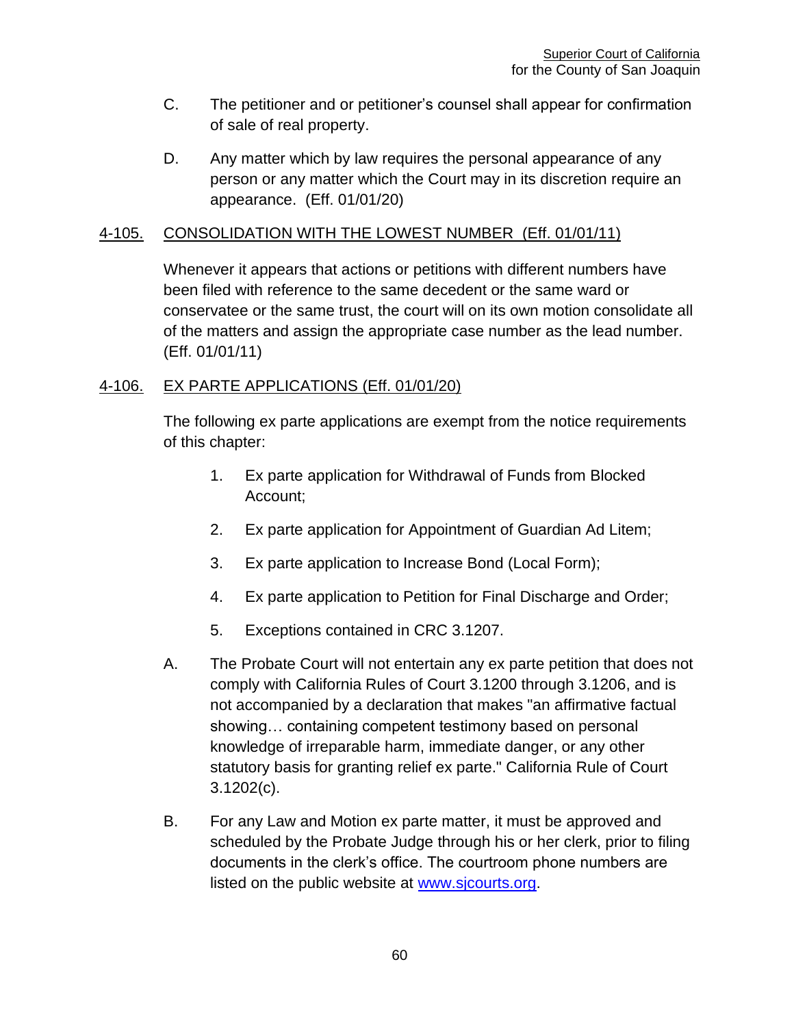C. The petitioner and or petitioner's counsel shall appear for confirmation of sale of real property.

D. Any matter which by law requires the personal appearance of any person or any matter which the Court may in its discretion require an appearance. (Eff. 01/01/20)

## 4-105. CONSOLIDATION WITH THE LOWEST NUMBER (Eff. 01/01/11)

Whenever it appears that actions or petitions with different numbers have been filed with reference to the same decedent or the same ward or conservatee or the same trust, the court will on its own motion consolidate all of the matters and assign the appropriate case number as the lead number. (Eff. 01/01/11)

## 4-106. EX PARTE APPLICATIONS (Eff. 01/01/20)

The following ex parte applications are exempt from the notice requirements of this chapter:

1. Ex parte application for Withdrawal of Funds from Blocked Account;
2. Ex parte application for Appointment of Guardian Ad Litem;
3. Ex parte application to Increase Bond (Local Form);
4. Ex parte application to Petition for Final Discharge and Order;
5. Exceptions contained in CRC 3.1207.

A. The Probate Court will not entertain any ex parte petition that does not comply with California Rules of Court 3.1200 through 3.1206, and is not accompanied by a declaration that makes "an affirmative factual showing… containing competent testimony based on personal knowledge of irreparable harm, immediate danger, or any other statutory basis for granting relief ex parte." California Rule of Court 3.1202(c).

B. For any Law and Motion ex parte matter, it must be approved and scheduled by the Probate Judge through his or her clerk, prior to filing documents in the clerk's office. The courtroom phone numbers are listed on the public website at [www.sjcourts.org](http://www.sjcourts.org).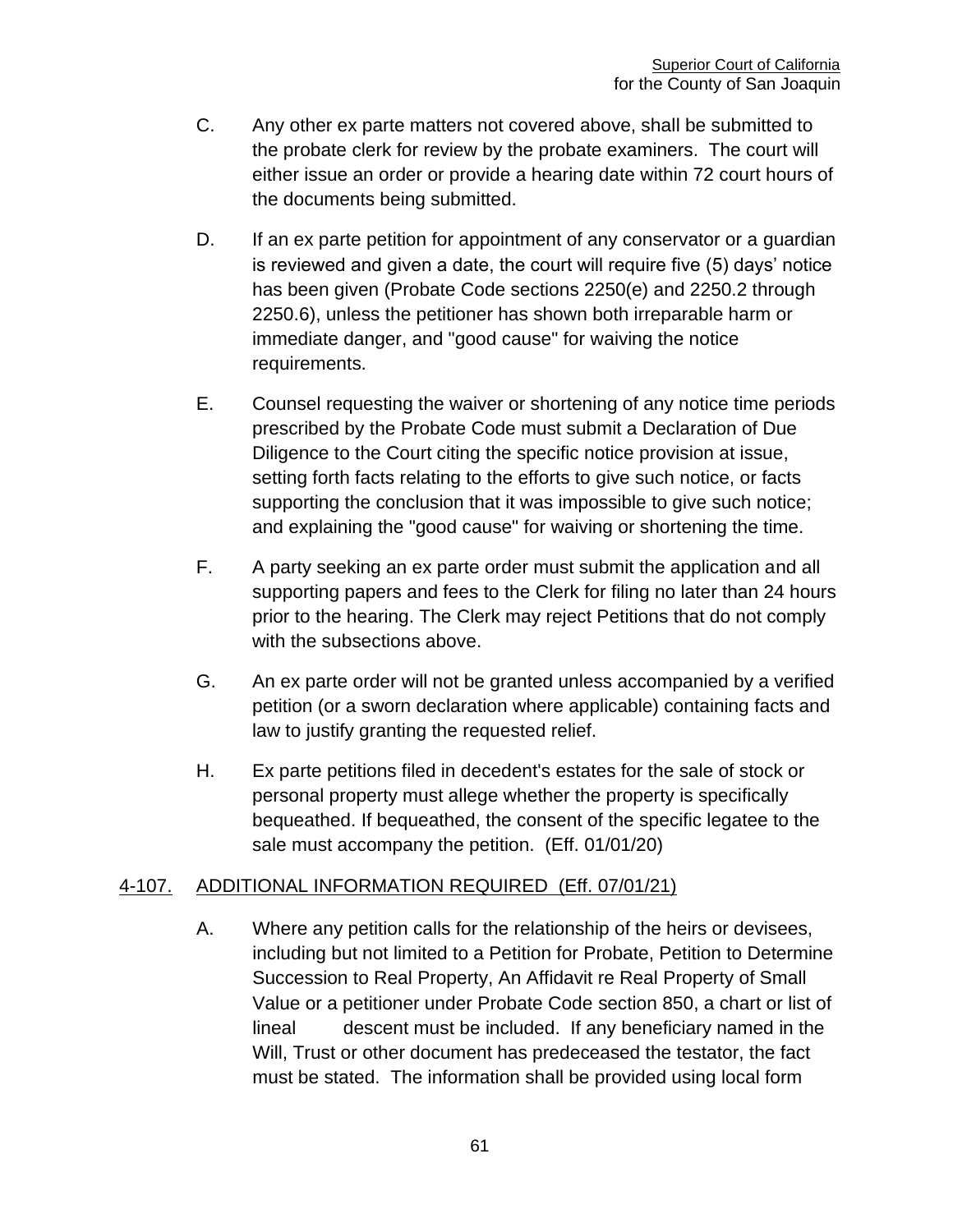C. Any other ex parte matters not covered above, shall be submitted to the probate clerk for review by the probate examiners. The court will either issue an order or provide a hearing date within 72 court hours of the documents being submitted.

D. If an ex parte petition for appointment of any conservator or a guardian is reviewed and given a date, the court will require five (5) days' notice has been given (Probate Code sections 2250(e) and 2250.2 through 2250.6), unless the petitioner has shown both irreparable harm or immediate danger, and "good cause" for waiving the notice requirements.

E. Counsel requesting the waiver or shortening of any notice time periods prescribed by the Probate Code must submit a Declaration of Due Diligence to the Court citing the specific notice provision at issue, setting forth facts relating to the efforts to give such notice, or facts supporting the conclusion that it was impossible to give such notice; and explaining the "good cause" for waiving or shortening the time.

F. A party seeking an ex parte order must submit the application and all supporting papers and fees to the Clerk for filing no later than 24 hours prior to the hearing. The Clerk may reject Petitions that do not comply with the subsections above.

G. An ex parte order will not be granted unless accompanied by a verified petition (or a sworn declaration where applicable) containing facts and law to justify granting the requested relief.

H. Ex parte petitions filed in decedent's estates for the sale of stock or personal property must allege whether the property is specifically bequeathed. If bequeathed, the consent of the specific legatee to the sale must accompany the petition. (Eff. 01/01/20)

## 4-107. ADDITIONAL INFORMATION REQUIRED (Eff. 07/01/21)

A. Where any petition calls for the relationship of the heirs or devisees, including but not limited to a Petition for Probate, Petition to Determine Succession to Real Property, An Affidavit re Real Property of Small Value or a petitioner under Probate Code section 850, a chart or list of lineal descent must be included. If any beneficiary named in the Will, Trust or other document has predeceased the testator, the fact must be stated. The information shall be provided using local form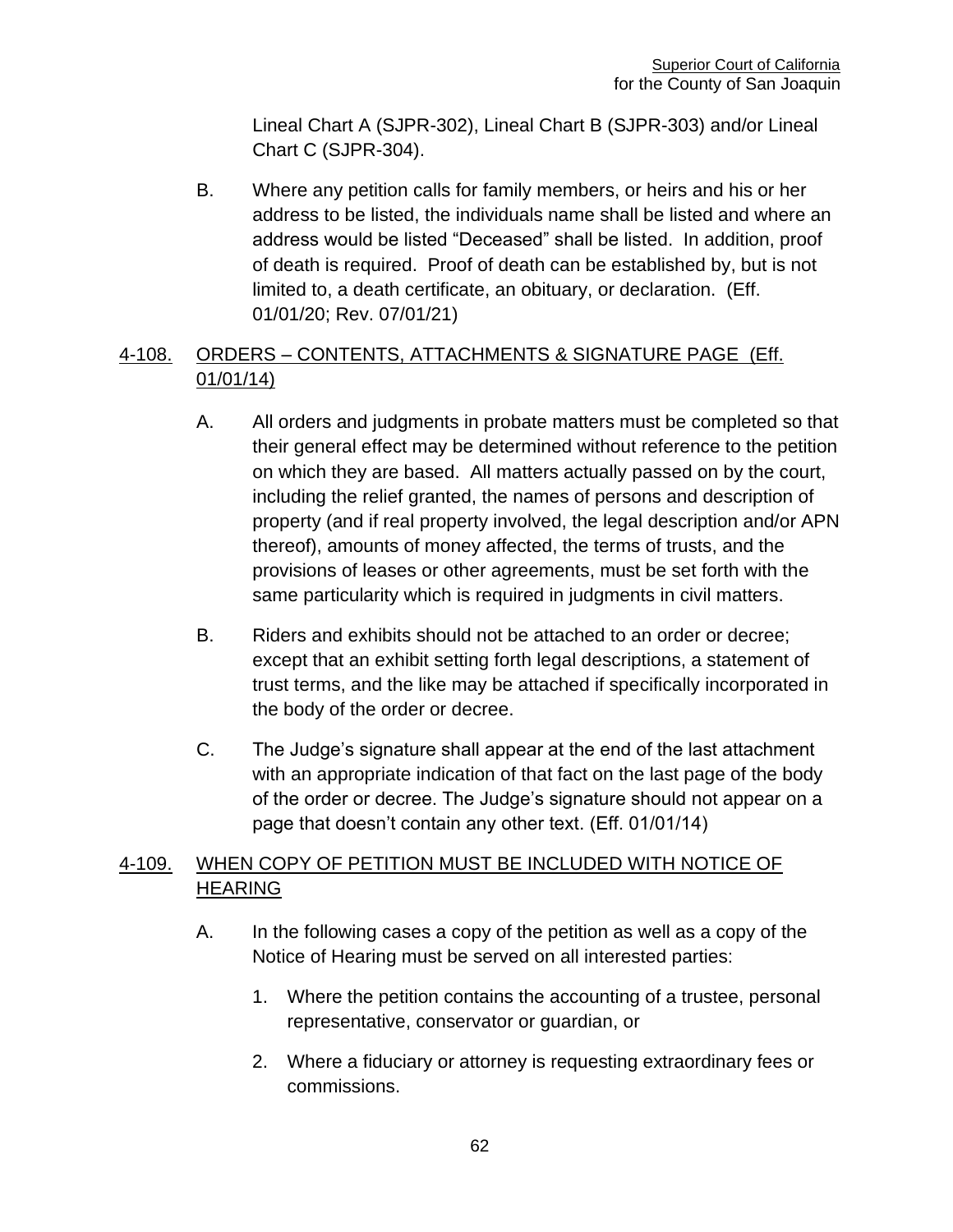Lineal Chart A (SJPR-302), Lineal Chart B (SJPR-303) and/or Lineal Chart C (SJPR-304).

B. Where any petition calls for family members, or heirs and his or her address to be listed, the individuals name shall be listed and where an address would be listed "Deceased" shall be listed. In addition, proof of death is required. Proof of death can be established by, but is not limited to, a death certificate, an obituary, or declaration. (Eff. 01/01/20; Rev. 07/01/21)

## 4-108. ORDERS – CONTENTS, ATTACHMENTS & SIGNATURE PAGE (Eff. 01/01/14)

A. All orders and judgments in probate matters must be completed so that their general effect may be determined without reference to the petition on which they are based. All matters actually passed on by the court, including the relief granted, the names of persons and description of property (and if real property involved, the legal description and/or APN thereof), amounts of money affected, the terms of trusts, and the provisions of leases or other agreements, must be set forth with the same particularity which is required in judgments in civil matters.

B. Riders and exhibits should not be attached to an order or decree; except that an exhibit setting forth legal descriptions, a statement of trust terms, and the like may be attached if specifically incorporated in the body of the order or decree.

C. The Judge's signature shall appear at the end of the last attachment with an appropriate indication of that fact on the last page of the body of the order or decree. The Judge's signature should not appear on a page that doesn't contain any other text. (Eff. 01/01/14)

## 4-109. WHEN COPY OF PETITION MUST BE INCLUDED WITH NOTICE OF HEARING

A. In the following cases a copy of the petition as well as a copy of the Notice of Hearing must be served on all interested parties:

1. Where the petition contains the accounting of a trustee, personal representative, conservator or guardian, or

2. Where a fiduciary or attorney is requesting extraordinary fees or commissions.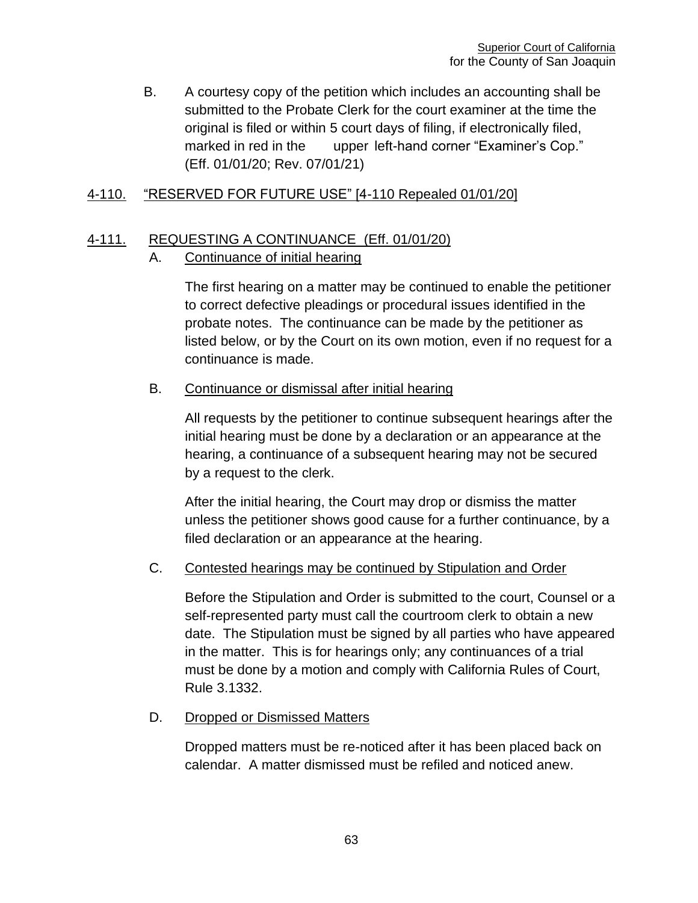B. A courtesy copy of the petition which includes an accounting shall be submitted to the Probate Clerk for the court examiner at the time the original is filed or within 5 court days of filing, if electronically filed, marked in red in the upper left-hand corner "Examiner's Cop." (Eff. 01/01/20; Rev. 07/01/21)

## 4-110. "RESERVED FOR FUTURE USE" [4-110 Repealed 01/01/20]

## 4-111. REQUESTING A CONTINUANCE (Eff. 01/01/20)

### A. Continuance of initial hearing

The first hearing on a matter may be continued to enable the petitioner to correct defective pleadings or procedural issues identified in the probate notes. The continuance can be made by the petitioner as listed below, or by the Court on its own motion, even if no request for a continuance is made.

### B. Continuance or dismissal after initial hearing

All requests by the petitioner to continue subsequent hearings after the initial hearing must be done by a declaration or an appearance at the hearing, a continuance of a subsequent hearing may not be secured by a request to the clerk.

After the initial hearing, the Court may drop or dismiss the matter unless the petitioner shows good cause for a further continuance, by a filed declaration or an appearance at the hearing.

### C. Contested hearings may be continued by Stipulation and Order

Before the Stipulation and Order is submitted to the court, Counsel or a self-represented party must call the courtroom clerk to obtain a new date. The Stipulation must be signed by all parties who have appeared in the matter. This is for hearings only; any continuances of a trial must be done by a motion and comply with California Rules of Court, Rule 3.1332.

### D. Dropped or Dismissed Matters

Dropped matters must be re-noticed after it has been placed back on calendar. A matter dismissed must be refiled and noticed anew.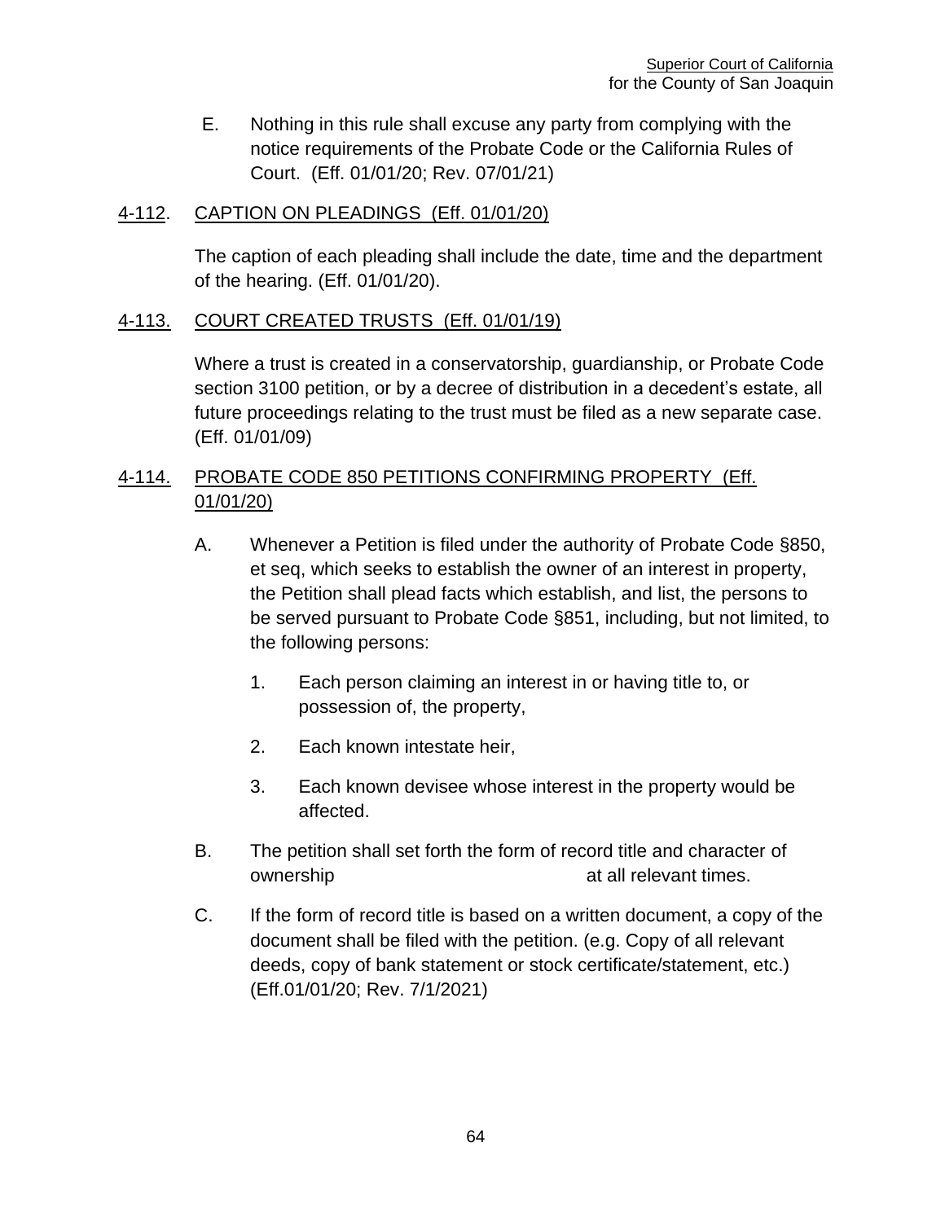E. Nothing in this rule shall excuse any party from complying with the notice requirements of the Probate Code or the California Rules of Court. (Eff. 01/01/20; Rev. 07/01/21)

## 4-112. CAPTION ON PLEADINGS (Eff. 01/01/20)

The caption of each pleading shall include the date, time and the department of the hearing. (Eff. 01/01/20).

## 4-113. COURT CREATED TRUSTS (Eff. 01/01/19)

Where a trust is created in a conservatorship, guardianship, or Probate Code section 3100 petition, or by a decree of distribution in a decedent's estate, all future proceedings relating to the trust must be filed as a new separate case. (Eff. 01/01/09)

## 4-114. PROBATE CODE 850 PETITIONS CONFIRMING PROPERTY (Eff. 01/01/20)

A. Whenever a Petition is filed under the authority of Probate Code §850, et seq, which seeks to establish the owner of an interest in property, the Petition shall plead facts which establish, and list, the persons to be served pursuant to Probate Code §851, including, but not limited, to the following persons:

1. Each person claiming an interest in or having title to, or possession of, the property,
2. Each known intestate heir,
3. Each known devisee whose interest in the property would be affected.

B. The petition shall set forth the form of record title and character of ownership at all relevant times.

C. If the form of record title is based on a written document, a copy of the document shall be filed with the petition. (e.g. Copy of all relevant deeds, copy of bank statement or stock certificate/statement, etc.) (Eff.01/01/20; Rev. 7/1/2021)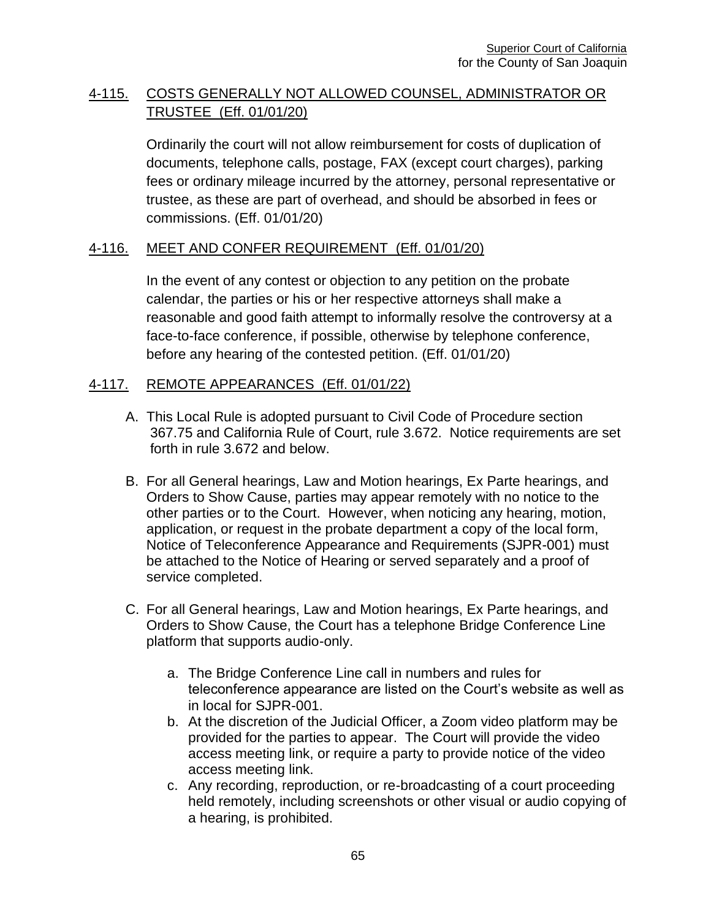## 4-115. COSTS GENERALLY NOT ALLOWED COUNSEL, ADMINISTRATOR OR TRUSTEE (Eff. 01/01/20)

Ordinarily the court will not allow reimbursement for costs of duplication of documents, telephone calls, postage, FAX (except court charges), parking fees or ordinary mileage incurred by the attorney, personal representative or trustee, as these are part of overhead, and should be absorbed in fees or commissions. (Eff. 01/01/20)

## 4-116. MEET AND CONFER REQUIREMENT (Eff. 01/01/20)

In the event of any contest or objection to any petition on the probate calendar, the parties or his or her respective attorneys shall make a reasonable and good faith attempt to informally resolve the controversy at a face-to-face conference, if possible, otherwise by telephone conference, before any hearing of the contested petition. (Eff. 01/01/20)

## 4-117. REMOTE APPEARANCES (Eff. 01/01/22)

A. This Local Rule is adopted pursuant to Civil Code of Procedure section 367.75 and California Rule of Court, rule 3.672. Notice requirements are set forth in rule 3.672 and below.

B. For all General hearings, Law and Motion hearings, Ex Parte hearings, and Orders to Show Cause, parties may appear remotely with no notice to the other parties or to the Court. However, when noticing any hearing, motion, application, or request in the probate department a copy of the local form, Notice of Teleconference Appearance and Requirements (SJPR-001) must be attached to the Notice of Hearing or served separately and a proof of service completed.

C. For all General hearings, Law and Motion hearings, Ex Parte hearings, and Orders to Show Cause, the Court has a telephone Bridge Conference Line platform that supports audio-only.

   a. The Bridge Conference Line call in numbers and rules for teleconference appearance are listed on the Court's website as well as in local for SJPR-001.
   b. At the discretion of the Judicial Officer, a Zoom video platform may be provided for the parties to appear. The Court will provide the video access meeting link, or require a party to provide notice of the video access meeting link.
   c. Any recording, reproduction, or re-broadcasting of a court proceeding held remotely, including screenshots or other visual or audio copying of a hearing, is prohibited.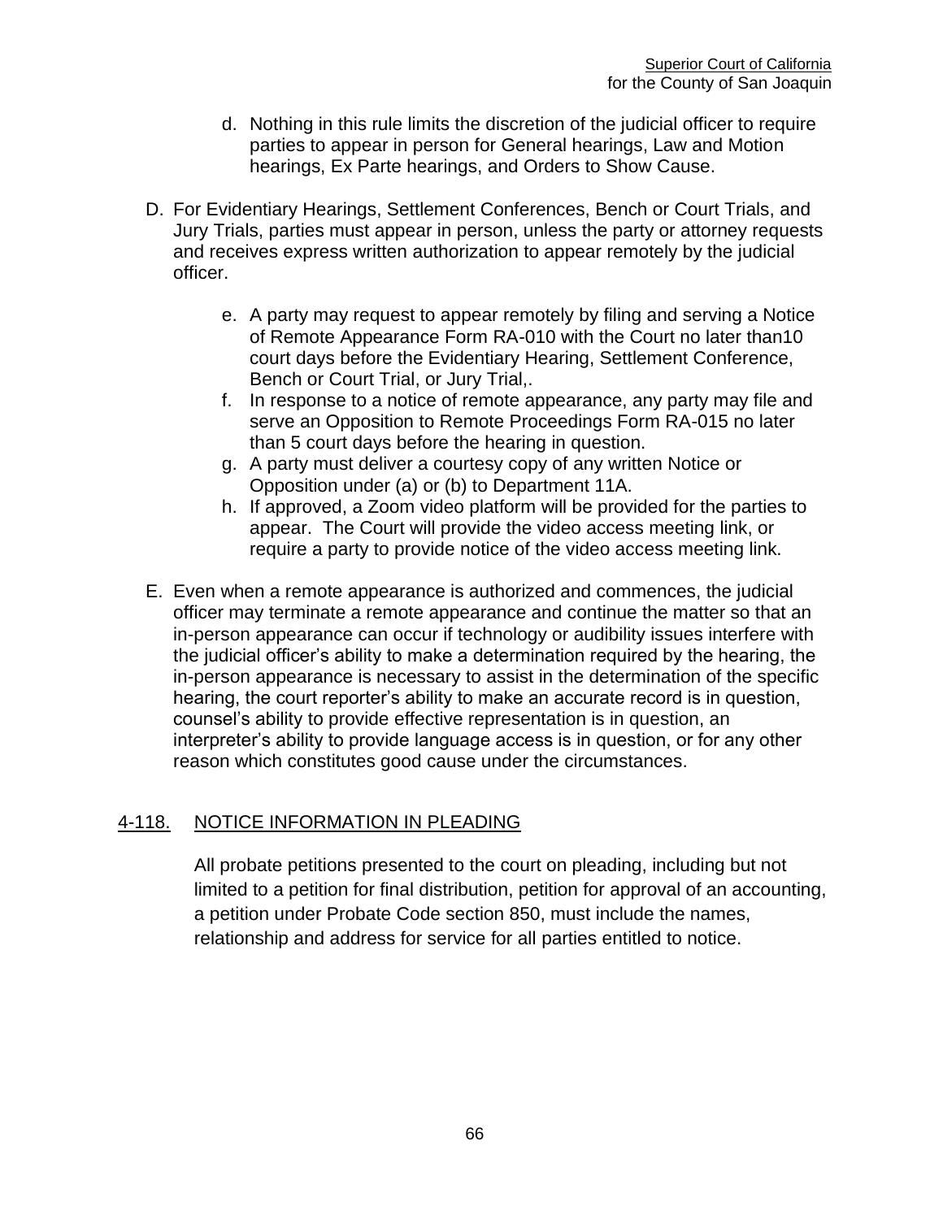d. Nothing in this rule limits the discretion of the judicial officer to require parties to appear in person for General hearings, Law and Motion hearings, Ex Parte hearings, and Orders to Show Cause.

D. For Evidentiary Hearings, Settlement Conferences, Bench or Court Trials, and Jury Trials, parties must appear in person, unless the party or attorney requests and receives express written authorization to appear remotely by the judicial officer.

e. A party may request to appear remotely by filing and serving a Notice of Remote Appearance Form RA-010 with the Court no later than10 court days before the Evidentiary Hearing, Settlement Conference, Bench or Court Trial, or Jury Trial,.

f. In response to a notice of remote appearance, any party may file and serve an Opposition to Remote Proceedings Form RA-015 no later than 5 court days before the hearing in question.

g. A party must deliver a courtesy copy of any written Notice or Opposition under (a) or (b) to Department 11A.

h. If approved, a Zoom video platform will be provided for the parties to appear. The Court will provide the video access meeting link, or require a party to provide notice of the video access meeting link.

E. Even when a remote appearance is authorized and commences, the judicial officer may terminate a remote appearance and continue the matter so that an in-person appearance can occur if technology or audibility issues interfere with the judicial officer's ability to make a determination required by the hearing, the in-person appearance is necessary to assist in the determination of the specific hearing, the court reporter's ability to make an accurate record is in question, counsel's ability to provide effective representation is in question, an interpreter's ability to provide language access is in question, or for any other reason which constitutes good cause under the circumstances.

## 4-118. NOTICE INFORMATION IN PLEADING

All probate petitions presented to the court on pleading, including but not limited to a petition for final distribution, petition for approval of an accounting, a petition under Probate Code section 850, must include the names, relationship and address for service for all parties entitled to notice.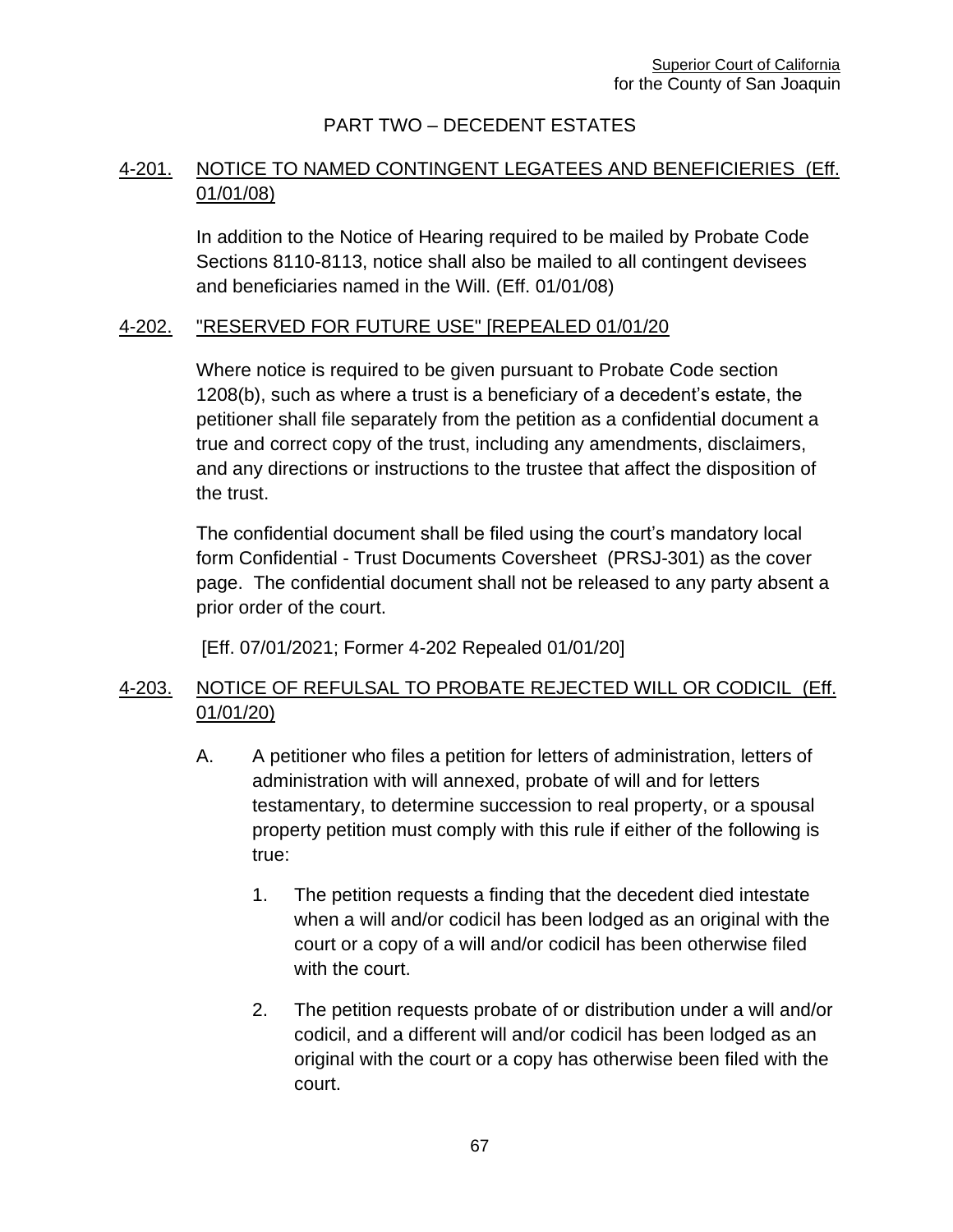## PART TWO – DECEDENT ESTATES

### 4-201. NOTICE TO NAMED CONTINGENT LEGATEES AND BENEFICIERIES (Eff. 01/01/08)

In addition to the Notice of Hearing required to be mailed by Probate Code Sections 8110-8113, notice shall also be mailed to all contingent devisees and beneficiaries named in the Will. (Eff. 01/01/08)

### 4-202. "RESERVED FOR FUTURE USE" [REPEALED 01/01/20

Where notice is required to be given pursuant to Probate Code section 1208(b), such as where a trust is a beneficiary of a decedent's estate, the petitioner shall file separately from the petition as a confidential document a true and correct copy of the trust, including any amendments, disclaimers, and any directions or instructions to the trustee that affect the disposition of the trust.

The confidential document shall be filed using the court's mandatory local form Confidential - Trust Documents Coversheet (PRSJ-301) as the cover page. The confidential document shall not be released to any party absent a prior order of the court.

[Eff. 07/01/2021; Former 4-202 Repealed 01/01/20]

### 4-203. NOTICE OF REFULSAL TO PROBATE REJECTED WILL OR CODICIL (Eff. 01/01/20)

A. A petitioner who files a petition for letters of administration, letters of administration with will annexed, probate of will and for letters testamentary, to determine succession to real property, or a spousal property petition must comply with this rule if either of the following is true:

1. The petition requests a finding that the decedent died intestate when a will and/or codicil has been lodged as an original with the court or a copy of a will and/or codicil has been otherwise filed with the court.

2. The petition requests probate of or distribution under a will and/or codicil, and a different will and/or codicil has been lodged as an original with the court or a copy has otherwise been filed with the court.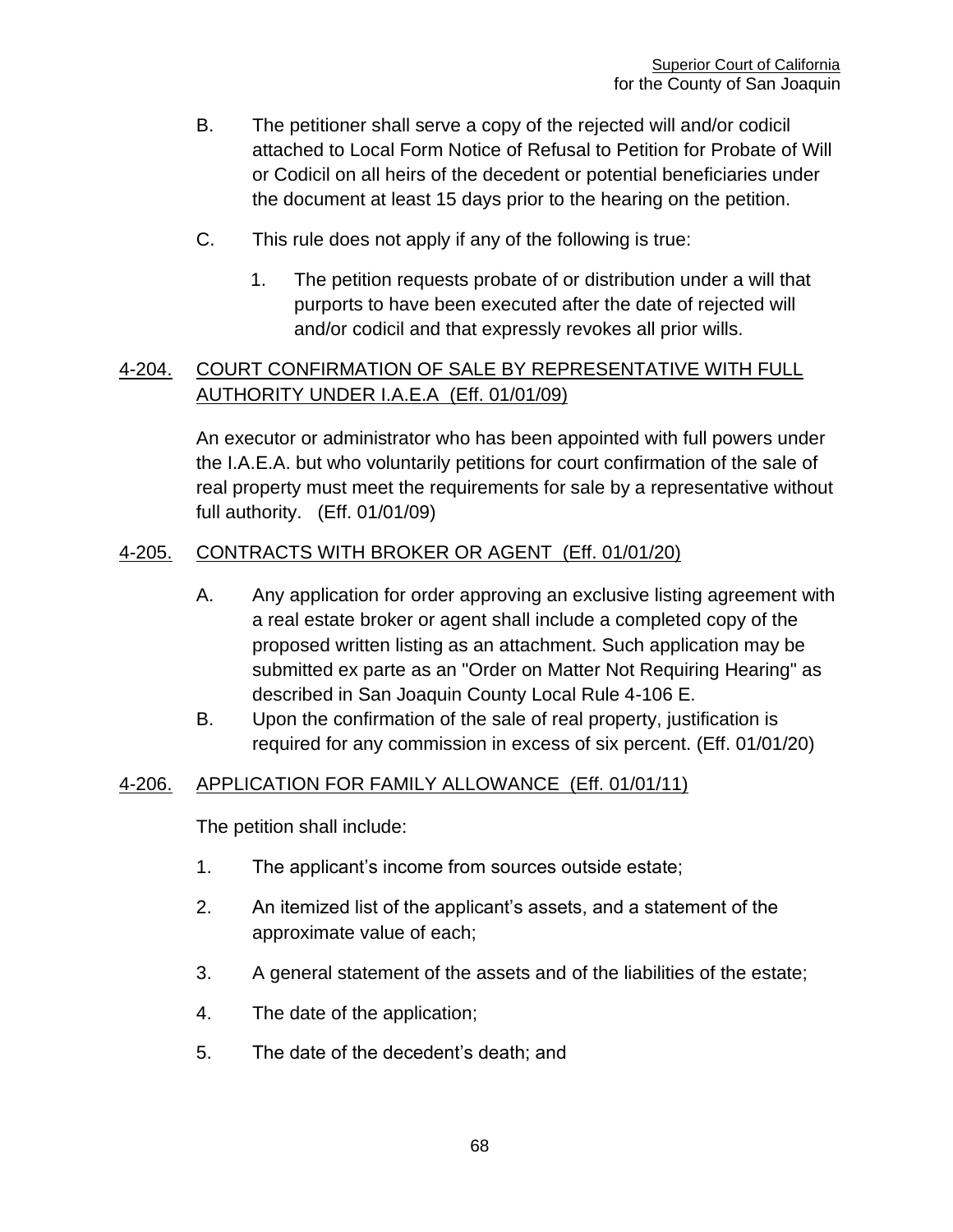B. The petitioner shall serve a copy of the rejected will and/or codicil attached to Local Form Notice of Refusal to Petition for Probate of Will or Codicil on all heirs of the decedent or potential beneficiaries under the document at least 15 days prior to the hearing on the petition.

C. This rule does not apply if any of the following is true:

   1. The petition requests probate of or distribution under a will that purports to have been executed after the date of rejected will and/or codicil and that expressly revokes all prior wills.

## 4-204. COURT CONFIRMATION OF SALE BY REPRESENTATIVE WITH FULL AUTHORITY UNDER I.A.E.A (Eff. 01/01/09)

An executor or administrator who has been appointed with full powers under the I.A.E.A. but who voluntarily petitions for court confirmation of the sale of real property must meet the requirements for sale by a representative without full authority. (Eff. 01/01/09)

## 4-205. CONTRACTS WITH BROKER OR AGENT (Eff. 01/01/20)

A. Any application for order approving an exclusive listing agreement with a real estate broker or agent shall include a completed copy of the proposed written listing as an attachment. Such application may be submitted ex parte as an "Order on Matter Not Requiring Hearing" as described in San Joaquin County Local Rule 4-106 E.

B. Upon the confirmation of the sale of real property, justification is required for any commission in excess of six percent. (Eff. 01/01/20)

## 4-206. APPLICATION FOR FAMILY ALLOWANCE (Eff. 01/01/11)

The petition shall include:

1. The applicant’s income from sources outside estate;
2. An itemized list of the applicant’s assets, and a statement of the approximate value of each;
3. A general statement of the assets and of the liabilities of the estate;
4. The date of the application;
5. The date of the decedent’s death; and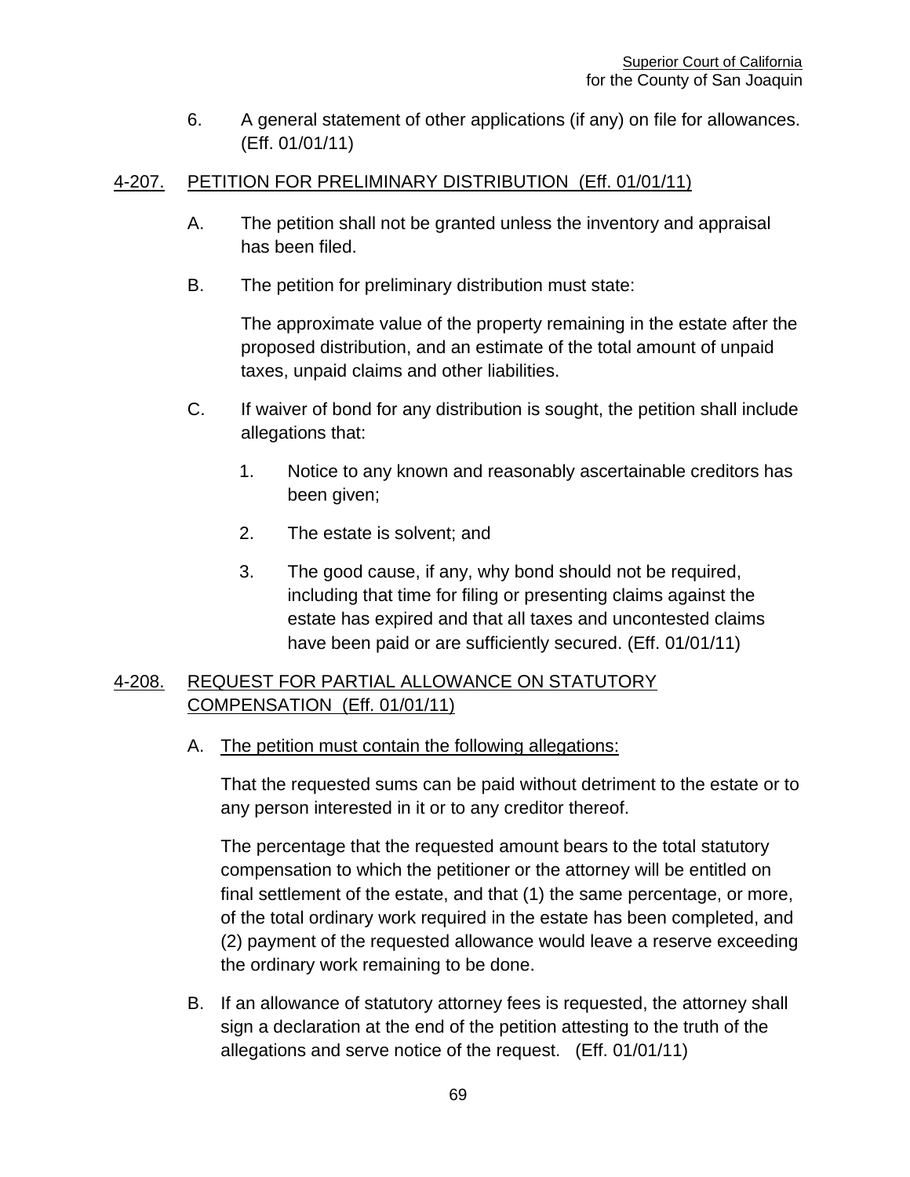6. A general statement of other applications (if any) on file for allowances. (Eff. 01/01/11)

## 4-207. PETITION FOR PRELIMINARY DISTRIBUTION (Eff. 01/01/11)

A. The petition shall not be granted unless the inventory and appraisal has been filed.

B. The petition for preliminary distribution must state:

   The approximate value of the property remaining in the estate after the proposed distribution, and an estimate of the total amount of unpaid taxes, unpaid claims and other liabilities.

C. If waiver of bond for any distribution is sought, the petition shall include allegations that:

   1. Notice to any known and reasonably ascertainable creditors has been given;

   2. The estate is solvent; and

   3. The good cause, if any, why bond should not be required, including that time for filing or presenting claims against the estate has expired and that all taxes and uncontested claims have been paid or are sufficiently secured. (Eff. 01/01/11)

## 4-208. REQUEST FOR PARTIAL ALLOWANCE ON STATUTORY COMPENSATION (Eff. 01/01/11)

A. The petition must contain the following allegations:

   That the requested sums can be paid without detriment to the estate or to any person interested in it or to any creditor thereof.

   The percentage that the requested amount bears to the total statutory compensation to which the petitioner or the attorney will be entitled on final settlement of the estate, and that (1) the same percentage, or more, of the total ordinary work required in the estate has been completed, and (2) payment of the requested allowance would leave a reserve exceeding the ordinary work remaining to be done.

B. If an allowance of statutory attorney fees is requested, the attorney shall sign a declaration at the end of the petition attesting to the truth of the allegations and serve notice of the request. (Eff. 01/01/11)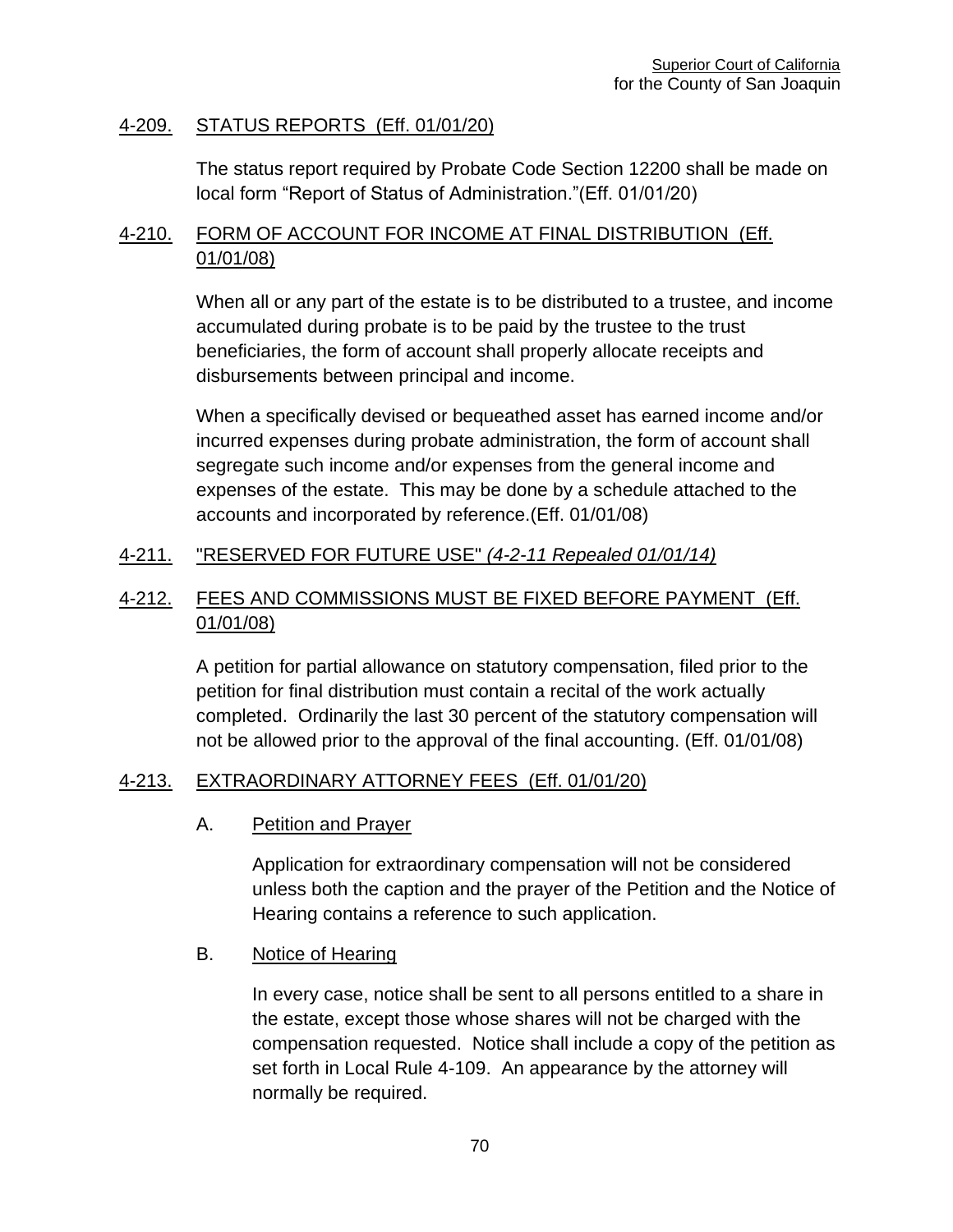## 4-209. STATUS REPORTS (Eff. 01/01/20)

The status report required by Probate Code Section 12200 shall be made on local form "Report of Status of Administration."(Eff. 01/01/20)

## 4-210. FORM OF ACCOUNT FOR INCOME AT FINAL DISTRIBUTION (Eff. 01/01/08)

When all or any part of the estate is to be distributed to a trustee, and income accumulated during probate is to be paid by the trustee to the trust beneficiaries, the form of account shall properly allocate receipts and disbursements between principal and income.

When a specifically devised or bequeathed asset has earned income and/or incurred expenses during probate administration, the form of account shall segregate such income and/or expenses from the general income and expenses of the estate. This may be done by a schedule attached to the accounts and incorporated by reference.(Eff. 01/01/08)

## 4-211. "RESERVED FOR FUTURE USE" *(4-2-11 Repealed 01/01/14)*

## 4-212. FEES AND COMMISSIONS MUST BE FIXED BEFORE PAYMENT (Eff. 01/01/08)

A petition for partial allowance on statutory compensation, filed prior to the petition for final distribution must contain a recital of the work actually completed. Ordinarily the last 30 percent of the statutory compensation will not be allowed prior to the approval of the final accounting. (Eff. 01/01/08)

## 4-213. EXTRAORDINARY ATTORNEY FEES (Eff. 01/01/20)

### A. Petition and Prayer

Application for extraordinary compensation will not be considered unless both the caption and the prayer of the Petition and the Notice of Hearing contains a reference to such application.

### B. Notice of Hearing

In every case, notice shall be sent to all persons entitled to a share in the estate, except those whose shares will not be charged with the compensation requested. Notice shall include a copy of the petition as set forth in Local Rule 4-109. An appearance by the attorney will normally be required.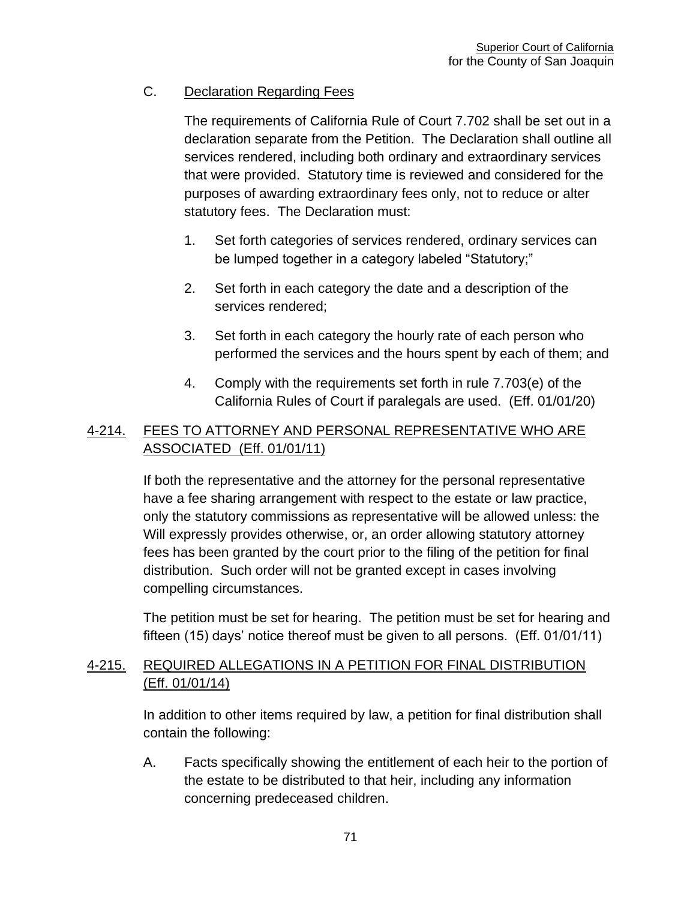C. Declaration Regarding Fees

The requirements of California Rule of Court 7.702 shall be set out in a declaration separate from the Petition. The Declaration shall outline all services rendered, including both ordinary and extraordinary services that were provided. Statutory time is reviewed and considered for the purposes of awarding extraordinary fees only, not to reduce or alter statutory fees. The Declaration must:

1. Set forth categories of services rendered, ordinary services can be lumped together in a category labeled "Statutory;"

2. Set forth in each category the date and a description of the services rendered;

3. Set forth in each category the hourly rate of each person who performed the services and the hours spent by each of them; and

4. Comply with the requirements set forth in rule 7.703(e) of the California Rules of Court if paralegals are used. (Eff. 01/01/20)

## 4-214. FEES TO ATTORNEY AND PERSONAL REPRESENTATIVE WHO ARE ASSOCIATED (Eff. 01/01/11)

If both the representative and the attorney for the personal representative have a fee sharing arrangement with respect to the estate or law practice, only the statutory commissions as representative will be allowed unless: the Will expressly provides otherwise, or, an order allowing statutory attorney fees has been granted by the court prior to the filing of the petition for final distribution. Such order will not be granted except in cases involving compelling circumstances.

The petition must be set for hearing. The petition must be set for hearing and fifteen (15) days' notice thereof must be given to all persons. (Eff. 01/01/11)

## 4-215. REQUIRED ALLEGATIONS IN A PETITION FOR FINAL DISTRIBUTION (Eff. 01/01/14)

In addition to other items required by law, a petition for final distribution shall contain the following:

A. Facts specifically showing the entitlement of each heir to the portion of the estate to be distributed to that heir, including any information concerning predeceased children.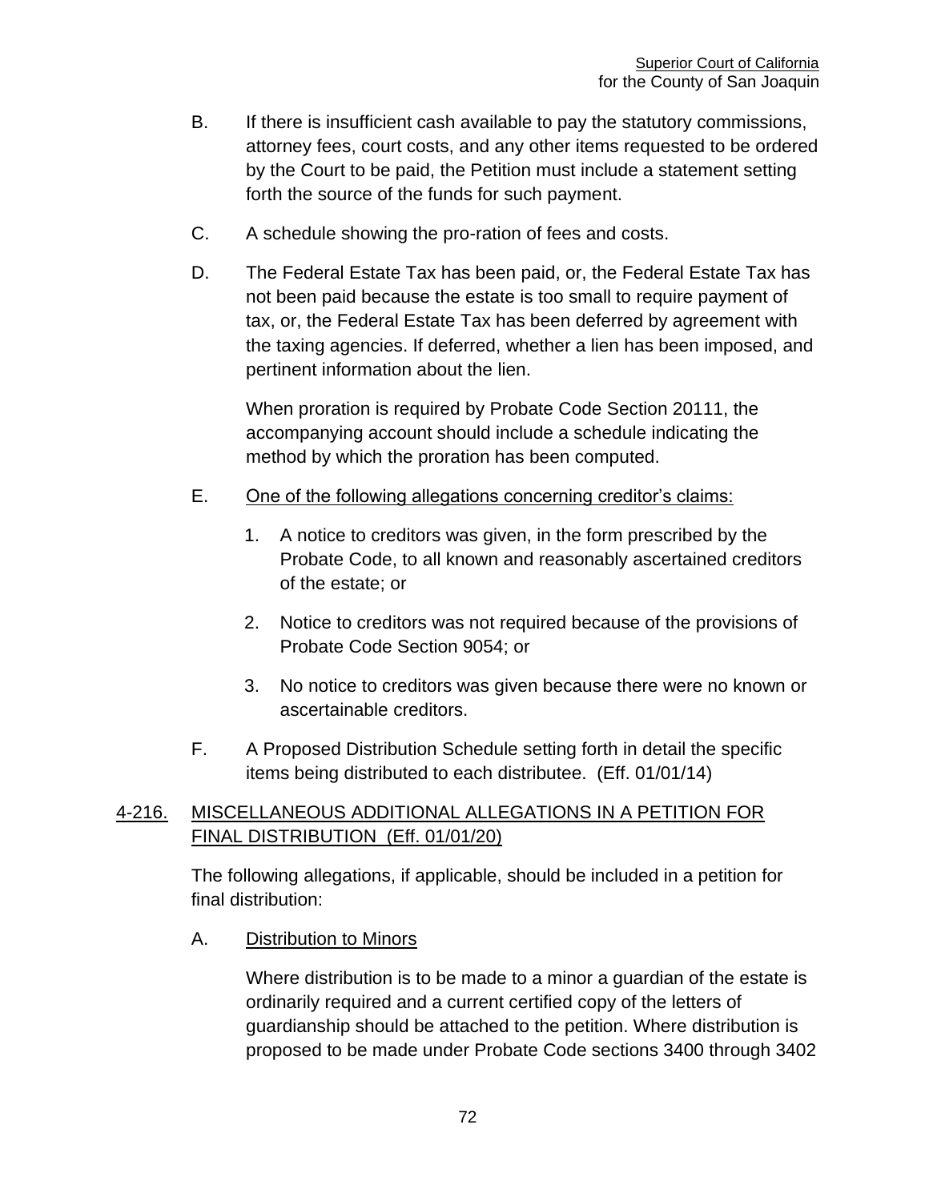B. If there is insufficient cash available to pay the statutory commissions, attorney fees, court costs, and any other items requested to be ordered by the Court to be paid, the Petition must include a statement setting forth the source of the funds for such payment.

C. A schedule showing the pro-ration of fees and costs.

D. The Federal Estate Tax has been paid, or, the Federal Estate Tax has not been paid because the estate is too small to require payment of tax, or, the Federal Estate Tax has been deferred by agreement with the taxing agencies. If deferred, whether a lien has been imposed, and pertinent information about the lien.

When proration is required by Probate Code Section 20111, the accompanying account should include a schedule indicating the method by which the proration has been computed.

E. One of the following allegations concerning creditor's claims:

1. A notice to creditors was given, in the form prescribed by the Probate Code, to all known and reasonably ascertained creditors of the estate; or

2. Notice to creditors was not required because of the provisions of Probate Code Section 9054; or

3. No notice to creditors was given because there were no known or ascertainable creditors.

F. A Proposed Distribution Schedule setting forth in detail the specific items being distributed to each distributee. (Eff. 01/01/14)

## 4-216. MISCELLANEOUS ADDITIONAL ALLEGATIONS IN A PETITION FOR FINAL DISTRIBUTION (Eff. 01/01/20)

The following allegations, if applicable, should be included in a petition for final distribution:

A. Distribution to Minors

Where distribution is to be made to a minor a guardian of the estate is ordinarily required and a current certified copy of the letters of guardianship should be attached to the petition. Where distribution is proposed to be made under Probate Code sections 3400 through 3402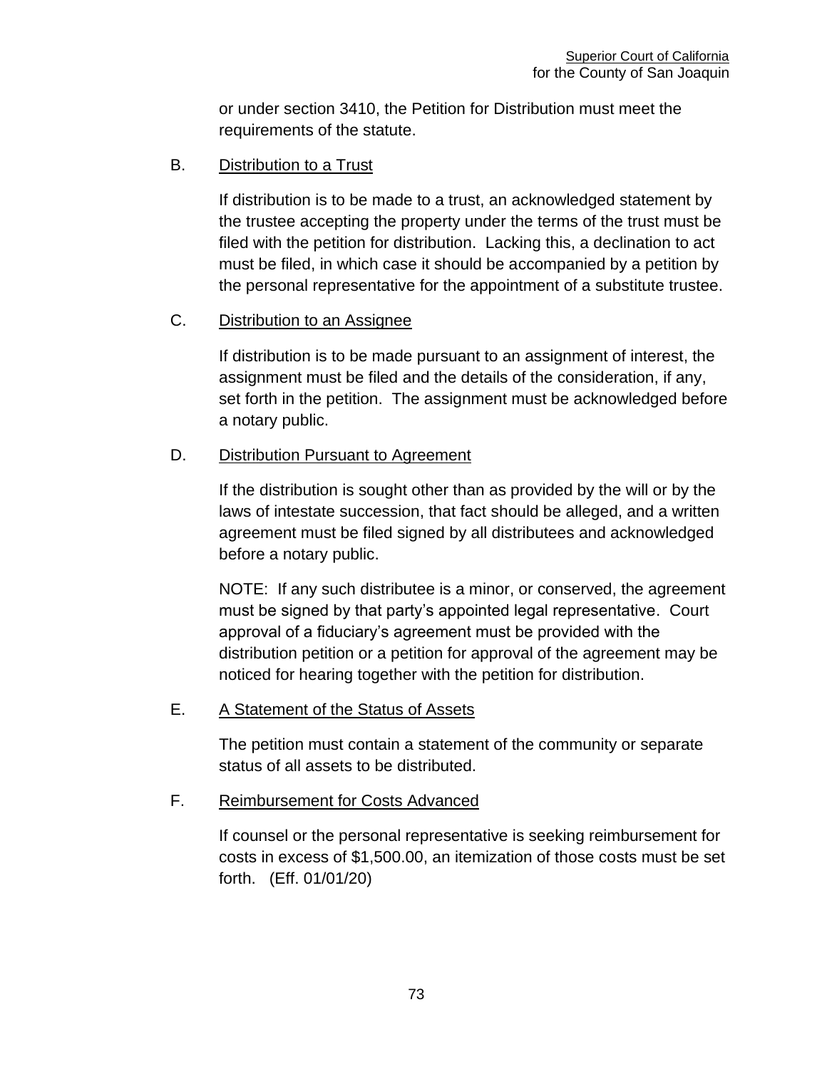or under section 3410, the Petition for Distribution must meet the requirements of the statute.

B. Distribution to a Trust

If distribution is to be made to a trust, an acknowledged statement by the trustee accepting the property under the terms of the trust must be filed with the petition for distribution. Lacking this, a declination to act must be filed, in which case it should be accompanied by a petition by the personal representative for the appointment of a substitute trustee.

C. Distribution to an Assignee

If distribution is to be made pursuant to an assignment of interest, the assignment must be filed and the details of the consideration, if any, set forth in the petition. The assignment must be acknowledged before a notary public.

D. Distribution Pursuant to Agreement

If the distribution is sought other than as provided by the will or by the laws of intestate succession, that fact should be alleged, and a written agreement must be filed signed by all distributees and acknowledged before a notary public.

NOTE: If any such distributee is a minor, or conserved, the agreement must be signed by that party's appointed legal representative. Court approval of a fiduciary's agreement must be provided with the distribution petition or a petition for approval of the agreement may be noticed for hearing together with the petition for distribution.

E. A Statement of the Status of Assets

The petition must contain a statement of the community or separate status of all assets to be distributed.

F. Reimbursement for Costs Advanced

If counsel or the personal representative is seeking reimbursement for costs in excess of $1,500.00, an itemization of those costs must be set forth. (Eff. 01/01/20)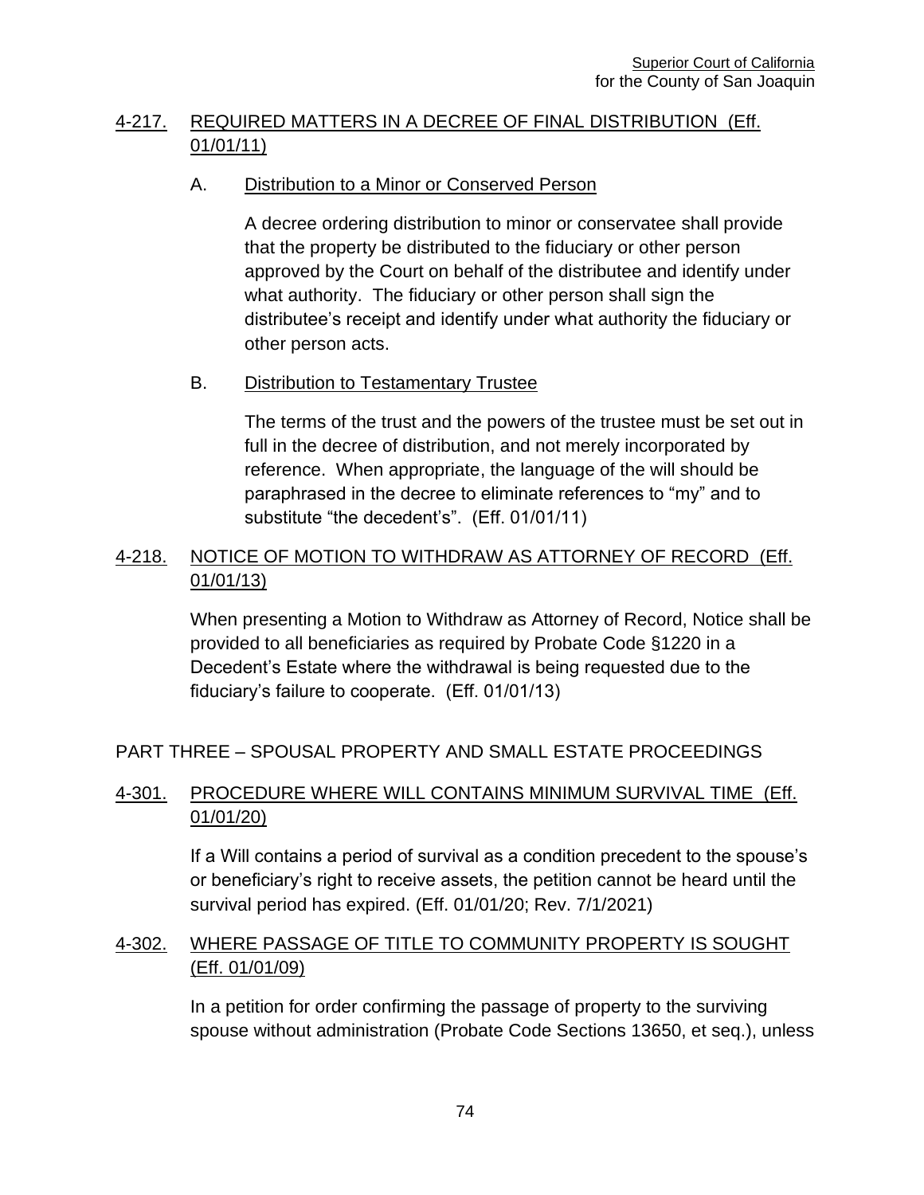## 4-217. REQUIRED MATTERS IN A DECREE OF FINAL DISTRIBUTION (Eff. 01/01/11)

### A. Distribution to a Minor or Conserved Person

A decree ordering distribution to minor or conservatee shall provide that the property be distributed to the fiduciary or other person approved by the Court on behalf of the distributee and identify under what authority. The fiduciary or other person shall sign the distributee's receipt and identify under what authority the fiduciary or other person acts.

### B. Distribution to Testamentary Trustee

The terms of the trust and the powers of the trustee must be set out in full in the decree of distribution, and not merely incorporated by reference. When appropriate, the language of the will should be paraphrased in the decree to eliminate references to "my" and to substitute "the decedent's". (Eff. 01/01/11)

## 4-218. NOTICE OF MOTION TO WITHDRAW AS ATTORNEY OF RECORD (Eff. 01/01/13)

When presenting a Motion to Withdraw as Attorney of Record, Notice shall be provided to all beneficiaries as required by Probate Code §1220 in a Decedent's Estate where the withdrawal is being requested due to the fiduciary's failure to cooperate. (Eff. 01/01/13)

# PART THREE – SPOUSAL PROPERTY AND SMALL ESTATE PROCEEDINGS

## 4-301. PROCEDURE WHERE WILL CONTAINS MINIMUM SURVIVAL TIME (Eff. 01/01/20)

If a Will contains a period of survival as a condition precedent to the spouse's or beneficiary's right to receive assets, the petition cannot be heard until the survival period has expired. (Eff. 01/01/20; Rev. 7/1/2021)

## 4-302. WHERE PASSAGE OF TITLE TO COMMUNITY PROPERTY IS SOUGHT (Eff. 01/01/09)

In a petition for order confirming the passage of property to the surviving spouse without administration (Probate Code Sections 13650, et seq.), unless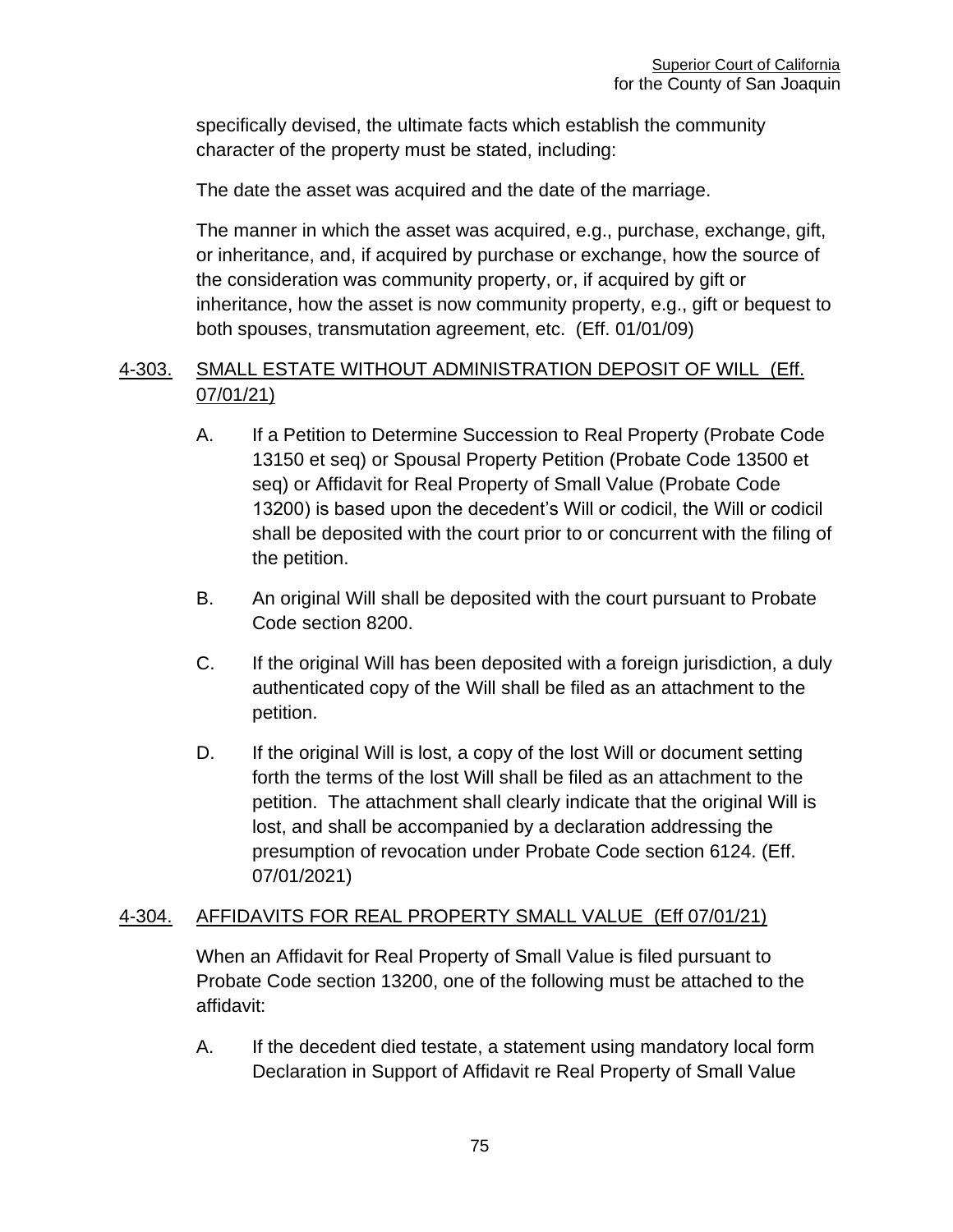specifically devised, the ultimate facts which establish the community character of the property must be stated, including:

The date the asset was acquired and the date of the marriage.

The manner in which the asset was acquired, e.g., purchase, exchange, gift, or inheritance, and, if acquired by purchase or exchange, how the source of the consideration was community property, or, if acquired by gift or inheritance, how the asset is now community property, e.g., gift or bequest to both spouses, transmutation agreement, etc. (Eff. 01/01/09)

## 4-303. SMALL ESTATE WITHOUT ADMINISTRATION DEPOSIT OF WILL (Eff. 07/01/21)

A. If a Petition to Determine Succession to Real Property (Probate Code 13150 et seq) or Spousal Property Petition (Probate Code 13500 et seq) or Affidavit for Real Property of Small Value (Probate Code 13200) is based upon the decedent's Will or codicil, the Will or codicil shall be deposited with the court prior to or concurrent with the filing of the petition.

B. An original Will shall be deposited with the court pursuant to Probate Code section 8200.

C. If the original Will has been deposited with a foreign jurisdiction, a duly authenticated copy of the Will shall be filed as an attachment to the petition.

D. If the original Will is lost, a copy of the lost Will or document setting forth the terms of the lost Will shall be filed as an attachment to the petition. The attachment shall clearly indicate that the original Will is lost, and shall be accompanied by a declaration addressing the presumption of revocation under Probate Code section 6124. (Eff. 07/01/2021)

## 4-304. AFFIDAVITS FOR REAL PROPERTY SMALL VALUE (Eff 07/01/21)

When an Affidavit for Real Property of Small Value is filed pursuant to Probate Code section 13200, one of the following must be attached to the affidavit:

A. If the decedent died testate, a statement using mandatory local form Declaration in Support of Affidavit re Real Property of Small Value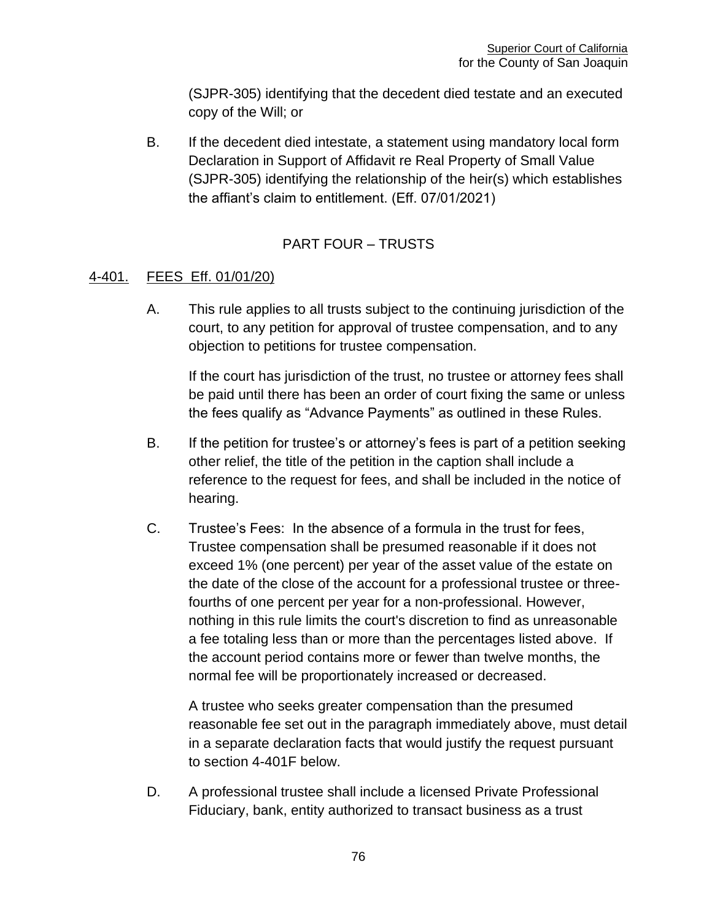(SJPR-305) identifying that the decedent died testate and an executed copy of the Will; or

B. If the decedent died intestate, a statement using mandatory local form Declaration in Support of Affidavit re Real Property of Small Value (SJPR-305) identifying the relationship of the heir(s) which establishes the affiant's claim to entitlement. (Eff. 07/01/2021)

## PART FOUR – TRUSTS

### 4-401. FEES Eff. 01/01/20)

A. This rule applies to all trusts subject to the continuing jurisdiction of the court, to any petition for approval of trustee compensation, and to any objection to petitions for trustee compensation.

If the court has jurisdiction of the trust, no trustee or attorney fees shall be paid until there has been an order of court fixing the same or unless the fees qualify as "Advance Payments" as outlined in these Rules.

B. If the petition for trustee's or attorney's fees is part of a petition seeking other relief, the title of the petition in the caption shall include a reference to the request for fees, and shall be included in the notice of hearing.

C. Trustee's Fees: In the absence of a formula in the trust for fees, Trustee compensation shall be presumed reasonable if it does not exceed 1% (one percent) per year of the asset value of the estate on the date of the close of the account for a professional trustee or three-fourths of one percent per year for a non-professional. However, nothing in this rule limits the court's discretion to find as unreasonable a fee totaling less than or more than the percentages listed above. If the account period contains more or fewer than twelve months, the normal fee will be proportionately increased or decreased.

A trustee who seeks greater compensation than the presumed reasonable fee set out in the paragraph immediately above, must detail in a separate declaration facts that would justify the request pursuant to section 4-401F below.

D. A professional trustee shall include a licensed Private Professional Fiduciary, bank, entity authorized to transact business as a trust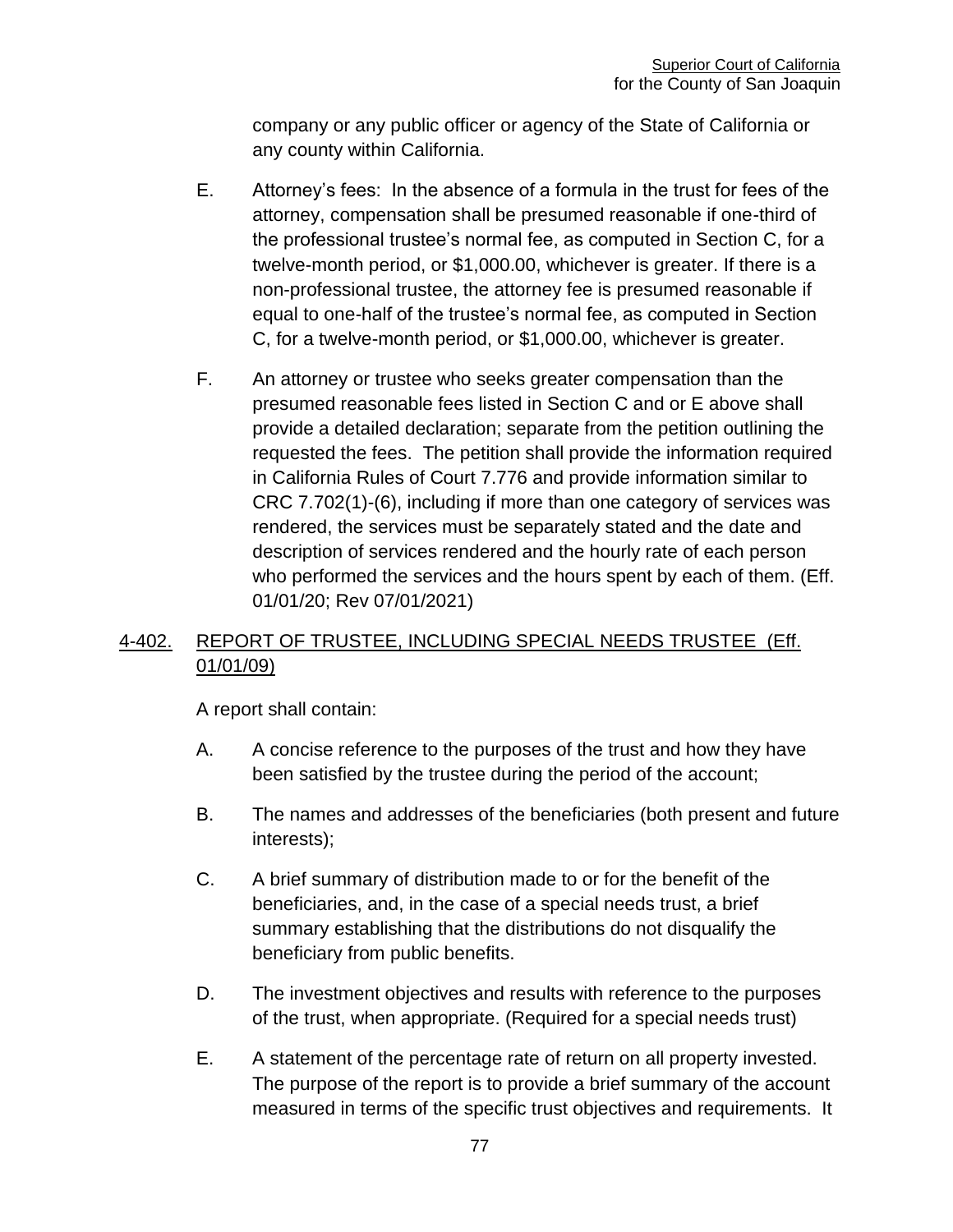company or any public officer or agency of the State of California or any county within California.

E. Attorney's fees: In the absence of a formula in the trust for fees of the attorney, compensation shall be presumed reasonable if one-third of the professional trustee's normal fee, as computed in Section C, for a twelve-month period, or $1,000.00, whichever is greater. If there is a non-professional trustee, the attorney fee is presumed reasonable if equal to one-half of the trustee's normal fee, as computed in Section C, for a twelve-month period, or $1,000.00, whichever is greater.

F. An attorney or trustee who seeks greater compensation than the presumed reasonable fees listed in Section C and or E above shall provide a detailed declaration; separate from the petition outlining the requested the fees. The petition shall provide the information required in California Rules of Court 7.776 and provide information similar to CRC 7.702(1)-(6), including if more than one category of services was rendered, the services must be separately stated and the date and description of services rendered and the hourly rate of each person who performed the services and the hours spent by each of them. (Eff. 01/01/20; Rev 07/01/2021)

## 4-402. REPORT OF TRUSTEE, INCLUDING SPECIAL NEEDS TRUSTEE (Eff. 01/01/09)

A report shall contain:

A. A concise reference to the purposes of the trust and how they have been satisfied by the trustee during the period of the account;

B. The names and addresses of the beneficiaries (both present and future interests);

C. A brief summary of distribution made to or for the benefit of the beneficiaries, and, in the case of a special needs trust, a brief summary establishing that the distributions do not disqualify the beneficiary from public benefits.

D. The investment objectives and results with reference to the purposes of the trust, when appropriate. (Required for a special needs trust)

E. A statement of the percentage rate of return on all property invested. The purpose of the report is to provide a brief summary of the account measured in terms of the specific trust objectives and requirements. It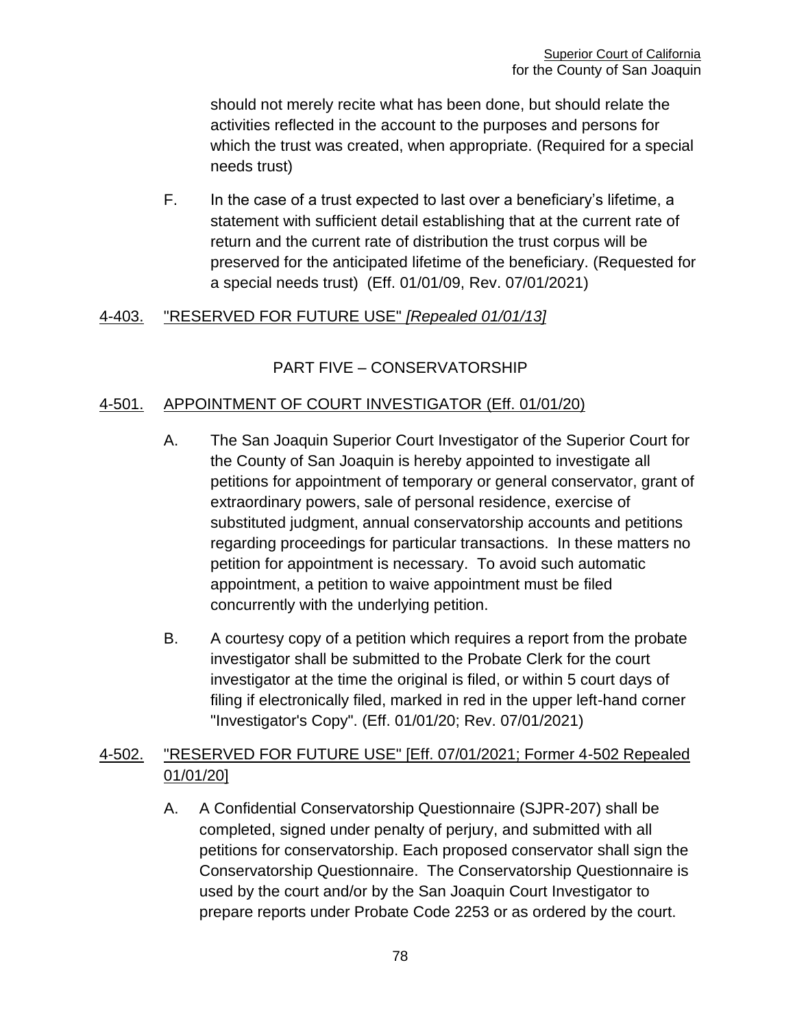should not merely recite what has been done, but should relate the activities reflected in the account to the purposes and persons for which the trust was created, when appropriate. (Required for a special needs trust)

F. In the case of a trust expected to last over a beneficiary's lifetime, a statement with sufficient detail establishing that at the current rate of return and the current rate of distribution the trust corpus will be preserved for the anticipated lifetime of the beneficiary. (Requested for a special needs trust) (Eff. 01/01/09, Rev. 07/01/2021)

## 4-403. "RESERVED FOR FUTURE USE" *[Repealed 01/01/13]*

# PART FIVE – CONSERVATORSHIP

## 4-501. APPOINTMENT OF COURT INVESTIGATOR (Eff. 01/01/20)

A. The San Joaquin Superior Court Investigator of the Superior Court for the County of San Joaquin is hereby appointed to investigate all petitions for appointment of temporary or general conservator, grant of extraordinary powers, sale of personal residence, exercise of substituted judgment, annual conservatorship accounts and petitions regarding proceedings for particular transactions. In these matters no petition for appointment is necessary. To avoid such automatic appointment, a petition to waive appointment must be filed concurrently with the underlying petition.

B. A courtesy copy of a petition which requires a report from the probate investigator shall be submitted to the Probate Clerk for the court investigator at the time the original is filed, or within 5 court days of filing if electronically filed, marked in red in the upper left-hand corner "Investigator's Copy". (Eff. 01/01/20; Rev. 07/01/2021)

## 4-502. "RESERVED FOR FUTURE USE" [Eff. 07/01/2021; Former 4-502 Repealed 01/01/20]

A. A Confidential Conservatorship Questionnaire (SJPR-207) shall be completed, signed under penalty of perjury, and submitted with all petitions for conservatorship. Each proposed conservator shall sign the Conservatorship Questionnaire. The Conservatorship Questionnaire is used by the court and/or by the San Joaquin Court Investigator to prepare reports under Probate Code 2253 or as ordered by the court.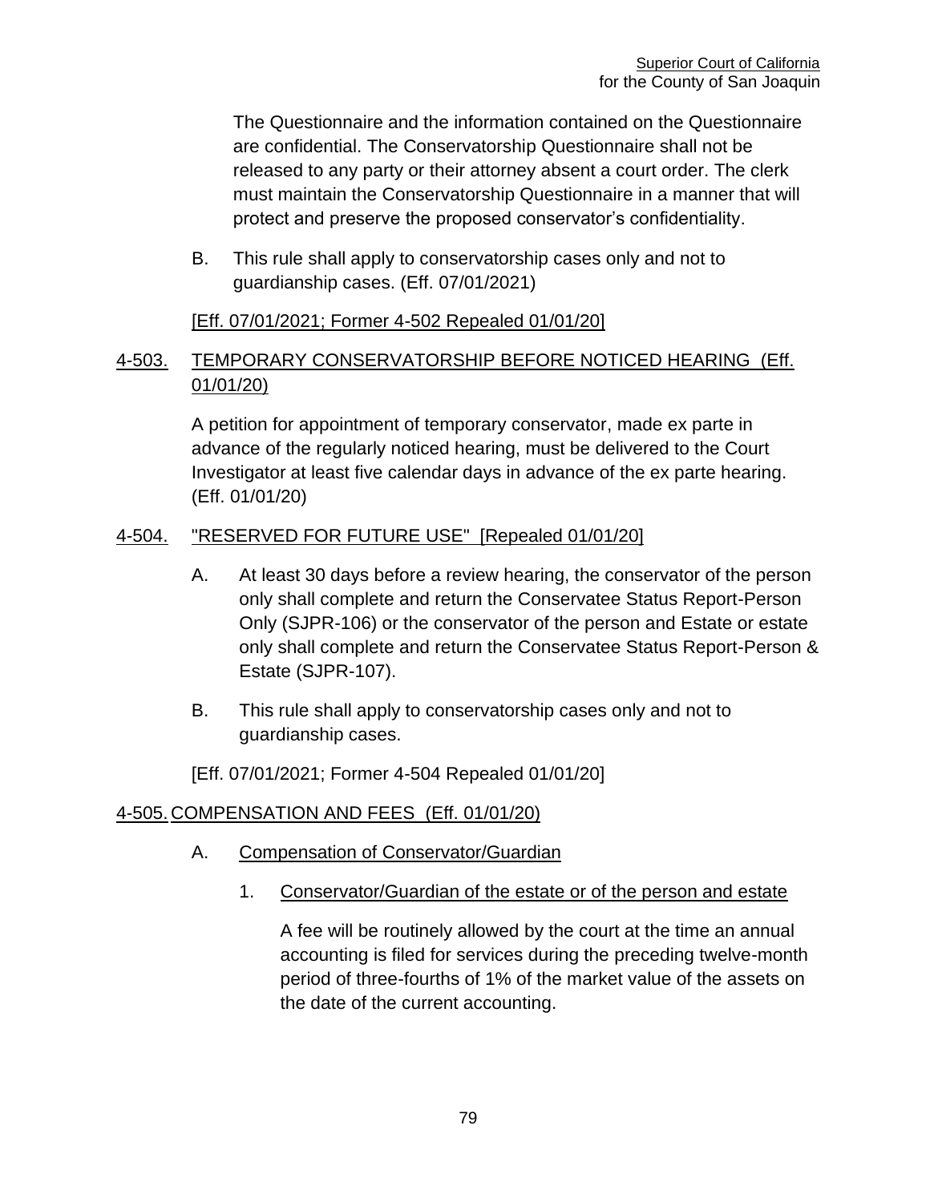The Questionnaire and the information contained on the Questionnaire are confidential. The Conservatorship Questionnaire shall not be released to any party or their attorney absent a court order. The clerk must maintain the Conservatorship Questionnaire in a manner that will protect and preserve the proposed conservator's confidentiality.

B. This rule shall apply to conservatorship cases only and not to guardianship cases. (Eff. 07/01/2021)

[Eff. 07/01/2021; Former 4-502 Repealed 01/01/20]

## 4-503. TEMPORARY CONSERVATORSHIP BEFORE NOTICED HEARING (Eff. 01/01/20)

A petition for appointment of temporary conservator, made ex parte in advance of the regularly noticed hearing, must be delivered to the Court Investigator at least five calendar days in advance of the ex parte hearing. (Eff. 01/01/20)

## 4-504. "RESERVED FOR FUTURE USE" [Repealed 01/01/20]

A. At least 30 days before a review hearing, the conservator of the person only shall complete and return the Conservatee Status Report-Person Only (SJPR-106) or the conservator of the person and Estate or estate only shall complete and return the Conservatee Status Report-Person & Estate (SJPR-107).

B. This rule shall apply to conservatorship cases only and not to guardianship cases.

[Eff. 07/01/2021; Former 4-504 Repealed 01/01/20]

## 4-505. COMPENSATION AND FEES (Eff. 01/01/20)

A. Compensation of Conservator/Guardian

1. Conservator/Guardian of the estate or of the person and estate

A fee will be routinely allowed by the court at the time an annual accounting is filed for services during the preceding twelve-month period of three-fourths of 1% of the market value of the assets on the date of the current accounting.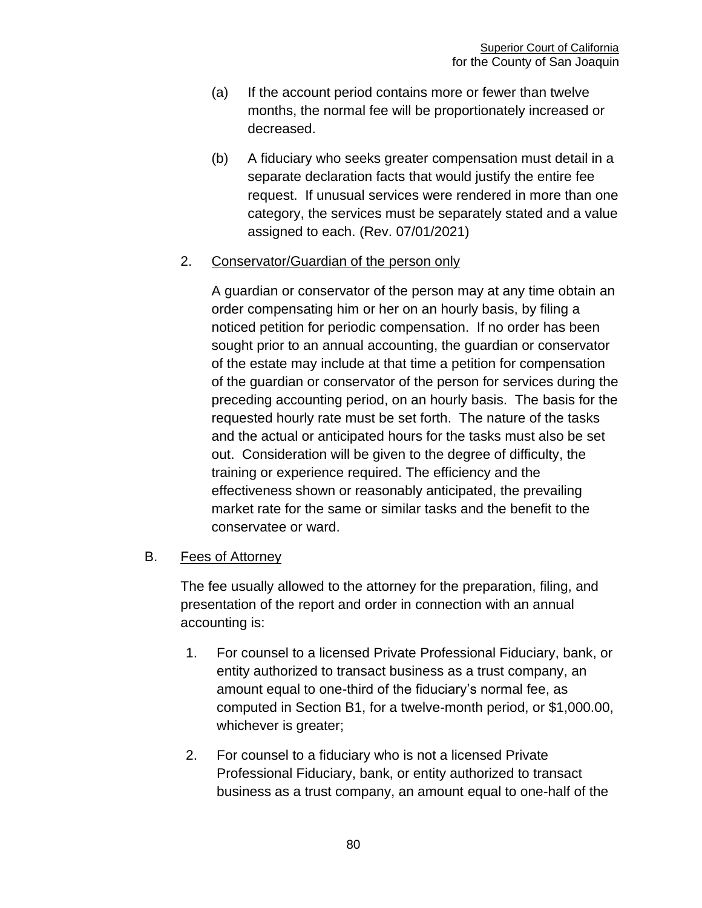(a) If the account period contains more or fewer than twelve months, the normal fee will be proportionately increased or decreased.

(b) A fiduciary who seeks greater compensation must detail in a separate declaration facts that would justify the entire fee request. If unusual services were rendered in more than one category, the services must be separately stated and a value assigned to each. (Rev. 07/01/2021)

2. Conservator/Guardian of the person only

A guardian or conservator of the person may at any time obtain an order compensating him or her on an hourly basis, by filing a noticed petition for periodic compensation. If no order has been sought prior to an annual accounting, the guardian or conservator of the estate may include at that time a petition for compensation of the guardian or conservator of the person for services during the preceding accounting period, on an hourly basis. The basis for the requested hourly rate must be set forth. The nature of the tasks and the actual or anticipated hours for the tasks must also be set out. Consideration will be given to the degree of difficulty, the training or experience required. The efficiency and the effectiveness shown or reasonably anticipated, the prevailing market rate for the same or similar tasks and the benefit to the conservatee or ward.

B. Fees of Attorney

The fee usually allowed to the attorney for the preparation, filing, and presentation of the report and order in connection with an annual accounting is:

1. For counsel to a licensed Private Professional Fiduciary, bank, or entity authorized to transact business as a trust company, an amount equal to one-third of the fiduciary's normal fee, as computed in Section B1, for a twelve-month period, or $1,000.00, whichever is greater;

2. For counsel to a fiduciary who is not a licensed Private Professional Fiduciary, bank, or entity authorized to transact business as a trust company, an amount equal to one-half of the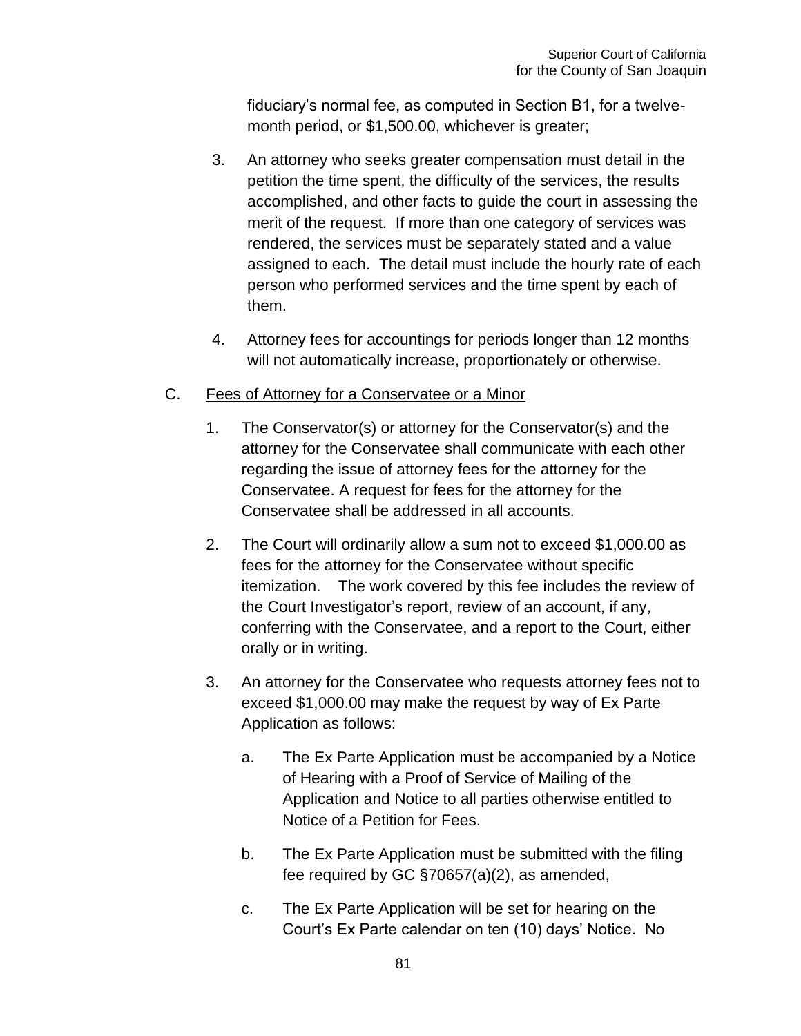fiduciary's normal fee, as computed in Section B1, for a twelve-month period, or $1,500.00, whichever is greater;

3. An attorney who seeks greater compensation must detail in the petition the time spent, the difficulty of the services, the results accomplished, and other facts to guide the court in assessing the merit of the request. If more than one category of services was rendered, the services must be separately stated and a value assigned to each. The detail must include the hourly rate of each person who performed services and the time spent by each of them.

4. Attorney fees for accountings for periods longer than 12 months will not automatically increase, proportionately or otherwise.

C. Fees of Attorney for a Conservatee or a Minor

1. The Conservator(s) or attorney for the Conservator(s) and the attorney for the Conservatee shall communicate with each other regarding the issue of attorney fees for the attorney for the Conservatee. A request for fees for the attorney for the Conservatee shall be addressed in all accounts.

2. The Court will ordinarily allow a sum not to exceed $1,000.00 as fees for the attorney for the Conservatee without specific itemization. The work covered by this fee includes the review of the Court Investigator's report, review of an account, if any, conferring with the Conservatee, and a report to the Court, either orally or in writing.

3. An attorney for the Conservatee who requests attorney fees not to exceed $1,000.00 may make the request by way of Ex Parte Application as follows:

   a. The Ex Parte Application must be accompanied by a Notice of Hearing with a Proof of Service of Mailing of the Application and Notice to all parties otherwise entitled to Notice of a Petition for Fees.

   b. The Ex Parte Application must be submitted with the filing fee required by GC §70657(a)(2), as amended,

   c. The Ex Parte Application will be set for hearing on the Court's Ex Parte calendar on ten (10) days' Notice. No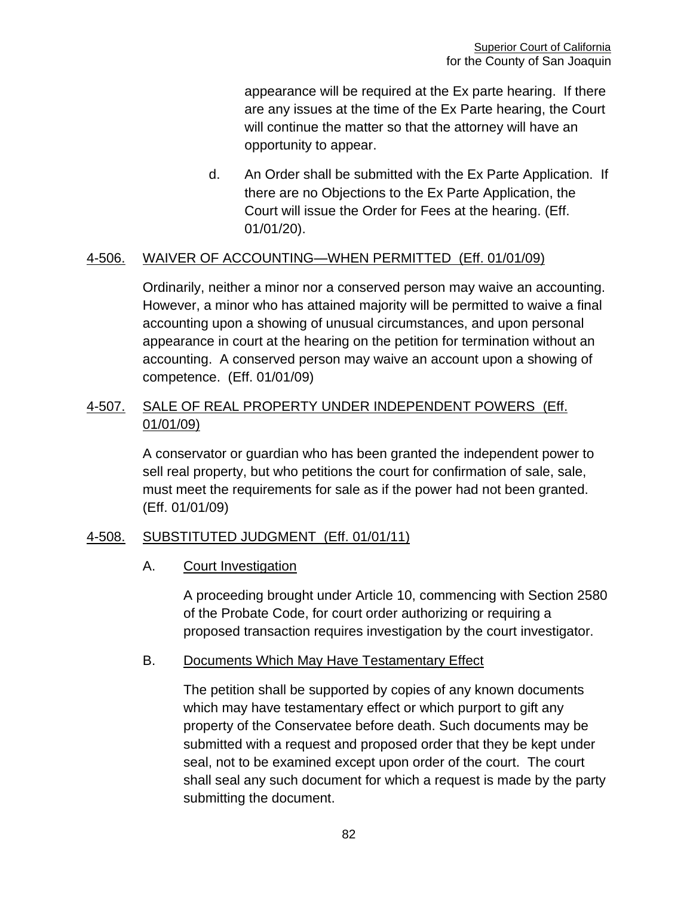appearance will be required at the Ex parte hearing. If there are any issues at the time of the Ex Parte hearing, the Court will continue the matter so that the attorney will have an opportunity to appear.

d. An Order shall be submitted with the Ex Parte Application. If there are no Objections to the Ex Parte Application, the Court will issue the Order for Fees at the hearing. (Eff. 01/01/20).

## 4-506. WAIVER OF ACCOUNTING—WHEN PERMITTED (Eff. 01/01/09)

Ordinarily, neither a minor nor a conserved person may waive an accounting. However, a minor who has attained majority will be permitted to waive a final accounting upon a showing of unusual circumstances, and upon personal appearance in court at the hearing on the petition for termination without an accounting. A conserved person may waive an account upon a showing of competence. (Eff. 01/01/09)

## 4-507. SALE OF REAL PROPERTY UNDER INDEPENDENT POWERS (Eff. 01/01/09)

A conservator or guardian who has been granted the independent power to sell real property, but who petitions the court for confirmation of sale, sale, must meet the requirements for sale as if the power had not been granted. (Eff. 01/01/09)

## 4-508. SUBSTITUTED JUDGMENT (Eff. 01/01/11)

### A. Court Investigation

A proceeding brought under Article 10, commencing with Section 2580 of the Probate Code, for court order authorizing or requiring a proposed transaction requires investigation by the court investigator.

### B. Documents Which May Have Testamentary Effect

The petition shall be supported by copies of any known documents which may have testamentary effect or which purport to gift any property of the Conservatee before death. Such documents may be submitted with a request and proposed order that they be kept under seal, not to be examined except upon order of the court. The court shall seal any such document for which a request is made by the party submitting the document.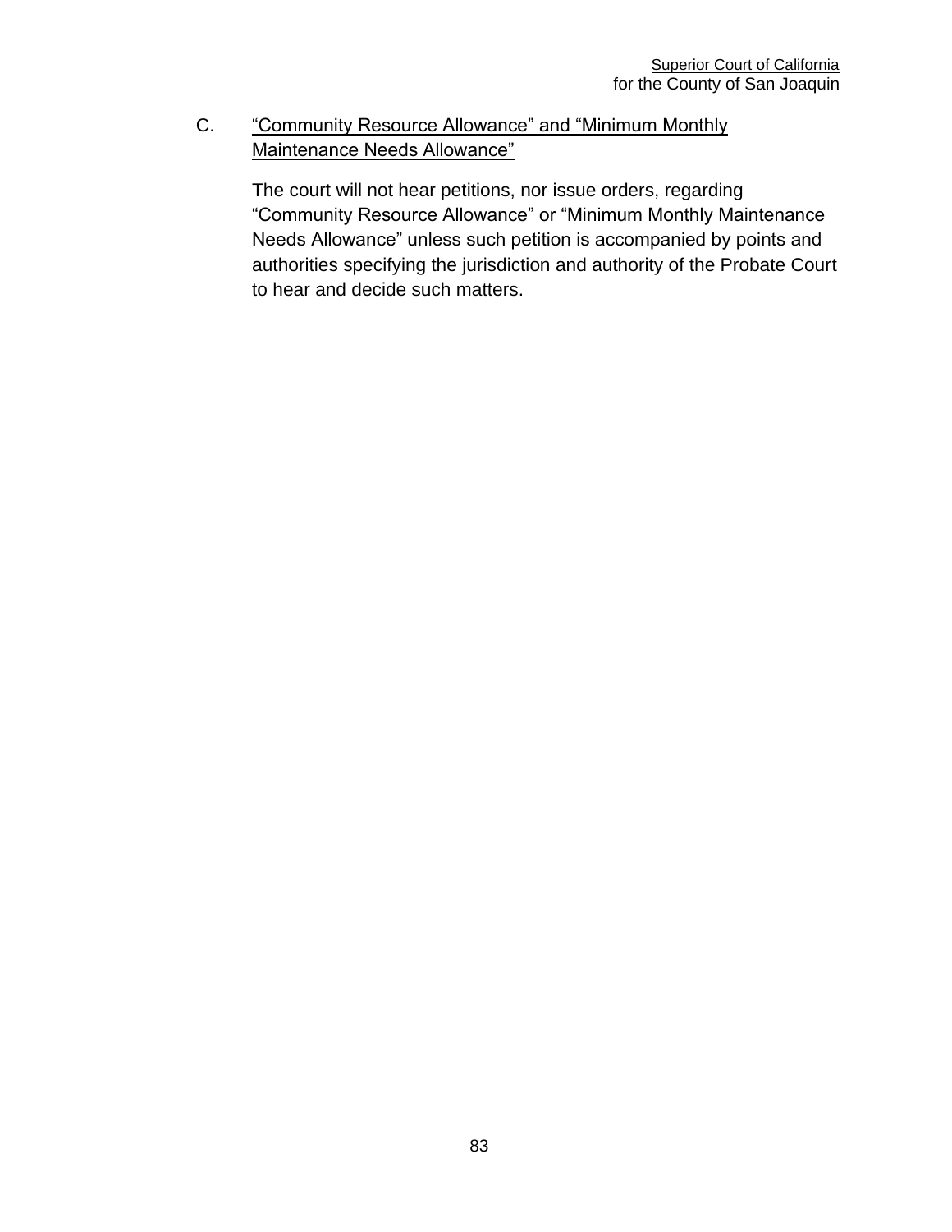C. <u>"Community Resource Allowance" and "Minimum Monthly Maintenance Needs Allowance"</u>

The court will not hear petitions, nor issue orders, regarding "Community Resource Allowance" or "Minimum Monthly Maintenance Needs Allowance" unless such petition is accompanied by points and authorities specifying the jurisdiction and authority of the Probate Court to hear and decide such matters.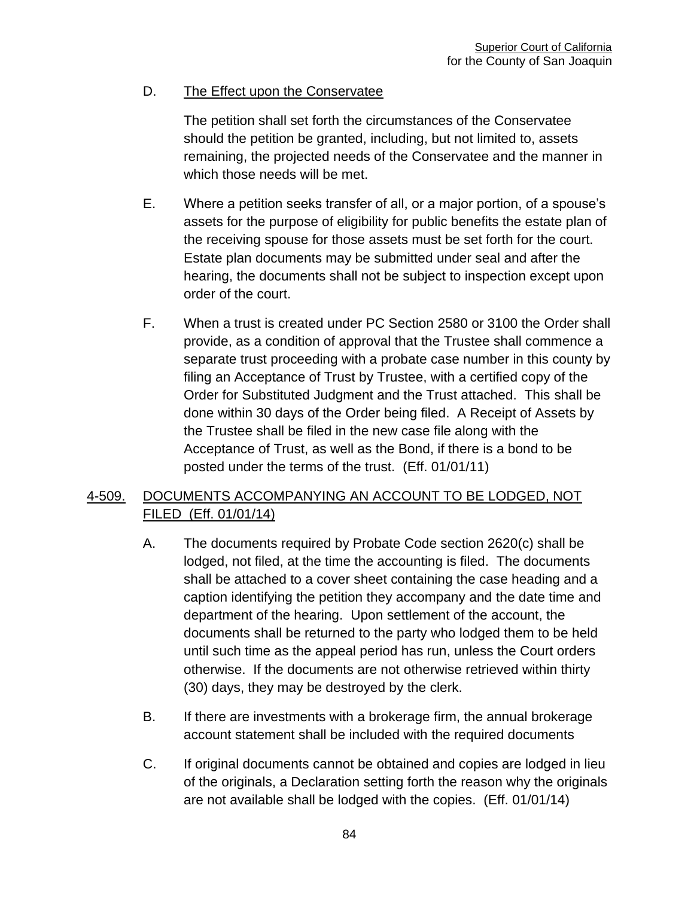D. The Effect upon the Conservatee

The petition shall set forth the circumstances of the Conservatee should the petition be granted, including, but not limited to, assets remaining, the projected needs of the Conservatee and the manner in which those needs will be met.

E. Where a petition seeks transfer of all, or a major portion, of a spouse's assets for the purpose of eligibility for public benefits the estate plan of the receiving spouse for those assets must be set forth for the court. Estate plan documents may be submitted under seal and after the hearing, the documents shall not be subject to inspection except upon order of the court.

F. When a trust is created under PC Section 2580 or 3100 the Order shall provide, as a condition of approval that the Trustee shall commence a separate trust proceeding with a probate case number in this county by filing an Acceptance of Trust by Trustee, with a certified copy of the Order for Substituted Judgment and the Trust attached. This shall be done within 30 days of the Order being filed. A Receipt of Assets by the Trustee shall be filed in the new case file along with the Acceptance of Trust, as well as the Bond, if there is a bond to be posted under the terms of the trust. (Eff. 01/01/11)

## 4-509. DOCUMENTS ACCOMPANYING AN ACCOUNT TO BE LODGED, NOT FILED (Eff. 01/01/14)

A. The documents required by Probate Code section 2620(c) shall be lodged, not filed, at the time the accounting is filed. The documents shall be attached to a cover sheet containing the case heading and a caption identifying the petition they accompany and the date time and department of the hearing. Upon settlement of the account, the documents shall be returned to the party who lodged them to be held until such time as the appeal period has run, unless the Court orders otherwise. If the documents are not otherwise retrieved within thirty (30) days, they may be destroyed by the clerk.

B. If there are investments with a brokerage firm, the annual brokerage account statement shall be included with the required documents

C. If original documents cannot be obtained and copies are lodged in lieu of the originals, a Declaration setting forth the reason why the originals are not available shall be lodged with the copies. (Eff. 01/01/14)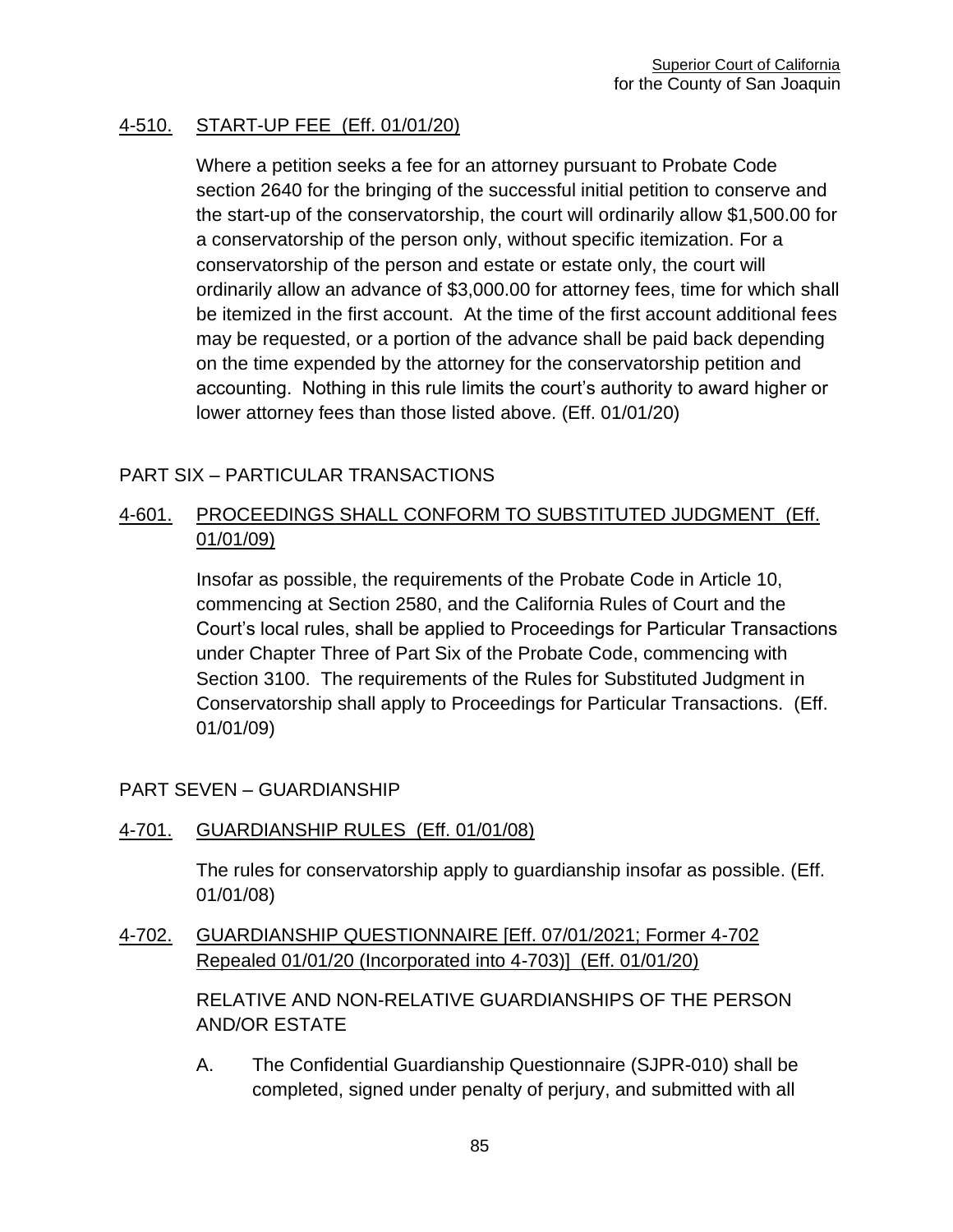## 4-510. START-UP FEE (Eff. 01/01/20)

Where a petition seeks a fee for an attorney pursuant to Probate Code section 2640 for the bringing of the successful initial petition to conserve and the start-up of the conservatorship, the court will ordinarily allow $1,500.00 for a conservatorship of the person only, without specific itemization. For a conservatorship of the person and estate or estate only, the court will ordinarily allow an advance of $3,000.00 for attorney fees, time for which shall be itemized in the first account. At the time of the first account additional fees may be requested, or a portion of the advance shall be paid back depending on the time expended by the attorney for the conservatorship petition and accounting. Nothing in this rule limits the court's authority to award higher or lower attorney fees than those listed above. (Eff. 01/01/20)

# PART SIX – PARTICULAR TRANSACTIONS

## 4-601. PROCEEDINGS SHALL CONFORM TO SUBSTITUTED JUDGMENT (Eff. 01/01/09)

Insofar as possible, the requirements of the Probate Code in Article 10, commencing at Section 2580, and the California Rules of Court and the Court's local rules, shall be applied to Proceedings for Particular Transactions under Chapter Three of Part Six of the Probate Code, commencing with Section 3100. The requirements of the Rules for Substituted Judgment in Conservatorship shall apply to Proceedings for Particular Transactions. (Eff. 01/01/09)

# PART SEVEN – GUARDIANSHIP

## 4-701. GUARDIANSHIP RULES (Eff. 01/01/08)

The rules for conservatorship apply to guardianship insofar as possible. (Eff. 01/01/08)

## 4-702. GUARDIANSHIP QUESTIONNAIRE [Eff. 07/01/2021; Former 4-702 Repealed 01/01/20 (Incorporated into 4-703)] (Eff. 01/01/20)

RELATIVE AND NON-RELATIVE GUARDIANSHIPS OF THE PERSON AND/OR ESTATE

A. The Confidential Guardianship Questionnaire (SJPR-010) shall be completed, signed under penalty of perjury, and submitted with all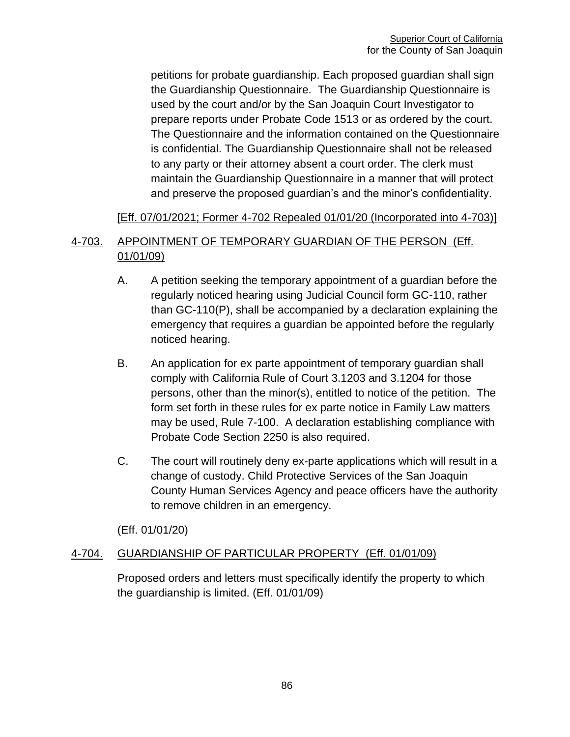petitions for probate guardianship. Each proposed guardian shall sign the Guardianship Questionnaire. The Guardianship Questionnaire is used by the court and/or by the San Joaquin Court Investigator to prepare reports under Probate Code 1513 or as ordered by the court. The Questionnaire and the information contained on the Questionnaire is confidential. The Guardianship Questionnaire shall not be released to any party or their attorney absent a court order. The clerk must maintain the Guardianship Questionnaire in a manner that will protect and preserve the proposed guardian's and the minor's confidentiality.

[Eff. 07/01/2021; Former 4-702 Repealed 01/01/20 (Incorporated into 4-703)]

## 4-703. APPOINTMENT OF TEMPORARY GUARDIAN OF THE PERSON (Eff. 01/01/09)

A. A petition seeking the temporary appointment of a guardian before the regularly noticed hearing using Judicial Council form GC-110, rather than GC-110(P), shall be accompanied by a declaration explaining the emergency that requires a guardian be appointed before the regularly noticed hearing.

B. An application for ex parte appointment of temporary guardian shall comply with California Rule of Court 3.1203 and 3.1204 for those persons, other than the minor(s), entitled to notice of the petition. The form set forth in these rules for ex parte notice in Family Law matters may be used, Rule 7-100. A declaration establishing compliance with Probate Code Section 2250 is also required.

C. The court will routinely deny ex-parte applications which will result in a change of custody. Child Protective Services of the San Joaquin County Human Services Agency and peace officers have the authority to remove children in an emergency.

(Eff. 01/01/20)

## 4-704. GUARDIANSHIP OF PARTICULAR PROPERTY (Eff. 01/01/09)

Proposed orders and letters must specifically identify the property to which the guardianship is limited. (Eff. 01/01/09)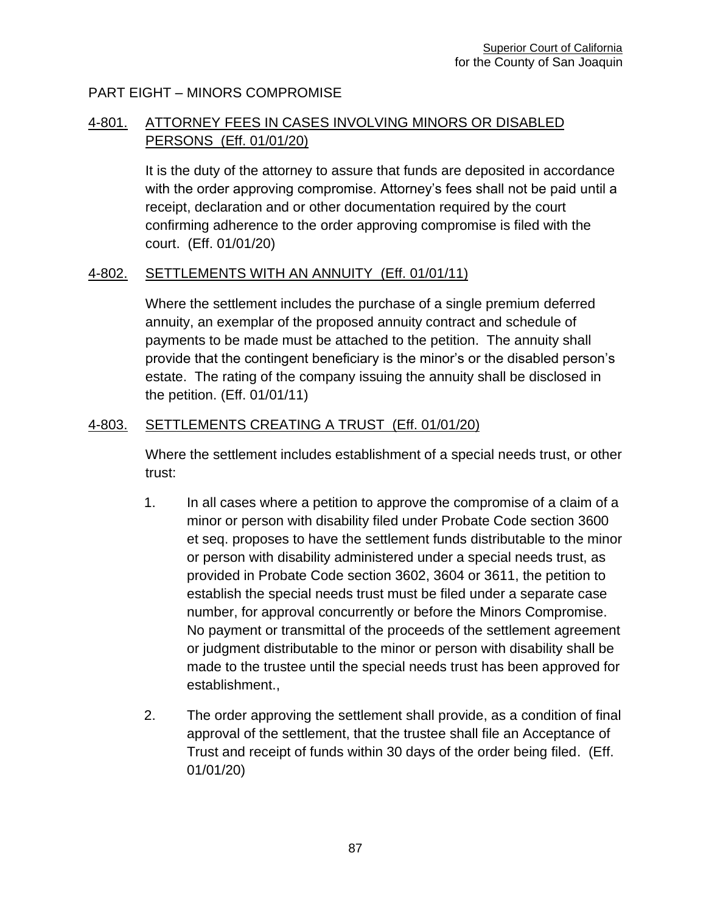## PART EIGHT – MINORS COMPROMISE

### 4-801. ATTORNEY FEES IN CASES INVOLVING MINORS OR DISABLED PERSONS (Eff. 01/01/20)

It is the duty of the attorney to assure that funds are deposited in accordance with the order approving compromise. Attorney's fees shall not be paid until a receipt, declaration and or other documentation required by the court confirming adherence to the order approving compromise is filed with the court. (Eff. 01/01/20)

### 4-802. SETTLEMENTS WITH AN ANNUITY (Eff. 01/01/11)

Where the settlement includes the purchase of a single premium deferred annuity, an exemplar of the proposed annuity contract and schedule of payments to be made must be attached to the petition. The annuity shall provide that the contingent beneficiary is the minor's or the disabled person's estate. The rating of the company issuing the annuity shall be disclosed in the petition. (Eff. 01/01/11)

### 4-803. SETTLEMENTS CREATING A TRUST (Eff. 01/01/20)

Where the settlement includes establishment of a special needs trust, or other trust:

1. In all cases where a petition to approve the compromise of a claim of a minor or person with disability filed under Probate Code section 3600 et seq. proposes to have the settlement funds distributable to the minor or person with disability administered under a special needs trust, as provided in Probate Code section 3602, 3604 or 3611, the petition to establish the special needs trust must be filed under a separate case number, for approval concurrently or before the Minors Compromise. No payment or transmittal of the proceeds of the settlement agreement or judgment distributable to the minor or person with disability shall be made to the trustee until the special needs trust has been approved for establishment.,

2. The order approving the settlement shall provide, as a condition of final approval of the settlement, that the trustee shall file an Acceptance of Trust and receipt of funds within 30 days of the order being filed. (Eff. 01/01/20)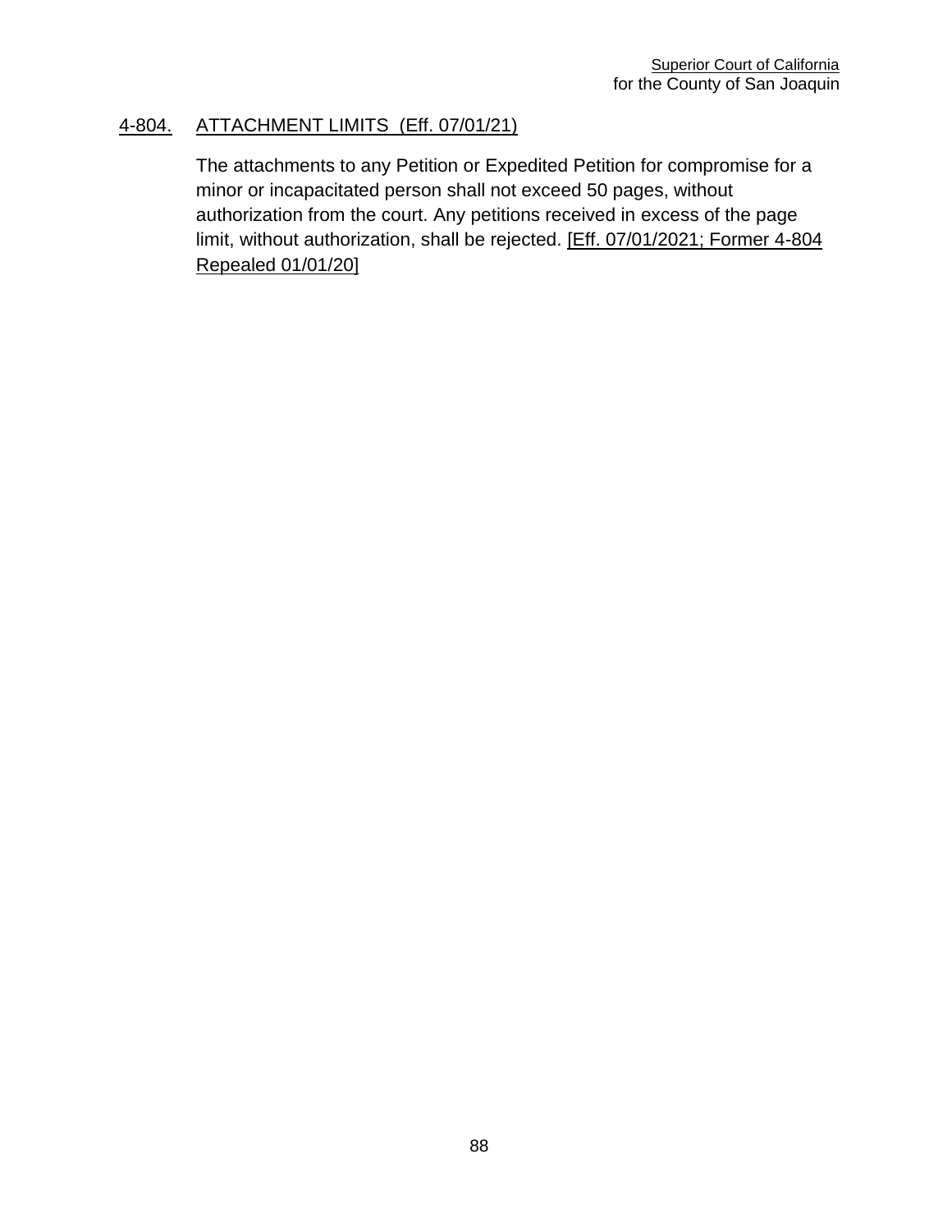## 4-804. ATTACHMENT LIMITS (Eff. 07/01/21)

The attachments to any Petition or Expedited Petition for compromise for a minor or incapacitated person shall not exceed 50 pages, without authorization from the court. Any petitions received in excess of the page limit, without authorization, shall be rejected. [Eff. 07/01/2021; Former 4-804 Repealed 01/01/20]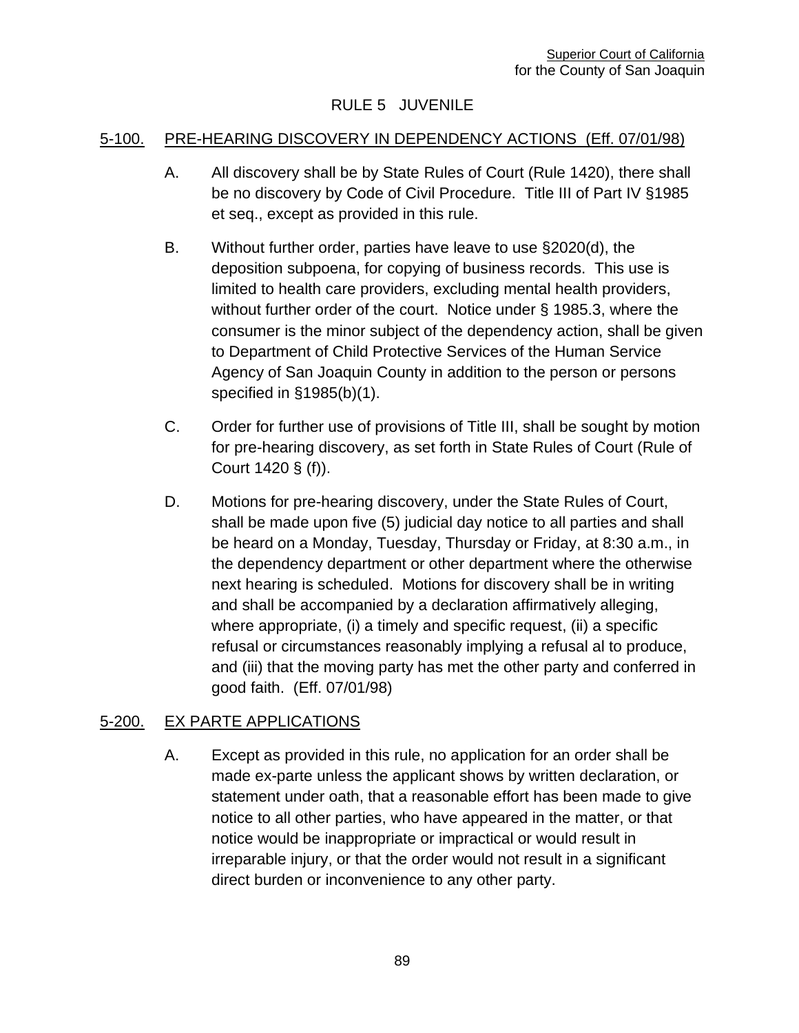# RULE 5 JUVENILE

## 5-100. PRE-HEARING DISCOVERY IN DEPENDENCY ACTIONS (Eff. 07/01/98)

A. All discovery shall be by State Rules of Court (Rule 1420), there shall be no discovery by Code of Civil Procedure. Title III of Part IV §1985 et seq., except as provided in this rule.

B. Without further order, parties have leave to use §2020(d), the deposition subpoena, for copying of business records. This use is limited to health care providers, excluding mental health providers, without further order of the court. Notice under § 1985.3, where the consumer is the minor subject of the dependency action, shall be given to Department of Child Protective Services of the Human Service Agency of San Joaquin County in addition to the person or persons specified in §1985(b)(1).

C. Order for further use of provisions of Title III, shall be sought by motion for pre-hearing discovery, as set forth in State Rules of Court (Rule of Court 1420 § (f)).

D. Motions for pre-hearing discovery, under the State Rules of Court, shall be made upon five (5) judicial day notice to all parties and shall be heard on a Monday, Tuesday, Thursday or Friday, at 8:30 a.m., in the dependency department or other department where the otherwise next hearing is scheduled. Motions for discovery shall be in writing and shall be accompanied by a declaration affirmatively alleging, where appropriate, (i) a timely and specific request, (ii) a specific refusal or circumstances reasonably implying a refusal al to produce, and (iii) that the moving party has met the other party and conferred in good faith. (Eff. 07/01/98)

## 5-200. EX PARTE APPLICATIONS

A. Except as provided in this rule, no application for an order shall be made ex-parte unless the applicant shows by written declaration, or statement under oath, that a reasonable effort has been made to give notice to all other parties, who have appeared in the matter, or that notice would be inappropriate or impractical or would result in irreparable injury, or that the order would not result in a significant direct burden or inconvenience to any other party.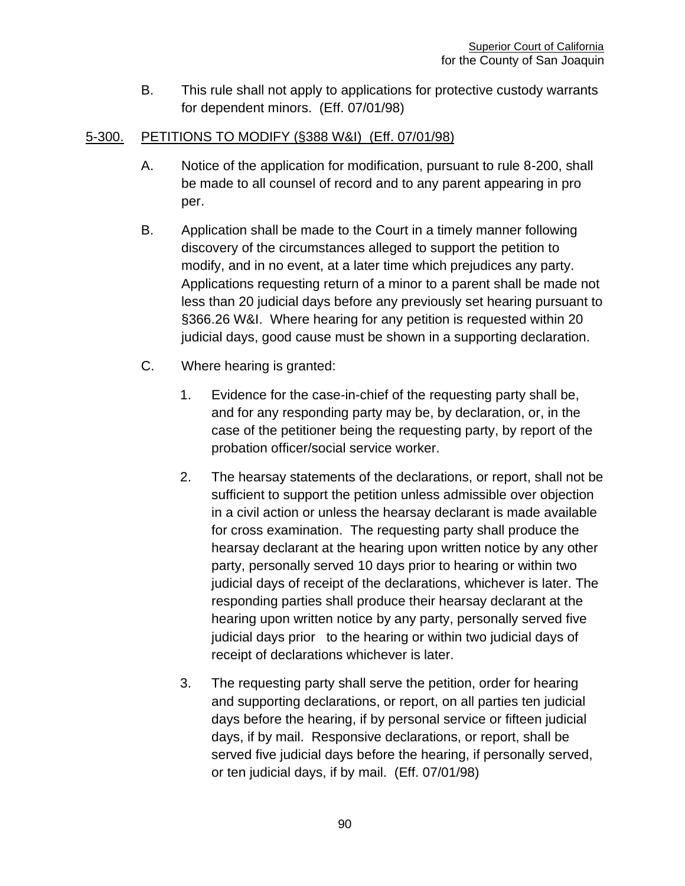B. This rule shall not apply to applications for protective custody warrants for dependent minors. (Eff. 07/01/98)

## 5-300. PETITIONS TO MODIFY (§388 W&I) (Eff. 07/01/98)

A. Notice of the application for modification, pursuant to rule 8-200, shall be made to all counsel of record and to any parent appearing in pro per.

B. Application shall be made to the Court in a timely manner following discovery of the circumstances alleged to support the petition to modify, and in no event, at a later time which prejudices any party. Applications requesting return of a minor to a parent shall be made not less than 20 judicial days before any previously set hearing pursuant to §366.26 W&I. Where hearing for any petition is requested within 20 judicial days, good cause must be shown in a supporting declaration.

C. Where hearing is granted:

1. Evidence for the case-in-chief of the requesting party shall be, and for any responding party may be, by declaration, or, in the case of the petitioner being the requesting party, by report of the probation officer/social service worker.

2. The hearsay statements of the declarations, or report, shall not be sufficient to support the petition unless admissible over objection in a civil action or unless the hearsay declarant is made available for cross examination. The requesting party shall produce the hearsay declarant at the hearing upon written notice by any other party, personally served 10 days prior to hearing or within two judicial days of receipt of the declarations, whichever is later. The responding parties shall produce their hearsay declarant at the hearing upon written notice by any party, personally served five judicial days prior to the hearing or within two judicial days of receipt of declarations whichever is later.

3. The requesting party shall serve the petition, order for hearing and supporting declarations, or report, on all parties ten judicial days before the hearing, if by personal service or fifteen judicial days, if by mail. Responsive declarations, or report, shall be served five judicial days before the hearing, if personally served, or ten judicial days, if by mail. (Eff. 07/01/98)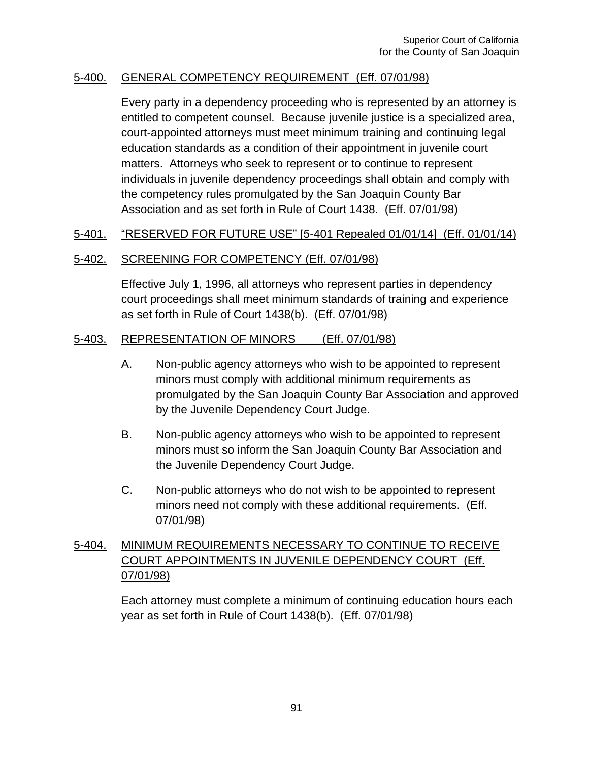## 5-400. GENERAL COMPETENCY REQUIREMENT (Eff. 07/01/98)

Every party in a dependency proceeding who is represented by an attorney is entitled to competent counsel. Because juvenile justice is a specialized area, court-appointed attorneys must meet minimum training and continuing legal education standards as a condition of their appointment in juvenile court matters. Attorneys who seek to represent or to continue to represent individuals in juvenile dependency proceedings shall obtain and comply with the competency rules promulgated by the San Joaquin County Bar Association and as set forth in Rule of Court 1438. (Eff. 07/01/98)

## 5-401. "RESERVED FOR FUTURE USE" [5-401 Repealed 01/01/14] (Eff. 01/01/14)

## 5-402. SCREENING FOR COMPETENCY (Eff. 07/01/98)

Effective July 1, 1996, all attorneys who represent parties in dependency court proceedings shall meet minimum standards of training and experience as set forth in Rule of Court 1438(b). (Eff. 07/01/98)

## 5-403. REPRESENTATION OF MINORS (Eff. 07/01/98)

A. Non-public agency attorneys who wish to be appointed to represent minors must comply with additional minimum requirements as promulgated by the San Joaquin County Bar Association and approved by the Juvenile Dependency Court Judge.

B. Non-public agency attorneys who wish to be appointed to represent minors must so inform the San Joaquin County Bar Association and the Juvenile Dependency Court Judge.

C. Non-public attorneys who do not wish to be appointed to represent minors need not comply with these additional requirements. (Eff. 07/01/98)

## 5-404. MINIMUM REQUIREMENTS NECESSARY TO CONTINUE TO RECEIVE COURT APPOINTMENTS IN JUVENILE DEPENDENCY COURT (Eff. 07/01/98)

Each attorney must complete a minimum of continuing education hours each year as set forth in Rule of Court 1438(b). (Eff. 07/01/98)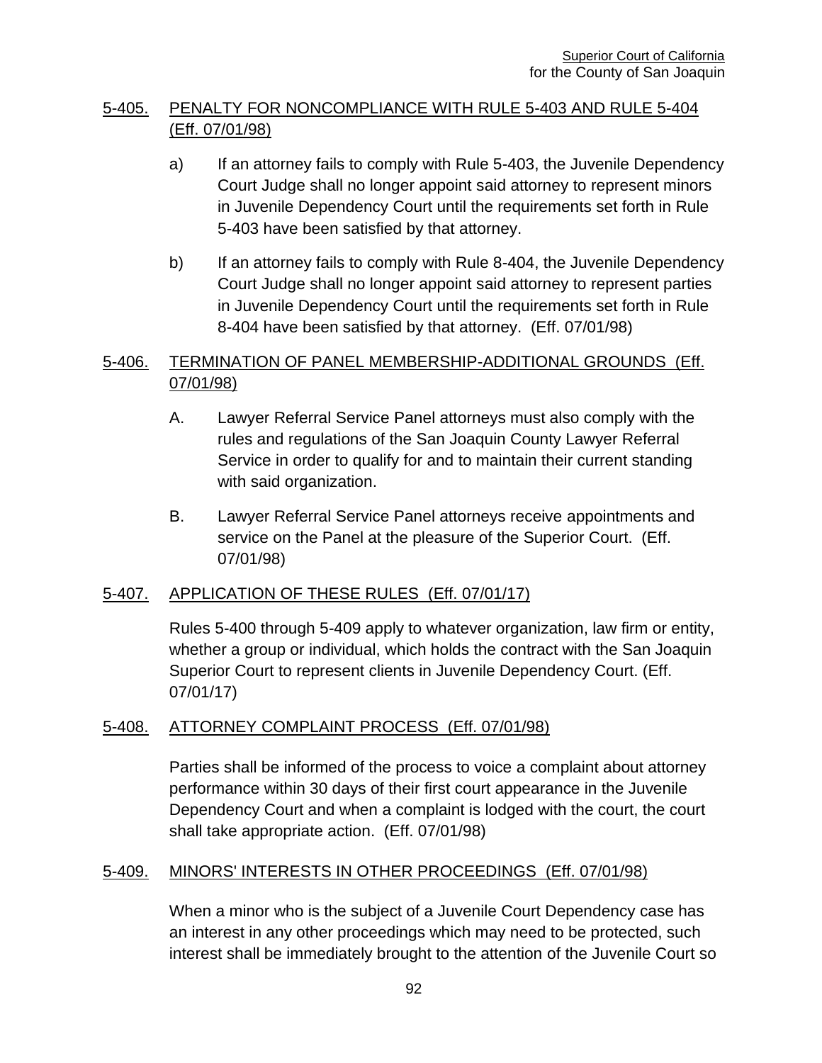## 5-405. PENALTY FOR NONCOMPLIANCE WITH RULE 5-403 AND RULE 5-404 (Eff. 07/01/98)

a) If an attorney fails to comply with Rule 5-403, the Juvenile Dependency Court Judge shall no longer appoint said attorney to represent minors in Juvenile Dependency Court until the requirements set forth in Rule 5-403 have been satisfied by that attorney.

b) If an attorney fails to comply with Rule 8-404, the Juvenile Dependency Court Judge shall no longer appoint said attorney to represent parties in Juvenile Dependency Court until the requirements set forth in Rule 8-404 have been satisfied by that attorney. (Eff. 07/01/98)

## 5-406. TERMINATION OF PANEL MEMBERSHIP-ADDITIONAL GROUNDS (Eff. 07/01/98)

A. Lawyer Referral Service Panel attorneys must also comply with the rules and regulations of the San Joaquin County Lawyer Referral Service in order to qualify for and to maintain their current standing with said organization.

B. Lawyer Referral Service Panel attorneys receive appointments and service on the Panel at the pleasure of the Superior Court. (Eff. 07/01/98)

## 5-407. APPLICATION OF THESE RULES (Eff. 07/01/17)

Rules 5-400 through 5-409 apply to whatever organization, law firm or entity, whether a group or individual, which holds the contract with the San Joaquin Superior Court to represent clients in Juvenile Dependency Court. (Eff. 07/01/17)

## 5-408. ATTORNEY COMPLAINT PROCESS (Eff. 07/01/98)

Parties shall be informed of the process to voice a complaint about attorney performance within 30 days of their first court appearance in the Juvenile Dependency Court and when a complaint is lodged with the court, the court shall take appropriate action. (Eff. 07/01/98)

## 5-409. MINORS' INTERESTS IN OTHER PROCEEDINGS (Eff. 07/01/98)

When a minor who is the subject of a Juvenile Court Dependency case has an interest in any other proceedings which may need to be protected, such interest shall be immediately brought to the attention of the Juvenile Court so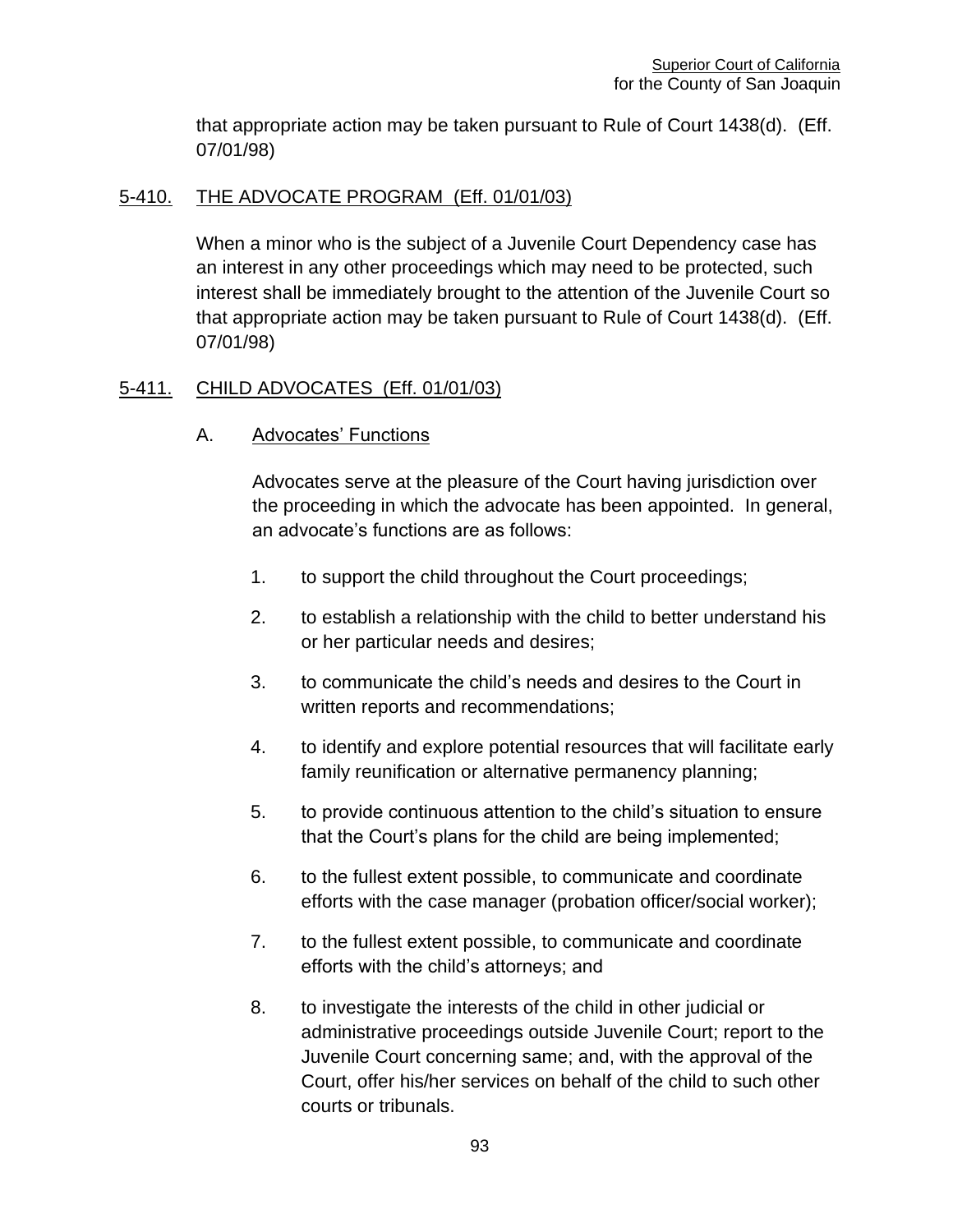that appropriate action may be taken pursuant to Rule of Court 1438(d). (Eff. 07/01/98)

## 5-410. THE ADVOCATE PROGRAM (Eff. 01/01/03)

When a minor who is the subject of a Juvenile Court Dependency case has an interest in any other proceedings which may need to be protected, such interest shall be immediately brought to the attention of the Juvenile Court so that appropriate action may be taken pursuant to Rule of Court 1438(d). (Eff. 07/01/98)

## 5-411. CHILD ADVOCATES (Eff. 01/01/03)

### A. Advocates' Functions

Advocates serve at the pleasure of the Court having jurisdiction over the proceeding in which the advocate has been appointed. In general, an advocate's functions are as follows:

1. to support the child throughout the Court proceedings;
2. to establish a relationship with the child to better understand his or her particular needs and desires;
3. to communicate the child's needs and desires to the Court in written reports and recommendations;
4. to identify and explore potential resources that will facilitate early family reunification or alternative permanency planning;
5. to provide continuous attention to the child's situation to ensure that the Court's plans for the child are being implemented;
6. to the fullest extent possible, to communicate and coordinate efforts with the case manager (probation officer/social worker);
7. to the fullest extent possible, to communicate and coordinate efforts with the child's attorneys; and
8. to investigate the interests of the child in other judicial or administrative proceedings outside Juvenile Court; report to the Juvenile Court concerning same; and, with the approval of the Court, offer his/her services on behalf of the child to such other courts or tribunals.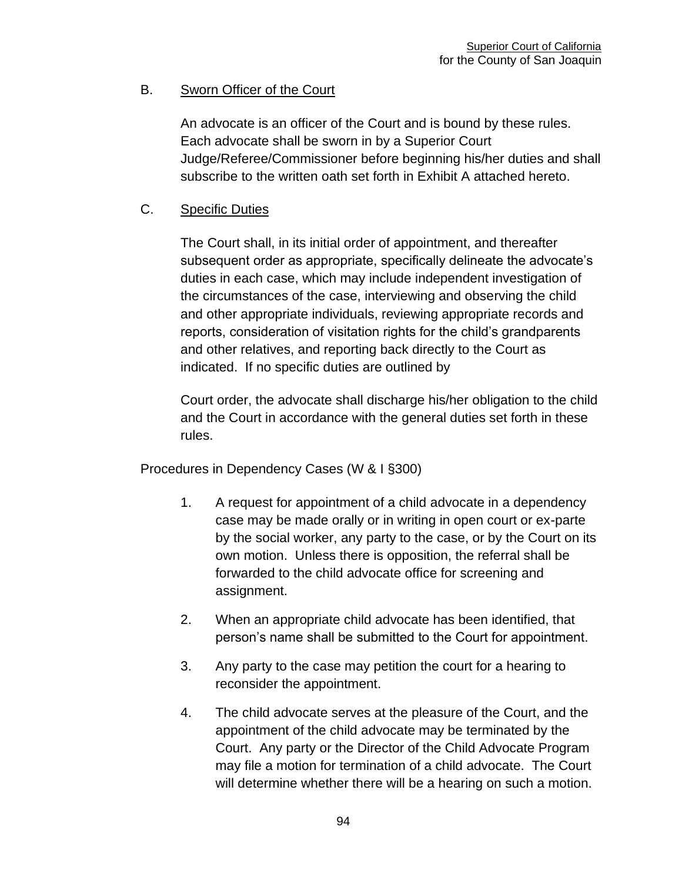B. Sworn Officer of the Court

An advocate is an officer of the Court and is bound by these rules. Each advocate shall be sworn in by a Superior Court Judge/Referee/Commissioner before beginning his/her duties and shall subscribe to the written oath set forth in Exhibit A attached hereto.

C. Specific Duties

The Court shall, in its initial order of appointment, and thereafter subsequent order as appropriate, specifically delineate the advocate's duties in each case, which may include independent investigation of the circumstances of the case, interviewing and observing the child and other appropriate individuals, reviewing appropriate records and reports, consideration of visitation rights for the child's grandparents and other relatives, and reporting back directly to the Court as indicated. If no specific duties are outlined by

Court order, the advocate shall discharge his/her obligation to the child and the Court in accordance with the general duties set forth in these rules.

Procedures in Dependency Cases (W & I §300)

1. A request for appointment of a child advocate in a dependency case may be made orally or in writing in open court or ex-parte by the social worker, any party to the case, or by the Court on its own motion. Unless there is opposition, the referral shall be forwarded to the child advocate office for screening and assignment.

2. When an appropriate child advocate has been identified, that person's name shall be submitted to the Court for appointment.

3. Any party to the case may petition the court for a hearing to reconsider the appointment.

4. The child advocate serves at the pleasure of the Court, and the appointment of the child advocate may be terminated by the Court. Any party or the Director of the Child Advocate Program may file a motion for termination of a child advocate. The Court will determine whether there will be a hearing on such a motion.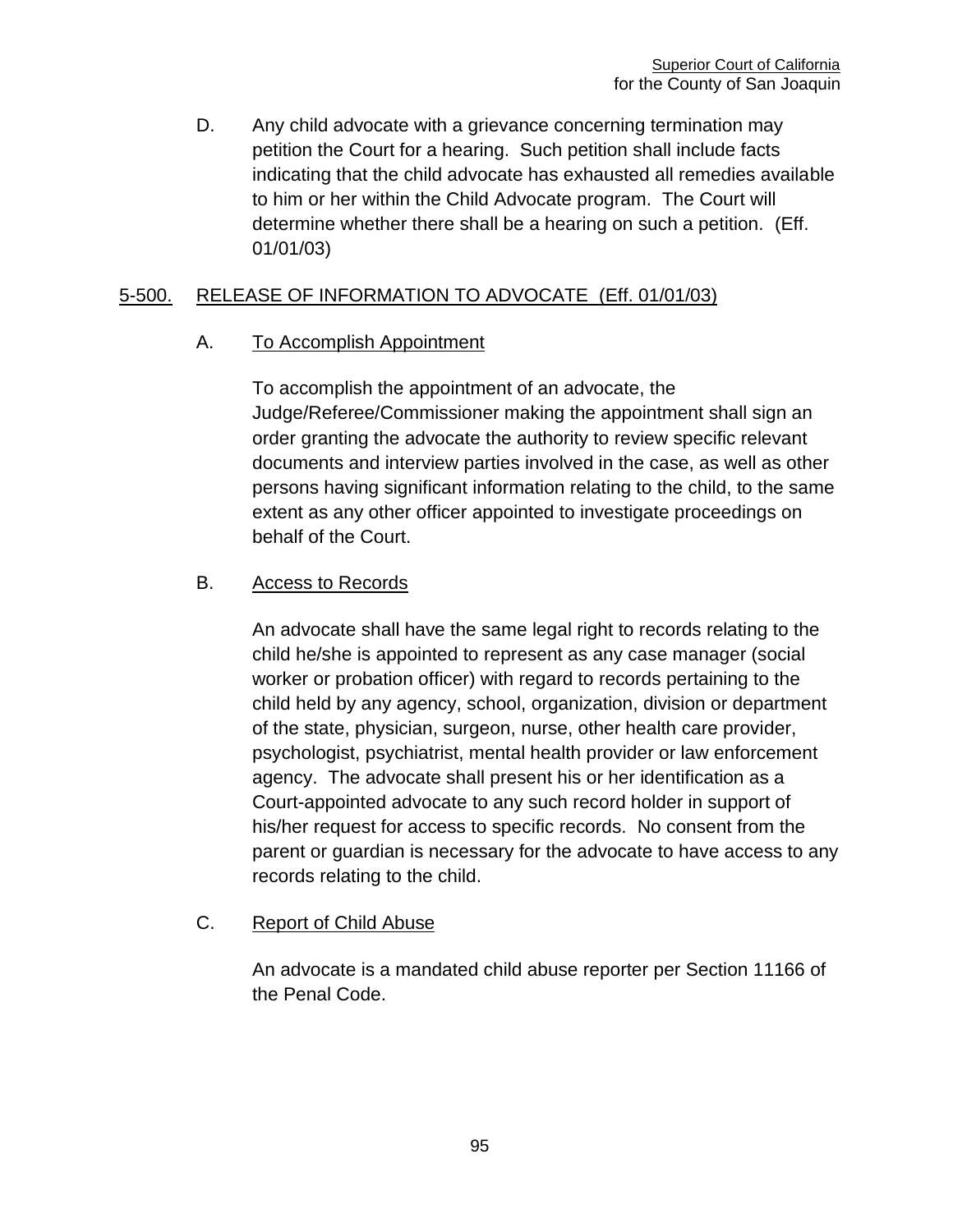D. Any child advocate with a grievance concerning termination may petition the Court for a hearing. Such petition shall include facts indicating that the child advocate has exhausted all remedies available to him or her within the Child Advocate program. The Court will determine whether there shall be a hearing on such a petition. (Eff. 01/01/03)

## 5-500. RELEASE OF INFORMATION TO ADVOCATE (Eff. 01/01/03)

A. To Accomplish Appointment

To accomplish the appointment of an advocate, the Judge/Referee/Commissioner making the appointment shall sign an order granting the advocate the authority to review specific relevant documents and interview parties involved in the case, as well as other persons having significant information relating to the child, to the same extent as any other officer appointed to investigate proceedings on behalf of the Court.

B. Access to Records

An advocate shall have the same legal right to records relating to the child he/she is appointed to represent as any case manager (social worker or probation officer) with regard to records pertaining to the child held by any agency, school, organization, division or department of the state, physician, surgeon, nurse, other health care provider, psychologist, psychiatrist, mental health provider or law enforcement agency. The advocate shall present his or her identification as a Court-appointed advocate to any such record holder in support of his/her request for access to specific records. No consent from the parent or guardian is necessary for the advocate to have access to any records relating to the child.

C. Report of Child Abuse

An advocate is a mandated child abuse reporter per Section 11166 of the Penal Code.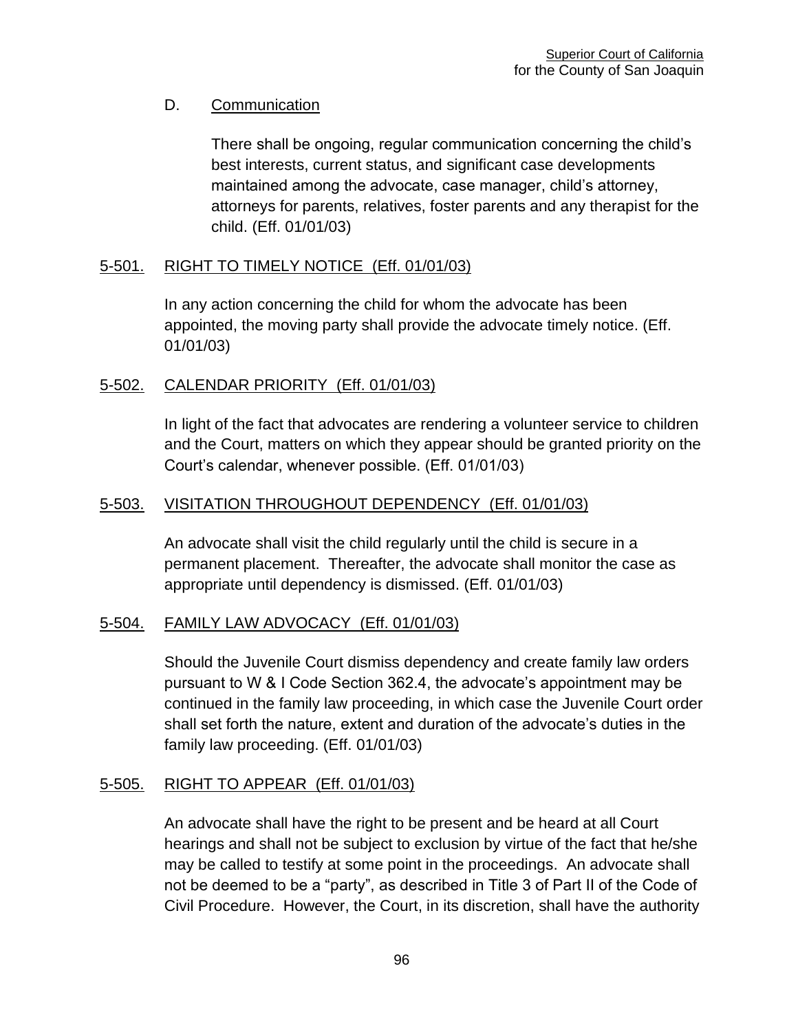D. Communication

There shall be ongoing, regular communication concerning the child's best interests, current status, and significant case developments maintained among the advocate, case manager, child's attorney, attorneys for parents, relatives, foster parents and any therapist for the child. (Eff. 01/01/03)

## 5-501. RIGHT TO TIMELY NOTICE (Eff. 01/01/03)

In any action concerning the child for whom the advocate has been appointed, the moving party shall provide the advocate timely notice. (Eff. 01/01/03)

## 5-502. CALENDAR PRIORITY (Eff. 01/01/03)

In light of the fact that advocates are rendering a volunteer service to children and the Court, matters on which they appear should be granted priority on the Court's calendar, whenever possible. (Eff. 01/01/03)

## 5-503. VISITATION THROUGHOUT DEPENDENCY (Eff. 01/01/03)

An advocate shall visit the child regularly until the child is secure in a permanent placement. Thereafter, the advocate shall monitor the case as appropriate until dependency is dismissed. (Eff. 01/01/03)

## 5-504. FAMILY LAW ADVOCACY (Eff. 01/01/03)

Should the Juvenile Court dismiss dependency and create family law orders pursuant to W & I Code Section 362.4, the advocate's appointment may be continued in the family law proceeding, in which case the Juvenile Court order shall set forth the nature, extent and duration of the advocate's duties in the family law proceeding. (Eff. 01/01/03)

## 5-505. RIGHT TO APPEAR (Eff. 01/01/03)

An advocate shall have the right to be present and be heard at all Court hearings and shall not be subject to exclusion by virtue of the fact that he/she may be called to testify at some point in the proceedings. An advocate shall not be deemed to be a "party", as described in Title 3 of Part II of the Code of Civil Procedure. However, the Court, in its discretion, shall have the authority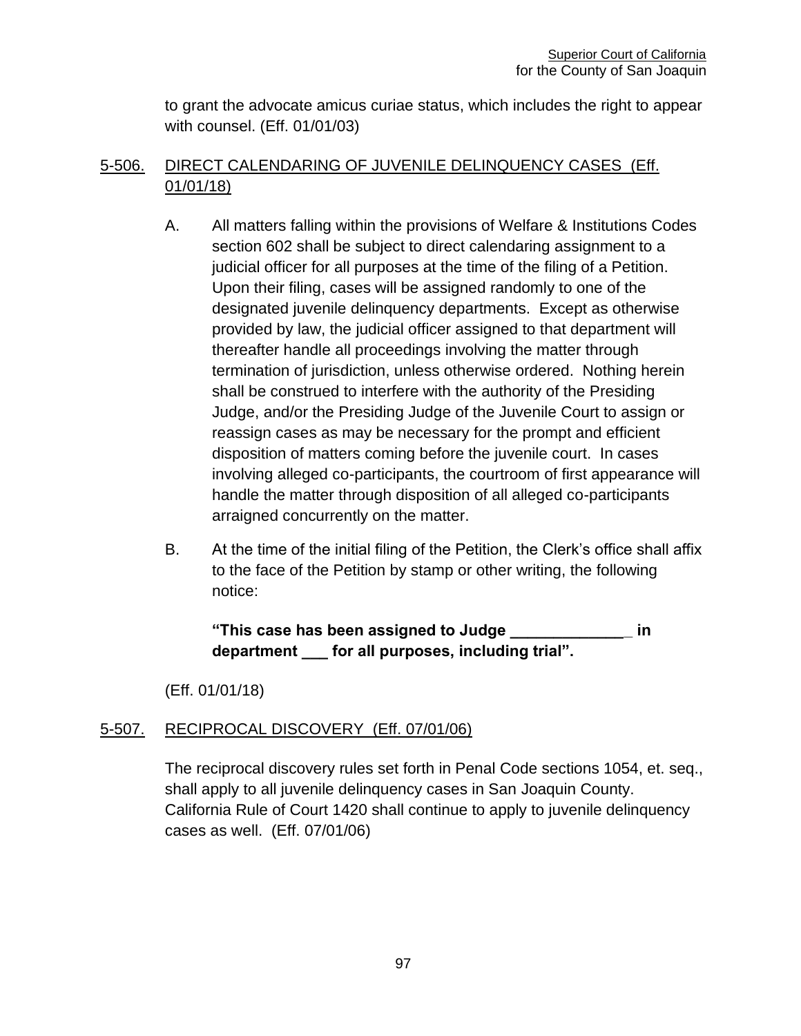to grant the advocate amicus curiae status, which includes the right to appear with counsel. (Eff. 01/01/03)

## 5-506. DIRECT CALENDARING OF JUVENILE DELINQUENCY CASES (Eff. 01/01/18)

A. All matters falling within the provisions of Welfare & Institutions Codes section 602 shall be subject to direct calendaring assignment to a judicial officer for all purposes at the time of the filing of a Petition. Upon their filing, cases will be assigned randomly to one of the designated juvenile delinquency departments. Except as otherwise provided by law, the judicial officer assigned to that department will thereafter handle all proceedings involving the matter through termination of jurisdiction, unless otherwise ordered. Nothing herein shall be construed to interfere with the authority of the Presiding Judge, and/or the Presiding Judge of the Juvenile Court to assign or reassign cases as may be necessary for the prompt and efficient disposition of matters coming before the juvenile court. In cases involving alleged co-participants, the courtroom of first appearance will handle the matter through disposition of all alleged co-participants arraigned concurrently on the matter.

B. At the time of the initial filing of the Petition, the Clerk's office shall affix to the face of the Petition by stamp or other writing, the following notice:

**"This case has been assigned to Judge ______________ in department ___ for all purposes, including trial".**

(Eff. 01/01/18)

## 5-507. RECIPROCAL DISCOVERY (Eff. 07/01/06)

The reciprocal discovery rules set forth in Penal Code sections 1054, et. seq., shall apply to all juvenile delinquency cases in San Joaquin County. California Rule of Court 1420 shall continue to apply to juvenile delinquency cases as well. (Eff. 07/01/06)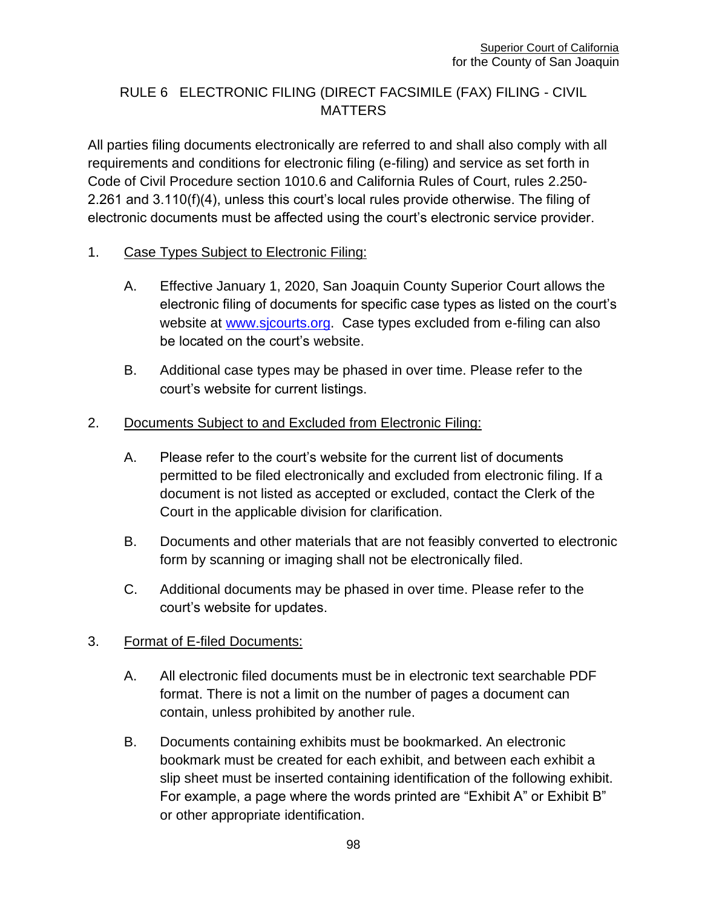## RULE 6 ELECTRONIC FILING (DIRECT FACSIMILE (FAX) FILING - CIVIL MATTERS

All parties filing documents electronically are referred to and shall also comply with all requirements and conditions for electronic filing (e-filing) and service as set forth in Code of Civil Procedure section 1010.6 and California Rules of Court, rules 2.250-2.261 and 3.110(f)(4), unless this court's local rules provide otherwise. The filing of electronic documents must be affected using the court's electronic service provider.

1. Case Types Subject to Electronic Filing:

   A. Effective January 1, 2020, San Joaquin County Superior Court allows the electronic filing of documents for specific case types as listed on the court's website at www.sjcourts.org. Case types excluded from e-filing can also be located on the court's website.

   B. Additional case types may be phased in over time. Please refer to the court's website for current listings.

2. Documents Subject to and Excluded from Electronic Filing:

   A. Please refer to the court's website for the current list of documents permitted to be filed electronically and excluded from electronic filing. If a document is not listed as accepted or excluded, contact the Clerk of the Court in the applicable division for clarification.

   B. Documents and other materials that are not feasibly converted to electronic form by scanning or imaging shall not be electronically filed.

   C. Additional documents may be phased in over time. Please refer to the court's website for updates.

3. Format of E-filed Documents:

   A. All electronic filed documents must be in electronic text searchable PDF format. There is not a limit on the number of pages a document can contain, unless prohibited by another rule.

   B. Documents containing exhibits must be bookmarked. An electronic bookmark must be created for each exhibit, and between each exhibit a slip sheet must be inserted containing identification of the following exhibit. For example, a page where the words printed are "Exhibit A" or Exhibit B" or other appropriate identification.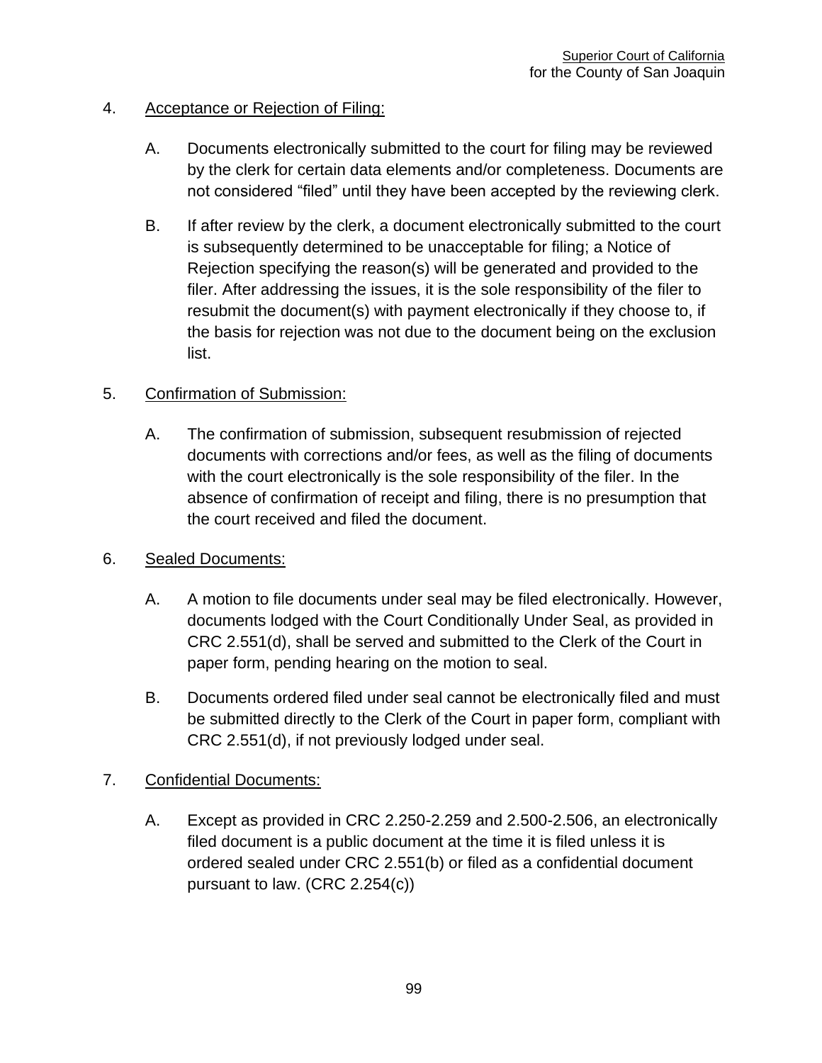4. <u>Acceptance or Rejection of Filing:</u>

    A. Documents electronically submitted to the court for filing may be reviewed by the clerk for certain data elements and/or completeness. Documents are not considered “filed” until they have been accepted by the reviewing clerk.

    B. If after review by the clerk, a document electronically submitted to the court is subsequently determined to be unacceptable for filing; a Notice of Rejection specifying the reason(s) will be generated and provided to the filer. After addressing the issues, it is the sole responsibility of the filer to resubmit the document(s) with payment electronically if they choose to, if the basis for rejection was not due to the document being on the exclusion list.

5. <u>Confirmation of Submission:</u>

    A. The confirmation of submission, subsequent resubmission of rejected documents with corrections and/or fees, as well as the filing of documents with the court electronically is the sole responsibility of the filer. In the absence of confirmation of receipt and filing, there is no presumption that the court received and filed the document.

6. <u>Sealed Documents:</u>

    A. A motion to file documents under seal may be filed electronically. However, documents lodged with the Court Conditionally Under Seal, as provided in CRC 2.551(d), shall be served and submitted to the Clerk of the Court in paper form, pending hearing on the motion to seal.

    B. Documents ordered filed under seal cannot be electronically filed and must be submitted directly to the Clerk of the Court in paper form, compliant with CRC 2.551(d), if not previously lodged under seal.

7. <u>Confidential Documents:</u>

    A. Except as provided in CRC 2.250-2.259 and 2.500-2.506, an electronically filed document is a public document at the time it is filed unless it is ordered sealed under CRC 2.551(b) or filed as a confidential document pursuant to law. (CRC 2.254(c))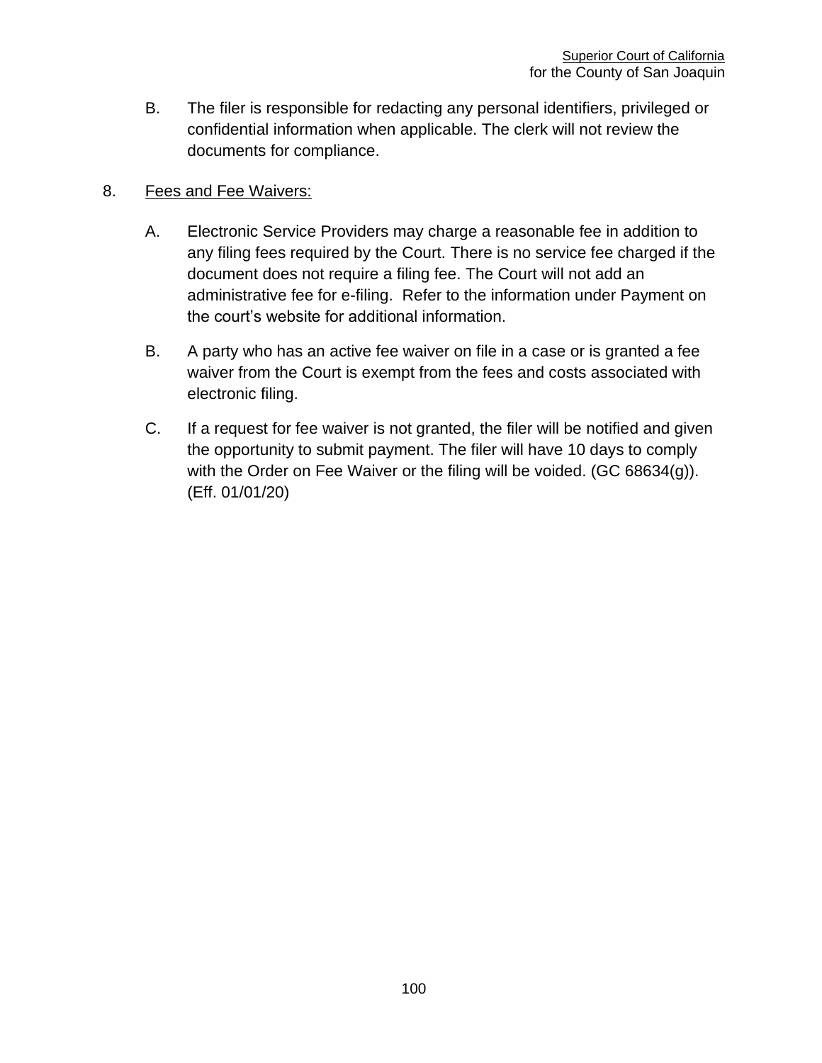B. The filer is responsible for redacting any personal identifiers, privileged or confidential information when applicable. The clerk will not review the documents for compliance.

8. Fees and Fee Waivers:

A. Electronic Service Providers may charge a reasonable fee in addition to any filing fees required by the Court. There is no service fee charged if the document does not require a filing fee. The Court will not add an administrative fee for e-filing. Refer to the information under Payment on the court's website for additional information.

B. A party who has an active fee waiver on file in a case or is granted a fee waiver from the Court is exempt from the fees and costs associated with electronic filing.

C. If a request for fee waiver is not granted, the filer will be notified and given the opportunity to submit payment. The filer will have 10 days to comply with the Order on Fee Waiver or the filing will be voided. (GC 68634(g)). (Eff. 01/01/20)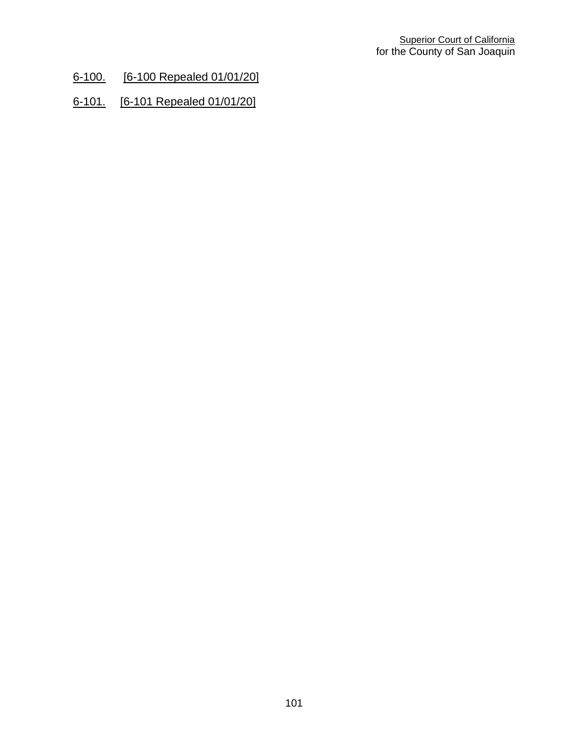6-100. [6-100 Repealed 01/01/20]

6-101. [6-101 Repealed 01/01/20]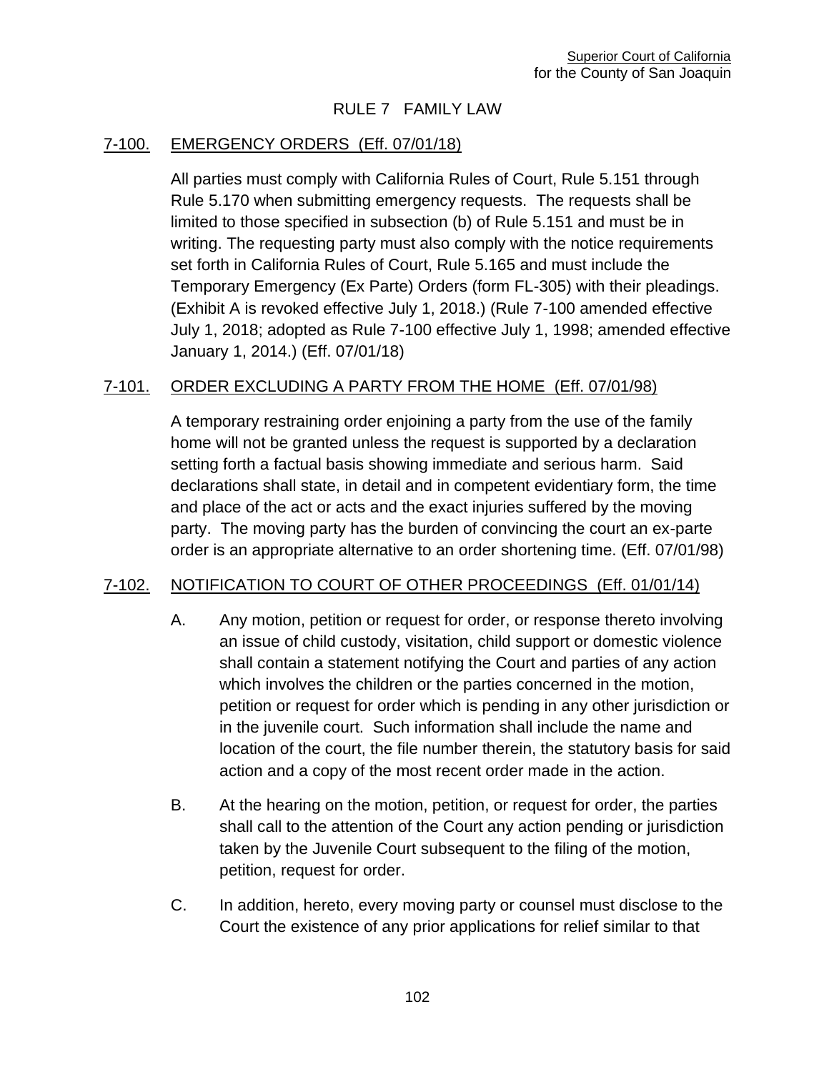# RULE 7 FAMILY LAW

## 7-100. EMERGENCY ORDERS (Eff. 07/01/18)

All parties must comply with California Rules of Court, Rule 5.151 through Rule 5.170 when submitting emergency requests. The requests shall be limited to those specified in subsection (b) of Rule 5.151 and must be in writing. The requesting party must also comply with the notice requirements set forth in California Rules of Court, Rule 5.165 and must include the Temporary Emergency (Ex Parte) Orders (form FL-305) with their pleadings. (Exhibit A is revoked effective July 1, 2018.) (Rule 7-100 amended effective July 1, 2018; adopted as Rule 7-100 effective July 1, 1998; amended effective January 1, 2014.) (Eff. 07/01/18)

## 7-101. ORDER EXCLUDING A PARTY FROM THE HOME (Eff. 07/01/98)

A temporary restraining order enjoining a party from the use of the family home will not be granted unless the request is supported by a declaration setting forth a factual basis showing immediate and serious harm. Said declarations shall state, in detail and in competent evidentiary form, the time and place of the act or acts and the exact injuries suffered by the moving party. The moving party has the burden of convincing the court an ex-parte order is an appropriate alternative to an order shortening time. (Eff. 07/01/98)

## 7-102. NOTIFICATION TO COURT OF OTHER PROCEEDINGS (Eff. 01/01/14)

A. Any motion, petition or request for order, or response thereto involving an issue of child custody, visitation, child support or domestic violence shall contain a statement notifying the Court and parties of any action which involves the children or the parties concerned in the motion, petition or request for order which is pending in any other jurisdiction or in the juvenile court. Such information shall include the name and location of the court, the file number therein, the statutory basis for said action and a copy of the most recent order made in the action.

B. At the hearing on the motion, petition, or request for order, the parties shall call to the attention of the Court any action pending or jurisdiction taken by the Juvenile Court subsequent to the filing of the motion, petition, request for order.

C. In addition, hereto, every moving party or counsel must disclose to the Court the existence of any prior applications for relief similar to that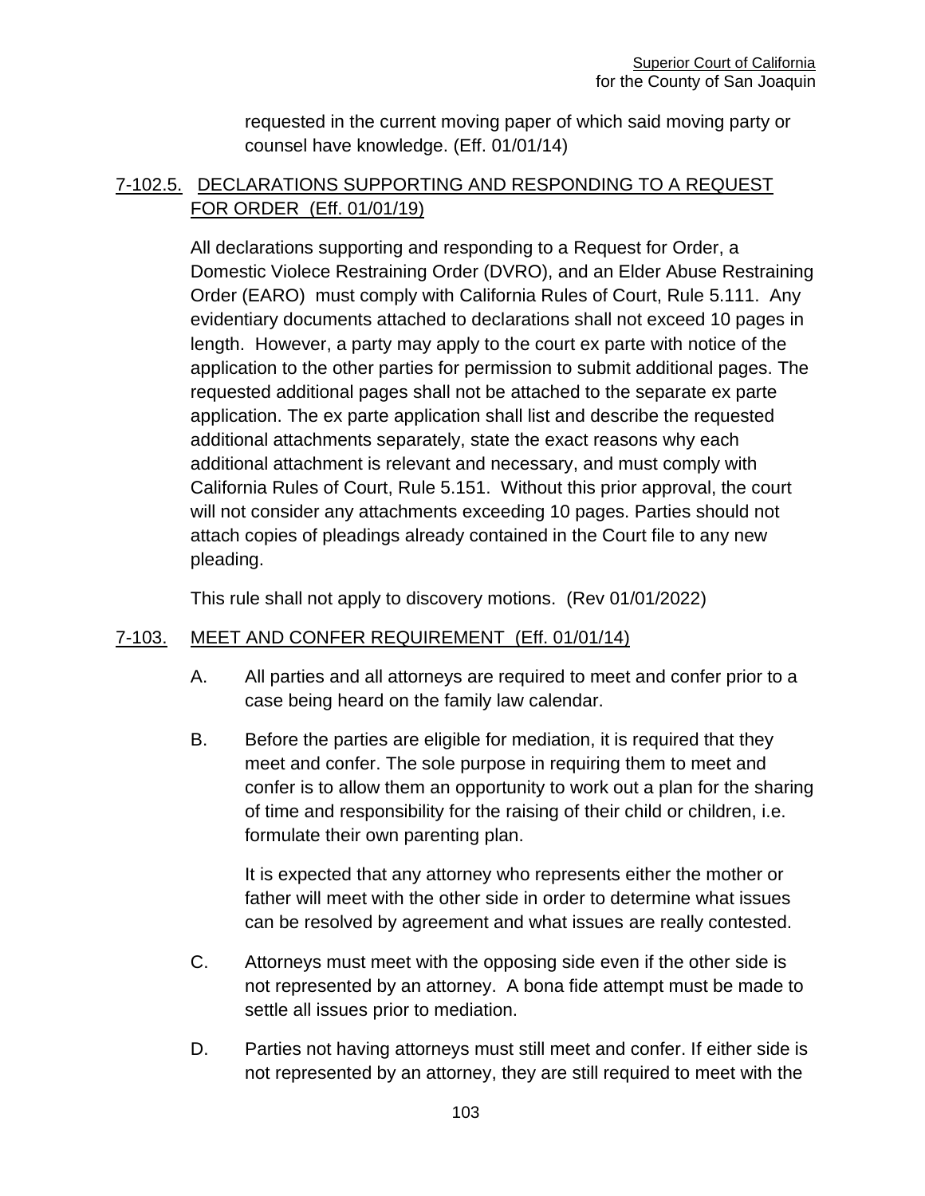requested in the current moving paper of which said moving party or counsel have knowledge. (Eff. 01/01/14)

## 7-102.5. DECLARATIONS SUPPORTING AND RESPONDING TO A REQUEST FOR ORDER (Eff. 01/01/19)

All declarations supporting and responding to a Request for Order, a Domestic Violece Restraining Order (DVRO), and an Elder Abuse Restraining Order (EARO) must comply with California Rules of Court, Rule 5.111. Any evidentiary documents attached to declarations shall not exceed 10 pages in length. However, a party may apply to the court ex parte with notice of the application to the other parties for permission to submit additional pages. The requested additional pages shall not be attached to the separate ex parte application. The ex parte application shall list and describe the requested additional attachments separately, state the exact reasons why each additional attachment is relevant and necessary, and must comply with California Rules of Court, Rule 5.151. Without this prior approval, the court will not consider any attachments exceeding 10 pages. Parties should not attach copies of pleadings already contained in the Court file to any new pleading.

This rule shall not apply to discovery motions. (Rev 01/01/2022)

## 7-103. MEET AND CONFER REQUIREMENT (Eff. 01/01/14)

A. All parties and all attorneys are required to meet and confer prior to a case being heard on the family law calendar.

B. Before the parties are eligible for mediation, it is required that they meet and confer. The sole purpose in requiring them to meet and confer is to allow them an opportunity to work out a plan for the sharing of time and responsibility for the raising of their child or children, i.e. formulate their own parenting plan.

   It is expected that any attorney who represents either the mother or father will meet with the other side in order to determine what issues can be resolved by agreement and what issues are really contested.

C. Attorneys must meet with the opposing side even if the other side is not represented by an attorney. A bona fide attempt must be made to settle all issues prior to mediation.

D. Parties not having attorneys must still meet and confer. If either side is not represented by an attorney, they are still required to meet with the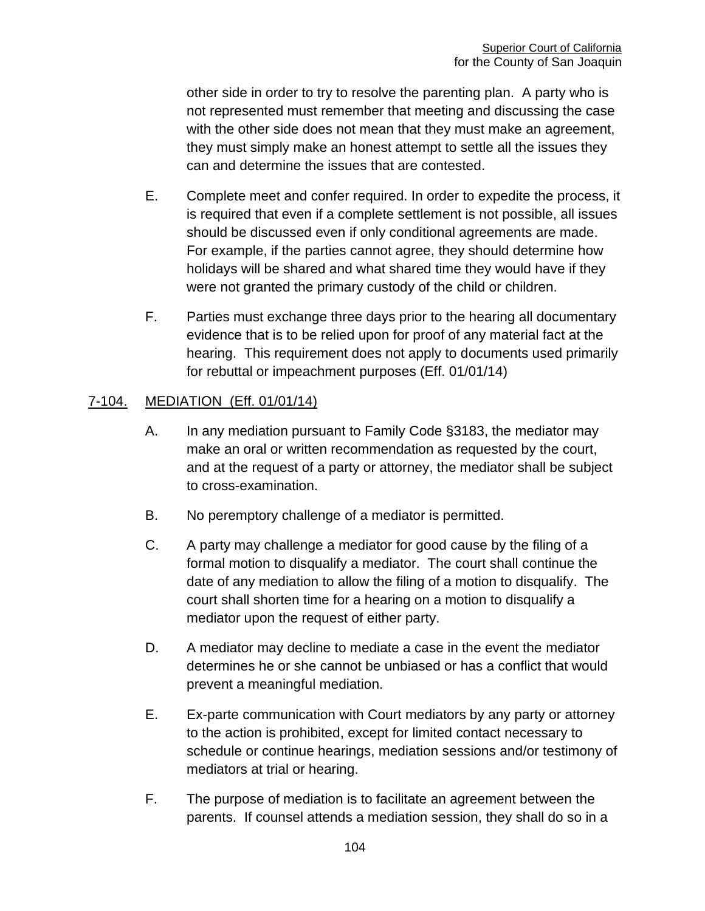other side in order to try to resolve the parenting plan. A party who is not represented must remember that meeting and discussing the case with the other side does not mean that they must make an agreement, they must simply make an honest attempt to settle all the issues they can and determine the issues that are contested.

E. Complete meet and confer required. In order to expedite the process, it is required that even if a complete settlement is not possible, all issues should be discussed even if only conditional agreements are made. For example, if the parties cannot agree, they should determine how holidays will be shared and what shared time they would have if they were not granted the primary custody of the child or children.

F. Parties must exchange three days prior to the hearing all documentary evidence that is to be relied upon for proof of any material fact at the hearing. This requirement does not apply to documents used primarily for rebuttal or impeachment purposes (Eff. 01/01/14)

## 7-104. MEDIATION (Eff. 01/01/14)

A. In any mediation pursuant to Family Code §3183, the mediator may make an oral or written recommendation as requested by the court, and at the request of a party or attorney, the mediator shall be subject to cross-examination.

B. No peremptory challenge of a mediator is permitted.

C. A party may challenge a mediator for good cause by the filing of a formal motion to disqualify a mediator. The court shall continue the date of any mediation to allow the filing of a motion to disqualify. The court shall shorten time for a hearing on a motion to disqualify a mediator upon the request of either party.

D. A mediator may decline to mediate a case in the event the mediator determines he or she cannot be unbiased or has a conflict that would prevent a meaningful mediation.

E. Ex-parte communication with Court mediators by any party or attorney to the action is prohibited, except for limited contact necessary to schedule or continue hearings, mediation sessions and/or testimony of mediators at trial or hearing.

F. The purpose of mediation is to facilitate an agreement between the parents. If counsel attends a mediation session, they shall do so in a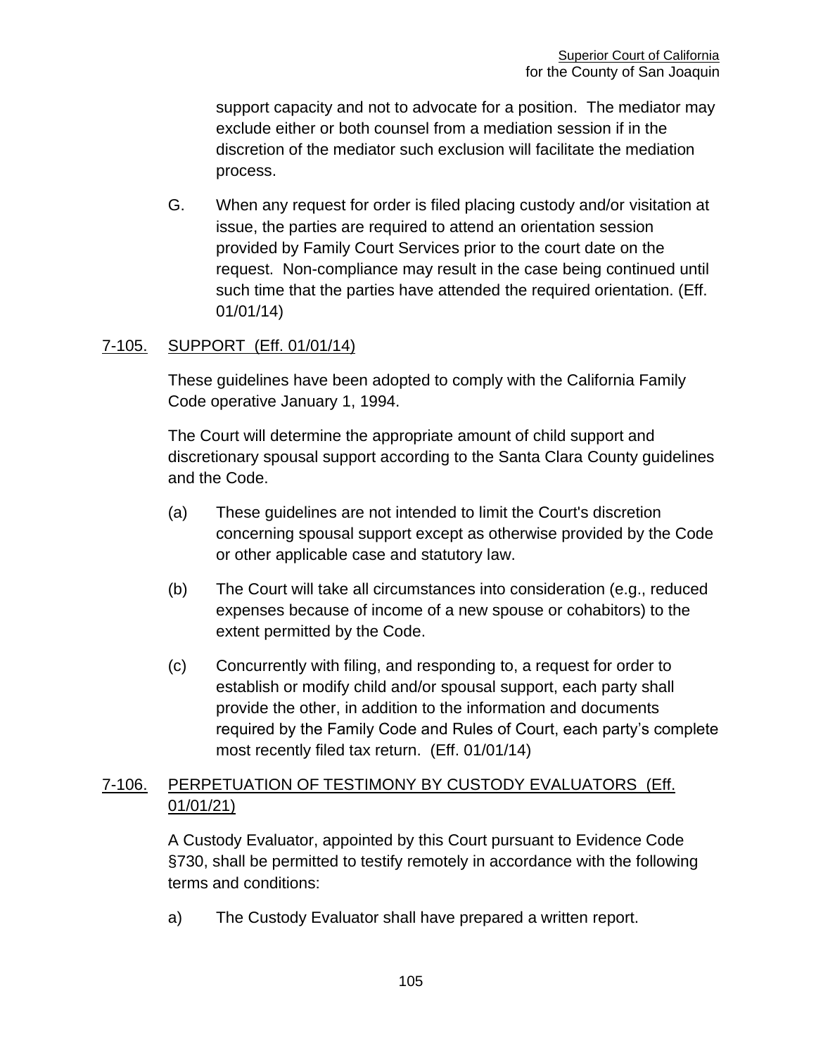support capacity and not to advocate for a position. The mediator may exclude either or both counsel from a mediation session if in the discretion of the mediator such exclusion will facilitate the mediation process.

G. When any request for order is filed placing custody and/or visitation at issue, the parties are required to attend an orientation session provided by Family Court Services prior to the court date on the request. Non-compliance may result in the case being continued until such time that the parties have attended the required orientation. (Eff. 01/01/14)

## 7-105. SUPPORT (Eff. 01/01/14)

These guidelines have been adopted to comply with the California Family Code operative January 1, 1994.

The Court will determine the appropriate amount of child support and discretionary spousal support according to the Santa Clara County guidelines and the Code.

(a) These guidelines are not intended to limit the Court's discretion concerning spousal support except as otherwise provided by the Code or other applicable case and statutory law.

(b) The Court will take all circumstances into consideration (e.g., reduced expenses because of income of a new spouse or cohabitors) to the extent permitted by the Code.

(c) Concurrently with filing, and responding to, a request for order to establish or modify child and/or spousal support, each party shall provide the other, in addition to the information and documents required by the Family Code and Rules of Court, each party's complete most recently filed tax return. (Eff. 01/01/14)

## 7-106. PERPETUATION OF TESTIMONY BY CUSTODY EVALUATORS (Eff. 01/01/21)

A Custody Evaluator, appointed by this Court pursuant to Evidence Code §730, shall be permitted to testify remotely in accordance with the following terms and conditions:

a) The Custody Evaluator shall have prepared a written report.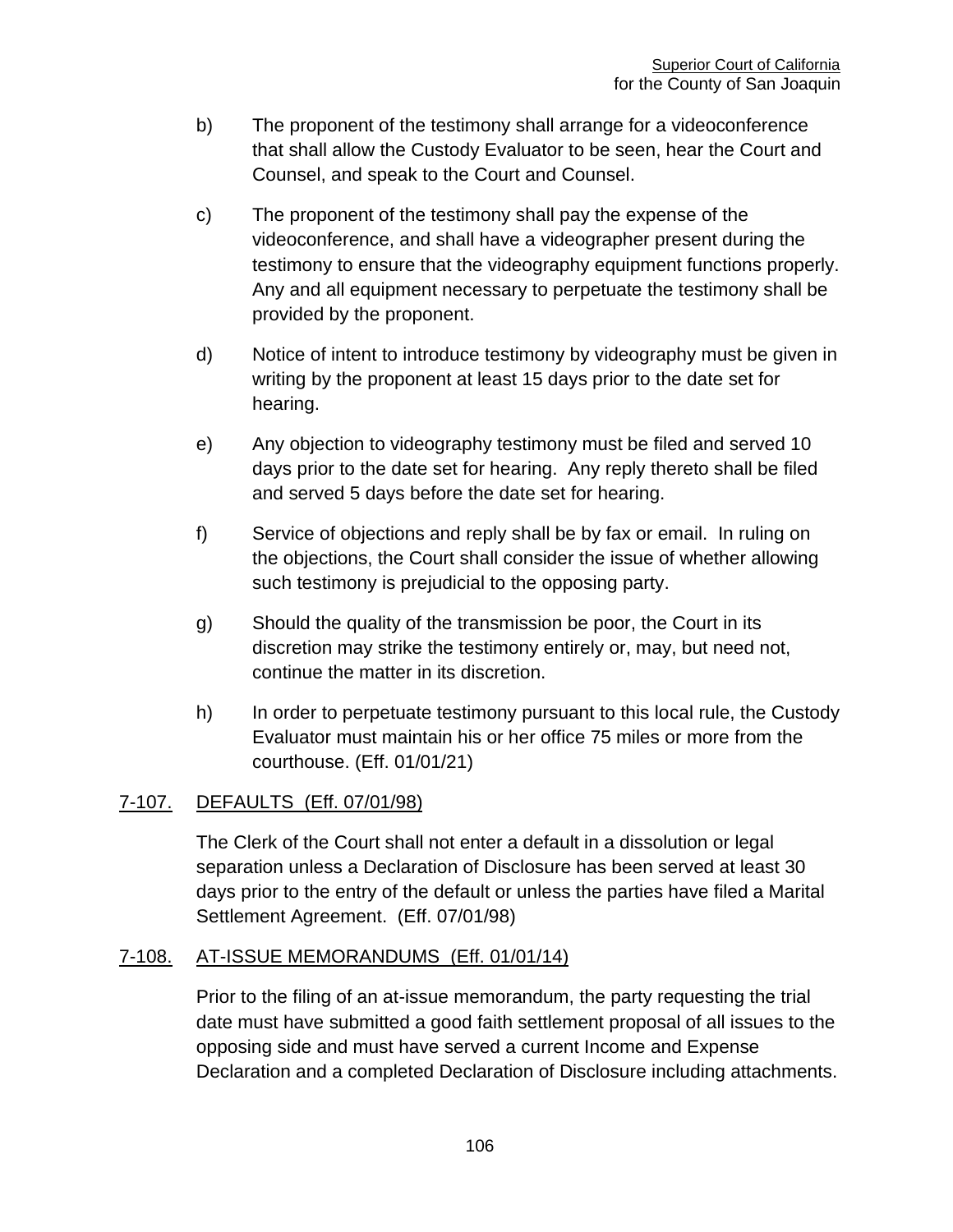b) The proponent of the testimony shall arrange for a videoconference that shall allow the Custody Evaluator to be seen, hear the Court and Counsel, and speak to the Court and Counsel.

c) The proponent of the testimony shall pay the expense of the videoconference, and shall have a videographer present during the testimony to ensure that the videography equipment functions properly. Any and all equipment necessary to perpetuate the testimony shall be provided by the proponent.

d) Notice of intent to introduce testimony by videography must be given in writing by the proponent at least 15 days prior to the date set for hearing.

e) Any objection to videography testimony must be filed and served 10 days prior to the date set for hearing. Any reply thereto shall be filed and served 5 days before the date set for hearing.

f) Service of objections and reply shall be by fax or email. In ruling on the objections, the Court shall consider the issue of whether allowing such testimony is prejudicial to the opposing party.

g) Should the quality of the transmission be poor, the Court in its discretion may strike the testimony entirely or, may, but need not, continue the matter in its discretion.

h) In order to perpetuate testimony pursuant to this local rule, the Custody Evaluator must maintain his or her office 75 miles or more from the courthouse. (Eff. 01/01/21)

## 7-107. DEFAULTS (Eff. 07/01/98)

The Clerk of the Court shall not enter a default in a dissolution or legal separation unless a Declaration of Disclosure has been served at least 30 days prior to the entry of the default or unless the parties have filed a Marital Settlement Agreement. (Eff. 07/01/98)

## 7-108. AT-ISSUE MEMORANDUMS (Eff. 01/01/14)

Prior to the filing of an at-issue memorandum, the party requesting the trial date must have submitted a good faith settlement proposal of all issues to the opposing side and must have served a current Income and Expense Declaration and a completed Declaration of Disclosure including attachments.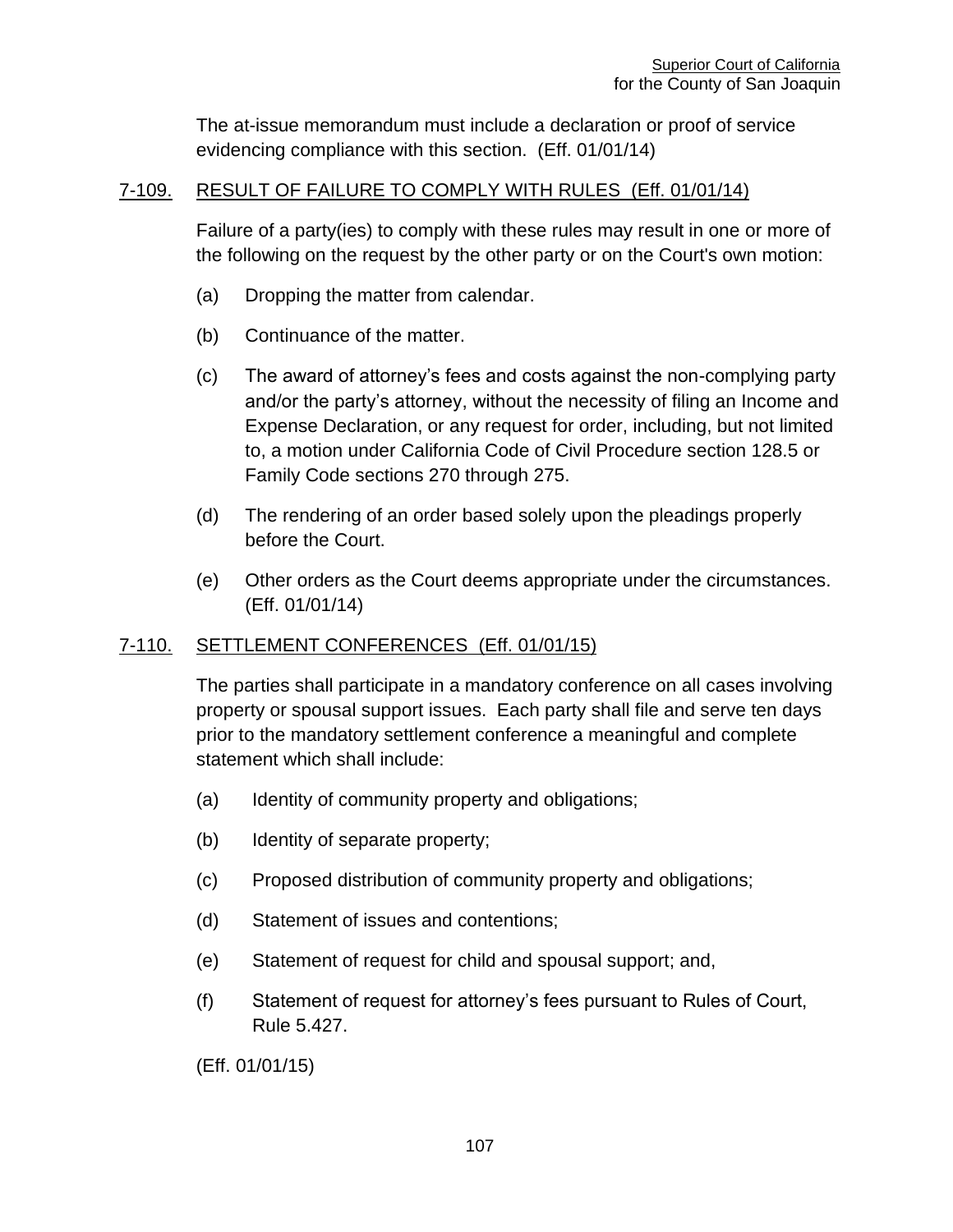The at-issue memorandum must include a declaration or proof of service evidencing compliance with this section. (Eff. 01/01/14)

## 7-109. RESULT OF FAILURE TO COMPLY WITH RULES (Eff. 01/01/14)

Failure of a party(ies) to comply with these rules may result in one or more of the following on the request by the other party or on the Court's own motion:

(a) Dropping the matter from calendar.

(b) Continuance of the matter.

(c) The award of attorney's fees and costs against the non-complying party and/or the party's attorney, without the necessity of filing an Income and Expense Declaration, or any request for order, including, but not limited to, a motion under California Code of Civil Procedure section 128.5 or Family Code sections 270 through 275.

(d) The rendering of an order based solely upon the pleadings properly before the Court.

(e) Other orders as the Court deems appropriate under the circumstances. (Eff. 01/01/14)

## 7-110. SETTLEMENT CONFERENCES (Eff. 01/01/15)

The parties shall participate in a mandatory conference on all cases involving property or spousal support issues. Each party shall file and serve ten days prior to the mandatory settlement conference a meaningful and complete statement which shall include:

(a) Identity of community property and obligations;

(b) Identity of separate property;

(c) Proposed distribution of community property and obligations;

(d) Statement of issues and contentions;

(e) Statement of request for child and spousal support; and,

(f) Statement of request for attorney's fees pursuant to Rules of Court, Rule 5.427.

(Eff. 01/01/15)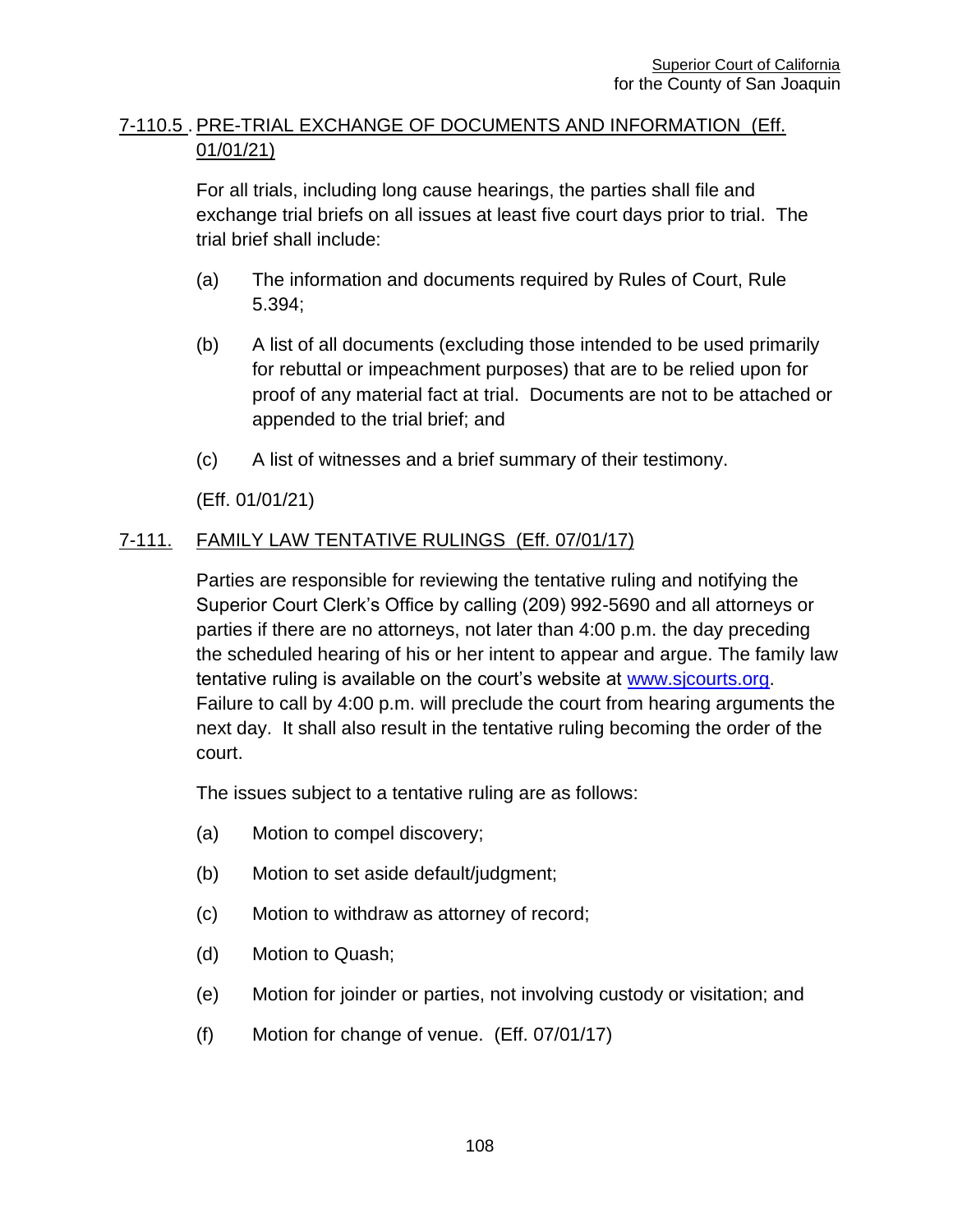## 7-110.5. PRE-TRIAL EXCHANGE OF DOCUMENTS AND INFORMATION (Eff. 01/01/21)

For all trials, including long cause hearings, the parties shall file and exchange trial briefs on all issues at least five court days prior to trial. The trial brief shall include:

(a) The information and documents required by Rules of Court, Rule 5.394;

(b) A list of all documents (excluding those intended to be used primarily for rebuttal or impeachment purposes) that are to be relied upon for proof of any material fact at trial. Documents are not to be attached or appended to the trial brief; and

(c) A list of witnesses and a brief summary of their testimony.

(Eff. 01/01/21)

## 7-111. FAMILY LAW TENTATIVE RULINGS (Eff. 07/01/17)

Parties are responsible for reviewing the tentative ruling and notifying the Superior Court Clerk's Office by calling (209) 992-5690 and all attorneys or parties if there are no attorneys, not later than 4:00 p.m. the day preceding the scheduled hearing of his or her intent to appear and argue. The family law tentative ruling is available on the court's website at www.sjcourts.org. Failure to call by 4:00 p.m. will preclude the court from hearing arguments the next day. It shall also result in the tentative ruling becoming the order of the court.

The issues subject to a tentative ruling are as follows:

(a) Motion to compel discovery;

(b) Motion to set aside default/judgment;

(c) Motion to withdraw as attorney of record;

(d) Motion to Quash;

(e) Motion for joinder or parties, not involving custody or visitation; and

(f) Motion for change of venue. (Eff. 07/01/17)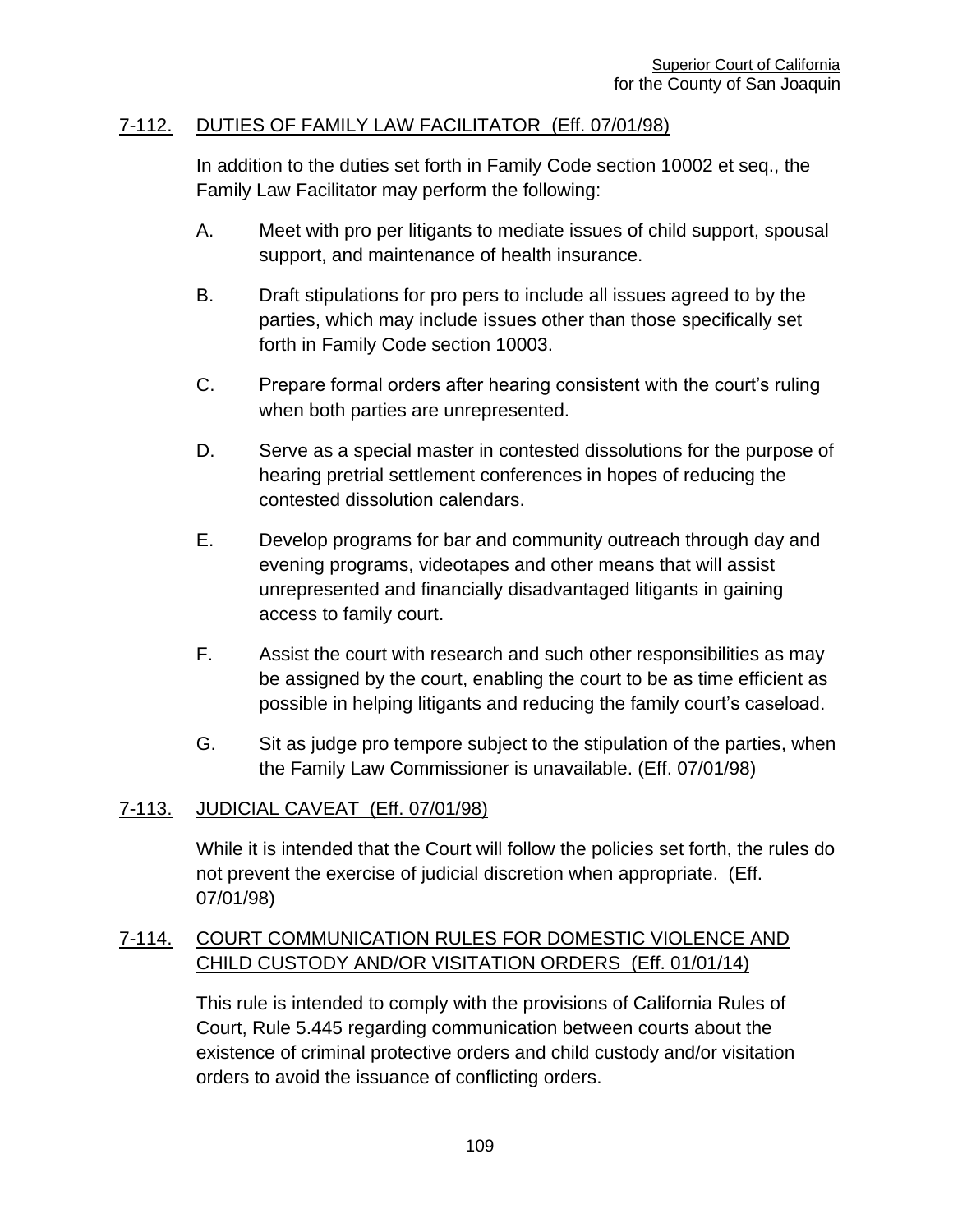## 7-112. DUTIES OF FAMILY LAW FACILITATOR (Eff. 07/01/98)

In addition to the duties set forth in Family Code section 10002 et seq., the Family Law Facilitator may perform the following:

A. Meet with pro per litigants to mediate issues of child support, spousal support, and maintenance of health insurance.

B. Draft stipulations for pro pers to include all issues agreed to by the parties, which may include issues other than those specifically set forth in Family Code section 10003.

C. Prepare formal orders after hearing consistent with the court's ruling when both parties are unrepresented.

D. Serve as a special master in contested dissolutions for the purpose of hearing pretrial settlement conferences in hopes of reducing the contested dissolution calendars.

E. Develop programs for bar and community outreach through day and evening programs, videotapes and other means that will assist unrepresented and financially disadvantaged litigants in gaining access to family court.

F. Assist the court with research and such other responsibilities as may be assigned by the court, enabling the court to be as time efficient as possible in helping litigants and reducing the family court's caseload.

G. Sit as judge pro tempore subject to the stipulation of the parties, when the Family Law Commissioner is unavailable. (Eff. 07/01/98)

## 7-113. JUDICIAL CAVEAT (Eff. 07/01/98)

While it is intended that the Court will follow the policies set forth, the rules do not prevent the exercise of judicial discretion when appropriate. (Eff. 07/01/98)

## 7-114. COURT COMMUNICATION RULES FOR DOMESTIC VIOLENCE AND CHILD CUSTODY AND/OR VISITATION ORDERS (Eff. 01/01/14)

This rule is intended to comply with the provisions of California Rules of Court, Rule 5.445 regarding communication between courts about the existence of criminal protective orders and child custody and/or visitation orders to avoid the issuance of conflicting orders.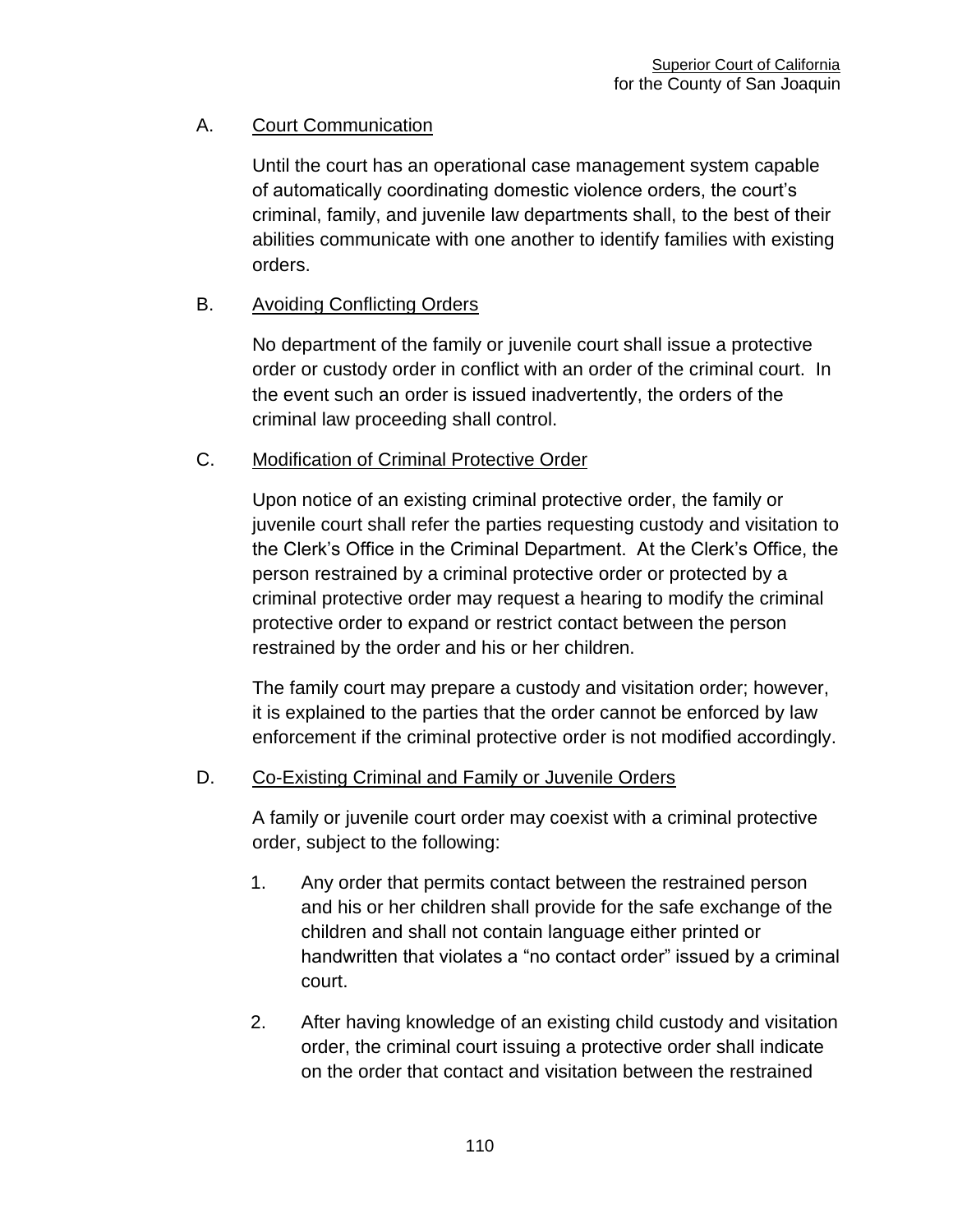A. Court Communication

Until the court has an operational case management system capable of automatically coordinating domestic violence orders, the court's criminal, family, and juvenile law departments shall, to the best of their abilities communicate with one another to identify families with existing orders.

B. Avoiding Conflicting Orders

No department of the family or juvenile court shall issue a protective order or custody order in conflict with an order of the criminal court. In the event such an order is issued inadvertently, the orders of the criminal law proceeding shall control.

C. Modification of Criminal Protective Order

Upon notice of an existing criminal protective order, the family or juvenile court shall refer the parties requesting custody and visitation to the Clerk's Office in the Criminal Department. At the Clerk's Office, the person restrained by a criminal protective order or protected by a criminal protective order may request a hearing to modify the criminal protective order to expand or restrict contact between the person restrained by the order and his or her children.

The family court may prepare a custody and visitation order; however, it is explained to the parties that the order cannot be enforced by law enforcement if the criminal protective order is not modified accordingly.

D. Co-Existing Criminal and Family or Juvenile Orders

A family or juvenile court order may coexist with a criminal protective order, subject to the following:

1. Any order that permits contact between the restrained person and his or her children shall provide for the safe exchange of the children and shall not contain language either printed or handwritten that violates a "no contact order" issued by a criminal court.

2. After having knowledge of an existing child custody and visitation order, the criminal court issuing a protective order shall indicate on the order that contact and visitation between the restrained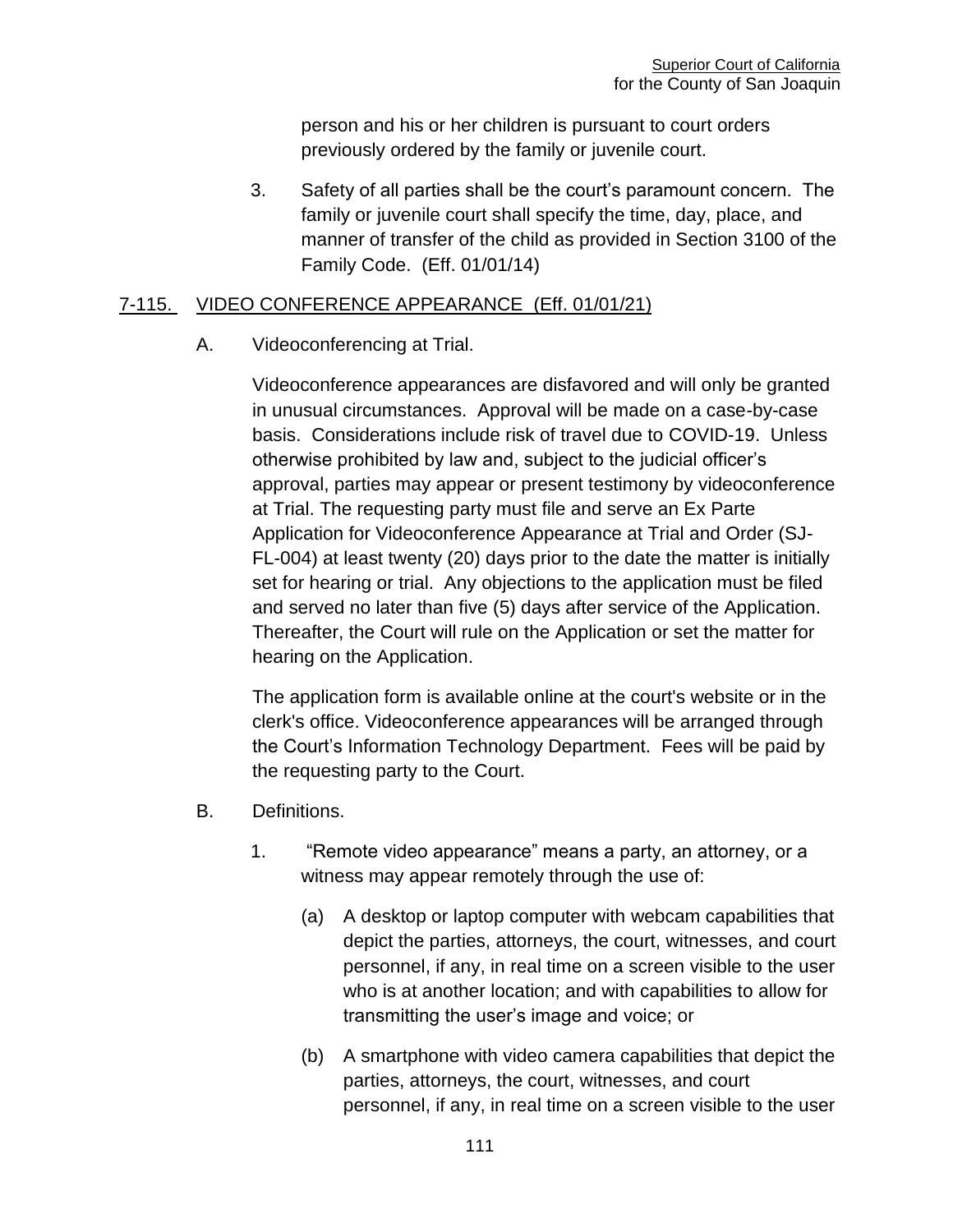person and his or her children is pursuant to court orders previously ordered by the family or juvenile court.

3. Safety of all parties shall be the court's paramount concern. The family or juvenile court shall specify the time, day, place, and manner of transfer of the child as provided in Section 3100 of the Family Code. (Eff. 01/01/14)

## 7-115. VIDEO CONFERENCE APPEARANCE (Eff. 01/01/21)

A. Videoconferencing at Trial.

Videoconference appearances are disfavored and will only be granted in unusual circumstances. Approval will be made on a case-by-case basis. Considerations include risk of travel due to COVID-19. Unless otherwise prohibited by law and, subject to the judicial officer's approval, parties may appear or present testimony by videoconference at Trial. The requesting party must file and serve an Ex Parte Application for Videoconference Appearance at Trial and Order (SJ-FL-004) at least twenty (20) days prior to the date the matter is initially set for hearing or trial. Any objections to the application must be filed and served no later than five (5) days after service of the Application. Thereafter, the Court will rule on the Application or set the matter for hearing on the Application.

The application form is available online at the court's website or in the clerk's office. Videoconference appearances will be arranged through the Court's Information Technology Department. Fees will be paid by the requesting party to the Court.

B. Definitions.

1. "Remote video appearance" means a party, an attorney, or a witness may appear remotely through the use of:

(a) A desktop or laptop computer with webcam capabilities that depict the parties, attorneys, the court, witnesses, and court personnel, if any, in real time on a screen visible to the user who is at another location; and with capabilities to allow for transmitting the user's image and voice; or

(b) A smartphone with video camera capabilities that depict the parties, attorneys, the court, witnesses, and court personnel, if any, in real time on a screen visible to the user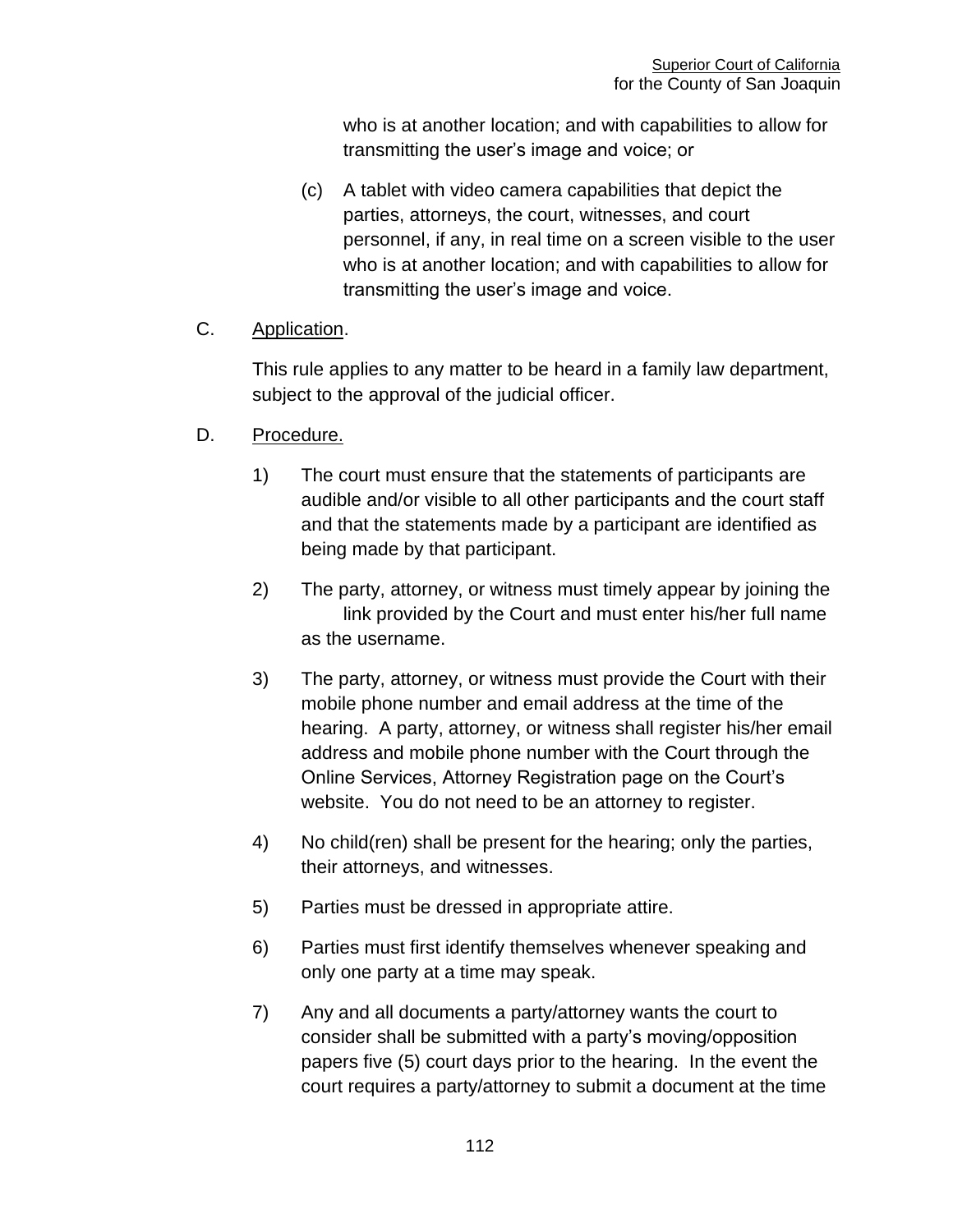who is at another location; and with capabilities to allow for transmitting the user's image and voice; or

(c) A tablet with video camera capabilities that depict the parties, attorneys, the court, witnesses, and court personnel, if any, in real time on a screen visible to the user who is at another location; and with capabilities to allow for transmitting the user's image and voice.

C. Application.

This rule applies to any matter to be heard in a family law department, subject to the approval of the judicial officer.

D. Procedure.

1) The court must ensure that the statements of participants are audible and/or visible to all other participants and the court staff and that the statements made by a participant are identified as being made by that participant.

2) The party, attorney, or witness must timely appear by joining the link provided by the Court and must enter his/her full name as the username.

3) The party, attorney, or witness must provide the Court with their mobile phone number and email address at the time of the hearing. A party, attorney, or witness shall register his/her email address and mobile phone number with the Court through the Online Services, Attorney Registration page on the Court's website. You do not need to be an attorney to register.

4) No child(ren) shall be present for the hearing; only the parties, their attorneys, and witnesses.

5) Parties must be dressed in appropriate attire.

6) Parties must first identify themselves whenever speaking and only one party at a time may speak.

7) Any and all documents a party/attorney wants the court to consider shall be submitted with a party's moving/opposition papers five (5) court days prior to the hearing. In the event the court requires a party/attorney to submit a document at the time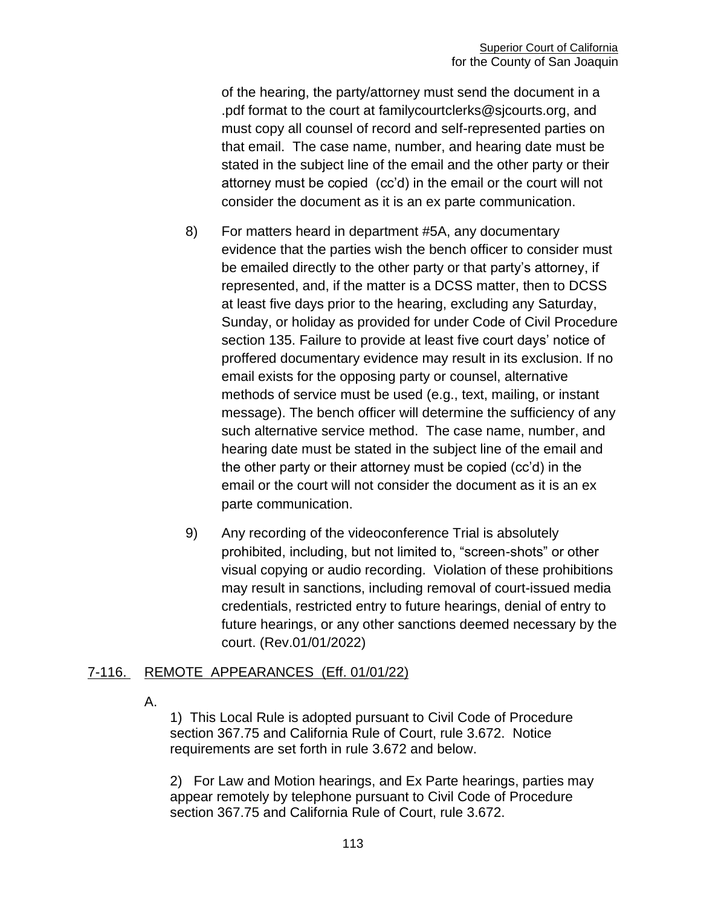of the hearing, the party/attorney must send the document in a .pdf format to the court at familycourtclerks@sjcourts.org, and must copy all counsel of record and self-represented parties on that email. The case name, number, and hearing date must be stated in the subject line of the email and the other party or their attorney must be copied (cc'd) in the email or the court will not consider the document as it is an ex parte communication.

8) For matters heard in department #5A, any documentary evidence that the parties wish the bench officer to consider must be emailed directly to the other party or that party's attorney, if represented, and, if the matter is a DCSS matter, then to DCSS at least five days prior to the hearing, excluding any Saturday, Sunday, or holiday as provided for under Code of Civil Procedure section 135. Failure to provide at least five court days' notice of proffered documentary evidence may result in its exclusion. If no email exists for the opposing party or counsel, alternative methods of service must be used (e.g., text, mailing, or instant message). The bench officer will determine the sufficiency of any such alternative service method. The case name, number, and hearing date must be stated in the subject line of the email and the other party or their attorney must be copied (cc'd) in the email or the court will not consider the document as it is an ex parte communication.

9) Any recording of the videoconference Trial is absolutely prohibited, including, but not limited to, "screen-shots" or other visual copying or audio recording. Violation of these prohibitions may result in sanctions, including removal of court-issued media credentials, restricted entry to future hearings, denial of entry to future hearings, or any other sanctions deemed necessary by the court. (Rev.01/01/2022)

## 7-116. REMOTE APPEARANCES (Eff. 01/01/22)

A.

1) This Local Rule is adopted pursuant to Civil Code of Procedure section 367.75 and California Rule of Court, rule 3.672. Notice requirements are set forth in rule 3.672 and below.

2) For Law and Motion hearings, and Ex Parte hearings, parties may appear remotely by telephone pursuant to Civil Code of Procedure section 367.75 and California Rule of Court, rule 3.672.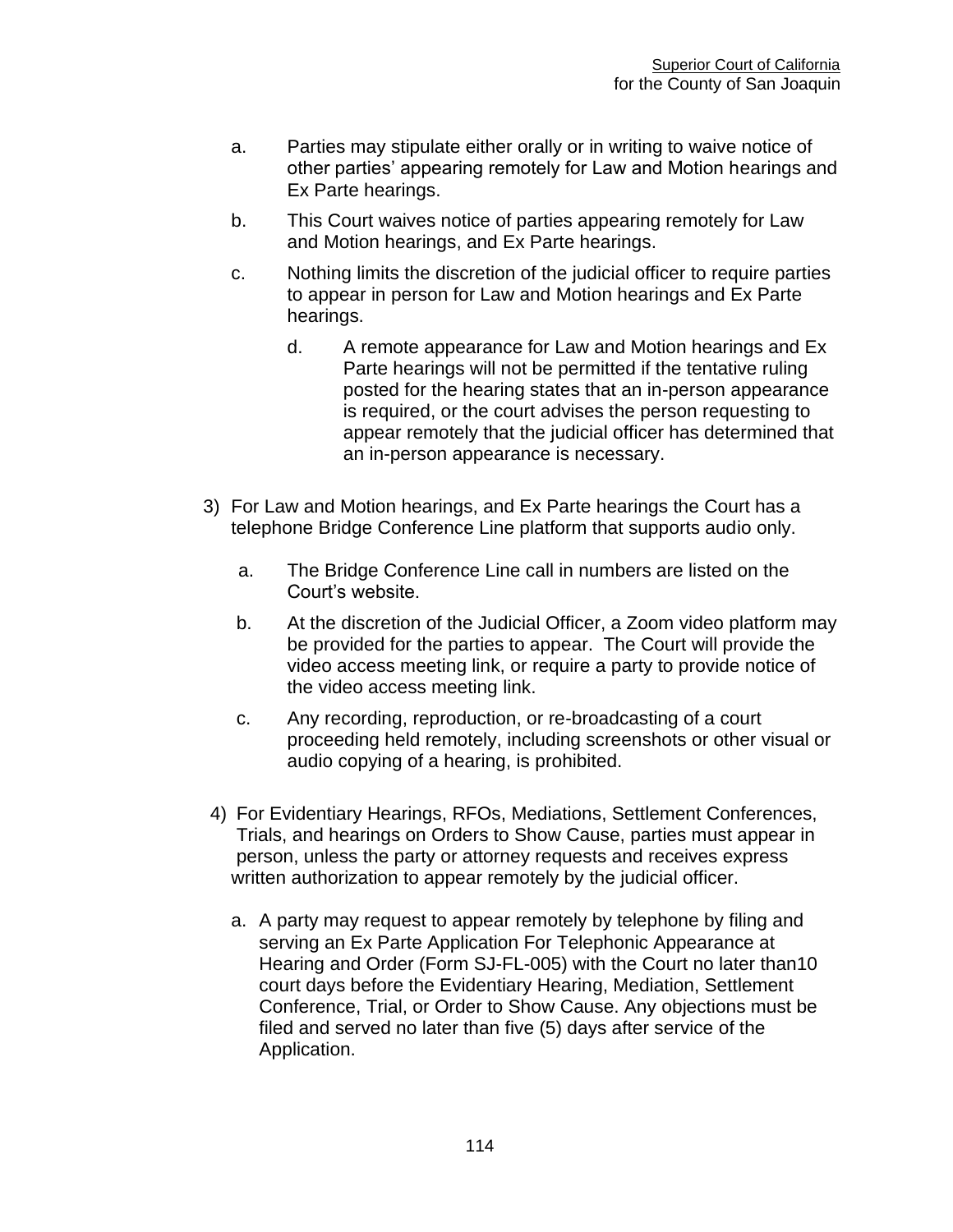a. Parties may stipulate either orally or in writing to waive notice of other parties' appearing remotely for Law and Motion hearings and Ex Parte hearings.

b. This Court waives notice of parties appearing remotely for Law and Motion hearings, and Ex Parte hearings.

c. Nothing limits the discretion of the judicial officer to require parties to appear in person for Law and Motion hearings and Ex Parte hearings.

d. A remote appearance for Law and Motion hearings and Ex Parte hearings will not be permitted if the tentative ruling posted for the hearing states that an in-person appearance is required, or the court advises the person requesting to appear remotely that the judicial officer has determined that an in-person appearance is necessary.

3) For Law and Motion hearings, and Ex Parte hearings the Court has a telephone Bridge Conference Line platform that supports audio only.

a. The Bridge Conference Line call in numbers are listed on the Court's website.

b. At the discretion of the Judicial Officer, a Zoom video platform may be provided for the parties to appear. The Court will provide the video access meeting link, or require a party to provide notice of the video access meeting link.

c. Any recording, reproduction, or re-broadcasting of a court proceeding held remotely, including screenshots or other visual or audio copying of a hearing, is prohibited.

4) For Evidentiary Hearings, RFOs, Mediations, Settlement Conferences, Trials, and hearings on Orders to Show Cause, parties must appear in person, unless the party or attorney requests and receives express written authorization to appear remotely by the judicial officer.

a. A party may request to appear remotely by telephone by filing and serving an Ex Parte Application For Telephonic Appearance at Hearing and Order (Form SJ-FL-005) with the Court no later than10 court days before the Evidentiary Hearing, Mediation, Settlement Conference, Trial, or Order to Show Cause. Any objections must be filed and served no later than five (5) days after service of the Application.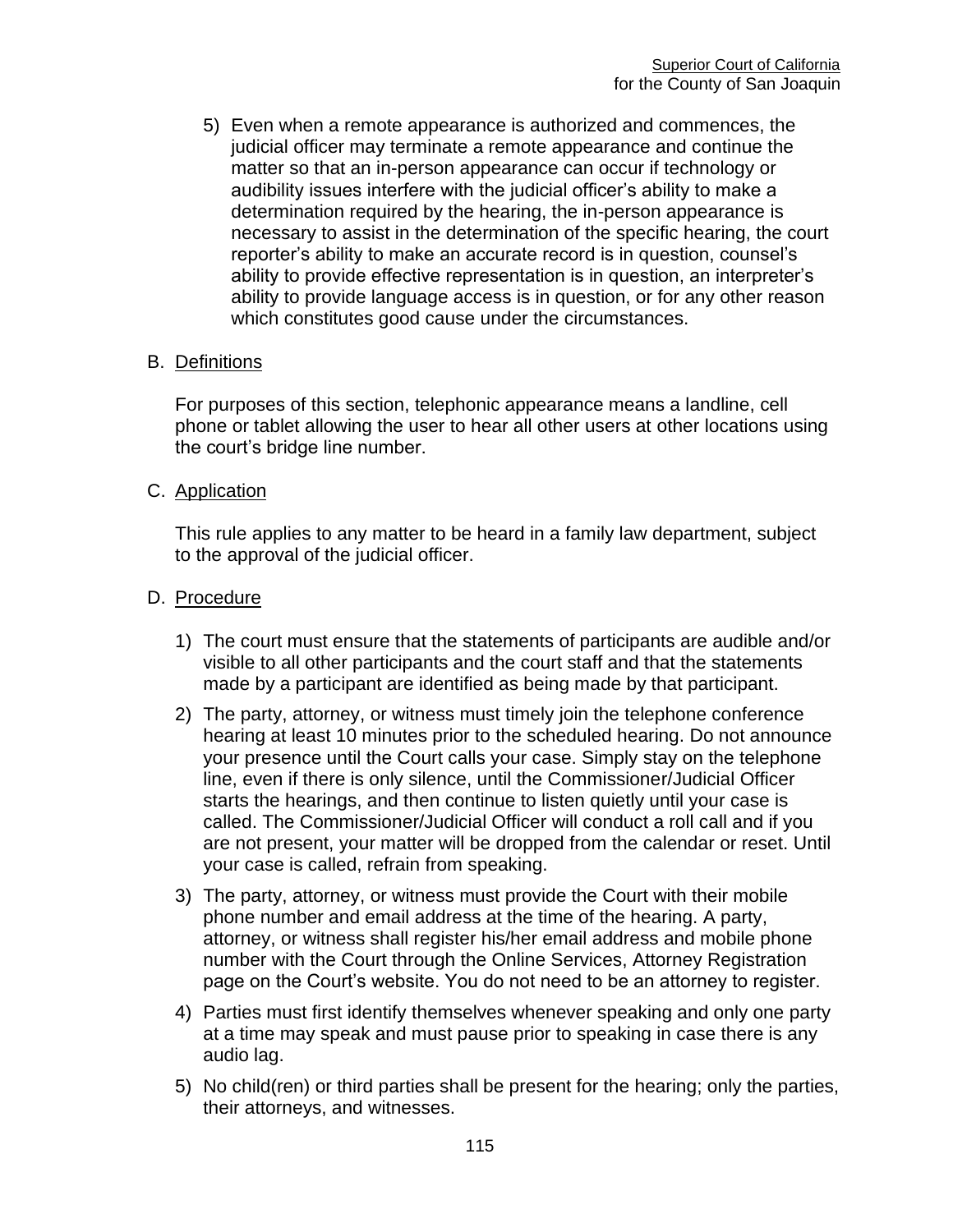5) Even when a remote appearance is authorized and commences, the judicial officer may terminate a remote appearance and continue the matter so that an in-person appearance can occur if technology or audibility issues interfere with the judicial officer's ability to make a determination required by the hearing, the in-person appearance is necessary to assist in the determination of the specific hearing, the court reporter's ability to make an accurate record is in question, counsel's ability to provide effective representation is in question, an interpreter's ability to provide language access is in question, or for any other reason which constitutes good cause under the circumstances.

B. Definitions

For purposes of this section, telephonic appearance means a landline, cell phone or tablet allowing the user to hear all other users at other locations using the court's bridge line number.

C. Application

This rule applies to any matter to be heard in a family law department, subject to the approval of the judicial officer.

D. Procedure

1) The court must ensure that the statements of participants are audible and/or visible to all other participants and the court staff and that the statements made by a participant are identified as being made by that participant.

2) The party, attorney, or witness must timely join the telephone conference hearing at least 10 minutes prior to the scheduled hearing. Do not announce your presence until the Court calls your case. Simply stay on the telephone line, even if there is only silence, until the Commissioner/Judicial Officer starts the hearings, and then continue to listen quietly until your case is called. The Commissioner/Judicial Officer will conduct a roll call and if you are not present, your matter will be dropped from the calendar or reset. Until your case is called, refrain from speaking.

3) The party, attorney, or witness must provide the Court with their mobile phone number and email address at the time of the hearing. A party, attorney, or witness shall register his/her email address and mobile phone number with the Court through the Online Services, Attorney Registration page on the Court's website. You do not need to be an attorney to register.

4) Parties must first identify themselves whenever speaking and only one party at a time may speak and must pause prior to speaking in case there is any audio lag.

5) No child(ren) or third parties shall be present for the hearing; only the parties, their attorneys, and witnesses.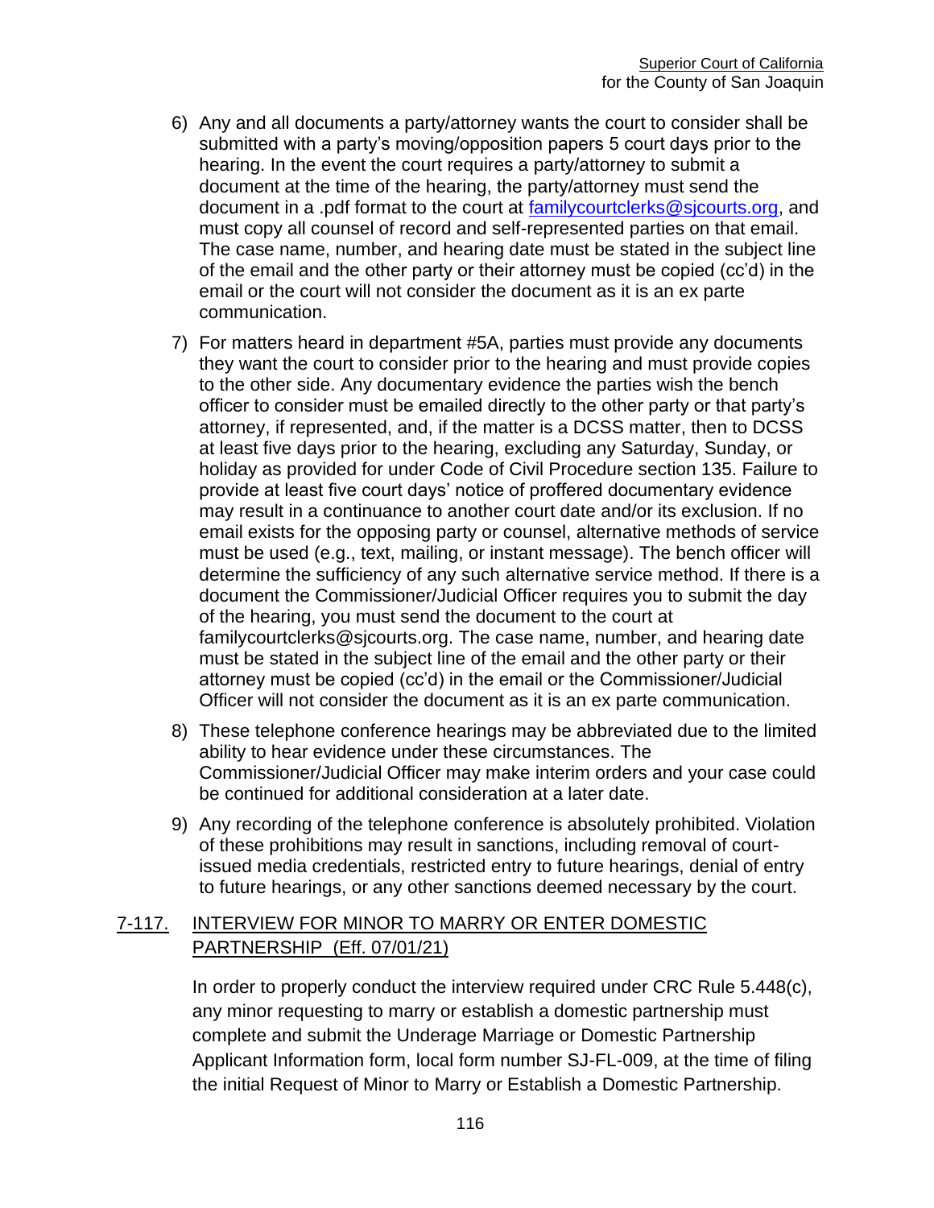6) Any and all documents a party/attorney wants the court to consider shall be submitted with a party's moving/opposition papers 5 court days prior to the hearing. In the event the court requires a party/attorney to submit a document at the time of the hearing, the party/attorney must send the document in a .pdf format to the court at familycourtclerks@sjcourts.org, and must copy all counsel of record and self-represented parties on that email. The case name, number, and hearing date must be stated in the subject line of the email and the other party or their attorney must be copied (cc'd) in the email or the court will not consider the document as it is an ex parte communication.

7) For matters heard in department #5A, parties must provide any documents they want the court to consider prior to the hearing and must provide copies to the other side. Any documentary evidence the parties wish the bench officer to consider must be emailed directly to the other party or that party's attorney, if represented, and, if the matter is a DCSS matter, then to DCSS at least five days prior to the hearing, excluding any Saturday, Sunday, or holiday as provided for under Code of Civil Procedure section 135. Failure to provide at least five court days' notice of proffered documentary evidence may result in a continuance to another court date and/or its exclusion. If no email exists for the opposing party or counsel, alternative methods of service must be used (e.g., text, mailing, or instant message). The bench officer will determine the sufficiency of any such alternative service method. If there is a document the Commissioner/Judicial Officer requires you to submit the day of the hearing, you must send the document to the court at familycourtclerks@sjcourts.org. The case name, number, and hearing date must be stated in the subject line of the email and the other party or their attorney must be copied (cc'd) in the email or the Commissioner/Judicial Officer will not consider the document as it is an ex parte communication.

8) These telephone conference hearings may be abbreviated due to the limited ability to hear evidence under these circumstances. The Commissioner/Judicial Officer may make interim orders and your case could be continued for additional consideration at a later date.

9) Any recording of the telephone conference is absolutely prohibited. Violation of these prohibitions may result in sanctions, including removal of court-issued media credentials, restricted entry to future hearings, denial of entry to future hearings, or any other sanctions deemed necessary by the court.

## 7-117. INTERVIEW FOR MINOR TO MARRY OR ENTER DOMESTIC PARTNERSHIP (Eff. 07/01/21)

In order to properly conduct the interview required under CRC Rule 5.448(c), any minor requesting to marry or establish a domestic partnership must complete and submit the Underage Marriage or Domestic Partnership Applicant Information form, local form number SJ-FL-009, at the time of filing the initial Request of Minor to Marry or Establish a Domestic Partnership.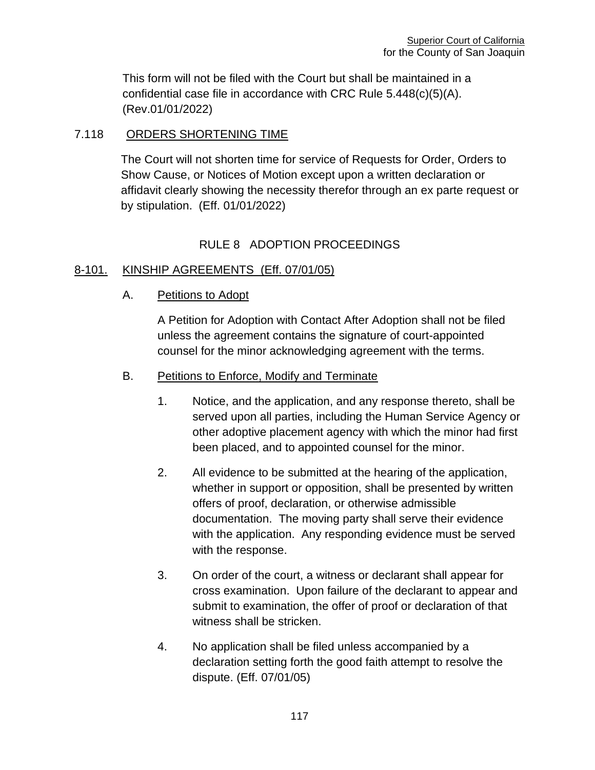This form will not be filed with the Court but shall be maintained in a confidential case file in accordance with CRC Rule 5.448(c)(5)(A). (Rev.01/01/2022)

## 7.118 ORDERS SHORTENING TIME

The Court will not shorten time for service of Requests for Order, Orders to Show Cause, or Notices of Motion except upon a written declaration or affidavit clearly showing the necessity therefor through an ex parte request or by stipulation. (Eff. 01/01/2022)

# RULE 8 ADOPTION PROCEEDINGS

## 8-101. KINSHIP AGREEMENTS (Eff. 07/01/05)

### A. Petitions to Adopt

A Petition for Adoption with Contact After Adoption shall not be filed unless the agreement contains the signature of court-appointed counsel for the minor acknowledging agreement with the terms.

### B. Petitions to Enforce, Modify and Terminate

1. Notice, and the application, and any response thereto, shall be served upon all parties, including the Human Service Agency or other adoptive placement agency with which the minor had first been placed, and to appointed counsel for the minor.

2. All evidence to be submitted at the hearing of the application, whether in support or opposition, shall be presented by written offers of proof, declaration, or otherwise admissible documentation. The moving party shall serve their evidence with the application. Any responding evidence must be served with the response.

3. On order of the court, a witness or declarant shall appear for cross examination. Upon failure of the declarant to appear and submit to examination, the offer of proof or declaration of that witness shall be stricken.

4. No application shall be filed unless accompanied by a declaration setting forth the good faith attempt to resolve the dispute. (Eff. 07/01/05)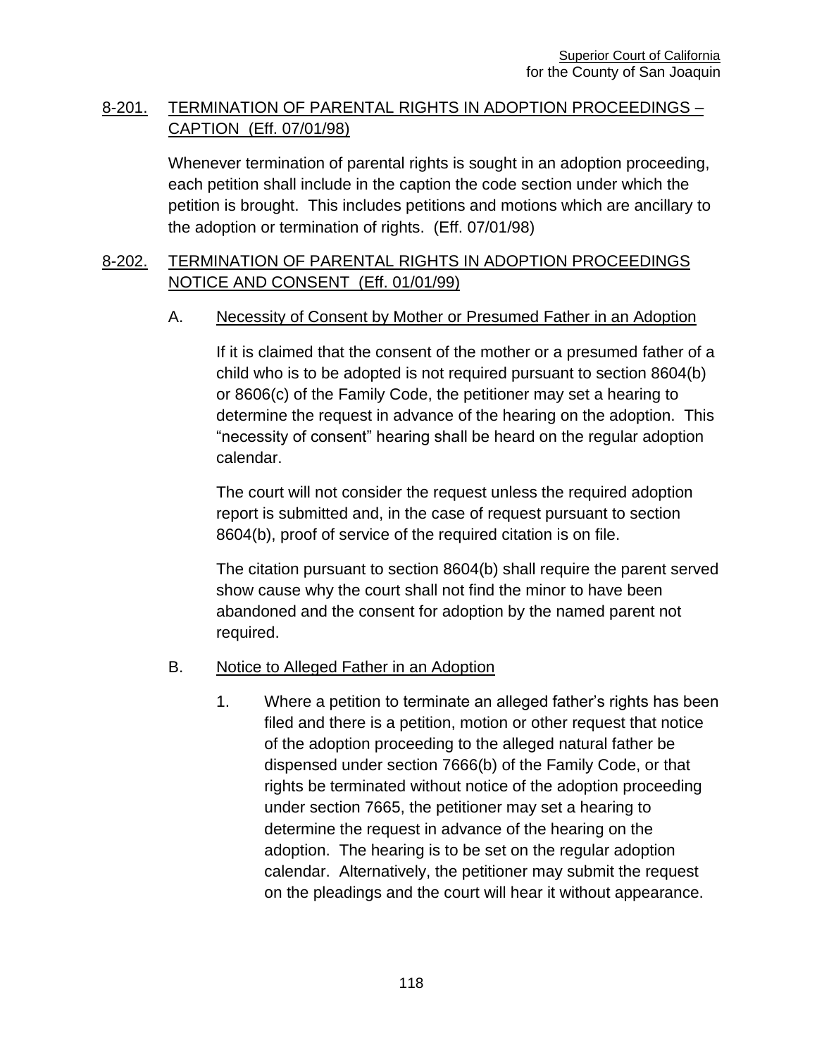## 8-201. TERMINATION OF PARENTAL RIGHTS IN ADOPTION PROCEEDINGS – CAPTION (Eff. 07/01/98)

Whenever termination of parental rights is sought in an adoption proceeding, each petition shall include in the caption the code section under which the petition is brought. This includes petitions and motions which are ancillary to the adoption or termination of rights. (Eff. 07/01/98)

## 8-202. TERMINATION OF PARENTAL RIGHTS IN ADOPTION PROCEEDINGS NOTICE AND CONSENT (Eff. 01/01/99)

### A. Necessity of Consent by Mother or Presumed Father in an Adoption

If it is claimed that the consent of the mother or a presumed father of a child who is to be adopted is not required pursuant to section 8604(b) or 8606(c) of the Family Code, the petitioner may set a hearing to determine the request in advance of the hearing on the adoption. This "necessity of consent" hearing shall be heard on the regular adoption calendar.

The court will not consider the request unless the required adoption report is submitted and, in the case of request pursuant to section 8604(b), proof of service of the required citation is on file.

The citation pursuant to section 8604(b) shall require the parent served show cause why the court shall not find the minor to have been abandoned and the consent for adoption by the named parent not required.

### B. Notice to Alleged Father in an Adoption

1. Where a petition to terminate an alleged father's rights has been filed and there is a petition, motion or other request that notice of the adoption proceeding to the alleged natural father be dispensed under section 7666(b) of the Family Code, or that rights be terminated without notice of the adoption proceeding under section 7665, the petitioner may set a hearing to determine the request in advance of the hearing on the adoption. The hearing is to be set on the regular adoption calendar. Alternatively, the petitioner may submit the request on the pleadings and the court will hear it without appearance.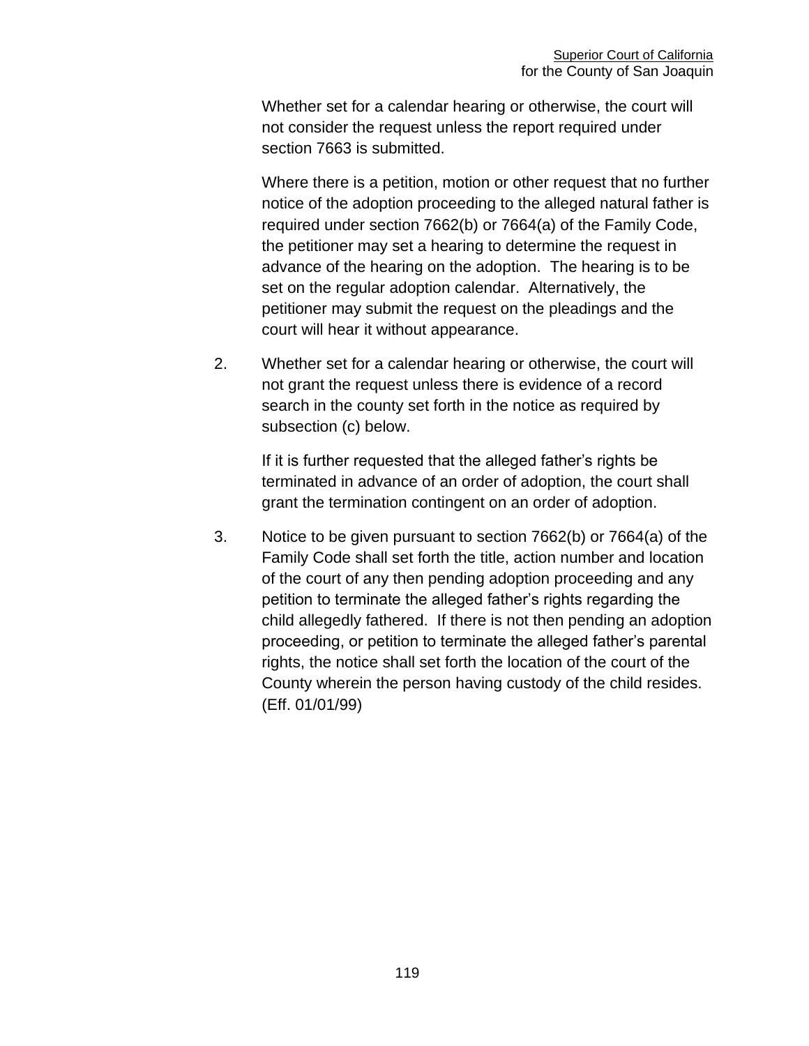Whether set for a calendar hearing or otherwise, the court will not consider the request unless the report required under section 7663 is submitted.

Where there is a petition, motion or other request that no further notice of the adoption proceeding to the alleged natural father is required under section 7662(b) or 7664(a) of the Family Code, the petitioner may set a hearing to determine the request in advance of the hearing on the adoption. The hearing is to be set on the regular adoption calendar. Alternatively, the petitioner may submit the request on the pleadings and the court will hear it without appearance.

2. Whether set for a calendar hearing or otherwise, the court will not grant the request unless there is evidence of a record search in the county set forth in the notice as required by subsection (c) below.

   If it is further requested that the alleged father's rights be terminated in advance of an order of adoption, the court shall grant the termination contingent on an order of adoption.

3. Notice to be given pursuant to section 7662(b) or 7664(a) of the Family Code shall set forth the title, action number and location of the court of any then pending adoption proceeding and any petition to terminate the alleged father's rights regarding the child allegedly fathered. If there is not then pending an adoption proceeding, or petition to terminate the alleged father's parental rights, the notice shall set forth the location of the court of the County wherein the person having custody of the child resides. (Eff. 01/01/99)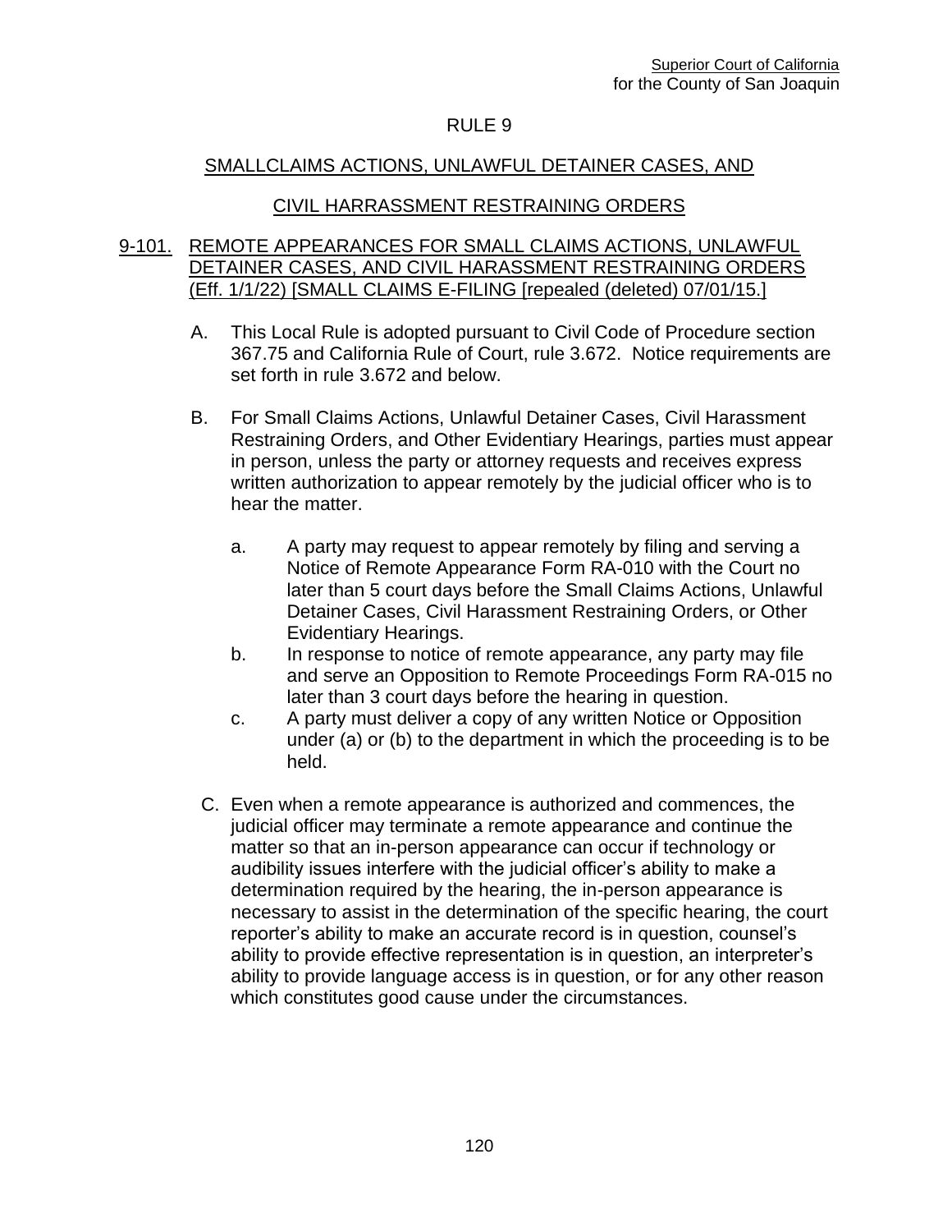Superior Court of California
for the County of San Joaquin

# RULE 9

## SMALLCLAIMS ACTIONS, UNLAWFUL DETAINER CASES, AND

## CIVIL HARRASSMENT RESTRAINING ORDERS

### 9-101. REMOTE APPEARANCES FOR SMALL CLAIMS ACTIONS, UNLAWFUL DETAINER CASES, AND CIVIL HARASSMENT RESTRAINING ORDERS (Eff. 1/1/22) [SMALL CLAIMS E-FILING [repealed (deleted) 07/01/15.]

A. This Local Rule is adopted pursuant to Civil Code of Procedure section 367.75 and California Rule of Court, rule 3.672. Notice requirements are set forth in rule 3.672 and below.

B. For Small Claims Actions, Unlawful Detainer Cases, Civil Harassment Restraining Orders, and Other Evidentiary Hearings, parties must appear in person, unless the party or attorney requests and receives express written authorization to appear remotely by the judicial officer who is to hear the matter.

   a. A party may request to appear remotely by filing and serving a Notice of Remote Appearance Form RA-010 with the Court no later than 5 court days before the Small Claims Actions, Unlawful Detainer Cases, Civil Harassment Restraining Orders, or Other Evidentiary Hearings.

   b. In response to notice of remote appearance, any party may file and serve an Opposition to Remote Proceedings Form RA-015 no later than 3 court days before the hearing in question.

   c. A party must deliver a copy of any written Notice or Opposition under (a) or (b) to the department in which the proceeding is to be held.

C. Even when a remote appearance is authorized and commences, the judicial officer may terminate a remote appearance and continue the matter so that an in-person appearance can occur if technology or audibility issues interfere with the judicial officer's ability to make a determination required by the hearing, the in-person appearance is necessary to assist in the determination of the specific hearing, the court reporter's ability to make an accurate record is in question, counsel's ability to provide effective representation is in question, an interpreter's ability to provide language access is in question, or for any other reason which constitutes good cause under the circumstances.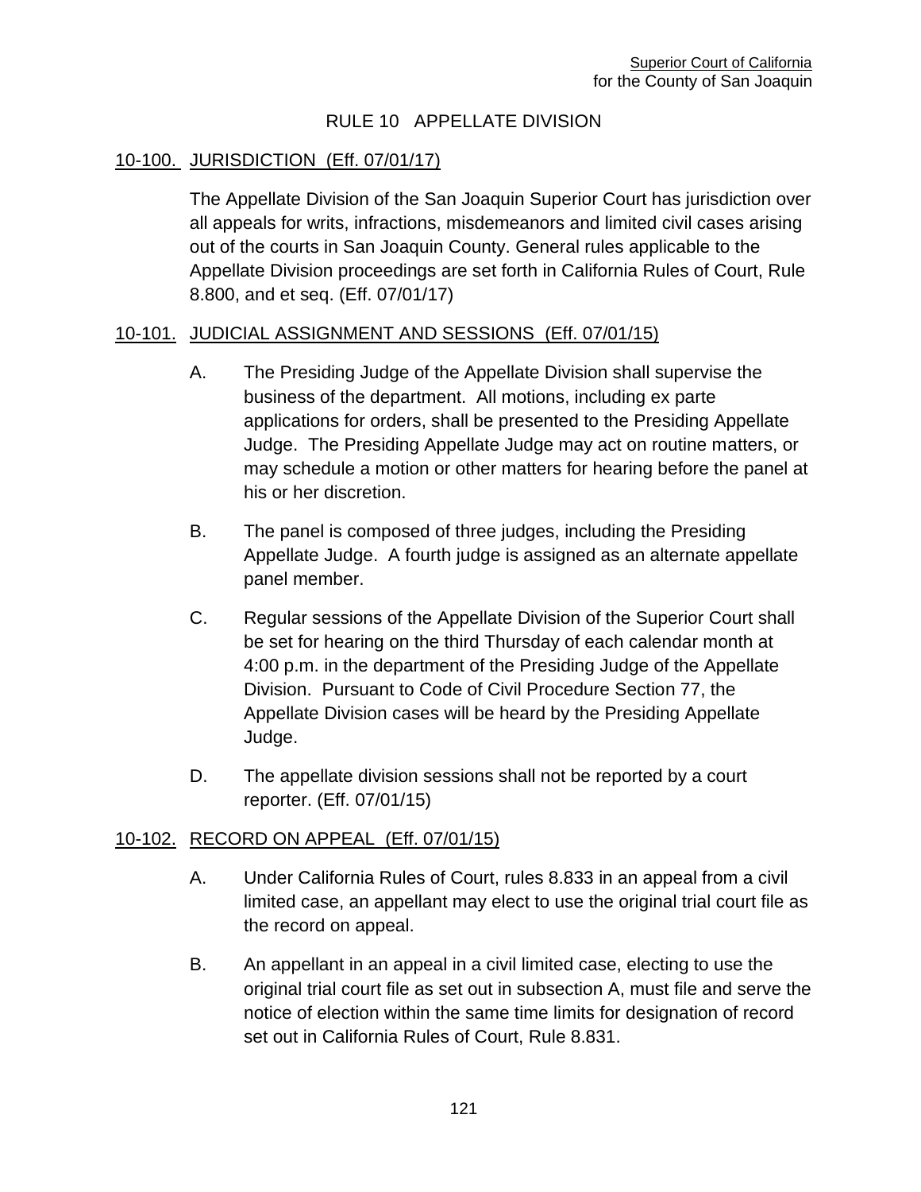# RULE 10 APPELLATE DIVISION

## 10-100. JURISDICTION (Eff. 07/01/17)

The Appellate Division of the San Joaquin Superior Court has jurisdiction over all appeals for writs, infractions, misdemeanors and limited civil cases arising out of the courts in San Joaquin County. General rules applicable to the Appellate Division proceedings are set forth in California Rules of Court, Rule 8.800, and et seq. (Eff. 07/01/17)

## 10-101. JUDICIAL ASSIGNMENT AND SESSIONS (Eff. 07/01/15)

A. The Presiding Judge of the Appellate Division shall supervise the business of the department. All motions, including ex parte applications for orders, shall be presented to the Presiding Appellate Judge. The Presiding Appellate Judge may act on routine matters, or may schedule a motion or other matters for hearing before the panel at his or her discretion.

B. The panel is composed of three judges, including the Presiding Appellate Judge. A fourth judge is assigned as an alternate appellate panel member.

C. Regular sessions of the Appellate Division of the Superior Court shall be set for hearing on the third Thursday of each calendar month at 4:00 p.m. in the department of the Presiding Judge of the Appellate Division. Pursuant to Code of Civil Procedure Section 77, the Appellate Division cases will be heard by the Presiding Appellate Judge.

D. The appellate division sessions shall not be reported by a court reporter. (Eff. 07/01/15)

## 10-102. RECORD ON APPEAL (Eff. 07/01/15)

A. Under California Rules of Court, rules 8.833 in an appeal from a civil limited case, an appellant may elect to use the original trial court file as the record on appeal.

B. An appellant in an appeal in a civil limited case, electing to use the original trial court file as set out in subsection A, must file and serve the notice of election within the same time limits for designation of record set out in California Rules of Court, Rule 8.831.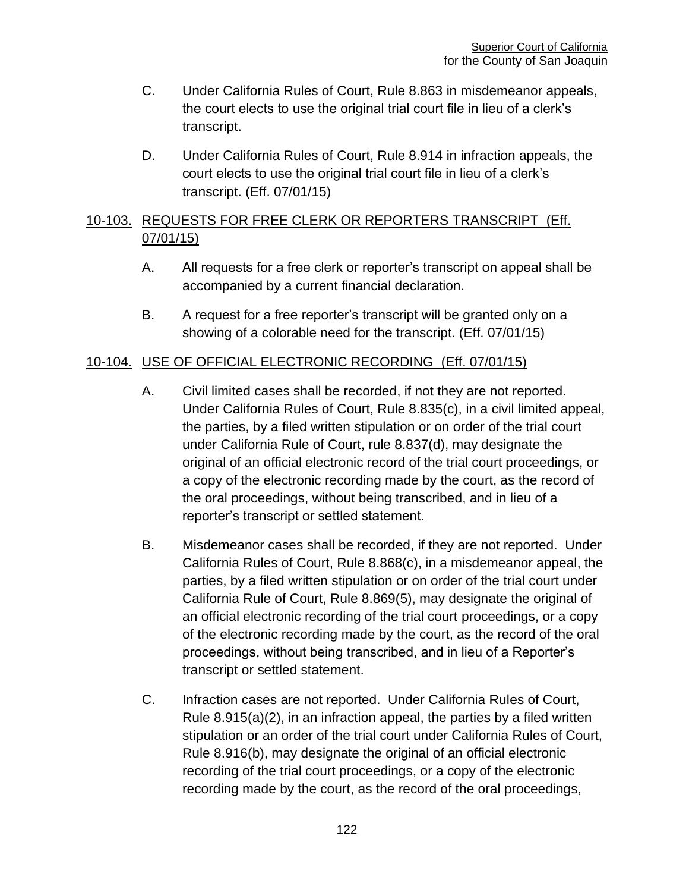C. Under California Rules of Court, Rule 8.863 in misdemeanor appeals, the court elects to use the original trial court file in lieu of a clerk's transcript.

D. Under California Rules of Court, Rule 8.914 in infraction appeals, the court elects to use the original trial court file in lieu of a clerk's transcript. (Eff. 07/01/15)

## 10-103. REQUESTS FOR FREE CLERK OR REPORTERS TRANSCRIPT (Eff. 07/01/15)

A. All requests for a free clerk or reporter's transcript on appeal shall be accompanied by a current financial declaration.

B. A request for a free reporter's transcript will be granted only on a showing of a colorable need for the transcript. (Eff. 07/01/15)

## 10-104. USE OF OFFICIAL ELECTRONIC RECORDING (Eff. 07/01/15)

A. Civil limited cases shall be recorded, if not they are not reported. Under California Rules of Court, Rule 8.835(c), in a civil limited appeal, the parties, by a filed written stipulation or on order of the trial court under California Rule of Court, rule 8.837(d), may designate the original of an official electronic record of the trial court proceedings, or a copy of the electronic recording made by the court, as the record of the oral proceedings, without being transcribed, and in lieu of a reporter's transcript or settled statement.

B. Misdemeanor cases shall be recorded, if they are not reported. Under California Rules of Court, Rule 8.868(c), in a misdemeanor appeal, the parties, by a filed written stipulation or on order of the trial court under California Rule of Court, Rule 8.869(5), may designate the original of an official electronic recording of the trial court proceedings, or a copy of the electronic recording made by the court, as the record of the oral proceedings, without being transcribed, and in lieu of a Reporter's transcript or settled statement.

C. Infraction cases are not reported. Under California Rules of Court, Rule 8.915(a)(2), in an infraction appeal, the parties by a filed written stipulation or an order of the trial court under California Rules of Court, Rule 8.916(b), may designate the original of an official electronic recording of the trial court proceedings, or a copy of the electronic recording made by the court, as the record of the oral proceedings,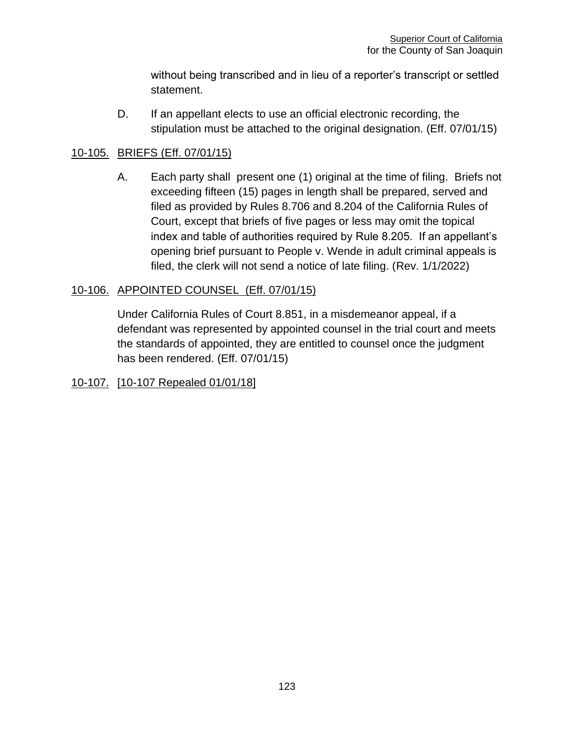without being transcribed and in lieu of a reporter's transcript or settled statement.

D. If an appellant elects to use an official electronic recording, the stipulation must be attached to the original designation. (Eff. 07/01/15)

### 10-105. BRIEFS (Eff. 07/01/15)

A. Each party shall present one (1) original at the time of filing. Briefs not exceeding fifteen (15) pages in length shall be prepared, served and filed as provided by Rules 8.706 and 8.204 of the California Rules of Court, except that briefs of five pages or less may omit the topical index and table of authorities required by Rule 8.205. If an appellant's opening brief pursuant to People v. Wende in adult criminal appeals is filed, the clerk will not send a notice of late filing. (Rev. 1/1/2022)

### 10-106. APPOINTED COUNSEL (Eff. 07/01/15)

Under California Rules of Court 8.851, in a misdemeanor appeal, if a defendant was represented by appointed counsel in the trial court and meets the standards of appointed, they are entitled to counsel once the judgment has been rendered. (Eff. 07/01/15)

### 10-107. [10-107 Repealed 01/01/18]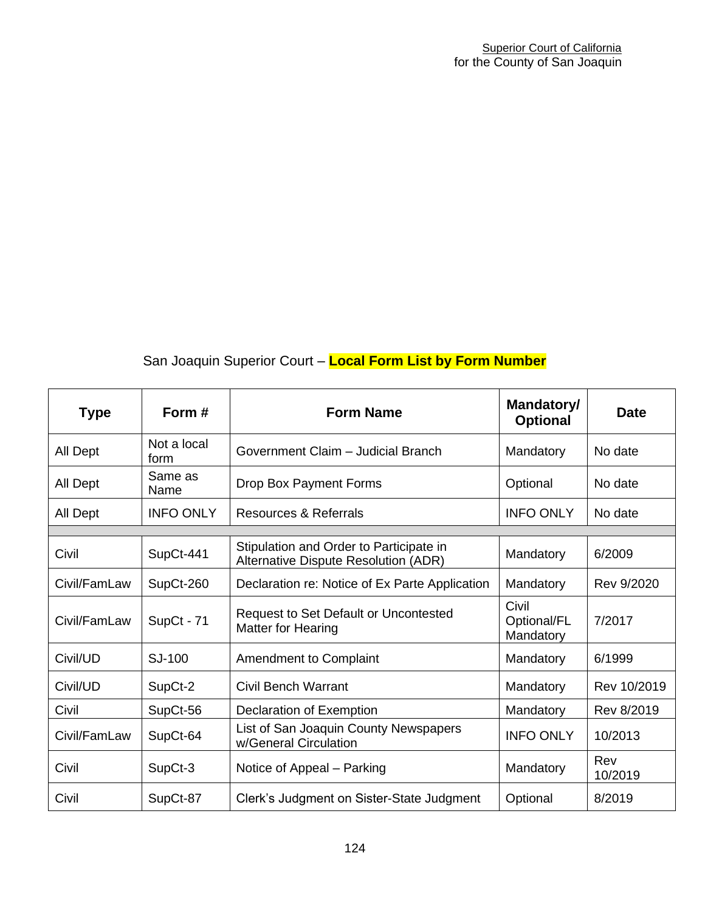San Joaquin Superior Court – **Local Form List by Form Number**

| Type | Form # | Form Name | Mandatory/ Optional | Date |
|---|---|---|---|---|
| All Dept | Not a local form | Government Claim – Judicial Branch | Mandatory | No date |
| All Dept | Same as Name | Drop Box Payment Forms | Optional | No date |
| All Dept | INFO ONLY | Resources & Referrals | INFO ONLY | No date |
| | | | | |
| Civil | SupCt-441 | Stipulation and Order to Participate in Alternative Dispute Resolution (ADR) | Mandatory | 6/2009 |
| Civil/FamLaw | SupCt-260 | Declaration re: Notice of Ex Parte Application | Mandatory | Rev 9/2020 |
| Civil/FamLaw | SupCt - 71 | Request to Set Default or Uncontested Matter for Hearing | Civil Optional/FL Mandatory | 7/2017 |
| Civil/UD | SJ-100 | Amendment to Complaint | Mandatory | 6/1999 |
| Civil/UD | SupCt-2 | Civil Bench Warrant | Mandatory | Rev 10/2019 |
| Civil | SupCt-56 | Declaration of Exemption | Mandatory | Rev 8/2019 |
| Civil/FamLaw | SupCt-64 | List of San Joaquin County Newspapers w/General Circulation | INFO ONLY | 10/2013 |
| Civil | SupCt-3 | Notice of Appeal – Parking | Mandatory | Rev 10/2019 |
| Civil | SupCt-87 | Clerk's Judgment on Sister-State Judgment | Optional | 8/2019 |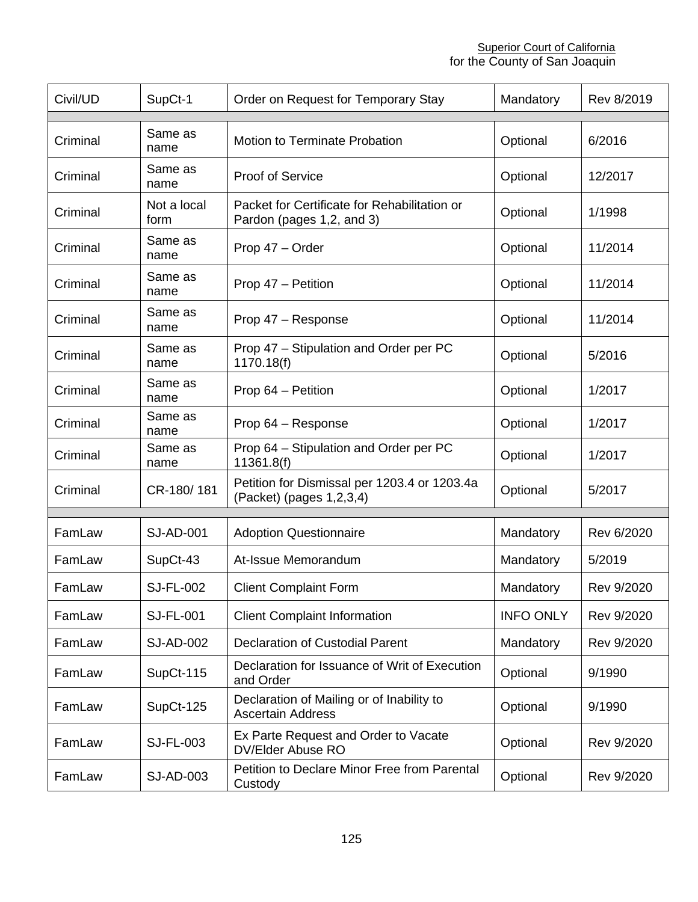| Civil/UD | SupCt-1 | Order on Request for Temporary Stay | Mandatory | Rev 8/2019 |
|---|---|---|---|---|
| | | | | |
| Criminal | Same as name | Motion to Terminate Probation | Optional | 6/2016 |
| Criminal | Same as name | Proof of Service | Optional | 12/2017 |
| Criminal | Not a local form | Packet for Certificate for Rehabilitation or Pardon (pages 1,2, and 3) | Optional | 1/1998 |
| Criminal | Same as name | Prop 47 – Order | Optional | 11/2014 |
| Criminal | Same as name | Prop 47 – Petition | Optional | 11/2014 |
| Criminal | Same as name | Prop 47 – Response | Optional | 11/2014 |
| Criminal | Same as name | Prop 47 – Stipulation and Order per PC 1170.18(f) | Optional | 5/2016 |
| Criminal | Same as name | Prop 64 – Petition | Optional | 1/2017 |
| Criminal | Same as name | Prop 64 – Response | Optional | 1/2017 |
| Criminal | Same as name | Prop 64 – Stipulation and Order per PC 11361.8(f) | Optional | 1/2017 |
| Criminal | CR-180/ 181 | Petition for Dismissal per 1203.4 or 1203.4a (Packet) (pages 1,2,3,4) | Optional | 5/2017 |
| | | | | |
| FamLaw | SJ-AD-001 | Adoption Questionnaire | Mandatory | Rev 6/2020 |
| FamLaw | SupCt-43 | At-Issue Memorandum | Mandatory | 5/2019 |
| FamLaw | SJ-FL-002 | Client Complaint Form | Mandatory | Rev 9/2020 |
| FamLaw | SJ-FL-001 | Client Complaint Information | INFO ONLY | Rev 9/2020 |
| FamLaw | SJ-AD-002 | Declaration of Custodial Parent | Mandatory | Rev 9/2020 |
| FamLaw | SupCt-115 | Declaration for Issuance of Writ of Execution and Order | Optional | 9/1990 |
| FamLaw | SupCt-125 | Declaration of Mailing or of Inability to Ascertain Address | Optional | 9/1990 |
| FamLaw | SJ-FL-003 | Ex Parte Request and Order to Vacate DV/Elder Abuse RO | Optional | Rev 9/2020 |
| FamLaw | SJ-AD-003 | Petition to Declare Minor Free from Parental Custody | Optional | Rev 9/2020 |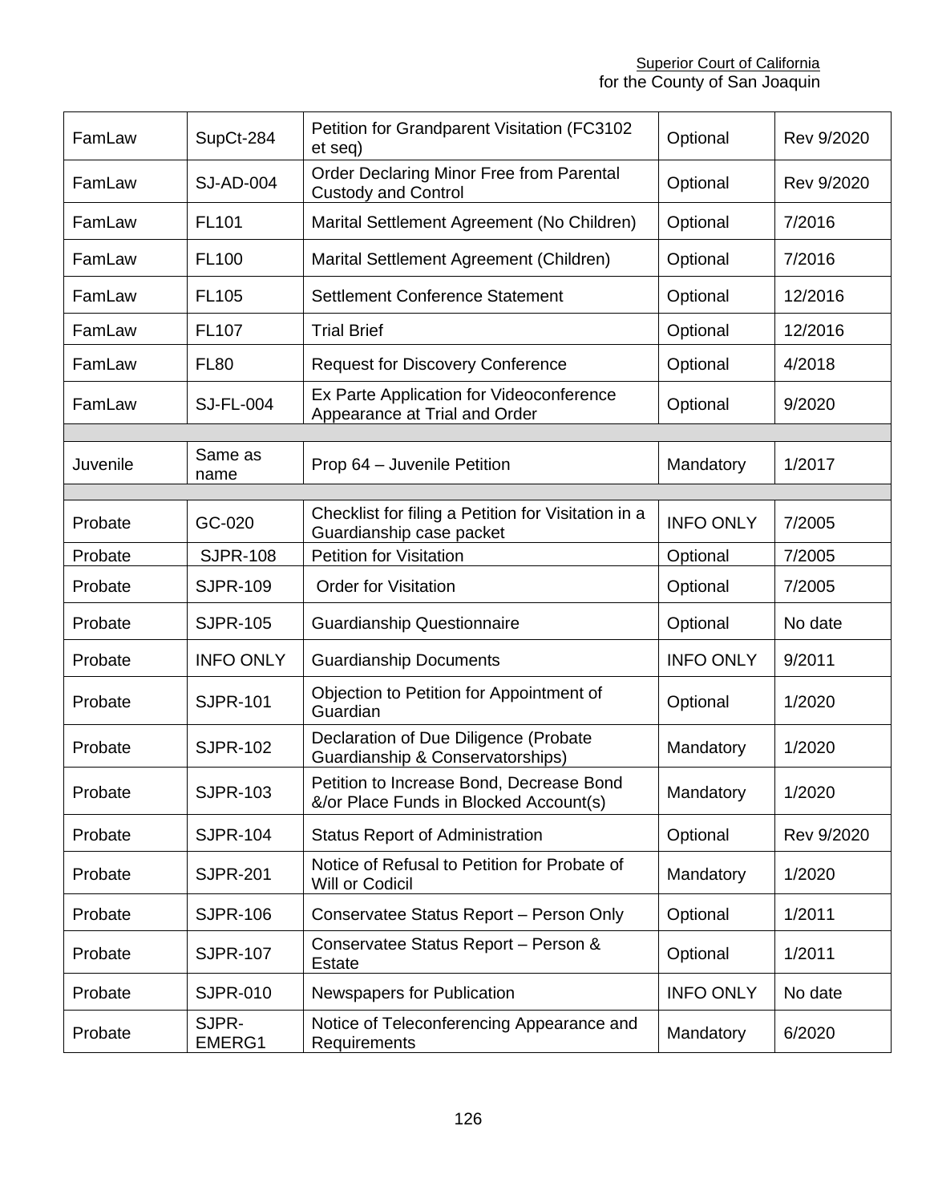| FamLaw | SupCt-284 | Petition for Grandparent Visitation (FC3102 et seq) | Optional | Rev 9/2020 |
|---|---|---|---|---|
| FamLaw | SJ-AD-004 | Order Declaring Minor Free from Parental Custody and Control | Optional | Rev 9/2020 |
| FamLaw | FL101 | Marital Settlement Agreement (No Children) | Optional | 7/2016 |
| FamLaw | FL100 | Marital Settlement Agreement (Children) | Optional | 7/2016 |
| FamLaw | FL105 | Settlement Conference Statement | Optional | 12/2016 |
| FamLaw | FL107 | Trial Brief | Optional | 12/2016 |
| FamLaw | FL80 | Request for Discovery Conference | Optional | 4/2018 |
| FamLaw | SJ-FL-004 | Ex Parte Application for Videoconference Appearance at Trial and Order | Optional | 9/2020 |
| | | | | |
| Juvenile | Same as name | Prop 64 – Juvenile Petition | Mandatory | 1/2017 |
| | | | | |
| Probate | GC-020 | Checklist for filing a Petition for Visitation in a Guardianship case packet | INFO ONLY | 7/2005 |
| Probate | SJPR-108 | Petition for Visitation | Optional | 7/2005 |
| Probate | SJPR-109 | Order for Visitation | Optional | 7/2005 |
| Probate | SJPR-105 | Guardianship Questionnaire | Optional | No date |
| Probate | INFO ONLY | Guardianship Documents | INFO ONLY | 9/2011 |
| Probate | SJPR-101 | Objection to Petition for Appointment of Guardian | Optional | 1/2020 |
| Probate | SJPR-102 | Declaration of Due Diligence (Probate Guardianship & Conservatorships) | Mandatory | 1/2020 |
| Probate | SJPR-103 | Petition to Increase Bond, Decrease Bond &/or Place Funds in Blocked Account(s) | Mandatory | 1/2020 |
| Probate | SJPR-104 | Status Report of Administration | Optional | Rev 9/2020 |
| Probate | SJPR-201 | Notice of Refusal to Petition for Probate of Will or Codicil | Mandatory | 1/2020 |
| Probate | SJPR-106 | Conservatee Status Report – Person Only | Optional | 1/2011 |
| Probate | SJPR-107 | Conservatee Status Report – Person & Estate | Optional | 1/2011 |
| Probate | SJPR-010 | Newspapers for Publication | INFO ONLY | No date |
| Probate | SJPR-EMERG1 | Notice of Teleconferencing Appearance and Requirements | Mandatory | 6/2020 |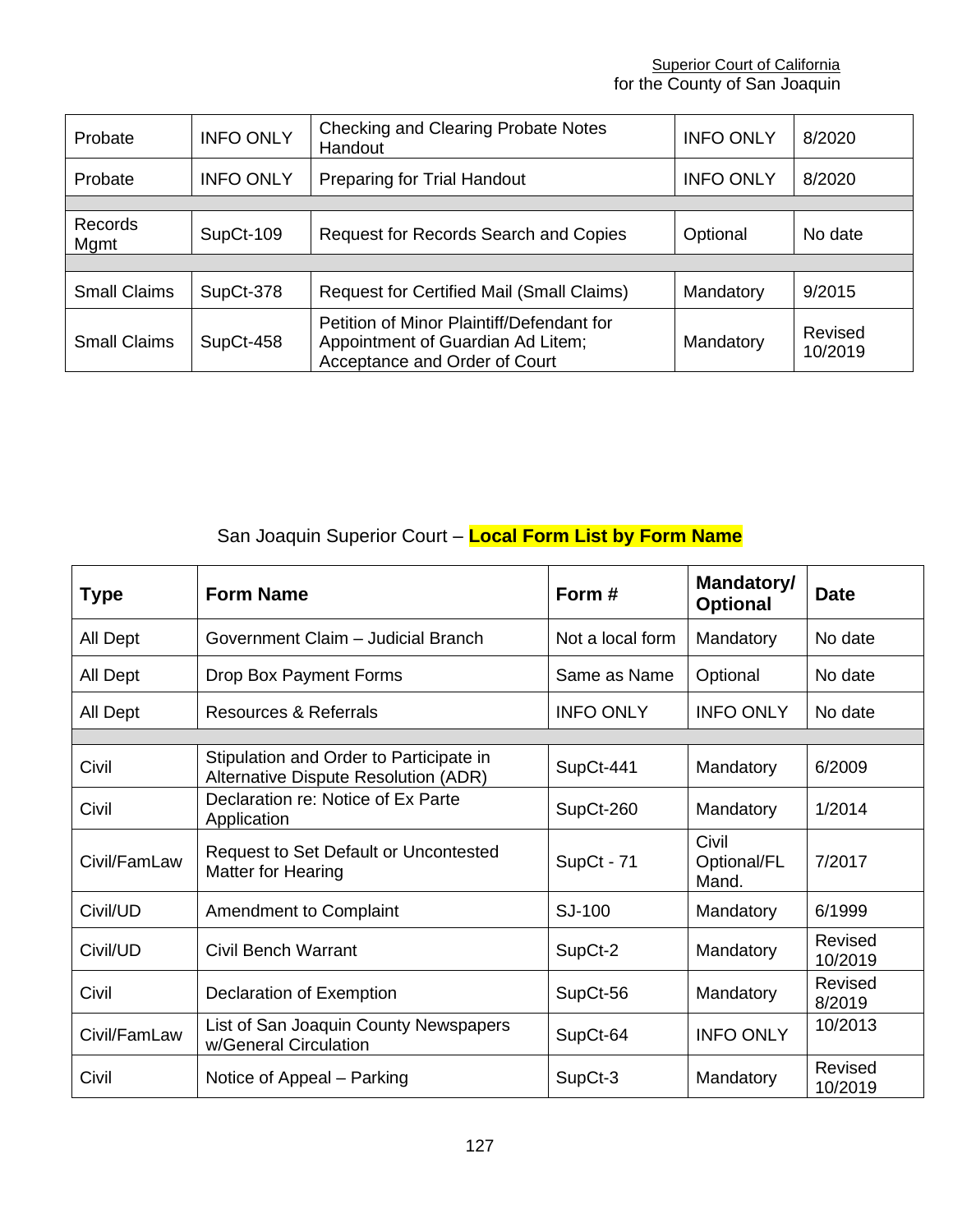| Probate | INFO ONLY | Checking and Clearing Probate Notes Handout | INFO ONLY | 8/2020 |
|---|---|---|---|---|
| Probate | INFO ONLY | Preparing for Trial Handout | INFO ONLY | 8/2020 |
| | | | | |
| Records Mgmt | SupCt-109 | Request for Records Search and Copies | Optional | No date |
| | | | | |
| Small Claims | SupCt-378 | Request for Certified Mail (Small Claims) | Mandatory | 9/2015 |
| Small Claims | SupCt-458 | Petition of Minor Plaintiff/Defendant for Appointment of Guardian Ad Litem; Acceptance and Order of Court | Mandatory | Revised 10/2019 |

## San Joaquin Superior Court – **Local Form List by Form Name**

| Type | Form Name | Form # | Mandatory/ Optional | Date |
|---|---|---|---|---|
| All Dept | Government Claim – Judicial Branch | Not a local form | Mandatory | No date |
| All Dept | Drop Box Payment Forms | Same as Name | Optional | No date |
| All Dept | Resources & Referrals | INFO ONLY | INFO ONLY | No date |
| | | | | |
| Civil | Stipulation and Order to Participate in Alternative Dispute Resolution (ADR) | SupCt-441 | Mandatory | 6/2009 |
| Civil | Declaration re: Notice of Ex Parte Application | SupCt-260 | Mandatory | 1/2014 |
| Civil/FamLaw | Request to Set Default or Uncontested Matter for Hearing | SupCt - 71 | Civil Optional/FL Mand. | 7/2017 |
| Civil/UD | Amendment to Complaint | SJ-100 | Mandatory | 6/1999 |
| Civil/UD | Civil Bench Warrant | SupCt-2 | Mandatory | Revised 10/2019 |
| Civil | Declaration of Exemption | SupCt-56 | Mandatory | Revised 8/2019 |
| Civil/FamLaw | List of San Joaquin County Newspapers w/General Circulation | SupCt-64 | INFO ONLY | 10/2013 |
| Civil | Notice of Appeal – Parking | SupCt-3 | Mandatory | Revised 10/2019 |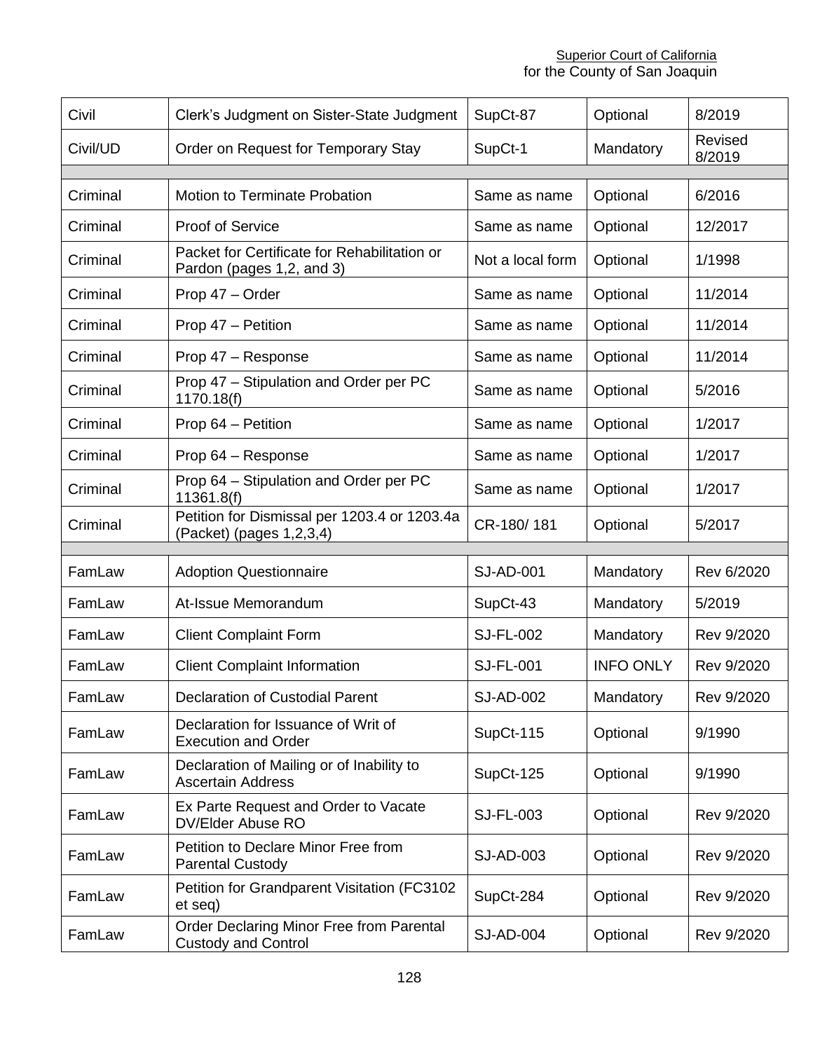| Civil | Clerk’s Judgment on Sister-State Judgment | SupCt-87 | Optional | 8/2019 |
|---|---|---|---|---|
| Civil/UD | Order on Request for Temporary Stay | SupCt-1 | Mandatory | Revised 8/2019 |
| | | | | |
| Criminal | Motion to Terminate Probation | Same as name | Optional | 6/2016 |
| Criminal | Proof of Service | Same as name | Optional | 12/2017 |
| Criminal | Packet for Certificate for Rehabilitation or Pardon (pages 1,2, and 3) | Not a local form | Optional | 1/1998 |
| Criminal | Prop 47 – Order | Same as name | Optional | 11/2014 |
| Criminal | Prop 47 – Petition | Same as name | Optional | 11/2014 |
| Criminal | Prop 47 – Response | Same as name | Optional | 11/2014 |
| Criminal | Prop 47 – Stipulation and Order per PC 1170.18(f) | Same as name | Optional | 5/2016 |
| Criminal | Prop 64 – Petition | Same as name | Optional | 1/2017 |
| Criminal | Prop 64 – Response | Same as name | Optional | 1/2017 |
| Criminal | Prop 64 – Stipulation and Order per PC 11361.8(f) | Same as name | Optional | 1/2017 |
| Criminal | Petition for Dismissal per 1203.4 or 1203.4a (Packet) (pages 1,2,3,4) | CR-180/ 181 | Optional | 5/2017 |
| | | | | |
| FamLaw | Adoption Questionnaire | SJ-AD-001 | Mandatory | Rev 6/2020 |
| FamLaw | At-Issue Memorandum | SupCt-43 | Mandatory | 5/2019 |
| FamLaw | Client Complaint Form | SJ-FL-002 | Mandatory | Rev 9/2020 |
| FamLaw | Client Complaint Information | SJ-FL-001 | INFO ONLY | Rev 9/2020 |
| FamLaw | Declaration of Custodial Parent | SJ-AD-002 | Mandatory | Rev 9/2020 |
| FamLaw | Declaration for Issuance of Writ of Execution and Order | SupCt-115 | Optional | 9/1990 |
| FamLaw | Declaration of Mailing or of Inability to Ascertain Address | SupCt-125 | Optional | 9/1990 |
| FamLaw | Ex Parte Request and Order to Vacate DV/Elder Abuse RO | SJ-FL-003 | Optional | Rev 9/2020 |
| FamLaw | Petition to Declare Minor Free from Parental Custody | SJ-AD-003 | Optional | Rev 9/2020 |
| FamLaw | Petition for Grandparent Visitation (FC3102 et seq) | SupCt-284 | Optional | Rev 9/2020 |
| FamLaw | Order Declaring Minor Free from Parental Custody and Control | SJ-AD-004 | Optional | Rev 9/2020 |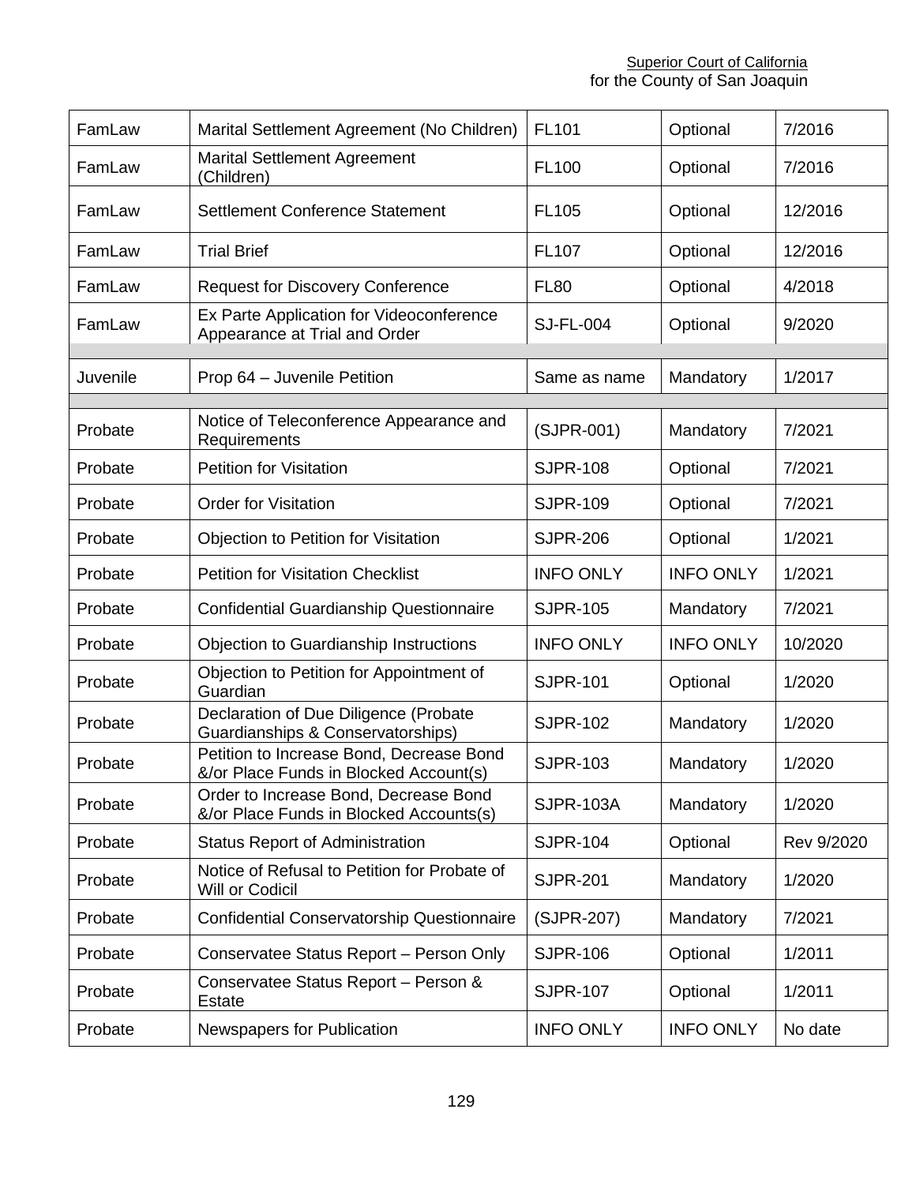| FamLaw | Marital Settlement Agreement (No Children) | FL101 | Optional | 7/2016 |
|---|---|---|---|---|
| FamLaw | Marital Settlement Agreement (Children) | FL100 | Optional | 7/2016 |
| FamLaw | Settlement Conference Statement | FL105 | Optional | 12/2016 |
| FamLaw | Trial Brief | FL107 | Optional | 12/2016 |
| FamLaw | Request for Discovery Conference | FL80 | Optional | 4/2018 |
| FamLaw | Ex Parte Application for Videoconference Appearance at Trial and Order | SJ-FL-004 | Optional | 9/2020 |
| | | | | |
| Juvenile | Prop 64 – Juvenile Petition | Same as name | Mandatory | 1/2017 |
| | | | | |
| Probate | Notice of Teleconference Appearance and Requirements | (SJPR-001) | Mandatory | 7/2021 |
| Probate | Petition for Visitation | SJPR-108 | Optional | 7/2021 |
| Probate | Order for Visitation | SJPR-109 | Optional | 7/2021 |
| Probate | Objection to Petition for Visitation | SJPR-206 | Optional | 1/2021 |
| Probate | Petition for Visitation Checklist | INFO ONLY | INFO ONLY | 1/2021 |
| Probate | Confidential Guardianship Questionnaire | SJPR-105 | Mandatory | 7/2021 |
| Probate | Objection to Guardianship Instructions | INFO ONLY | INFO ONLY | 10/2020 |
| Probate | Objection to Petition for Appointment of Guardian | SJPR-101 | Optional | 1/2020 |
| Probate | Declaration of Due Diligence (Probate Guardianships & Conservatorships) | SJPR-102 | Mandatory | 1/2020 |
| Probate | Petition to Increase Bond, Decrease Bond &/or Place Funds in Blocked Account(s) | SJPR-103 | Mandatory | 1/2020 |
| Probate | Order to Increase Bond, Decrease Bond &/or Place Funds in Blocked Accounts(s) | SJPR-103A | Mandatory | 1/2020 |
| Probate | Status Report of Administration | SJPR-104 | Optional | Rev 9/2020 |
| Probate | Notice of Refusal to Petition for Probate of Will or Codicil | SJPR-201 | Mandatory | 1/2020 |
| Probate | Confidential Conservatorship Questionnaire | (SJPR-207) | Mandatory | 7/2021 |
| Probate | Conservatee Status Report – Person Only | SJPR-106 | Optional | 1/2011 |
| Probate | Conservatee Status Report – Person & Estate | SJPR-107 | Optional | 1/2011 |
| Probate | Newspapers for Publication | INFO ONLY | INFO ONLY | No date |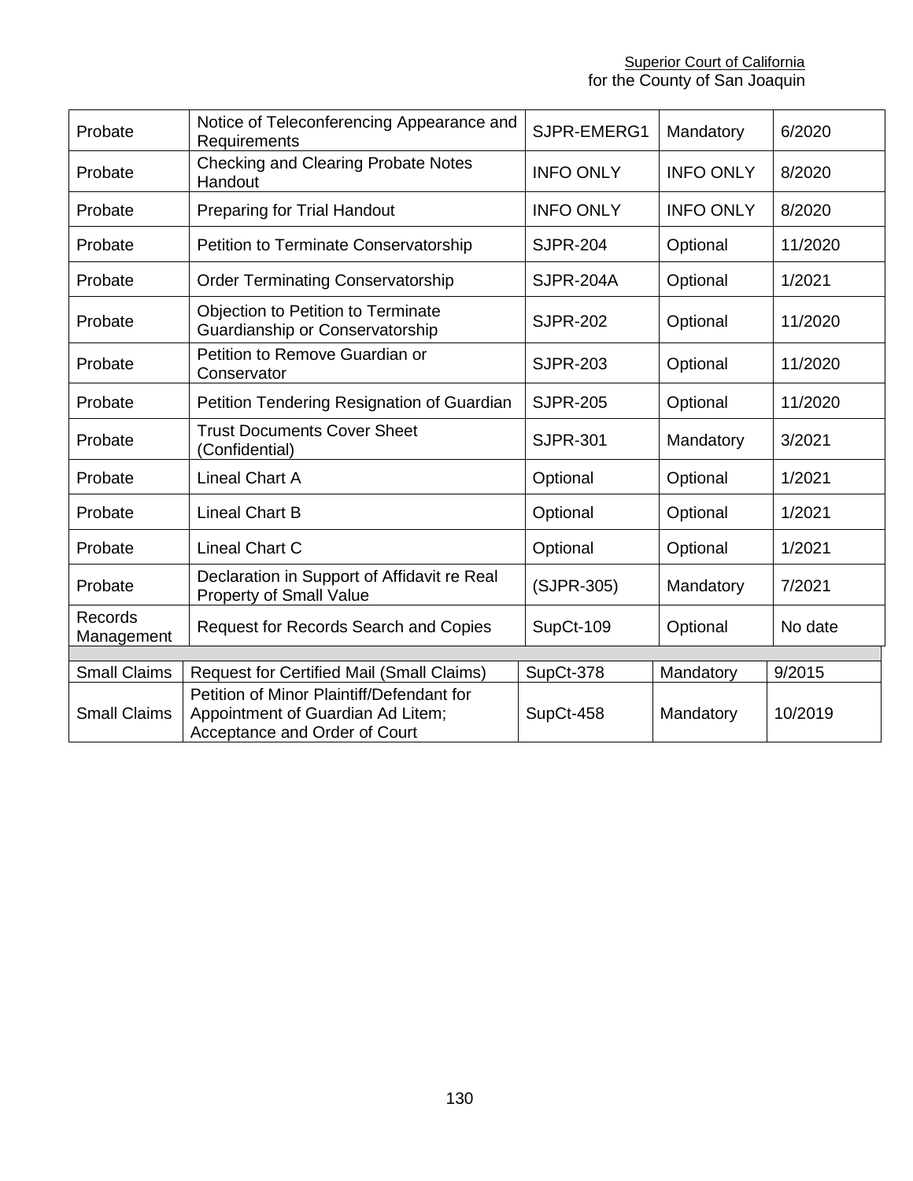| | | | | |
|---|---|---|---|---|
| Probate | Notice of Teleconferencing Appearance and Requirements | SJPR-EMERG1 | Mandatory | 6/2020 |
| Probate | Checking and Clearing Probate Notes Handout | INFO ONLY | INFO ONLY | 8/2020 |
| Probate | Preparing for Trial Handout | INFO ONLY | INFO ONLY | 8/2020 |
| Probate | Petition to Terminate Conservatorship | SJPR-204 | Optional | 11/2020 |
| Probate | Order Terminating Conservatorship | SJPR-204A | Optional | 1/2021 |
| Probate | Objection to Petition to Terminate Guardianship or Conservatorship | SJPR-202 | Optional | 11/2020 |
| Probate | Petition to Remove Guardian or Conservator | SJPR-203 | Optional | 11/2020 |
| Probate | Petition Tendering Resignation of Guardian | SJPR-205 | Optional | 11/2020 |
| Probate | Trust Documents Cover Sheet (Confidential) | SJPR-301 | Mandatory | 3/2021 |
| Probate | Lineal Chart A | Optional | Optional | 1/2021 |
| Probate | Lineal Chart B | Optional | Optional | 1/2021 |
| Probate | Lineal Chart C | Optional | Optional | 1/2021 |
| Probate | Declaration in Support of Affidavit re Real Property of Small Value | (SJPR-305) | Mandatory | 7/2021 |
| Records Management | Request for Records Search and Copies | SupCt-109 | Optional | No date |
| | | | | |
| Small Claims | Request for Certified Mail (Small Claims) | SupCt-378 | Mandatory | 9/2015 |
| Small Claims | Petition of Minor Plaintiff/Defendant for Appointment of Guardian Ad Litem; Acceptance and Order of Court | SupCt-458 | Mandatory | 10/2019 |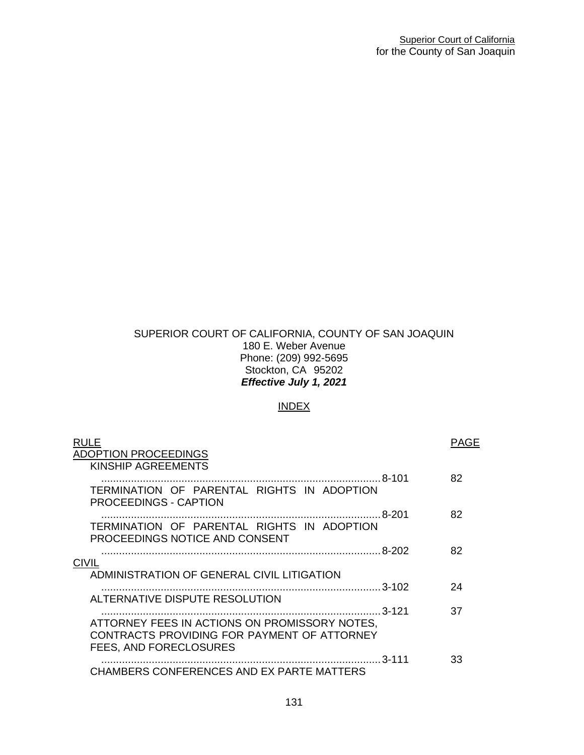SUPERIOR COURT OF CALIFORNIA, COUNTY OF SAN JOAQUIN
180 E. Weber Avenue
Phone: (209) 992-5695
Stockton, CA 95202
***Effective July 1, 2021***

INDEX

| RULE | | PAGE |
|---|---|---|
| ADOPTION PROCEEDINGS | | |
| KINSHIP AGREEMENTS | 8-101 | 82 |
| TERMINATION OF PARENTAL RIGHTS IN ADOPTION PROCEEDINGS - CAPTION | 8-201 | 82 |
| TERMINATION OF PARENTAL RIGHTS IN ADOPTION PROCEEDINGS NOTICE AND CONSENT | 8-202 | 82 |
| CIVIL | | |
| ADMINISTRATION OF GENERAL CIVIL LITIGATION | 3-102 | 24 |
| ALTERNATIVE DISPUTE RESOLUTION | 3-121 | 37 |
| ATTORNEY FEES IN ACTIONS ON PROMISSORY NOTES, CONTRACTS PROVIDING FOR PAYMENT OF ATTORNEY FEES, AND FORECLOSURES | 3-111 | 33 |
| CHAMBERS CONFERENCES AND EX PARTE MATTERS | | |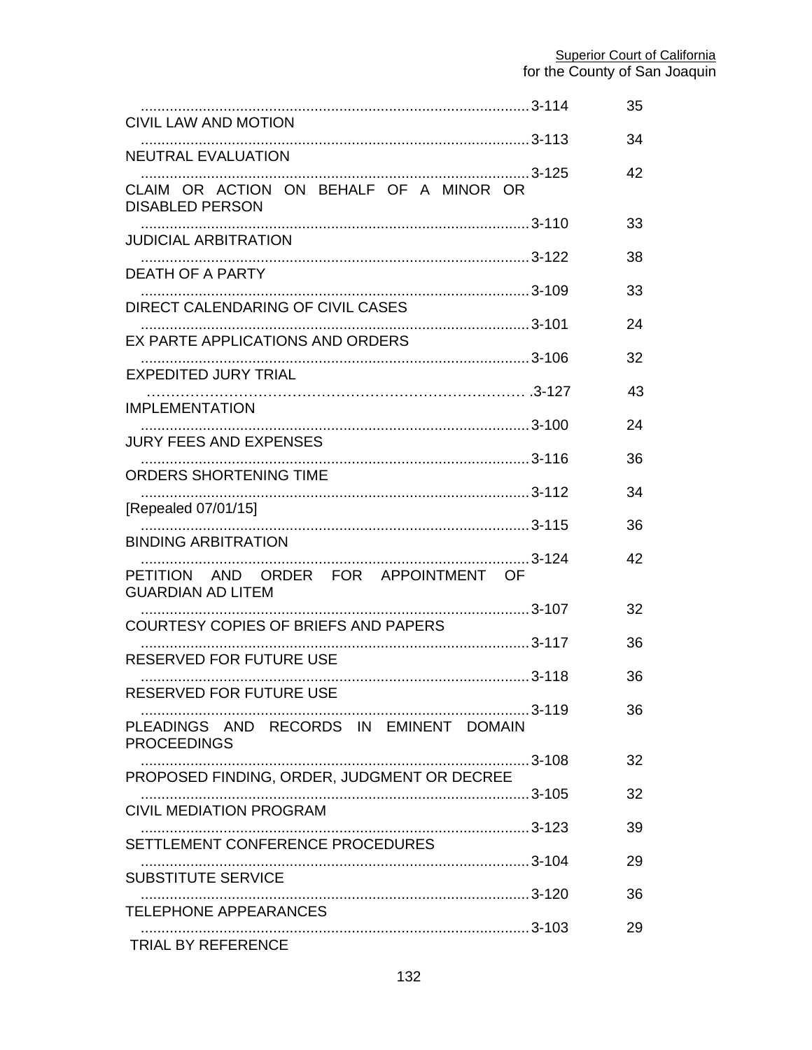| | | |
|---|---|---|
| | ..........3-114 | 35 |
| CIVIL LAW AND MOTION | ..........3-113 | 34 |
| NEUTRAL EVALUATION | ..........3-125 | 42 |
| CLAIM OR ACTION ON BEHALF OF A MINOR OR DISABLED PERSON | ..........3-110 | 33 |
| JUDICIAL ARBITRATION | ..........3-122 | 38 |
| DEATH OF A PARTY | ..........3-109 | 33 |
| DIRECT CALENDARING OF CIVIL CASES | ..........3-101 | 24 |
| EX PARTE APPLICATIONS AND ORDERS | ..........3-106 | 32 |
| EXPEDITED JURY TRIAL | ..........3-127 | 43 |
| IMPLEMENTATION | ..........3-100 | 24 |
| JURY FEES AND EXPENSES | ..........3-116 | 36 |
| ORDERS SHORTENING TIME | ..........3-112 | 34 |
| [Repealed 07/01/15] | ..........3-115 | 36 |
| BINDING ARBITRATION | ..........3-124 | 42 |
| PETITION AND ORDER FOR APPOINTMENT OF GUARDIAN AD LITEM | ..........3-107 | 32 |
| COURTESY COPIES OF BRIEFS AND PAPERS | ..........3-117 | 36 |
| RESERVED FOR FUTURE USE | ..........3-118 | 36 |
| RESERVED FOR FUTURE USE | ..........3-119 | 36 |
| PLEADINGS AND RECORDS IN EMINENT DOMAIN PROCEEDINGS | ..........3-108 | 32 |
| PROPOSED FINDING, ORDER, JUDGMENT OR DECREE | ..........3-105 | 32 |
| CIVIL MEDIATION PROGRAM | ..........3-123 | 39 |
| SETTLEMENT CONFERENCE PROCEDURES | ..........3-104 | 29 |
| SUBSTITUTE SERVICE | ..........3-120 | 36 |
| TELEPHONE APPEARANCES | ..........3-103 | 29 |
| TRIAL BY REFERENCE | | |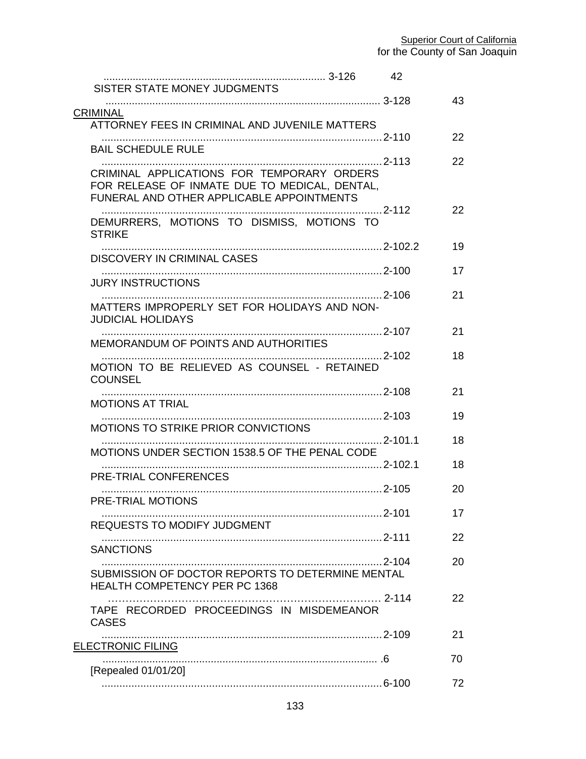.......................................................................... 3-126 42

SISTER STATE MONEY JUDGMENTS

.......................................................................................... 3-128 43

CRIMINAL

ATTORNEY FEES IN CRIMINAL AND JUVENILE MATTERS

.......................................................................................... 2-110 22

BAIL SCHEDULE RULE

.......................................................................................... 2-113 22

CRIMINAL APPLICATIONS FOR TEMPORARY ORDERS FOR RELEASE OF INMATE DUE TO MEDICAL, DENTAL, FUNERAL AND OTHER APPLICABLE APPOINTMENTS

.......................................................................................... 2-112 22

DEMURRERS, MOTIONS TO DISMISS, MOTIONS TO STRIKE

.......................................................................................... 2-102.2 19

DISCOVERY IN CRIMINAL CASES

.......................................................................................... 2-100 17

JURY INSTRUCTIONS

.......................................................................................... 2-106 21

MATTERS IMPROPERLY SET FOR HOLIDAYS AND NON-JUDICIAL HOLIDAYS

.......................................................................................... 2-107 21

MEMORANDUM OF POINTS AND AUTHORITIES

.......................................................................................... 2-102 18

MOTION TO BE RELIEVED AS COUNSEL - RETAINED COUNSEL

.......................................................................................... 2-108 21

MOTIONS AT TRIAL

.......................................................................................... 2-103 19

MOTIONS TO STRIKE PRIOR CONVICTIONS

.......................................................................................... 2-101.1 18

MOTIONS UNDER SECTION 1538.5 OF THE PENAL CODE

.......................................................................................... 2-102.1 18

PRE-TRIAL CONFERENCES

.......................................................................................... 2-105 20

PRE-TRIAL MOTIONS

.......................................................................................... 2-101 17

REQUESTS TO MODIFY JUDGMENT

.......................................................................................... 2-111 22

SANCTIONS

.......................................................................................... 2-104 20

SUBMISSION OF DOCTOR REPORTS TO DETERMINE MENTAL HEALTH COMPETENCY PER PC 1368

.......................................................................................... 2-114 22

TAPE RECORDED PROCEEDINGS IN MISDEMEANOR CASES

.......................................................................................... 2-109 21

ELECTRONIC FILING

.......................................................................................... .6 70

[Repealed 01/01/20]

.......................................................................................... 6-100 72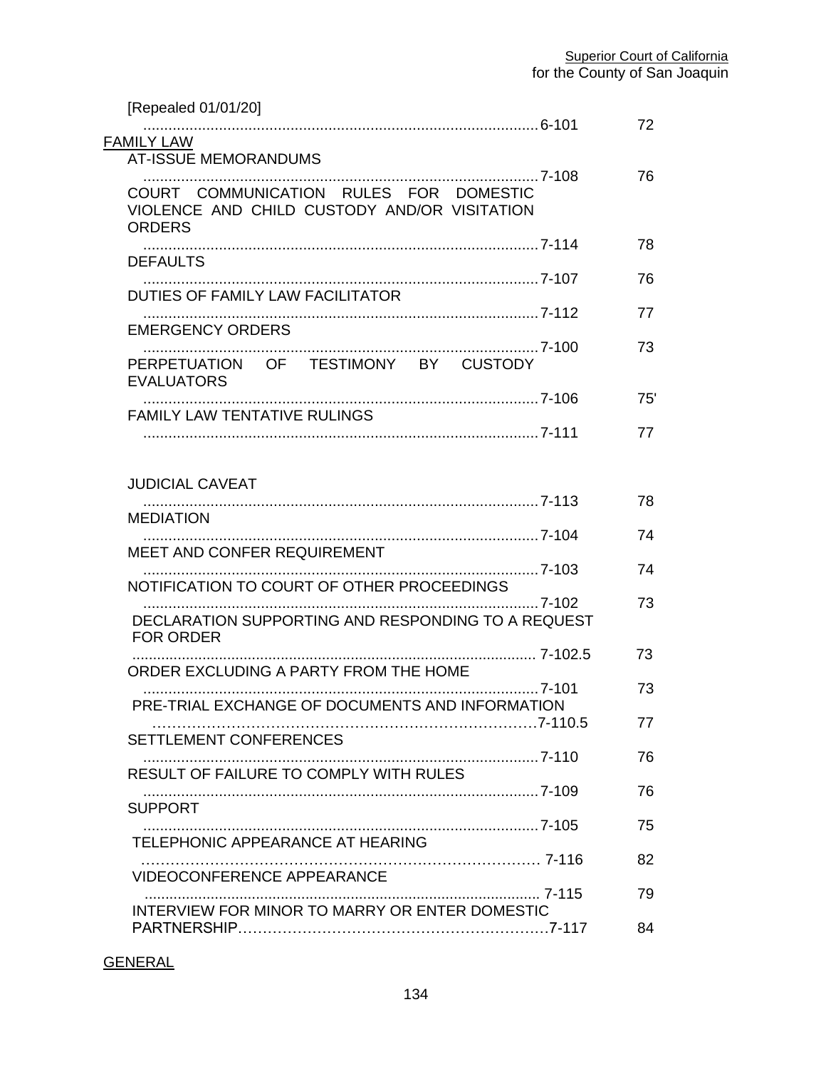[Repealed 01/01/20]
............................................................................................ 6-101 72

FAMILY LAW

AT-ISSUE MEMORANDUMS
............................................................................................ 7-108 76

COURT COMMUNICATION RULES FOR DOMESTIC VIOLENCE AND CHILD CUSTODY AND/OR VISITATION ORDERS
............................................................................................ 7-114 78

DEFAULTS
............................................................................................ 7-107 76

DUTIES OF FAMILY LAW FACILITATOR
............................................................................................ 7-112 77

EMERGENCY ORDERS
............................................................................................ 7-100 73

PERPETUATION OF TESTIMONY BY CUSTODY EVALUATORS
............................................................................................ 7-106 75'

FAMILY LAW TENTATIVE RULINGS
............................................................................................ 7-111 77

JUDICIAL CAVEAT
............................................................................................ 7-113 78

MEDIATION
............................................................................................ 7-104 74

MEET AND CONFER REQUIREMENT
............................................................................................ 7-103 74

NOTIFICATION TO COURT OF OTHER PROCEEDINGS
............................................................................................ 7-102 73

DECLARATION SUPPORTING AND RESPONDING TO A REQUEST FOR ORDER
............................................................................................ 7-102.5 73

ORDER EXCLUDING A PARTY FROM THE HOME
............................................................................................ 7-101 73

PRE-TRIAL EXCHANGE OF DOCUMENTS AND INFORMATION
............................................................................................ 7-110.5 77

SETTLEMENT CONFERENCES
............................................................................................ 7-110 76

RESULT OF FAILURE TO COMPLY WITH RULES
............................................................................................ 7-109 76

SUPPORT
............................................................................................ 7-105 75

TELEPHONIC APPEARANCE AT HEARING
............................................................................................ 7-116 82

VIDEOCONFERENCE APPEARANCE
............................................................................................ 7-115 79

INTERVIEW FOR MINOR TO MARRY OR ENTER DOMESTIC PARTNERSHIP............................................................ 7-117 84

GENERAL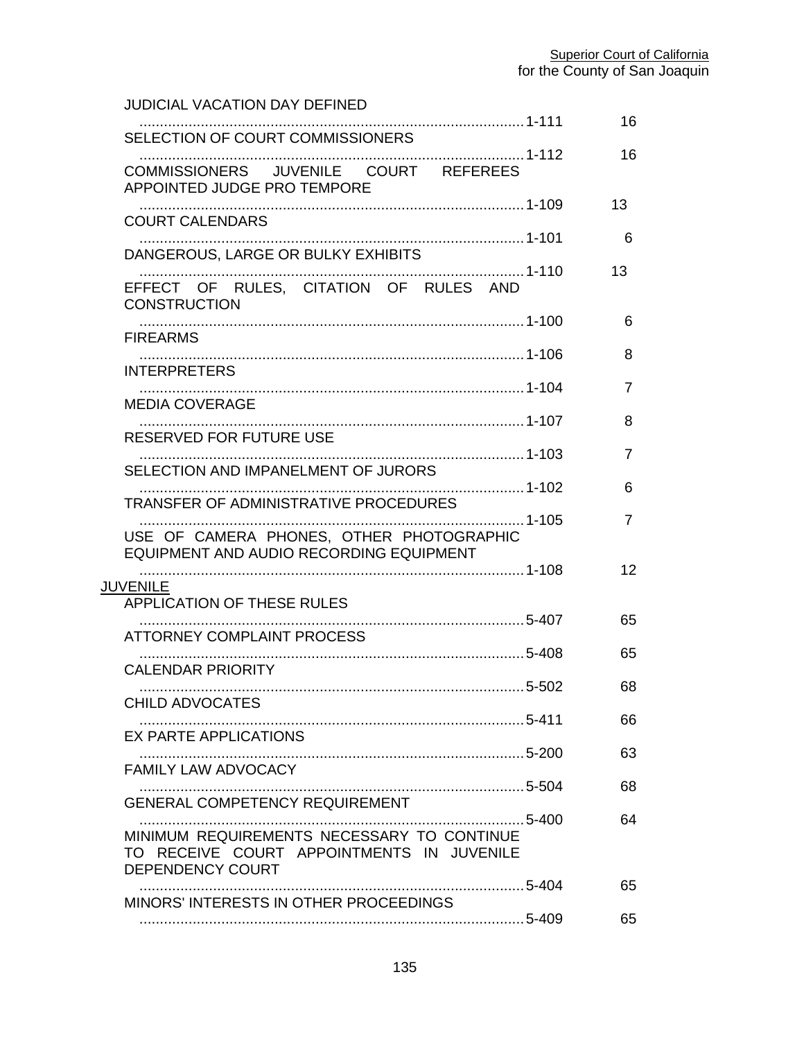JUDICIAL VACATION DAY DEFINED
............................................................................................1-111 16

SELECTION OF COURT COMMISSIONERS
............................................................................................1-112 16

COMMISSIONERS JUVENILE COURT REFEREES APPOINTED JUDGE PRO TEMPORE
............................................................................................1-109 13

COURT CALENDARS
............................................................................................1-101 6

DANGEROUS, LARGE OR BULKY EXHIBITS
............................................................................................1-110 13

EFFECT OF RULES, CITATION OF RULES AND CONSTRUCTION
............................................................................................1-100 6

FIREARMS
............................................................................................1-106 8

INTERPRETERS
............................................................................................1-104 7

MEDIA COVERAGE
............................................................................................1-107 8

RESERVED FOR FUTURE USE
............................................................................................1-103 7

SELECTION AND IMPANELMENT OF JURORS
............................................................................................1-102 6

TRANSFER OF ADMINISTRATIVE PROCEDURES
............................................................................................1-105 7

USE OF CAMERA PHONES, OTHER PHOTOGRAPHIC EQUIPMENT AND AUDIO RECORDING EQUIPMENT
............................................................................................1-108 12

JUVENILE

APPLICATION OF THESE RULES
............................................................................................5-407 65

ATTORNEY COMPLAINT PROCESS
............................................................................................5-408 65

CALENDAR PRIORITY
............................................................................................5-502 68

CHILD ADVOCATES
............................................................................................5-411 66

EX PARTE APPLICATIONS
............................................................................................5-200 63

FAMILY LAW ADVOCACY
............................................................................................5-504 68

GENERAL COMPETENCY REQUIREMENT
............................................................................................5-400 64

MINIMUM REQUIREMENTS NECESSARY TO CONTINUE TO RECEIVE COURT APPOINTMENTS IN JUVENILE DEPENDENCY COURT
............................................................................................5-404 65

MINORS' INTERESTS IN OTHER PROCEEDINGS
............................................................................................5-409 65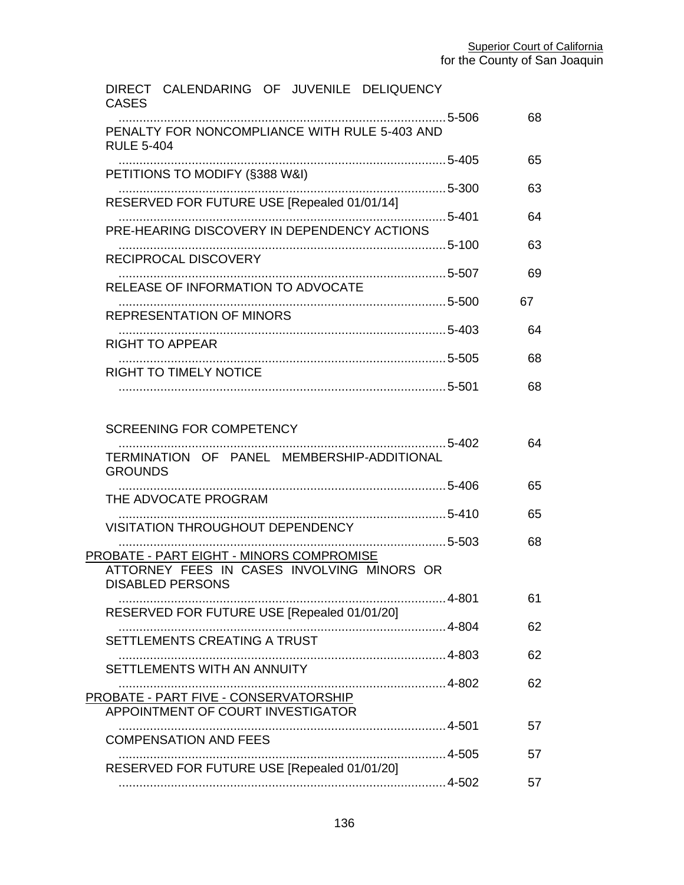DIRECT CALENDARING OF JUVENILE DELIQUENCY CASES
............................................................................................. 5-506 68

PENALTY FOR NONCOMPLIANCE WITH RULE 5-403 AND RULE 5-404
............................................................................................. 5-405 65

PETITIONS TO MODIFY (§388 W&I)
............................................................................................. 5-300 63

RESERVED FOR FUTURE USE [Repealed 01/01/14]
............................................................................................. 5-401 64

PRE-HEARING DISCOVERY IN DEPENDENCY ACTIONS
............................................................................................. 5-100 63

RECIPROCAL DISCOVERY
............................................................................................. 5-507 69

RELEASE OF INFORMATION TO ADVOCATE
............................................................................................. 5-500 67

REPRESENTATION OF MINORS
............................................................................................. 5-403 64

RIGHT TO APPEAR
............................................................................................. 5-505 68

RIGHT TO TIMELY NOTICE
............................................................................................. 5-501 68

SCREENING FOR COMPETENCY
............................................................................................. 5-402 64

TERMINATION OF PANEL MEMBERSHIP-ADDITIONAL GROUNDS
............................................................................................. 5-406 65

THE ADVOCATE PROGRAM
............................................................................................. 5-410 65

VISITATION THROUGHOUT DEPENDENCY
............................................................................................. 5-503 68

<u>PROBATE - PART EIGHT - MINORS COMPROMISE</u>

ATTORNEY FEES IN CASES INVOLVING MINORS OR DISABLED PERSONS
............................................................................................. 4-801 61

RESERVED FOR FUTURE USE [Repealed 01/01/20]
............................................................................................. 4-804 62

SETTLEMENTS CREATING A TRUST
............................................................................................. 4-803 62

SETTLEMENTS WITH AN ANNUITY
............................................................................................. 4-802 62

<u>PROBATE - PART FIVE - CONSERVATORSHIP</u>

APPOINTMENT OF COURT INVESTIGATOR
............................................................................................. 4-501 57

COMPENSATION AND FEES
............................................................................................. 4-505 57

RESERVED FOR FUTURE USE [Repealed 01/01/20]
............................................................................................. 4-502 57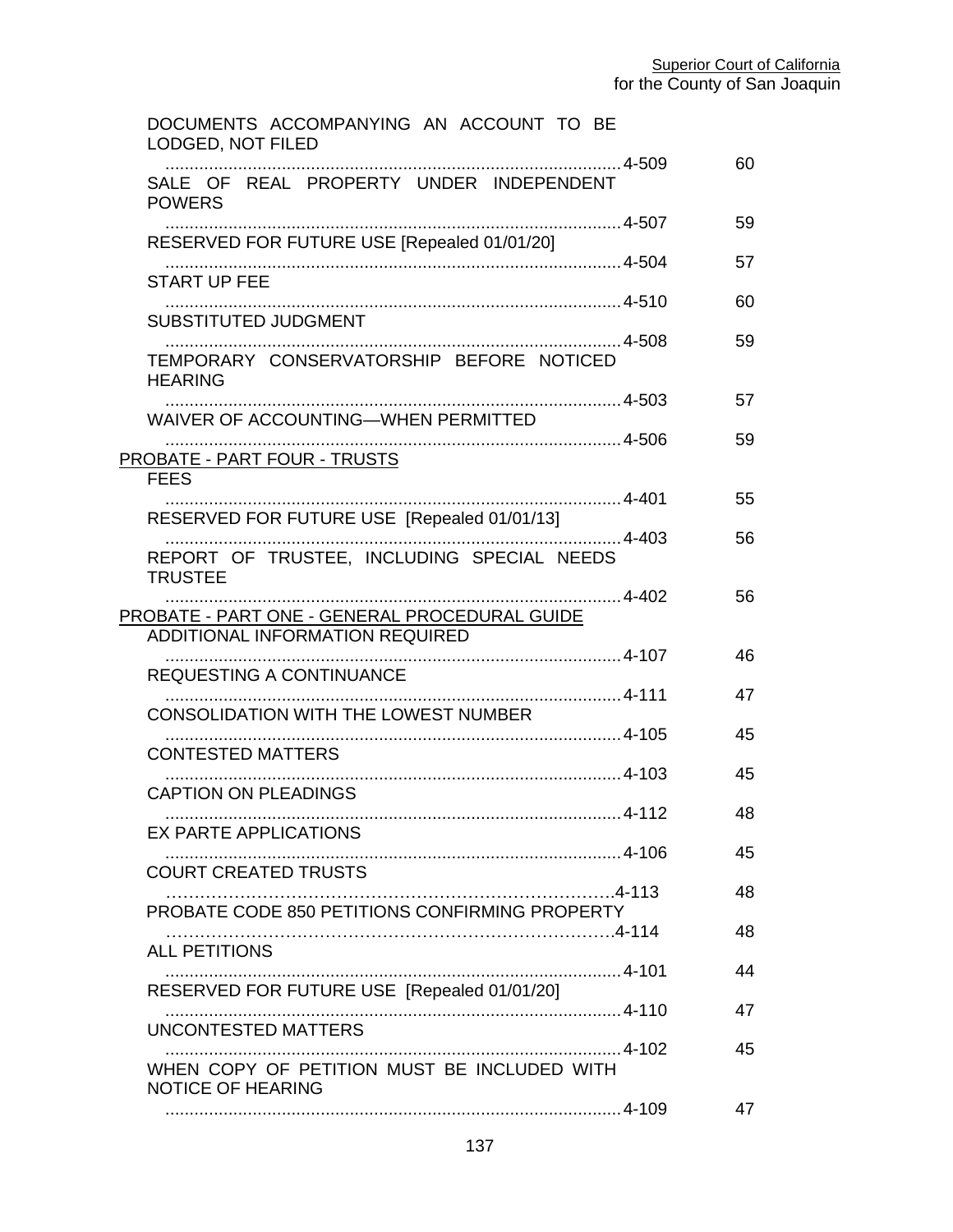DOCUMENTS ACCOMPANYING AN ACCOUNT TO BE LODGED, NOT FILED
.............................................................................................. 4-509 60

SALE OF REAL PROPERTY UNDER INDEPENDENT POWERS
.............................................................................................. 4-507 59

RESERVED FOR FUTURE USE [Repealed 01/01/20]
.............................................................................................. 4-504 57

START UP FEE
.............................................................................................. 4-510 60

SUBSTITUTED JUDGMENT
.............................................................................................. 4-508 59

TEMPORARY CONSERVATORSHIP BEFORE NOTICED HEARING
.............................................................................................. 4-503 57

WAIVER OF ACCOUNTING—WHEN PERMITTED
.............................................................................................. 4-506 59

PROBATE - PART FOUR - TRUSTS

FEES
.............................................................................................. 4-401 55

RESERVED FOR FUTURE USE [Repealed 01/01/13]
.............................................................................................. 4-403 56

REPORT OF TRUSTEE, INCLUDING SPECIAL NEEDS TRUSTEE
.............................................................................................. 4-402 56

PROBATE - PART ONE - GENERAL PROCEDURAL GUIDE

ADDITIONAL INFORMATION REQUIRED
.............................................................................................. 4-107 46

REQUESTING A CONTINUANCE
.............................................................................................. 4-111 47

CONSOLIDATION WITH THE LOWEST NUMBER
.............................................................................................. 4-105 45

CONTESTED MATTERS
.............................................................................................. 4-103 45

CAPTION ON PLEADINGS
.............................................................................................. 4-112 48

EX PARTE APPLICATIONS
.............................................................................................. 4-106 45

COURT CREATED TRUSTS
…………………………………………………………………….4-113 48

PROBATE CODE 850 PETITIONS CONFIRMING PROPERTY
…………………………………………………………………….4-114 48

ALL PETITIONS
.............................................................................................. 4-101 44

RESERVED FOR FUTURE USE [Repealed 01/01/20]
.............................................................................................. 4-110 47

UNCONTESTED MATTERS
.............................................................................................. 4-102 45

WHEN COPY OF PETITION MUST BE INCLUDED WITH NOTICE OF HEARING
.............................................................................................. 4-109 47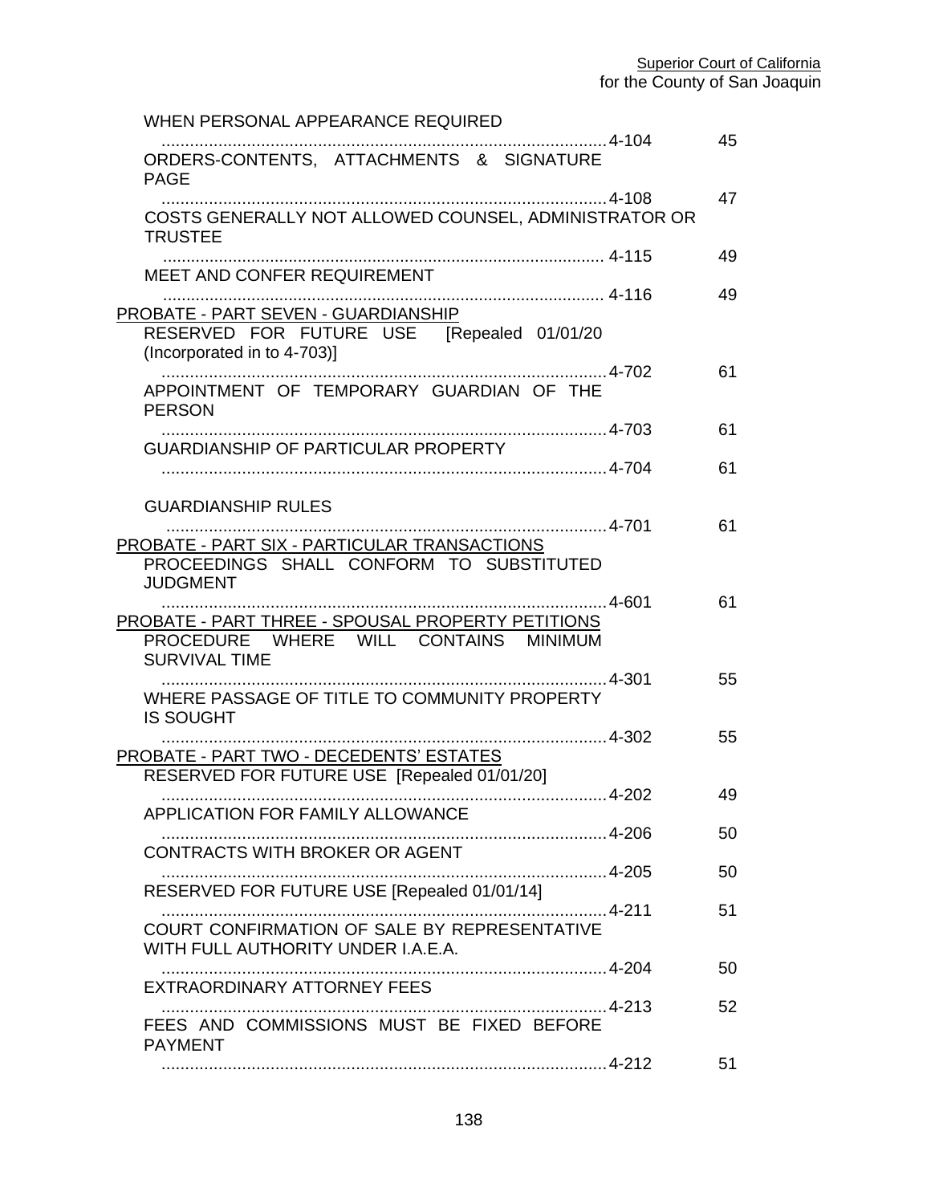WHEN PERSONAL APPEARANCE REQUIRED
.............................................................................................4-104 45

ORDERS-CONTENTS, ATTACHMENTS & SIGNATURE PAGE
.............................................................................................4-108 47

COSTS GENERALLY NOT ALLOWED COUNSEL, ADMINISTRATOR OR TRUSTEE
.............................................................................................4-115 49

MEET AND CONFER REQUIREMENT
.............................................................................................4-116 49

PROBATE - PART SEVEN - GUARDIANSHIP

RESERVED FOR FUTURE USE [Repealed 01/01/20 (Incorporated in to 4-703)]
.............................................................................................4-702 61

APPOINTMENT OF TEMPORARY GUARDIAN OF THE PERSON
.............................................................................................4-703 61

GUARDIANSHIP OF PARTICULAR PROPERTY
.............................................................................................4-704 61

GUARDIANSHIP RULES
.............................................................................................4-701 61

PROBATE - PART SIX - PARTICULAR TRANSACTIONS

PROCEEDINGS SHALL CONFORM TO SUBSTITUTED JUDGMENT
.............................................................................................4-601 61

PROBATE - PART THREE - SPOUSAL PROPERTY PETITIONS

PROCEDURE WHERE WILL CONTAINS MINIMUM SURVIVAL TIME
.............................................................................................4-301 55

WHERE PASSAGE OF TITLE TO COMMUNITY PROPERTY IS SOUGHT
.............................................................................................4-302 55

PROBATE - PART TWO - DECEDENTS' ESTATES

RESERVED FOR FUTURE USE [Repealed 01/01/20]
.............................................................................................4-202 49

APPLICATION FOR FAMILY ALLOWANCE
.............................................................................................4-206 50

CONTRACTS WITH BROKER OR AGENT
.............................................................................................4-205 50

RESERVED FOR FUTURE USE [Repealed 01/01/14]
.............................................................................................4-211 51

COURT CONFIRMATION OF SALE BY REPRESENTATIVE WITH FULL AUTHORITY UNDER I.A.E.A.
.............................................................................................4-204 50

EXTRAORDINARY ATTORNEY FEES
.............................................................................................4-213 52

FEES AND COMMISSIONS MUST BE FIXED BEFORE PAYMENT
.............................................................................................4-212 51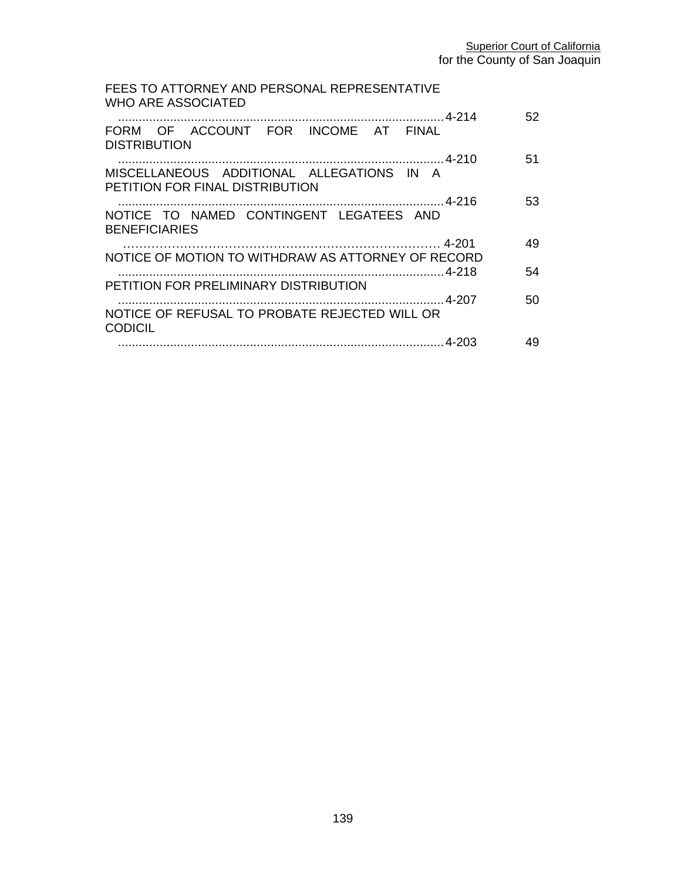FEES TO ATTORNEY AND PERSONAL REPRESENTATIVE WHO ARE ASSOCIATED
............................................................................................. 4-214 52

FORM OF ACCOUNT FOR INCOME AT FINAL DISTRIBUTION
............................................................................................. 4-210 51

MISCELLANEOUS ADDITIONAL ALLEGATIONS IN A PETITION FOR FINAL DISTRIBUTION
............................................................................................. 4-216 53

NOTICE TO NAMED CONTINGENT LEGATEES AND BENEFICIARIES
……………………………………………………………………… 4-201 49

NOTICE OF MOTION TO WITHDRAW AS ATTORNEY OF RECORD
............................................................................................. 4-218 54

PETITION FOR PRELIMINARY DISTRIBUTION
............................................................................................. 4-207 50

NOTICE OF REFUSAL TO PROBATE REJECTED WILL OR CODICIL
............................................................................................. 4-203 49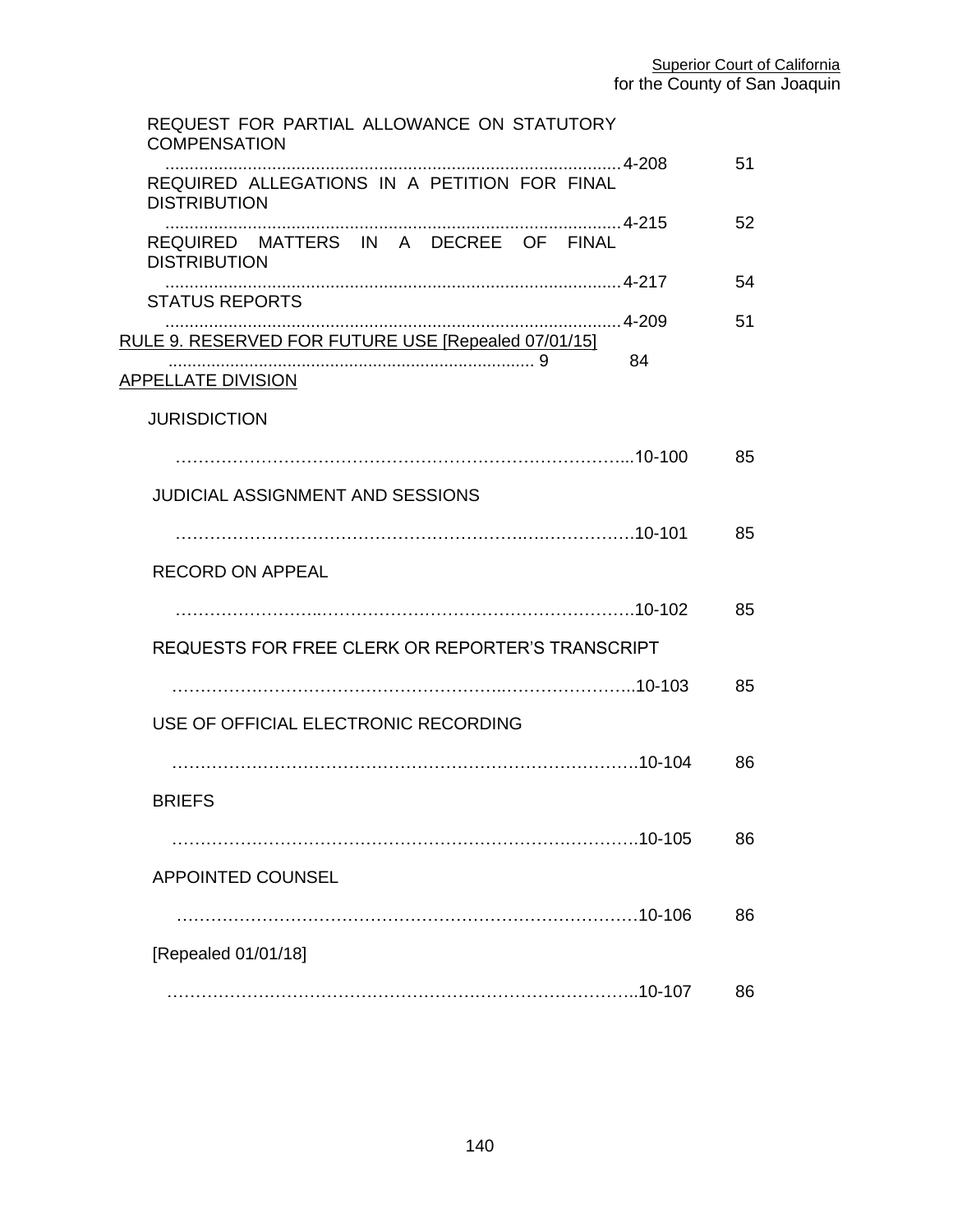REQUEST FOR PARTIAL ALLOWANCE ON STATUTORY COMPENSATION
............................................................................................ 4-208 51

REQUIRED ALLEGATIONS IN A PETITION FOR FINAL DISTRIBUTION
............................................................................................ 4-215 52

REQUIRED MATTERS IN A DECREE OF FINAL DISTRIBUTION
............................................................................................ 4-217 54

STATUS REPORTS
............................................................................................ 4-209 51

RULE 9. RESERVED FOR FUTURE USE [Repealed 07/01/15]
............................................................................ 9 84

APPELLATE DIVISION

JURISDICTION
……………………………………………………………………...10-100 85

JUDICIAL ASSIGNMENT AND SESSIONS
……………………………………………………….……………10-101 85

RECORD ON APPEAL
…………………..………………………………………………….10-102 85

REQUESTS FOR FREE CLERK OR REPORTER'S TRANSCRIPT
………………………………………………..…………………..10-103 85

USE OF OFFICIAL ELECTRONIC RECORDING
…………………………………………………………………….10-104 86

BRIEFS
…………………………………………………………………….10-105 86

APPOINTED COUNSEL
……………………………………………………………………10-106 86

[Repealed 01/01/18]
……………………………………….………………….………..10-107 86